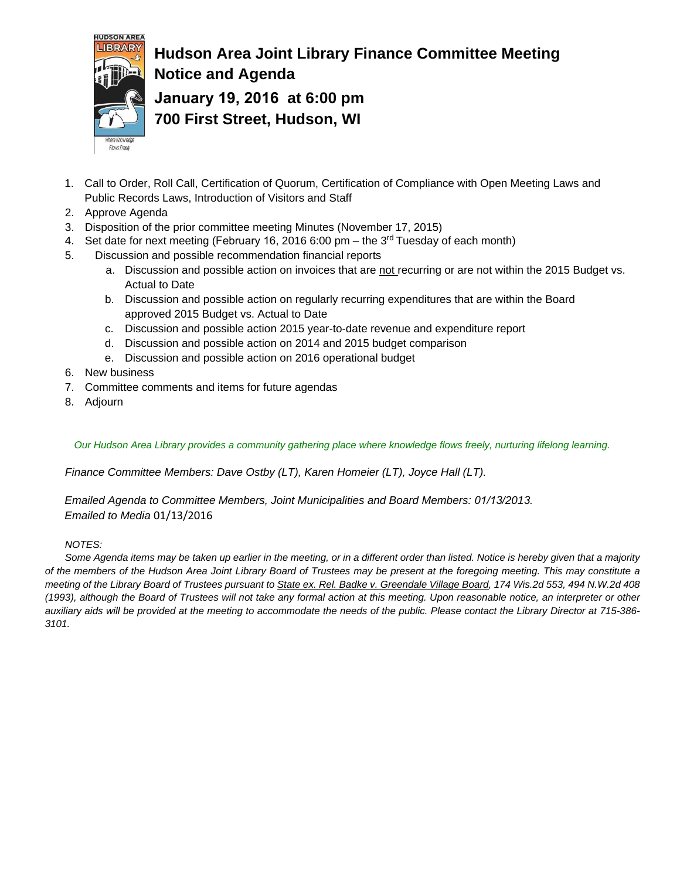# Hudson Area Joint Library Finance Committee Meeting Notice and Agenda

## January 19, 2016 at 6:00 pm

## 700 First Street, Hudson, WI

1. Call to Order, Roll Call, Certification of Quorum, Certification of Compliance with Open Meeting Laws and Public Records Laws, Introduction of Visitors and Staff
2. Approve Agenda
3. Disposition of the prior committee meeting Minutes (November 17, 2015)
4. Set date for next meeting (February 16, 2016 6:00 pm – the 3rd Tuesday of each month)
5. Discussion and possible recommendation financial reports
   a. Discussion and possible action on invoices that are not recurring or are not within the 2015 Budget vs. Actual to Date
   b. Discussion and possible action on regularly recurring expenditures that are within the Board approved 2015 Budget vs. Actual to Date
   c. Discussion and possible action 2015 year-to-date revenue and expenditure report
   d. Discussion and possible action on 2014 and 2015 budget comparison
   e. Discussion and possible action on 2016 operational budget
6. New business
7. Committee comments and items for future agendas
8. Adjourn

*Our Hudson Area Library provides a community gathering place where knowledge flows freely, nurturing lifelong learning.*

*Finance Committee Members: Dave Ostby (LT), Karen Homeier (LT), Joyce Hall (LT).*

*Emailed Agenda to Committee Members, Joint Municipalities and Board Members: 01/13/2013.*
*Emailed to Media* 01/13/2016

*NOTES:*

*Some Agenda items may be taken up earlier in the meeting, or in a different order than listed. Notice is hereby given that a majority of the members of the Hudson Area Joint Library Board of Trustees may be present at the foregoing meeting. This may constitute a meeting of the Library Board of Trustees pursuant to State ex. Rel. Badke v. Greendale Village Board, 174 Wis.2d 553, 494 N.W.2d 408 (1993), although the Board of Trustees will not take any formal action at this meeting. Upon reasonable notice, an interpreter or other auxiliary aids will be provided at the meeting to accommodate the needs of the public. Please contact the Library Director at 715-386-3101.*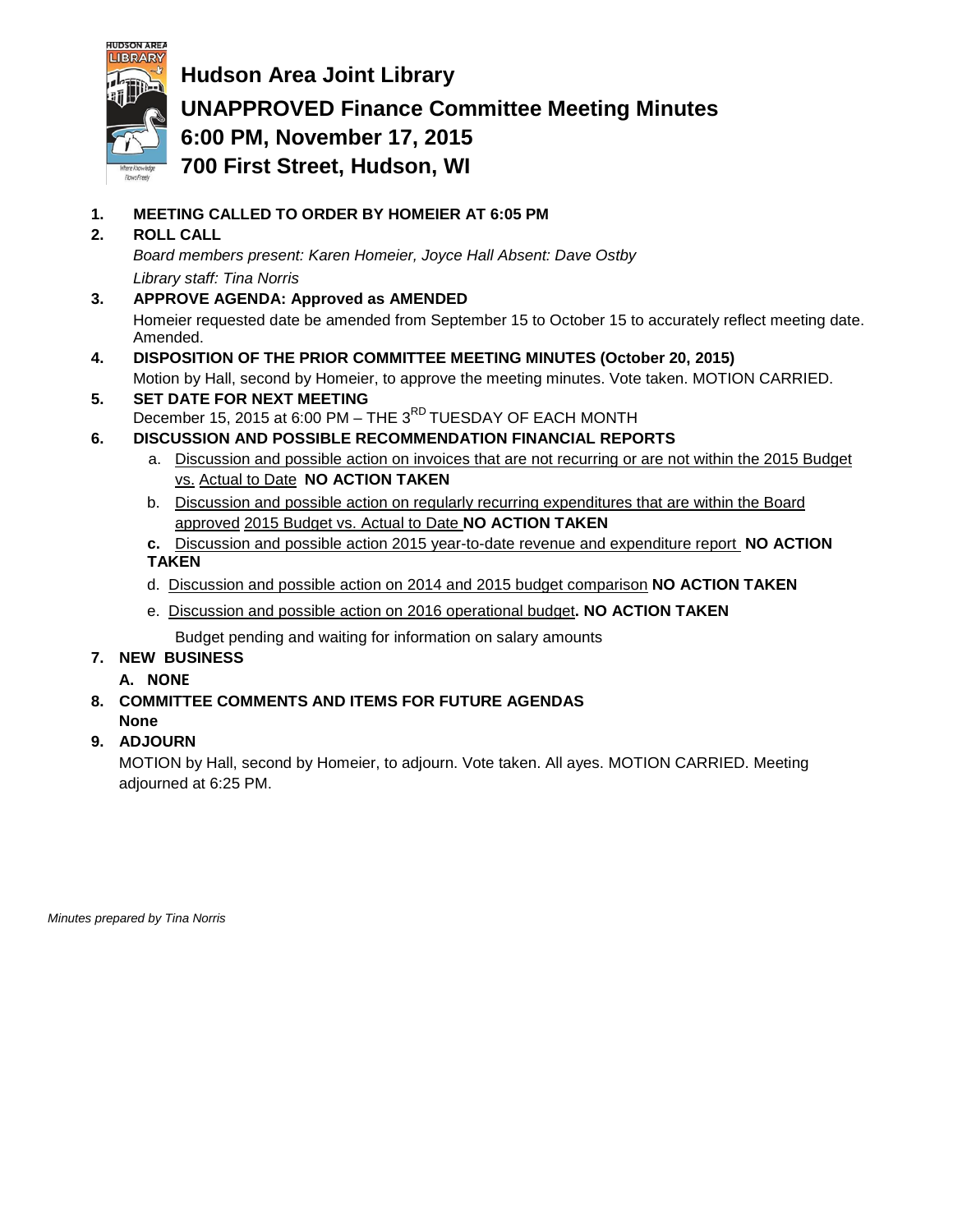# Hudson Area Joint Library

## UNAPPROVED Finance Committee Meeting Minutes

## 6:00 PM, November 17, 2015

## 700 First Street, Hudson, WI

1. **MEETING CALLED TO ORDER BY HOMEIER AT 6:05 PM**
2. **ROLL CALL**

   *Board members present: Karen Homeier, Joyce Hall Absent: Dave Ostby*

   *Library staff: Tina Norris*
3. **APPROVE AGENDA: Approved as AMENDED**

   Homeier requested date be amended from September 15 to October 15 to accurately reflect meeting date. Amended.
4. **DISPOSITION OF THE PRIOR COMMITTEE MEETING MINUTES (October 20, 2015)**

   Motion by Hall, second by Homeier, to approve the meeting minutes. Vote taken. MOTION CARRIED.
5. **SET DATE FOR NEXT MEETING**

   December 15, 2015 at 6:00 PM – THE 3RD TUESDAY OF EACH MONTH
6. **DISCUSSION AND POSSIBLE RECOMMENDATION FINANCIAL REPORTS**
   a. Discussion and possible action on invoices that are not recurring or are not within the 2015 Budget vs. Actual to Date **NO ACTION TAKEN**

   b. Discussion and possible action on regularly recurring expenditures that are within the Board approved 2015 Budget vs. Actual to Date **NO ACTION TAKEN**

   **c.** Discussion and possible action 2015 year-to-date revenue and expenditure report **NO ACTION TAKEN**

   d. Discussion and possible action on 2014 and 2015 budget comparison **NO ACTION TAKEN**

   e. Discussion and possible action on 2016 operational budget**. NO ACTION TAKEN**

   Budget pending and waiting for information on salary amounts
7. **NEW BUSINESS**

   **A. NONE**
8. **COMMITTEE COMMENTS AND ITEMS FOR FUTURE AGENDAS**

   **None**
9. **ADJOURN**

   MOTION by Hall, second by Homeier, to adjourn. Vote taken. All ayes. MOTION CARRIED. Meeting adjourned at 6:25 PM.

*Minutes prepared by Tina Norris*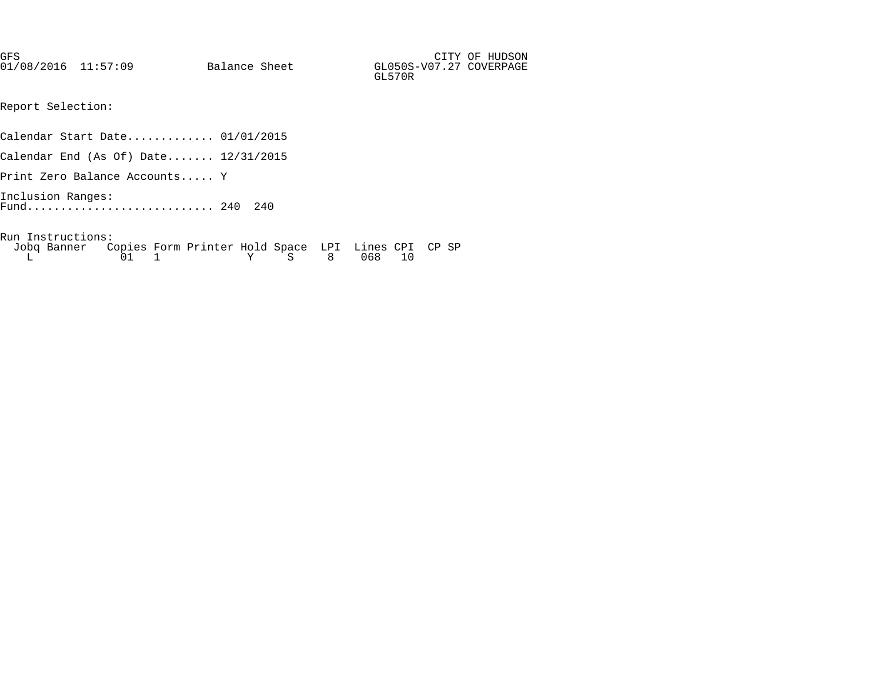GFS CITY OF HUDSON
01/08/2016 11:57:09 Balance Sheet GL050S-V07.27 COVERPAGE
GL570R

Report Selection:

Calendar Start Date............. 01/01/2015

Calendar End (As Of) Date....... 12/31/2015

Print Zero Balance Accounts..... Y

Inclusion Ranges:
Fund............................ 240 240

Run Instructions:

| Jobq | Banner | Copies | Form | Printer | Hold | Space | LPI | Lines | CPI | CP | SP |
|---|---|---|---|---|---|---|---|---|---|---|---|
| L | | 01 | 1 | | Y | S | 8 | 068 | 10 | | |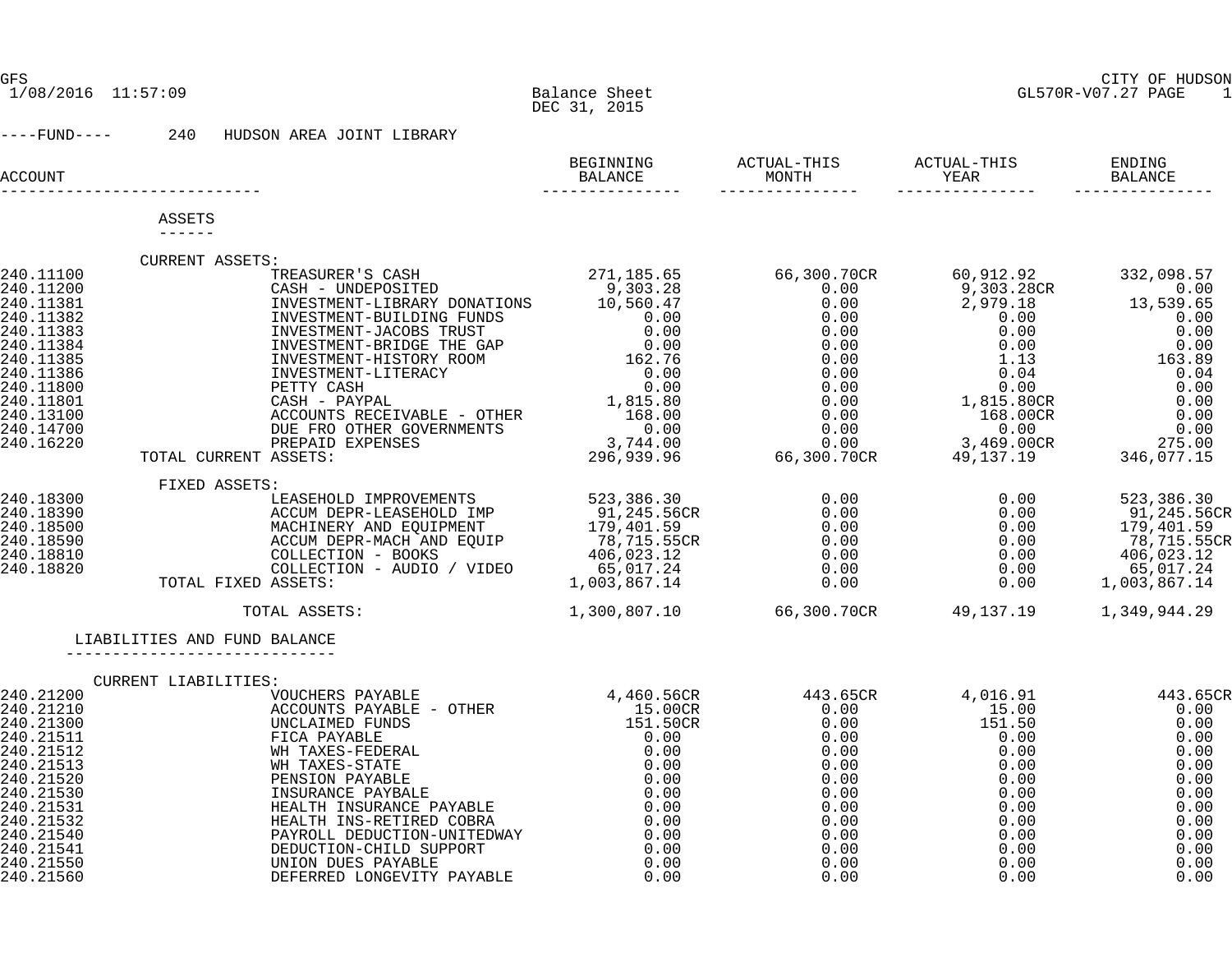CITY OF HUDSON

1/08/2016 11:57:09

## Balance Sheet
DEC 31, 2015

GL570R-V07.27

----FUND---- 240 HUDSON AREA JOINT LIBRARY

| ACCOUNT | | BEGINNING BALANCE | ACTUAL-THIS MONTH | ACTUAL-THIS YEAR | ENDING BALANCE |
|---|---|---|---|---|---|
| **ASSETS** | | | | | |
| CURRENT ASSETS: | | | | | |
| 240.11100 | TREASURER'S CASH | 271,185.65 | 66,300.70CR | 60,912.92 | 332,098.57 |
| 240.11200 | CASH - UNDEPOSITED | 9,303.28 | 0.00 | 9,303.28CR | 0.00 |
| 240.11381 | INVESTMENT-LIBRARY DONATIONS | 10,560.47 | 0.00 | 2,979.18 | 13,539.65 |
| 240.11382 | INVESTMENT-BUILDING FUNDS | 0.00 | 0.00 | 0.00 | 0.00 |
| 240.11383 | INVESTMENT-JACOBS TRUST | 0.00 | 0.00 | 0.00 | 0.00 |
| 240.11384 | INVESTMENT-BRIDGE THE GAP | 0.00 | 0.00 | 0.00 | 0.00 |
| 240.11385 | INVESTMENT-HISTORY ROOM | 162.76 | 0.00 | 1.13 | 163.89 |
| 240.11386 | INVESTMENT-LITERACY | 0.00 | 0.00 | 0.04 | 0.04 |
| 240.11800 | PETTY CASH | 0.00 | 0.00 | 0.00 | 0.00 |
| 240.11801 | CASH - PAYPAL | 1,815.80 | 0.00 | 1,815.80CR | 0.00 |
| 240.13100 | ACCOUNTS RECEIVABLE - OTHER | 168.00 | 0.00 | 168.00CR | 0.00 |
| 240.14700 | DUE FRO OTHER GOVERNMENTS | 0.00 | 0.00 | 0.00 | 0.00 |
| 240.16220 | PREPAID EXPENSES | 3,744.00 | 0.00 | 3,469.00CR | 275.00 |
| TOTAL CURRENT ASSETS: | | 296,939.96 | 66,300.70CR | 49,137.19 | 346,077.15 |
| FIXED ASSETS: | | | | | |
| 240.18300 | LEASEHOLD IMPROVEMENTS | 523,386.30 | 0.00 | 0.00 | 523,386.30 |
| 240.18390 | ACCUM DEPR-LEASEHOLD IMP | 91,245.56CR | 0.00 | 0.00 | 91,245.56CR |
| 240.18500 | MACHINERY AND EQUIPMENT | 179,401.59 | 0.00 | 0.00 | 179,401.59 |
| 240.18590 | ACCUM DEPR-MACH AND EQUIP | 78,715.55CR | 0.00 | 0.00 | 78,715.55CR |
| 240.18810 | COLLECTION - BOOKS | 406,023.12 | 0.00 | 0.00 | 406,023.12 |
| 240.18820 | COLLECTION - AUDIO / VIDEO | 65,017.24 | 0.00 | 0.00 | 65,017.24 |
| TOTAL FIXED ASSETS: | | 1,003,867.14 | 0.00 | 0.00 | 1,003,867.14 |
| TOTAL ASSETS: | | 1,300,807.10 | 66,300.70CR | 49,137.19 | 1,349,944.29 |
| **LIABILITIES AND FUND BALANCE** | | | | | |
| CURRENT LIABILITIES: | | | | | |
| 240.21200 | VOUCHERS PAYABLE | 4,460.56CR | 443.65CR | 4,016.91 | 443.65CR |
| 240.21210 | ACCOUNTS PAYABLE - OTHER | 15.00CR | 0.00 | 15.00 | 0.00 |
| 240.21300 | UNCLAIMED FUNDS | 151.50CR | 0.00 | 151.50 | 0.00 |
| 240.21511 | FICA PAYABLE | 0.00 | 0.00 | 0.00 | 0.00 |
| 240.21512 | WH TAXES-FEDERAL | 0.00 | 0.00 | 0.00 | 0.00 |
| 240.21513 | WH TAXES-STATE | 0.00 | 0.00 | 0.00 | 0.00 |
| 240.21520 | PENSION PAYABLE | 0.00 | 0.00 | 0.00 | 0.00 |
| 240.21530 | INSURANCE PAYBALE | 0.00 | 0.00 | 0.00 | 0.00 |
| 240.21531 | HEALTH INSURANCE PAYABLE | 0.00 | 0.00 | 0.00 | 0.00 |
| 240.21532 | HEALTH INS-RETIRED COBRA | 0.00 | 0.00 | 0.00 | 0.00 |
| 240.21540 | PAYROLL DEDUCTION-UNITEDWAY | 0.00 | 0.00 | 0.00 | 0.00 |
| 240.21541 | DEDUCTION-CHILD SUPPORT | 0.00 | 0.00 | 0.00 | 0.00 |
| 240.21550 | UNION DUES PAYABLE | 0.00 | 0.00 | 0.00 | 0.00 |
| 240.21560 | DEFERRED LONGEVITY PAYABLE | 0.00 | 0.00 | 0.00 | 0.00 |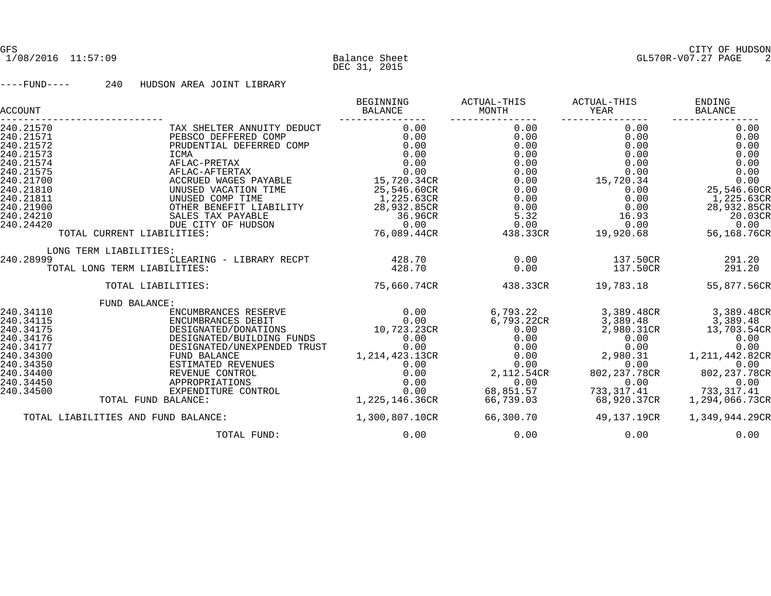GFS
1/08/2016 11:57:09

Balance Sheet
DEC 31, 2015

CITY OF HUDSON
GL570R-V07.27 PAGE 2

----FUND---- 240 HUDSON AREA JOINT LIBRARY

| ACCOUNT | | BEGINNING BALANCE | ACTUAL-THIS MONTH | ACTUAL-THIS YEAR | ENDING BALANCE |
|---|---|---|---|---|---|
| 240.21570 | TAX SHELTER ANNUITY DEDUCT | 0.00 | 0.00 | 0.00 | 0.00 |
| 240.21571 | PEBSCO DEFFERED COMP | 0.00 | 0.00 | 0.00 | 0.00 |
| 240.21572 | PRUDENTIAL DEFERRED COMP | 0.00 | 0.00 | 0.00 | 0.00 |
| 240.21573 | ICMA | 0.00 | 0.00 | 0.00 | 0.00 |
| 240.21574 | AFLAC-PRETAX | 0.00 | 0.00 | 0.00 | 0.00 |
| 240.21575 | AFLAC-AFTERTAX | 0.00 | 0.00 | 0.00 | 0.00 |
| 240.21700 | ACCRUED WAGES PAYABLE | 15,720.34CR | 0.00 | 15,720.34 | 0.00 |
| 240.21810 | UNUSED VACATION TIME | 25,546.60CR | 0.00 | 0.00 | 25,546.60CR |
| 240.21811 | UNUSED COMP TIME | 1,225.63CR | 0.00 | 0.00 | 1,225.63CR |
| 240.21900 | OTHER BENEFIT LIABILITY | 28,932.85CR | 0.00 | 0.00 | 28,932.85CR |
| 240.24210 | SALES TAX PAYABLE | 36.96CR | 5.32 | 16.93 | 20.03CR |
| 240.24420 | DUE CITY OF HUDSON | 0.00 | 0.00 | 0.00 | 0.00 |
| TOTAL CURRENT LIABILITIES: | | 76,089.44CR | 438.33CR | 19,920.68 | 56,168.76CR |
| LONG TERM LIABILITIES: | | | | | |
| 240.28999 | CLEARING - LIBRARY RECPT | 428.70 | 0.00 | 137.50CR | 291.20 |
| TOTAL LONG TERM LIABILITIES: | | 428.70 | 0.00 | 137.50CR | 291.20 |
| TOTAL LIABILITIES: | | 75,660.74CR | 438.33CR | 19,783.18 | 55,877.56CR |
| FUND BALANCE: | | | | | |
| 240.34110 | ENCUMBRANCES RESERVE | 0.00 | 6,793.22 | 3,389.48CR | 3,389.48CR |
| 240.34115 | ENCUMBRANCES DEBIT | 0.00 | 6,793.22CR | 3,389.48 | 3,389.48 |
| 240.34175 | DESIGNATED/DONATIONS | 10,723.23CR | 0.00 | 2,980.31CR | 13,703.54CR |
| 240.34176 | DESIGNATED/BUILDING FUNDS | 0.00 | 0.00 | 0.00 | 0.00 |
| 240.34177 | DESIGNATED/UNEXPENDED TRUST | 0.00 | 0.00 | 0.00 | 0.00 |
| 240.34300 | FUND BALANCE | 1,214,423.13CR | 0.00 | 2,980.31 | 1,211,442.82CR |
| 240.34350 | ESTIMATED REVENUES | 0.00 | 0.00 | 0.00 | 0.00 |
| 240.34400 | REVENUE CONTROL | 0.00 | 2,112.54CR | 802,237.78CR | 802,237.78CR |
| 240.34450 | APPROPRIATIONS | 0.00 | 0.00 | 0.00 | 0.00 |
| 240.34500 | EXPENDITURE CONTROL | 0.00 | 68,851.57 | 733,317.41 | 733,317.41 |
| TOTAL FUND BALANCE: | | 1,225,146.36CR | 66,739.03 | 68,920.37CR | 1,294,066.73CR |
| TOTAL LIABILITIES AND FUND BALANCE: | | 1,300,807.10CR | 66,300.70 | 49,137.19CR | 1,349,944.29CR |
| TOTAL FUND: | | 0.00 | 0.00 | 0.00 | 0.00 |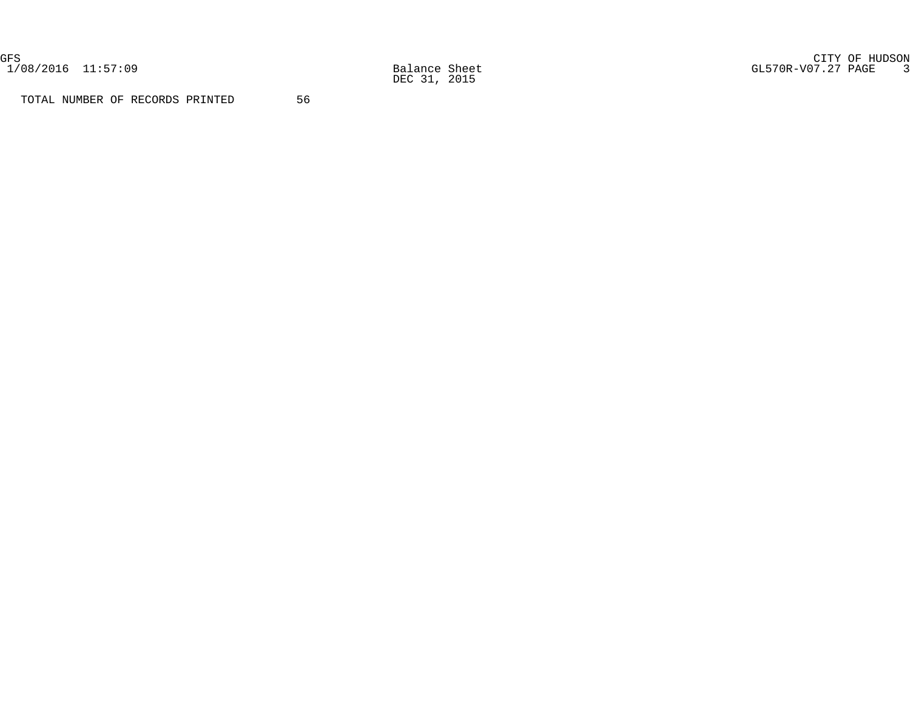TOTAL NUMBER OF RECORDS PRINTED 56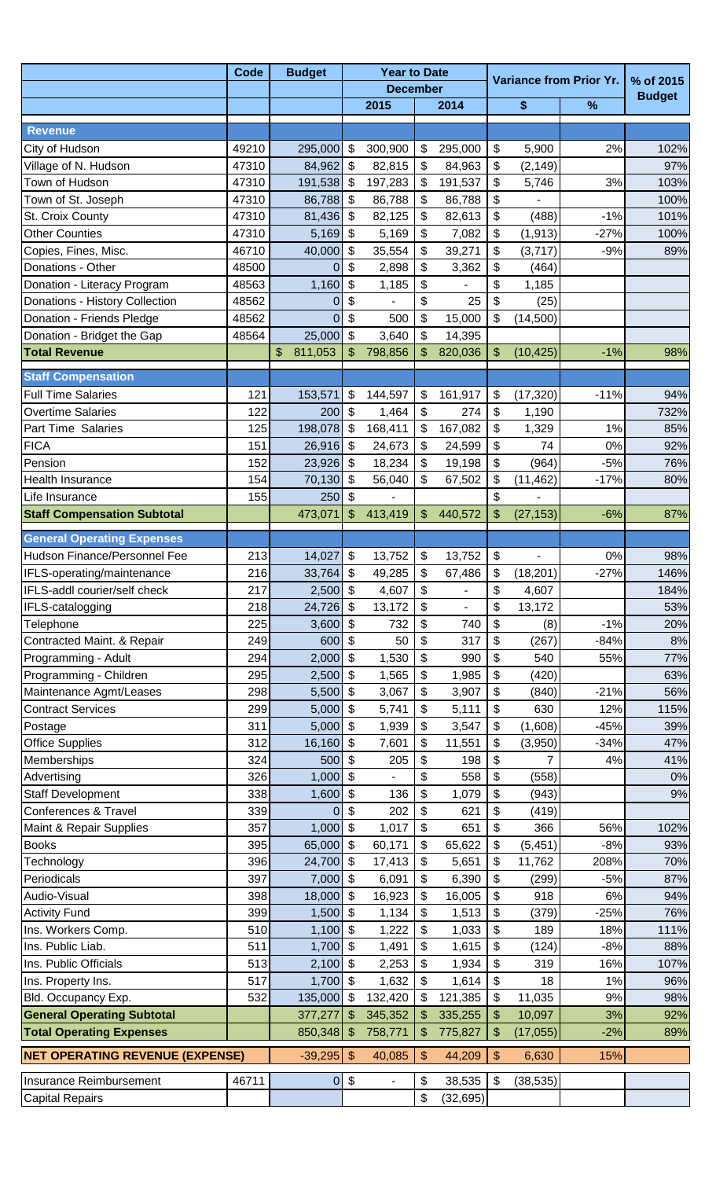| | Code | Budget | Year to Date | | Variance from Prior Yr. | | % of 2015 Budget |
|---|---|---|---|---|---|---|---|
| | | | December | | | | |
| | | | 2015 | 2014 | $ | % | |
| **Revenue** | | | | | | | |
| City of Hudson | 49210 | 295,000 | $ 300,900 | $ 295,000 | $ 5,900 | 2% | 102% |
| Village of N. Hudson | 47310 | 84,962 | $ 82,815 | $ 84,963 | $ (2,149) | | 97% |
| Town of Hudson | 47310 | 191,538 | $ 197,283 | $ 191,537 | $ 5,746 | 3% | 103% |
| Town of St. Joseph | 47310 | 86,788 | $ 86,788 | $ 86,788 | $ - | | 100% |
| St. Croix County | 47310 | 81,436 | $ 82,125 | $ 82,613 | $ (488) | -1% | 101% |
| Other Counties | 47310 | 5,169 | $ 5,169 | $ 7,082 | $ (1,913) | -27% | 100% |
| Copies, Fines, Misc. | 46710 | 40,000 | $ 35,554 | $ 39,271 | $ (3,717) | -9% | 89% |
| Donations - Other | 48500 | 0 | $ 2,898 | $ 3,362 | $ (464) | | |
| Donation - Literacy Program | 48563 | 1,160 | $ 1,185 | $ - | $ 1,185 | | |
| Donations - History Collection | 48562 | 0 | $ - | $ 25 | $ (25) | | |
| Donation - Friends Pledge | 48562 | 0 | $ 500 | $ 15,000 | $ (14,500) | | |
| Donation - Bridget the Gap | 48564 | 25,000 | $ 3,640 | $ 14,395 | | | |
| **Total Revenue** | | $ 811,053 | $ 798,856 | $ 820,036 | $ (10,425) | -1% | 98% |
| **Staff Compensation** | | | | | | | |
| Full Time Salaries | 121 | 153,571 | $ 144,597 | $ 161,917 | $ (17,320) | -11% | 94% |
| Overtime Salaries | 122 | 200 | $ 1,464 | $ 274 | $ 1,190 | | 732% |
| Part Time Salaries | 125 | 198,078 | $ 168,411 | $ 167,082 | $ 1,329 | 1% | 85% |
| FICA | 151 | 26,916 | $ 24,673 | $ 24,599 | $ 74 | 0% | 92% |
| Pension | 152 | 23,926 | $ 18,234 | $ 19,198 | $ (964) | -5% | 76% |
| Health Insurance | 154 | 70,130 | $ 56,040 | $ 67,502 | $ (11,462) | -17% | 80% |
| Life Insurance | 155 | 250 | $ - | | $ - | | |
| **Staff Compensation Subtotal** | | 473,071 | $ 413,419 | $ 440,572 | $ (27,153) | -6% | 87% |
| **General Operating Expenses** | | | | | | | |
| Hudson Finance/Personnel Fee | 213 | 14,027 | $ 13,752 | $ 13,752 | $ - | 0% | 98% |
| IFLS-operating/maintenance | 216 | 33,764 | $ 49,285 | $ 67,486 | $ (18,201) | -27% | 146% |
| IFLS-addl courier/self check | 217 | 2,500 | $ 4,607 | $ - | $ 4,607 | | 184% |
| IFLS-catalogging | 218 | 24,726 | $ 13,172 | $ - | $ 13,172 | | 53% |
| Telephone | 225 | 3,600 | $ 732 | $ 740 | $ (8) | -1% | 20% |
| Contracted Maint. & Repair | 249 | 600 | $ 50 | $ 317 | $ (267) | -84% | 8% |
| Programming - Adult | 294 | 2,000 | $ 1,530 | $ 990 | $ 540 | 55% | 77% |
| Programming - Children | 295 | 2,500 | $ 1,565 | $ 1,985 | $ (420) | | 63% |
| Maintenance Agmt/Leases | 298 | 5,500 | $ 3,067 | $ 3,907 | $ (840) | -21% | 56% |
| Contract Services | 299 | 5,000 | $ 5,741 | $ 5,111 | $ 630 | 12% | 115% |
| Postage | 311 | 5,000 | $ 1,939 | $ 3,547 | $ (1,608) | -45% | 39% |
| Office Supplies | 312 | 16,160 | $ 7,601 | $ 11,551 | $ (3,950) | -34% | 47% |
| Memberships | 324 | 500 | $ 205 | $ 198 | $ 7 | 4% | 41% |
| Advertising | 326 | 1,000 | $ - | $ 558 | $ (558) | | 0% |
| Staff Development | 338 | 1,600 | $ 136 | $ 1,079 | $ (943) | | 9% |
| Conferences & Travel | 339 | 0 | $ 202 | $ 621 | $ (419) | | |
| Maint & Repair Supplies | 357 | 1,000 | $ 1,017 | $ 651 | $ 366 | 56% | 102% |
| Books | 395 | 65,000 | $ 60,171 | $ 65,622 | $ (5,451) | -8% | 93% |
| Technology | 396 | 24,700 | $ 17,413 | $ 5,651 | $ 11,762 | 208% | 70% |
| Periodicals | 397 | 7,000 | $ 6,091 | $ 6,390 | $ (299) | -5% | 87% |
| Audio-Visual | 398 | 18,000 | $ 16,923 | $ 16,005 | $ 918 | 6% | 94% |
| Activity Fund | 399 | 1,500 | $ 1,134 | $ 1,513 | $ (379) | -25% | 76% |
| Ins. Workers Comp. | 510 | 1,100 | $ 1,222 | $ 1,033 | $ 189 | 18% | 111% |
| Ins. Public Liab. | 511 | 1,700 | $ 1,491 | $ 1,615 | $ (124) | -8% | 88% |
| Ins. Public Officials | 513 | 2,100 | $ 2,253 | $ 1,934 | $ 319 | 16% | 107% |
| Ins. Property Ins. | 517 | 1,700 | $ 1,632 | $ 1,614 | $ 18 | 1% | 96% |
| Bld. Occupancy Exp. | 532 | 135,000 | $ 132,420 | $ 121,385 | $ 11,035 | 9% | 98% |
| **General Operating Subtotal** | | 377,277 | $ 345,352 | $ 335,255 | $ 10,097 | 3% | 92% |
| **Total Operating Expenses** | | 850,348 | $ 758,771 | $ 775,827 | $ (17,055) | -2% | 89% |
| **NET OPERATING REVENUE (EXPENSE)** | | -39,295 | $ 40,085 | $ 44,209 | $ 6,630 | 15% | |
| Insurance Reimbursement | 46711 | 0 | $ - | $ 38,535 | $ (38,535) | | |
| Capital Repairs | | | | $ (32,695) | | | |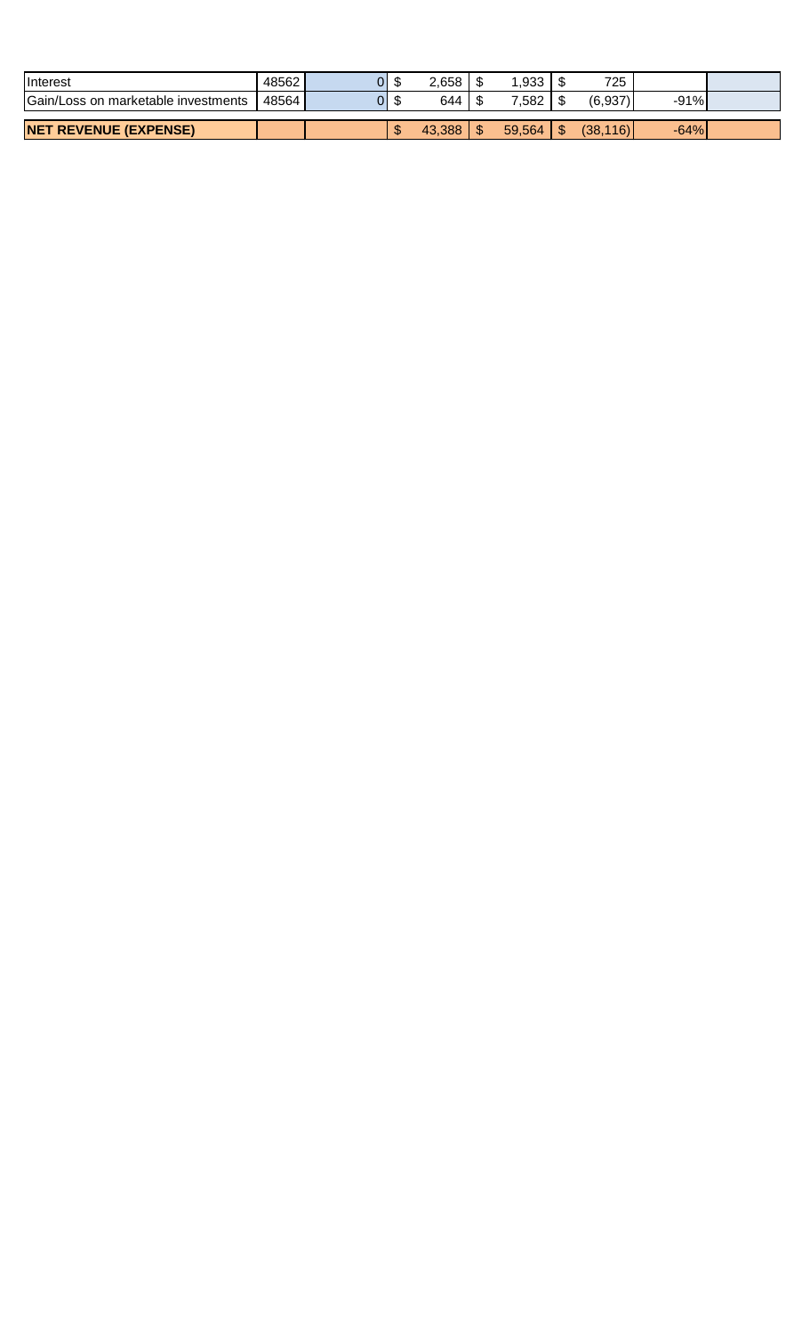| | | | | | | | |
|---|---|---|---|---|---|---|---|
| Interest | 48562 | 0 | $ 2,658 | $ 1,933 | $ 725 | | |
| Gain/Loss on marketable investments | 48564 | 0 | $ 644 | $ 7,582 | $ (6,937) | -91% | |
| **NET REVENUE (EXPENSE)** | | | $ 43,388 | $ 59,564 | $ (38,116) | -64% | |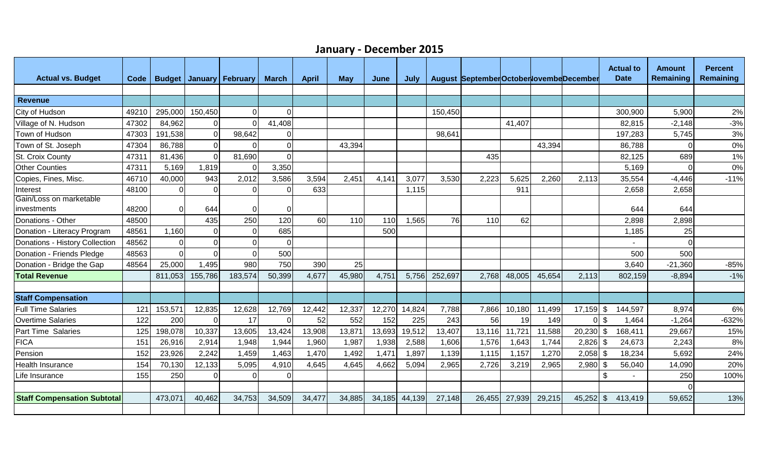# January - December 2015

| Actual vs. Budget | Code | Budget | January | February | March | April | May | June | July | August | September | October | November | December | Actual to Date | Amount Remaining | Percent Remaining |
|---|---|---|---|---|---|---|---|---|---|---|---|---|---|---|---|---|---|
| | | | | | | | | | | | | | | | | | |
| **Revenue** | | | | | | | | | | | | | | | | | |
| City of Hudson | 49210 | 295,000 | 150,450 | 0 | 0 | | | | | 150,450 | | | | | 300,900 | 5,900 | 2% |
| Village of N. Hudson | 47302 | 84,962 | 0 | 0 | 41,408 | | | | | | | 41,407 | | | 82,815 | -2,148 | -3% |
| Town of Hudson | 47303 | 191,538 | 0 | 98,642 | 0 | | | | | 98,641 | | | | | 197,283 | 5,745 | 3% |
| Town of St. Joseph | 47304 | 86,788 | 0 | 0 | 0 | | 43,394 | | | | | | 43,394 | | 86,788 | 0 | 0% |
| St. Croix County | 47311 | 81,436 | 0 | 81,690 | 0 | | | | | | 435 | | | | 82,125 | 689 | 1% |
| Other Counties | 47311 | 5,169 | 1,819 | 0 | 3,350 | | | | | | | | | | 5,169 | 0 | 0% |
| Copies, Fines, Misc. | 46710 | 40,000 | 943 | 2,012 | 3,586 | 3,594 | 2,451 | 4,141 | 3,077 | 3,530 | 2,223 | 5,625 | 2,260 | 2,113 | 35,554 | -4,446 | -11% |
| Interest | 48100 | 0 | 0 | 0 | 0 | 633 | | | 1,115 | | | 911 | | | 2,658 | 2,658 | |
| Gain/Loss on marketable investments | 48200 | 0 | 644 | 0 | 0 | | | | | | | | | | 644 | 644 | |
| Donations - Other | 48500 | | 435 | 250 | 120 | 60 | 110 | 110 | 1,565 | 76 | 110 | 62 | | | 2,898 | 2,898 | |
| Donation - Literacy Program | 48561 | 1,160 | 0 | 0 | 685 | | | 500 | | | | | | | 1,185 | 25 | |
| Donations - History Collection | 48562 | 0 | 0 | 0 | 0 | | | | | | | | | | - | 0 | |
| Donation - Friends Pledge | 48563 | 0 | 0 | 0 | 500 | | | | | | | | | | 500 | 500 | |
| Donation - Bridge the Gap | 48564 | 25,000 | 1,495 | 980 | 750 | 390 | 25 | | | | | | | | 3,640 | -21,360 | -85% |
| **Total Revenue** | | 811,053 | 155,786 | 183,574 | 50,399 | 4,677 | 45,980 | 4,751 | 5,756 | 252,697 | 2,768 | 48,005 | 45,654 | 2,113 | 802,159 | -8,894 | -1% |
| | | | | | | | | | | | | | | | | | |
| **Staff Compensation** | | | | | | | | | | | | | | | | | |
| Full Time Salaries | 121 | 153,571 | 12,835 | 12,628 | 12,769 | 12,442 | 12,337 | 12,270 | 14,824 | 7,788 | 7,866 | 10,180 | 11,499 | 17,159 | $ 144,597 | 8,974 | 6% |
| Overtime Salaries | 122 | 200 | 0 | 17 | 0 | 52 | 552 | 152 | 225 | 243 | 56 | 19 | 149 | 0 | $ 1,464 | -1,264 | -632% |
| Part Time Salaries | 125 | 198,078 | 10,337 | 13,605 | 13,424 | 13,908 | 13,871 | 13,693 | 19,512 | 13,407 | 13,116 | 11,721 | 11,588 | 20,230 | $ 168,411 | 29,667 | 15% |
| FICA | 151 | 26,916 | 2,914 | 1,948 | 1,944 | 1,960 | 1,987 | 1,938 | 2,588 | 1,606 | 1,576 | 1,643 | 1,744 | 2,826 | $ 24,673 | 2,243 | 8% |
| Pension | 152 | 23,926 | 2,242 | 1,459 | 1,463 | 1,470 | 1,492 | 1,471 | 1,897 | 1,139 | 1,115 | 1,157 | 1,270 | 2,058 | $ 18,234 | 5,692 | 24% |
| Health Insurance | 154 | 70,130 | 12,133 | 5,095 | 4,910 | 4,645 | 4,645 | 4,662 | 5,094 | 2,965 | 2,726 | 3,219 | 2,965 | 2,980 | $ 56,040 | 14,090 | 20% |
| Life Insurance | 155 | 250 | 0 | 0 | 0 | | | | | | | | | | $ - | 250 | 100% |
| | | | | | | | | | | | | | | | | 0 | |
| **Staff Compensation Subtotal** | | 473,071 | 40,462 | 34,753 | 34,509 | 34,477 | 34,885 | 34,185 | 44,139 | 27,148 | 26,455 | 27,939 | 29,215 | 45,252 | $ 413,419 | 59,652 | 13% |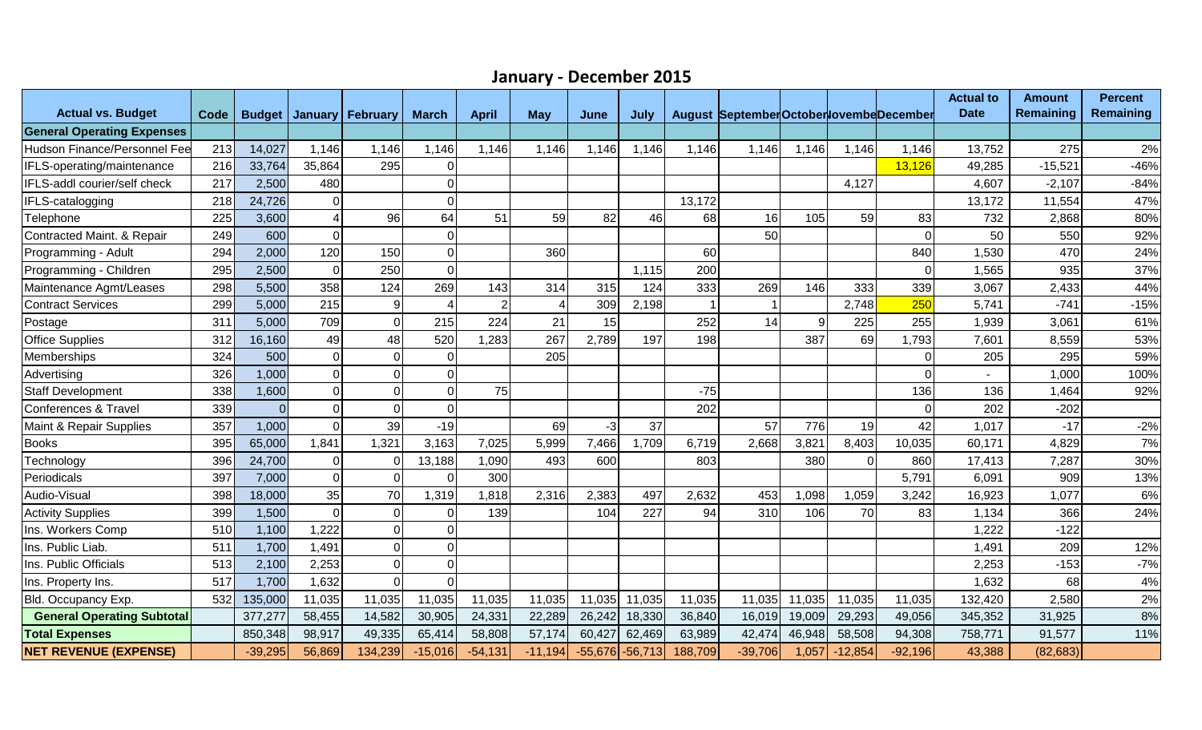## January - December 2015

| Actual vs. Budget | Code | Budget | January | February | March | April | May | June | July | August | September | October | November | December | Actual to Date | Amount Remaining | Percent Remaining |
|---|---|---|---|---|---|---|---|---|---|---|---|---|---|---|---|---|---|
| **General Operating Expenses** | | | | | | | | | | | | | | | | | |
| Hudson Finance/Personnel Fee | 213 | 14,027 | 1,146 | 1,146 | 1,146 | 1,146 | 1,146 | 1,146 | 1,146 | 1,146 | 1,146 | 1,146 | 1,146 | 1,146 | 13,752 | 275 | 2% |
| IFLS-operating/maintenance | 216 | 33,764 | 35,864 | 295 | 0 | | | | | | | | | 13,126 | 49,285 | -15,521 | -46% |
| IFLS-addl courier/self check | 217 | 2,500 | 480 | | 0 | | | | | | | | 4,127 | | 4,607 | -2,107 | -84% |
| IFLS-catalogging | 218 | 24,726 | 0 | | 0 | | | | | 13,172 | | | | | 13,172 | 11,554 | 47% |
| Telephone | 225 | 3,600 | 4 | 96 | 64 | 51 | 59 | 82 | 46 | 68 | 16 | 105 | 59 | 83 | 732 | 2,868 | 80% |
| Contracted Maint. & Repair | 249 | 600 | 0 | | 0 | | | | | | 50 | | | 0 | 50 | 550 | 92% |
| Programming - Adult | 294 | 2,000 | 120 | 150 | 0 | | 360 | | | 60 | | | | 840 | 1,530 | 470 | 24% |
| Programming - Children | 295 | 2,500 | 0 | 250 | 0 | | | | 1,115 | 200 | | | | 0 | 1,565 | 935 | 37% |
| Maintenance Agmt/Leases | 298 | 5,500 | 358 | 124 | 269 | 143 | 314 | 315 | 124 | 333 | 269 | 146 | 333 | 339 | 3,067 | 2,433 | 44% |
| Contract Services | 299 | 5,000 | 215 | 9 | 4 | 2 | 4 | 309 | 2,198 | 1 | 1 | | 2,748 | 250 | 5,741 | -741 | -15% |
| Postage | 311 | 5,000 | 709 | 0 | 215 | 224 | 21 | 15 | | 252 | 14 | 9 | 225 | 255 | 1,939 | 3,061 | 61% |
| Office Supplies | 312 | 16,160 | 49 | 48 | 520 | 1,283 | 267 | 2,789 | 197 | 198 | | 387 | 69 | 1,793 | 7,601 | 8,559 | 53% |
| Memberships | 324 | 500 | 0 | 0 | 0 | | 205 | | | | | | | 0 | 205 | 295 | 59% |
| Advertising | 326 | 1,000 | 0 | 0 | 0 | | | | | | | | | 0 | - | 1,000 | 100% |
| Staff Development | 338 | 1,600 | 0 | 0 | 0 | 75 | | | | -75 | | | | 136 | 136 | 1,464 | 92% |
| Conferences & Travel | 339 | 0 | 0 | 0 | 0 | | | | | 202 | | | | 0 | 202 | -202 | |
| Maint & Repair Supplies | 357 | 1,000 | 0 | 39 | -19 | | 69 | -3 | 37 | | 57 | 776 | 19 | 42 | 1,017 | -17 | -2% |
| Books | 395 | 65,000 | 1,841 | 1,321 | 3,163 | 7,025 | 5,999 | 7,466 | 1,709 | 6,719 | 2,668 | 3,821 | 8,403 | 10,035 | 60,171 | 4,829 | 7% |
| Technology | 396 | 24,700 | 0 | 0 | 13,188 | 1,090 | 493 | 600 | | 803 | | 380 | 0 | 860 | 17,413 | 7,287 | 30% |
| Periodicals | 397 | 7,000 | 0 | 0 | 0 | 300 | | | | | | | | 5,791 | 6,091 | 909 | 13% |
| Audio-Visual | 398 | 18,000 | 35 | 70 | 1,319 | 1,818 | 2,316 | 2,383 | 497 | 2,632 | 453 | 1,098 | 1,059 | 3,242 | 16,923 | 1,077 | 6% |
| Activity Supplies | 399 | 1,500 | 0 | 0 | 0 | 139 | | 104 | 227 | 94 | 310 | 106 | 70 | 83 | 1,134 | 366 | 24% |
| Ins. Workers Comp | 510 | 1,100 | 1,222 | 0 | 0 | | | | | | | | | | 1,222 | -122 | |
| Ins. Public Liab. | 511 | 1,700 | 1,491 | 0 | 0 | | | | | | | | | | 1,491 | 209 | 12% |
| Ins. Public Officials | 513 | 2,100 | 2,253 | 0 | 0 | | | | | | | | | | 2,253 | -153 | -7% |
| Ins. Property Ins. | 517 | 1,700 | 1,632 | 0 | 0 | | | | | | | | | | 1,632 | 68 | 4% |
| Bld. Occupancy Exp. | 532 | 135,000 | 11,035 | 11,035 | 11,035 | 11,035 | 11,035 | 11,035 | 11,035 | 11,035 | 11,035 | 11,035 | 11,035 | 11,035 | 132,420 | 2,580 | 2% |
| **General Operating Subtotal** | | 377,277 | 58,455 | 14,582 | 30,905 | 24,331 | 22,289 | 26,242 | 18,330 | 36,840 | 16,019 | 19,009 | 29,293 | 49,056 | 345,352 | 31,925 | 8% |
| **Total Expenses** | | 850,348 | 98,917 | 49,335 | 65,414 | 58,808 | 57,174 | 60,427 | 62,469 | 63,989 | 42,474 | 46,948 | 58,508 | 94,308 | 758,771 | 91,577 | 11% |
| **NET REVENUE (EXPENSE)** | | -39,295 | 56,869 | 134,239 | -15,016 | -54,131 | -11,194 | -55,676 | -56,713 | 188,709 | -39,706 | 1,057 | -12,854 | -92,196 | 43,388 | (82,683) | |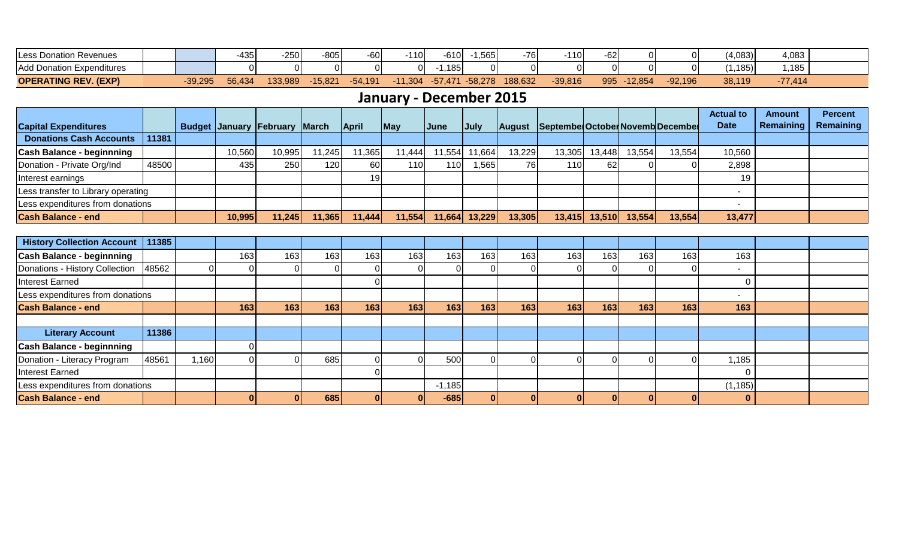| | | | | | | | | | | | | | | | | | |
|---|---|---|---|---|---|---|---|---|---|---|---|---|---|---|---|---|---|
| Less Donation Revenues | | | -435 | -250 | -805 | -60 | -110 | -610 | -1,565 | -76 | -110 | -62 | 0 | 0 | (4,083) | 4,083 | |
| Add Donation Expenditures | | | 0 | 0 | 0 | 0 | 0 | -1,185 | 0 | 0 | 0 | 0 | 0 | 0 | (1,185) | 1,185 | |
| **OPERATING REV. (EXP)** | | -39,295 | 56,434 | 133,989 | -15,821 | -54,191 | -11,304 | -57,471 | -58,278 | 188,632 | -39,816 | 995 | -12,854 | -92,196 | 38,119 | -77,414 | |

## January - December 2015

| Capital Expenditures | | Budget | January | February | March | April | May | June | July | August | September | October | November | December | Actual to Date | Amount Remaining | Percent Remaining |
|---|---|---|---|---|---|---|---|---|---|---|---|---|---|---|---|---|---|
| **Donations Cash Accounts** | **11381** | | | | | | | | | | | | | | | | |
| **Cash Balance - beginnning** | | | 10,560 | 10,995 | 11,245 | 11,365 | 11,444 | 11,554 | 11,664 | 13,229 | 13,305 | 13,448 | 13,554 | 13,554 | 10,560 | | |
| Donation - Private Org/Ind | 48500 | | 435 | 250 | 120 | 60 | 110 | 110 | 1,565 | 76 | 110 | 62 | 0 | 0 | 2,898 | | |
| Interest earnings | | | | | | 19 | | | | | | | | | 19 | | |
| Less transfer to Library operating | | | | | | | | | | | | | | | - | | |
| Less expenditures from donations | | | | | | | | | | | | | | | - | | |
| **Cash Balance - end** | | | **10,995** | **11,245** | **11,365** | **11,444** | **11,554** | **11,664** | **13,229** | **13,305** | **13,415** | **13,510** | **13,554** | **13,554** | **13,477** | | |
| | | | | | | | | | | | | | | | | | |
| **History Collection Account** | **11385** | | | | | | | | | | | | | | | | |
| **Cash Balance - beginnning** | | | 163 | 163 | 163 | 163 | 163 | 163 | 163 | 163 | 163 | 163 | 163 | 163 | 163 | | |
| Donations - History Collection | 48562 | 0 | 0 | 0 | 0 | 0 | 0 | 0 | 0 | 0 | 0 | 0 | 0 | 0 | - | | |
| Interest Earned | | | | | | 0 | | | | | | | | | 0 | | |
| Less expenditures from donations | | | | | | | | | | | | | | | - | | |
| **Cash Balance - end** | | | **163** | **163** | **163** | **163** | **163** | **163** | **163** | **163** | **163** | **163** | **163** | **163** | **163** | | |
| | | | | | | | | | | | | | | | | | |
| **Literary Account** | **11386** | | | | | | | | | | | | | | | | |
| **Cash Balance - beginnning** | | | 0 | | | | | | | | | | | | | | |
| Donation - Literacy Program | 48561 | 1,160 | 0 | 0 | 685 | 0 | 0 | 500 | 0 | 0 | 0 | 0 | 0 | 0 | 1,185 | | |
| Interest Earned | | | | | | 0 | | | | | | | | | 0 | | |
| Less expenditures from donations | | | | | | | | -1,185 | | | | | | | (1,185) | | |
| **Cash Balance - end** | | | **0** | **0** | **685** | **0** | **0** | **-685** | **0** | **0** | **0** | **0** | **0** | **0** | **0** | | |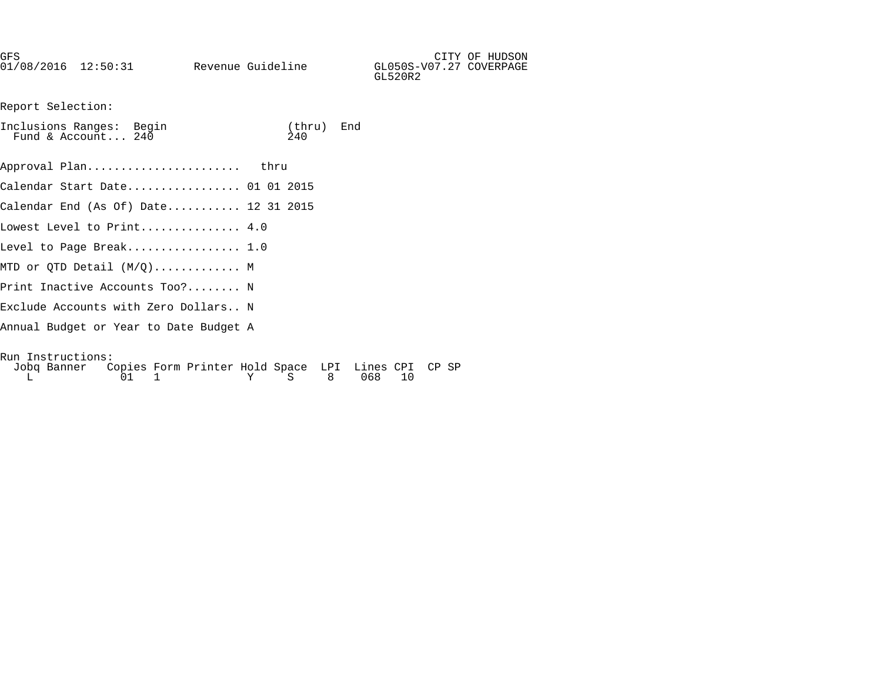GFS CITY OF HUDSON
01/08/2016 12:50:31 Revenue Guideline GL050S-V07.27 COVERPAGE
GL520R2

Report Selection:

Inclusions Ranges: Begin (thru) End
Fund & Account... 240 240

Approval Plan....................... thru

Calendar Start Date................. 01 01 2015

Calendar End (As Of) Date........... 12 31 2015

Lowest Level to Print............... 4.0

Level to Page Break................. 1.0

MTD or QTD Detail (M/Q)............. M

Print Inactive Accounts Too?........ N

Exclude Accounts with Zero Dollars.. N

Annual Budget or Year to Date Budget A

Run Instructions:

| Jobq | Banner | Copies | Form | Printer | Hold | Space | LPI | Lines | CPI | CP | SP |
|---|---|---|---|---|---|---|---|---|---|---|---|
| L | | 01 | 1 | | Y | S | 8 | 068 | 10 | | |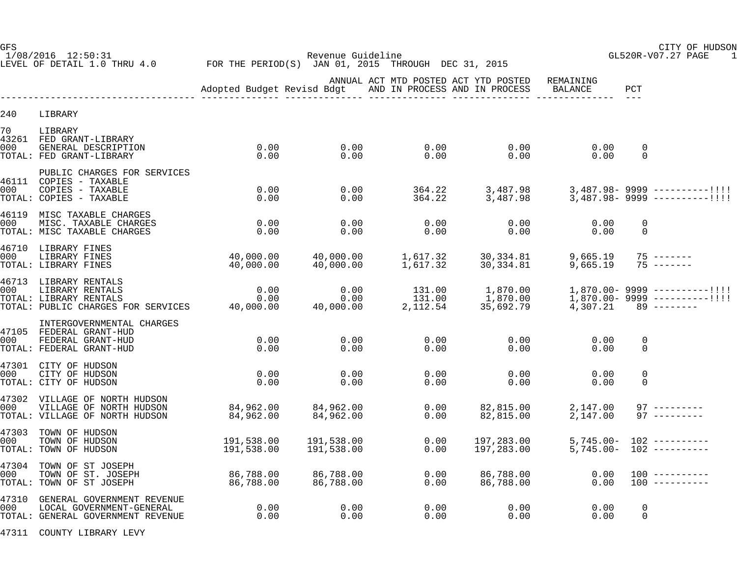GFS
1/08/2016 12:50:31
LEVEL OF DETAIL 1.0 THRU 4.0

CITY OF HUDSON
GL520R-V07.27

Revenue Guideline
FOR THE PERIOD(S) JAN 01, 2015 THROUGH DEC 31, 2015

| | | Adopted Budget | ANNUAL Revisd Bdgt | ACT MTD POSTED AND IN PROCESS | ACT YTD POSTED AND IN PROCESS | REMAINING BALANCE | PCT | |
|---|---|---|---|---|---|---|---|---|
| 240 | LIBRARY | | | | | | | |
| 70 | LIBRARY | | | | | | | |
| 43261 | FED GRANT-LIBRARY | | | | | | | |
| 000 | GENERAL DESCRIPTION | 0.00 | 0.00 | 0.00 | 0.00 | 0.00 | 0 | |
| TOTAL: | FED GRANT-LIBRARY | 0.00 | 0.00 | 0.00 | 0.00 | 0.00 | 0 | |
| | PUBLIC CHARGES FOR SERVICES | | | | | | | |
| 46111 | COPIES - TAXABLE | | | | | | | |
| 000 | COPIES - TAXABLE | 0.00 | 0.00 | 364.22 | 3,487.98 | 3,487.98- | 9999 | ----------!!!! |
| TOTAL: | COPIES - TAXABLE | 0.00 | 0.00 | 364.22 | 3,487.98 | 3,487.98- | 9999 | ----------!!!! |
| 46119 | MISC TAXABLE CHARGES | | | | | | | |
| 000 | MISC. TAXABLE CHARGES | 0.00 | 0.00 | 0.00 | 0.00 | 0.00 | 0 | |
| TOTAL: | MISC TAXABLE CHARGES | 0.00 | 0.00 | 0.00 | 0.00 | 0.00 | 0 | |
| 46710 | LIBRARY FINES | | | | | | | |
| 000 | LIBRARY FINES | 40,000.00 | 40,000.00 | 1,617.32 | 30,334.81 | 9,665.19 | 75 | ------- |
| TOTAL: | LIBRARY FINES | 40,000.00 | 40,000.00 | 1,617.32 | 30,334.81 | 9,665.19 | 75 | ------- |
| 46713 | LIBRARY RENTALS | | | | | | | |
| 000 | LIBRARY RENTALS | 0.00 | 0.00 | 131.00 | 1,870.00 | 1,870.00- | 9999 | ----------!!!! |
| TOTAL: | LIBRARY RENTALS | 0.00 | 0.00 | 131.00 | 1,870.00 | 1,870.00- | 9999 | ----------!!!! |
| TOTAL: | PUBLIC CHARGES FOR SERVICES | 40,000.00 | 40,000.00 | 2,112.54 | 35,692.79 | 4,307.21 | 89 | -------- |
| | INTERGOVERNMENTAL CHARGES | | | | | | | |
| 47105 | FEDERAL GRANT-HUD | | | | | | | |
| 000 | FEDERAL GRANT-HUD | 0.00 | 0.00 | 0.00 | 0.00 | 0.00 | 0 | |
| TOTAL: | FEDERAL GRANT-HUD | 0.00 | 0.00 | 0.00 | 0.00 | 0.00 | 0 | |
| 47301 | CITY OF HUDSON | | | | | | | |
| 000 | CITY OF HUDSON | 0.00 | 0.00 | 0.00 | 0.00 | 0.00 | 0 | |
| TOTAL: | CITY OF HUDSON | 0.00 | 0.00 | 0.00 | 0.00 | 0.00 | 0 | |
| 47302 | VILLAGE OF NORTH HUDSON | | | | | | | |
| 000 | VILLAGE OF NORTH HUDSON | 84,962.00 | 84,962.00 | 0.00 | 82,815.00 | 2,147.00 | 97 | --------- |
| TOTAL: | VILLAGE OF NORTH HUDSON | 84,962.00 | 84,962.00 | 0.00 | 82,815.00 | 2,147.00 | 97 | --------- |
| 47303 | TOWN OF HUDSON | | | | | | | |
| 000 | TOWN OF HUDSON | 191,538.00 | 191,538.00 | 0.00 | 197,283.00 | 5,745.00- | 102 | ---------- |
| TOTAL: | TOWN OF HUDSON | 191,538.00 | 191,538.00 | 0.00 | 197,283.00 | 5,745.00- | 102 | ---------- |
| 47304 | TOWN OF ST JOSEPH | | | | | | | |
| 000 | TOWN OF ST. JOSEPH | 86,788.00 | 86,788.00 | 0.00 | 86,788.00 | 0.00 | 100 | ---------- |
| TOTAL: | TOWN OF ST JOSEPH | 86,788.00 | 86,788.00 | 0.00 | 86,788.00 | 0.00 | 100 | ---------- |
| 47310 | GENERAL GOVERNMENT REVENUE | | | | | | | |
| 000 | LOCAL GOVERNMENT-GENERAL | 0.00 | 0.00 | 0.00 | 0.00 | 0.00 | 0 | |
| TOTAL: | GENERAL GOVERNMENT REVENUE | 0.00 | 0.00 | 0.00 | 0.00 | 0.00 | 0 | |
| 47311 | COUNTY LIBRARY LEVY | | | | | | | |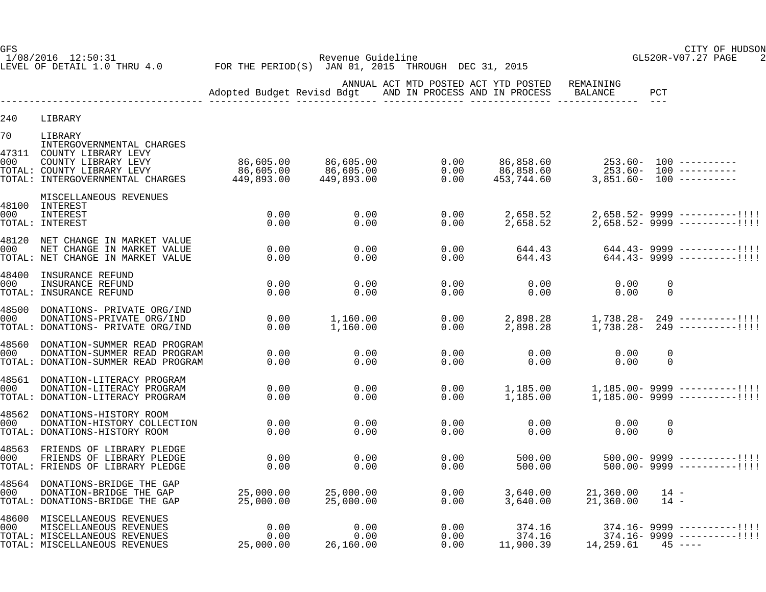GFS
1/08/2016 12:50:31
LEVEL OF DETAIL 1.0 THRU 4.0

CITY OF HUDSON
Revenue Guideline
GL520R-V07.27 PAGE 2
FOR THE PERIOD(S) JAN 01, 2015 THROUGH DEC 31, 2015

| | | Adopted Budget | ANNUAL Revisd Bdgt | ACT MTD POSTED AND IN PROCESS | ACT YTD POSTED AND IN PROCESS | REMAINING BALANCE | PCT | |
|---|---|---|---|---|---|---|---|---|
| 240 | LIBRARY | | | | | | | |
| 70 | LIBRARY | | | | | | | |
| | INTERGOVERNMENTAL CHARGES | | | | | | | |
| 47311 | COUNTY LIBRARY LEVY | | | | | | | |
| 000 | COUNTY LIBRARY LEVY | 86,605.00 | 86,605.00 | 0.00 | 86,858.60 | 253.60- | 100 | ---------- |
| TOTAL: | COUNTY LIBRARY LEVY | 86,605.00 | 86,605.00 | 0.00 | 86,858.60 | 253.60- | 100 | ---------- |
| TOTAL: | INTERGOVERNMENTAL CHARGES | 449,893.00 | 449,893.00 | 0.00 | 453,744.60 | 3,851.60- | 100 | ---------- |
| | MISCELLANEOUS REVENUES | | | | | | | |
| 48100 | INTEREST | | | | | | | |
| 000 | INTEREST | 0.00 | 0.00 | 0.00 | 2,658.52 | 2,658.52- | 9999 | ----------!!!! |
| TOTAL: | INTEREST | 0.00 | 0.00 | 0.00 | 2,658.52 | 2,658.52- | 9999 | ----------!!!! |
| 48120 | NET CHANGE IN MARKET VALUE | | | | | | | |
| 000 | NET CHANGE IN MARKET VALUE | 0.00 | 0.00 | 0.00 | 644.43 | 644.43- | 9999 | ----------!!!! |
| TOTAL: | NET CHANGE IN MARKET VALUE | 0.00 | 0.00 | 0.00 | 644.43 | 644.43- | 9999 | ----------!!!! |
| 48400 | INSURANCE REFUND | | | | | | | |
| 000 | INSURANCE REFUND | 0.00 | 0.00 | 0.00 | 0.00 | 0.00 | 0 | |
| TOTAL: | INSURANCE REFUND | 0.00 | 0.00 | 0.00 | 0.00 | 0.00 | 0 | |
| 48500 | DONATIONS- PRIVATE ORG/IND | | | | | | | |
| 000 | DONATIONS-PRIVATE ORG/IND | 0.00 | 1,160.00 | 0.00 | 2,898.28 | 1,738.28- | 249 | ----------!!!! |
| TOTAL: | DONATIONS- PRIVATE ORG/IND | 0.00 | 1,160.00 | 0.00 | 2,898.28 | 1,738.28- | 249 | ----------!!!! |
| 48560 | DONATION-SUMMER READ PROGRAM | | | | | | | |
| 000 | DONATION-SUMMER READ PROGRAM | 0.00 | 0.00 | 0.00 | 0.00 | 0.00 | 0 | |
| TOTAL: | DONATION-SUMMER READ PROGRAM | 0.00 | 0.00 | 0.00 | 0.00 | 0.00 | 0 | |
| 48561 | DONATION-LITERACY PROGRAM | | | | | | | |
| 000 | DONATION-LITERACY PROGRAM | 0.00 | 0.00 | 0.00 | 1,185.00 | 1,185.00- | 9999 | ----------!!!! |
| TOTAL: | DONATION-LITERACY PROGRAM | 0.00 | 0.00 | 0.00 | 1,185.00 | 1,185.00- | 9999 | ----------!!!! |
| 48562 | DONATIONS-HISTORY ROOM | | | | | | | |
| 000 | DONATION-HISTORY COLLECTION | 0.00 | 0.00 | 0.00 | 0.00 | 0.00 | 0 | |
| TOTAL: | DONATIONS-HISTORY ROOM | 0.00 | 0.00 | 0.00 | 0.00 | 0.00 | 0 | |
| 48563 | FRIENDS OF LIBRARY PLEDGE | | | | | | | |
| 000 | FRIENDS OF LIBRARY PLEDGE | 0.00 | 0.00 | 0.00 | 500.00 | 500.00- | 9999 | ----------!!!! |
| TOTAL: | FRIENDS OF LIBRARY PLEDGE | 0.00 | 0.00 | 0.00 | 500.00 | 500.00- | 9999 | ----------!!!! |
| 48564 | DONATIONS-BRIDGE THE GAP | | | | | | | |
| 000 | DONATION-BRIDGE THE GAP | 25,000.00 | 25,000.00 | 0.00 | 3,640.00 | 21,360.00 | 14 | - |
| TOTAL: | DONATIONS-BRIDGE THE GAP | 25,000.00 | 25,000.00 | 0.00 | 3,640.00 | 21,360.00 | 14 | - |
| 48600 | MISCELLANEOUS REVENUES | | | | | | | |
| 000 | MISCELLANEOUS REVENUES | 0.00 | 0.00 | 0.00 | 374.16 | 374.16- | 9999 | ----------!!!! |
| TOTAL: | MISCELLANEOUS REVENUES | 0.00 | 0.00 | 0.00 | 374.16 | 374.16- | 9999 | ----------!!!! |
| TOTAL: | MISCELLANEOUS REVENUES | 25,000.00 | 26,160.00 | 0.00 | 11,900.39 | 14,259.61 | 45 | ---- |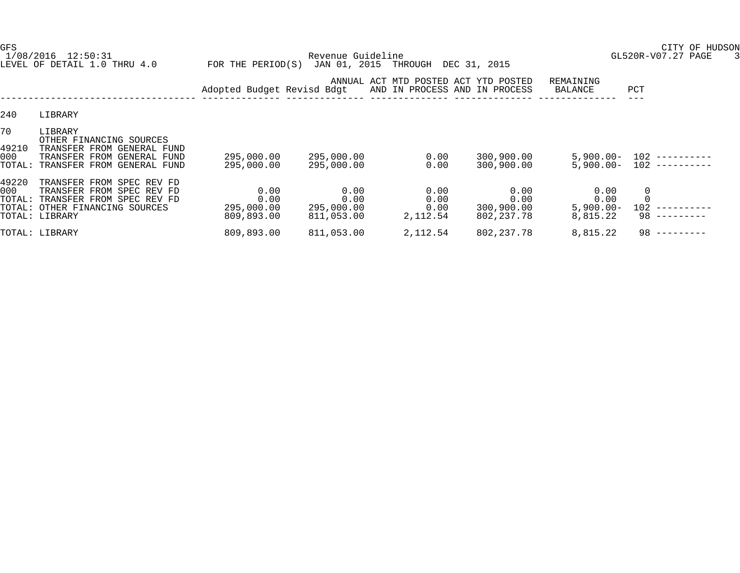GFS
1/08/2016 12:50:31
LEVEL OF DETAIL 1.0 THRU 4.0

FOR THE PERIOD(S) JAN 01, 2015 THROUGH DEC 31, 2015

Revenue Guideline

CITY OF HUDSON
GL520R-V07.27 PAGE 3

| | | Adopted Budget | ANNUAL Revisd Bdgt | ACT MTD POSTED AND IN PROCESS | ACT YTD POSTED AND IN PROCESS | REMAINING BALANCE | PCT | |
|---|---|---|---|---|---|---|---|---|
| 240 | LIBRARY | | | | | | | |
| 70 | LIBRARY | | | | | | | |
| | OTHER FINANCING SOURCES | | | | | | | |
| 49210 | TRANSFER FROM GENERAL FUND | | | | | | | |
| 000 | TRANSFER FROM GENERAL FUND | 295,000.00 | 295,000.00 | 0.00 | 300,900.00 | 5,900.00- | 102 | ---------- |
| TOTAL: | TRANSFER FROM GENERAL FUND | 295,000.00 | 295,000.00 | 0.00 | 300,900.00 | 5,900.00- | 102 | ---------- |
| 49220 | TRANSFER FROM SPEC REV FD | | | | | | | |
| 000 | TRANSFER FROM SPEC REV FD | 0.00 | 0.00 | 0.00 | 0.00 | 0.00 | 0 | |
| TOTAL: | TRANSFER FROM SPEC REV FD | 0.00 | 0.00 | 0.00 | 0.00 | 0.00 | 0 | |
| TOTAL: | OTHER FINANCING SOURCES | 295,000.00 | 295,000.00 | 0.00 | 300,900.00 | 5,900.00- | 102 | ---------- |
| TOTAL: | LIBRARY | 809,893.00 | 811,053.00 | 2,112.54 | 802,237.78 | 8,815.22 | 98 | --------- |
| TOTAL: | LIBRARY | 809,893.00 | 811,053.00 | 2,112.54 | 802,237.78 | 8,815.22 | 98 | --------- |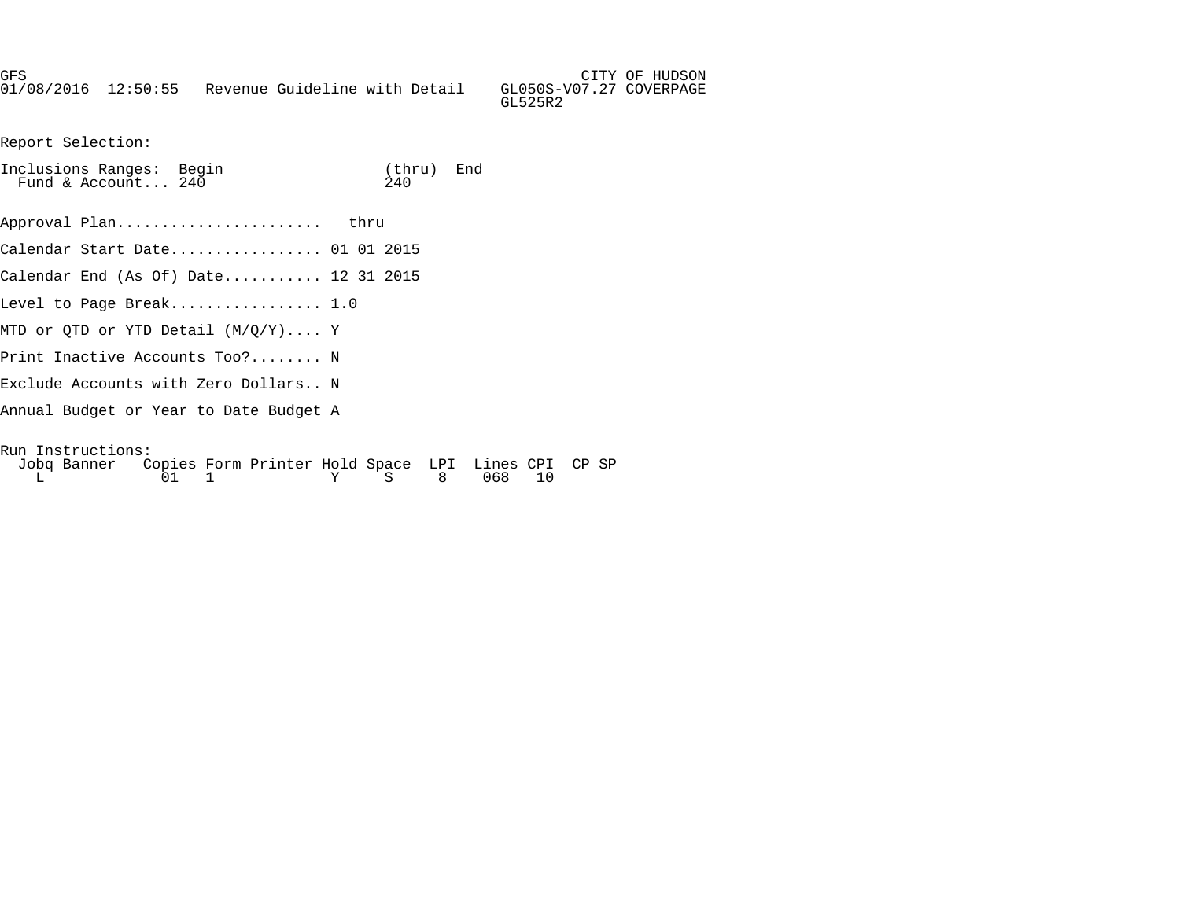```
GFS                                                              CITY OF HUDSON
01/08/2016  12:50:55   Revenue Guideline with Detail    GL050S-V07.27 COVERPAGE
                                                        GL525R2

Report Selection:

Inclusions Ranges:  Begin                  (thru)  End
  Fund & Account... 240                    240

Approval Plan.......................   thru

Calendar Start Date................. 01 01 2015

Calendar End (As Of) Date........... 12 31 2015

Level to Page Break................. 1.0

MTD or QTD or YTD Detail (M/Q/Y).... Y

Print Inactive Accounts Too?........ N

Exclude Accounts with Zero Dollars.. N

Annual Budget or Year to Date Budget A

Run Instructions:
  Jobq Banner   Copies Form Printer Hold Space  LPI  Lines CPI  CP SP
    L             01   1             Y     S     8    068   10
```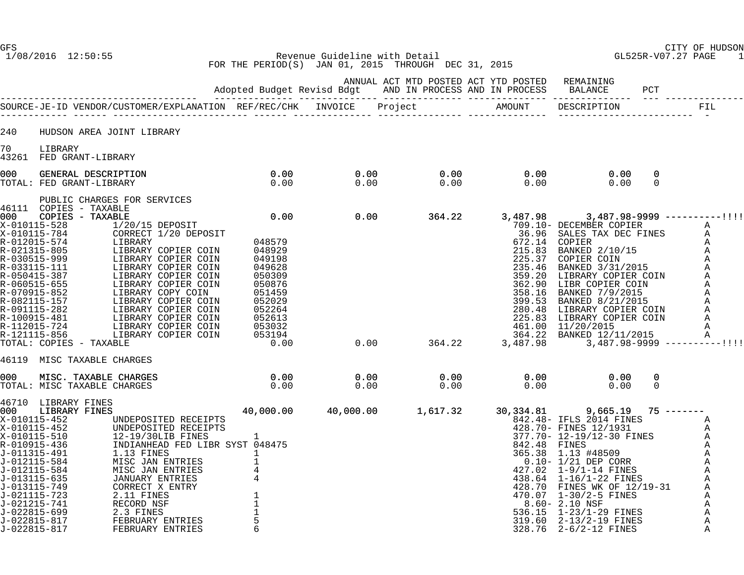GFS
1/08/2016 12:50:55

CITY OF HUDSON
GL525R-V07.27

**Revenue Guideline with Detail**
**FOR THE PERIOD(S) JAN 01, 2015 THROUGH DEC 31, 2015**

| | Adopted Budget | Revisd Bdgt | ANNUAL ACT MTD POSTED AND IN PROCESS | ACT YTD POSTED AND IN PROCESS | REMAINING BALANCE | PCT |
|---|---|---|---|---|---|---|
| SOURCE-JE-ID VENDOR/CUSTOMER/EXPLANATION REF/REC/CHK | INVOICE | Project | | AMOUNT | DESCRIPTION | FIL |

240 HUDSON AREA JOINT LIBRARY

70 LIBRARY
43261 FED GRANT-LIBRARY

| | Adopted Budget | Revisd Bdgt | MTD | YTD | Remaining Balance | PCT |
|---|---|---|---|---|---|---|
| 000 GENERAL DESCRIPTION | 0.00 | 0.00 | 0.00 | 0.00 | 0.00 | 0 |
| TOTAL: FED GRANT-LIBRARY | 0.00 | 0.00 | 0.00 | 0.00 | 0.00 | 0 |

PUBLIC CHARGES FOR SERVICES
46111 COPIES - TAXABLE

| Source-JE-ID | Vendor/Customer/Explanation | Ref/Rec/Chk | Adopted Budget | Revisd Bdgt | MTD | Amount / YTD | Description / Remaining Balance | PCT | FIL |
|---|---|---|---|---|---|---|---|---|---|
| 000 | COPIES - TAXABLE | | 0.00 | 0.00 | 364.22 | 3,487.98 | 3,487.98- | 9999 ----------!!!! | |
| X-010115-528 | 1/20/15 DEPOSIT | | | | | 709.10- | DECEMBER COPIER | | A |
| X-010115-784 | CORRECT 1/20 DEPOSIT | | | | | 36.96 | SALES TAX DEC FINES | | A |
| R-012015-574 | LIBRARY | 048579 | | | | 672.14 | COPIER | | A |
| R-021315-805 | LIBRARY COPIER COIN | 048929 | | | | 215.83 | BANKED 2/10/15 | | A |
| R-030515-999 | LIBRARY COPIER COIN | 049198 | | | | 225.37 | COPIER COIN | | A |
| R-033115-111 | LIBRARY COPIER COIN | 049628 | | | | 235.46 | BANKED 3/31/2015 | | A |
| R-050415-387 | LIBRARY COPIER COIN | 050309 | | | | 359.20 | LIBRARY COPIER COIN | | A |
| R-060515-655 | LIBRARY COPIER COIN | 050876 | | | | 362.90 | LIBR COPIER COIN | | A |
| R-070915-852 | LIBRARY COPY COIN | 051459 | | | | 358.16 | BANKED 7/9/2015 | | A |
| R-082115-157 | LIBRARY COPIER COIN | 052029 | | | | 399.53 | BANKED 8/21/2015 | | A |
| R-091115-282 | LIBRARY COPIER COIN | 052264 | | | | 280.48 | LIBRARY COPIER COIN | | A |
| R-100915-481 | LIBRARY COPIER COIN | 052613 | | | | 225.83 | LIBRARY COPIER COIN | | A |
| R-112015-724 | LIBRARY COPIER COIN | 053032 | | | | 461.00 | 11/20/2015 | | A |
| R-121115-856 | LIBRARY COPIER COIN | 053194 | | | | 364.22 | BANKED 12/11/2015 | | A |
| TOTAL: COPIES - TAXABLE | | | 0.00 | 0.00 | 364.22 | 3,487.98 | 3,487.98- | 9999 ----------!!!! | |

46119 MISC TAXABLE CHARGES

| | Adopted Budget | Revisd Bdgt | MTD | YTD | Remaining Balance | PCT |
|---|---|---|---|---|---|---|
| 000 MISC. TAXABLE CHARGES | 0.00 | 0.00 | 0.00 | 0.00 | 0.00 | 0 |
| TOTAL: MISC TAXABLE CHARGES | 0.00 | 0.00 | 0.00 | 0.00 | 0.00 | 0 |

46710 LIBRARY FINES

| Source-JE-ID | Vendor/Customer/Explanation | Ref/Rec/Chk | Adopted Budget | Revisd Bdgt | MTD | Amount / YTD | Description / Remaining Balance | PCT | FIL |
|---|---|---|---|---|---|---|---|---|---|
| 000 | LIBRARY FINES | | 40,000.00 | 40,000.00 | 1,617.32 | 30,334.81 | 9,665.19 | 75 ------- | |
| X-010115-452 | UNDEPOSITED RECEIPTS | | | | | 842.48- | IFLS 2014 FINES | | A |
| X-010115-452 | UNDEPOSITED RECEIPTS | | | | | 428.70- | FINES 12/1931 | | A |
| X-010115-510 | 12-19/30LIB FINES | 1 | | | | 377.70- | 12-19/12-30 FINES | | A |
| R-010915-436 | INDIANHEAD FED LIBR SYST | 048475 | | | | 842.48 | FINES | | A |
| J-011315-491 | 1.13 FINES | 1 | | | | 365.38 | 1.13 #48509 | | A |
| J-012115-584 | MISC JAN ENTRIES | 1 | | | | 0.10- | 1/21 DEP CORR | | A |
| J-012115-584 | MISC JAN ENTRIES | 4 | | | | 427.02 | 1-9/1-14 FINES | | A |
| J-013115-635 | JANUARY ENTRIES | 4 | | | | 438.64 | 1-16/1-22 FINES | | A |
| J-013115-749 | CORRECT X ENTRY | | | | | 428.70 | FINES WK OF 12/19-31 | | A |
| J-021115-723 | 2.11 FINES | 1 | | | | 470.07 | 1-30/2-5 FINES | | A |
| J-021215-741 | RECORD NSF | 1 | | | | 8.60- | 2.10 NSF | | A |
| J-022815-699 | 2.3 FINES | 1 | | | | 536.15 | 1-23/1-29 FINES | | A |
| J-022815-817 | FEBRUARY ENTRIES | 5 | | | | 319.60 | 2-13/2-19 FINES | | A |
| J-022815-817 | FEBRUARY ENTRIES | 6 | | | | 328.76 | 2-6/2-12 FINES | | A |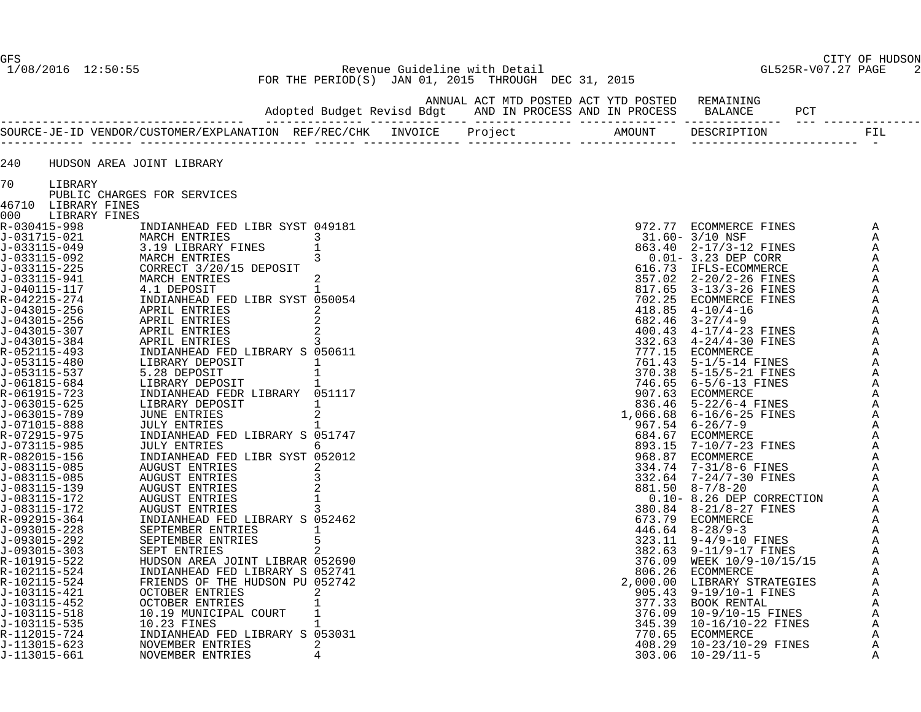GFS CITY OF HUDSON
1/08/2016 12:50:55 Revenue Guideline with Detail GL525R-V07.27 PAGE 2
FOR THE PERIOD(S) JAN 01, 2015 THROUGH DEC 31, 2015

| Adopted Budget | Revisd Bdgt | ANNUAL ACT MTD POSTED AND IN PROCESS | ACT YTD POSTED AND IN PROCESS | REMAINING BALANCE | PCT |
|---|---|---|---|---|---|

| SOURCE-JE-ID | VENDOR/CUSTOMER/EXPLANATION | REF/REC/CHK | INVOICE | Project | AMOUNT | DESCRIPTION | FIL |
|---|---|---|---|---|---|---|---|

240 HUDSON AREA JOINT LIBRARY

70 LIBRARY
PUBLIC CHARGES FOR SERVICES
46710 LIBRARY FINES
000 LIBRARY FINES

| SOURCE-JE-ID | VENDOR/CUSTOMER/EXPLANATION | REF/REC/CHK | INVOICE | Project | AMOUNT | DESCRIPTION | FIL |
|---|---|---|---|---|---|---|---|
| R-030415-998 | INDIANHEAD FED LIBR SYST | 049181 | | | 972.77 | ECOMMERCE FINES | A |
| J-031715-021 | MARCH ENTRIES | 3 | | | 31.60- | 3/10 NSF | A |
| J-033115-049 | 3.19 LIBRARY FINES | 1 | | | 863.40 | 2-17/3-12 FINES | A |
| J-033115-092 | MARCH ENTRIES | 3 | | | 0.01- | 3.23 DEP CORR | A |
| J-033115-225 | CORRECT 3/20/15 DEPOSIT | | | | 616.73 | IFLS-ECOMMERCE | A |
| J-033115-941 | MARCH ENTRIES | 2 | | | 357.02 | 2-20/2-26 FINES | A |
| J-040115-117 | 4.1 DEPOSIT | 1 | | | 817.65 | 3-13/3-26 FINES | A |
| R-042215-274 | INDIANHEAD FED LIBR SYST | 050054 | | | 702.25 | ECOMMERCE FINES | A |
| J-043015-256 | APRIL ENTRIES | 2 | | | 418.85 | 4-10/4-16 | A |
| J-043015-256 | APRIL ENTRIES | 2 | | | 682.46 | 3-27/4-9 | A |
| J-043015-307 | APRIL ENTRIES | 2 | | | 400.43 | 4-17/4-23 FINES | A |
| J-043015-384 | APRIL ENTRIES | 3 | | | 332.63 | 4-24/4-30 FINES | A |
| R-052115-493 | INDIANHEAD FED LIBRARY S | 050611 | | | 777.15 | ECOMMERCE | A |
| J-053115-480 | LIBRARY DEPOSIT | 1 | | | 761.43 | 5-1/5-14 FINES | A |
| J-053115-537 | 5.28 DEPOSIT | 1 | | | 370.38 | 5-15/5-21 FINES | A |
| J-061815-684 | LIBRARY DEPOSIT | 1 | | | 746.65 | 6-5/6-13 FINES | A |
| R-061915-723 | INDIANHEAD FEDR LIBRARY | 051117 | | | 907.63 | ECOMMERCE | A |
| J-063015-625 | LIBRARY DEPOSIT | 1 | | | 836.46 | 5-22/6-4 FINES | A |
| J-063015-789 | JUNE ENTRIES | 2 | | | 1,066.68 | 6-16/6-25 FINES | A |
| J-071015-888 | JULY ENTRIES | 1 | | | 967.54 | 6-26/7-9 | A |
| R-072915-975 | INDIANHEAD FED LIBRARY S | 051747 | | | 684.67 | ECOMMERCE | A |
| J-073115-985 | JULY ENTRIES | 6 | | | 893.15 | 7-10/7-23 FINES | A |
| R-082015-156 | INDIANHEAD FED LIBR SYST | 052012 | | | 968.87 | ECOMMERCE | A |
| J-083115-085 | AUGUST ENTRIES | 2 | | | 334.74 | 7-31/8-6 FINES | A |
| J-083115-085 | AUGUST ENTRIES | 3 | | | 332.64 | 7-24/7-30 FINES | A |
| J-083115-139 | AUGUST ENTRIES | 2 | | | 881.50 | 8-7/8-20 | A |
| J-083115-172 | AUGUST ENTRIES | 1 | | | 0.10- | 8.26 DEP CORRECTION | A |
| J-083115-172 | AUGUST ENTRIES | 3 | | | 380.84 | 8-21/8-27 FINES | A |
| R-092915-364 | INDIANHEAD FED LIBRARY S | 052462 | | | 673.79 | ECOMMERCE | A |
| J-093015-228 | SEPTEMBER ENTRIES | 1 | | | 446.64 | 8-28/9-3 | A |
| J-093015-292 | SEPTEMBER ENTRIES | 5 | | | 323.11 | 9-4/9-10 FINES | A |
| J-093015-303 | SEPT ENTRIES | 2 | | | 382.63 | 9-11/9-17 FINES | A |
| R-101915-522 | HUDSON AREA JOINT LIBRAR | 052690 | | | 376.09 | WEEK 10/9-10/15/15 | A |
| R-102115-524 | INDIANHEAD FED LIBRARY S | 052741 | | | 806.26 | ECOMMERCE | A |
| R-102115-524 | FRIENDS OF THE HUDSON PU | 052742 | | | 2,000.00 | LIBRARY STRATEGIES | A |
| J-103115-421 | OCTOBER ENTRIES | 2 | | | 905.43 | 9-19/10-1 FINES | A |
| J-103115-452 | OCTOBER ENTRIES | 1 | | | 377.33 | BOOK RENTAL | A |
| J-103115-518 | 10.19 MUNICIPAL COURT | 1 | | | 376.09 | 10-9/10-15 FINES | A |
| J-103115-535 | 10.23 FINES | 1 | | | 345.39 | 10-16/10-22 FINES | A |
| R-112015-724 | INDIANHEAD FED LIBRARY S | 053031 | | | 770.65 | ECOMMERCE | A |
| J-113015-623 | NOVEMBER ENTRIES | 2 | | | 408.29 | 10-23/10-29 FINES | A |
| J-113015-661 | NOVEMBER ENTRIES | 4 | | | 303.06 | 10-29/11-5 | A |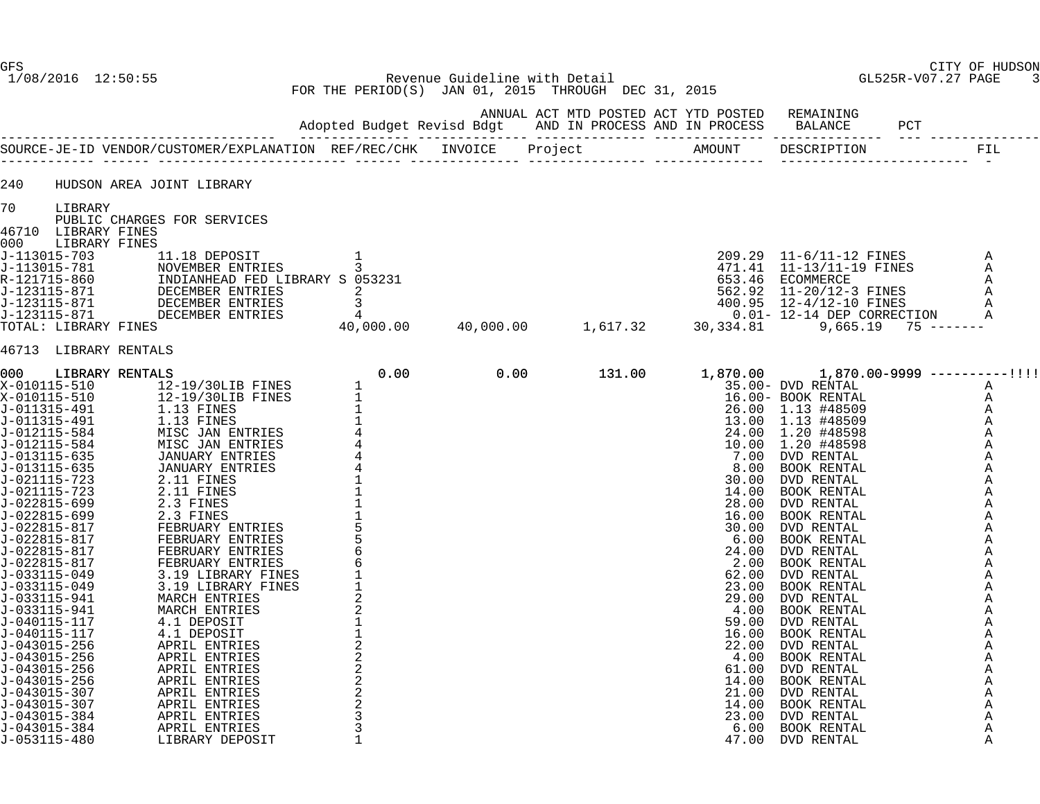GFS 1/08/2016 12:50:55

CITY OF HUDSON GL525R-V07.27

**Revenue Guideline with Detail**
**FOR THE PERIOD(S) JAN 01, 2015 THROUGH DEC 31, 2015**

| | | | Adopted Budget | Revisd Bdgt | ANNUAL ACT MTD POSTED AND IN PROCESS | ACT YTD POSTED AND IN PROCESS | REMAINING BALANCE | PCT | |
|---|---|---|---|---|---|---|---|---|---|
| SOURCE-JE-ID | VENDOR/CUSTOMER/EXPLANATION | REF/REC/CHK | INVOICE | Project | | AMOUNT | DESCRIPTION | | FIL |
| 240 | HUDSON AREA JOINT LIBRARY | | | | | | | | |
| 70 | LIBRARY | | | | | | | | |
| | PUBLIC CHARGES FOR SERVICES | | | | | | | | |
| 46710 | LIBRARY FINES | | | | | | | | |
| 000 | LIBRARY FINES | | | | | | | | |
| J-113015-703 | 11.18 DEPOSIT | 1 | | | | 209.29 | 11-6/11-12 FINES | | A |
| J-113015-781 | NOVEMBER ENTRIES | 3 | | | | 471.41 | 11-13/11-19 FINES | | A |
| R-121715-860 | INDIANHEAD FED LIBRARY S | 053231 | | | | 653.46 | ECOMMERCE | | A |
| J-123115-871 | DECEMBER ENTRIES | 2 | | | | 562.92 | 11-20/12-3 FINES | | A |
| J-123115-871 | DECEMBER ENTRIES | 3 | | | | 400.95 | 12-4/12-10 FINES | | A |
| J-123115-871 | DECEMBER ENTRIES | 4 | | | | 0.01- | 12-14 DEP CORRECTION | | A |
| TOTAL: LIBRARY FINES | | | 40,000.00 | 40,000.00 | 1,617.32 | 30,334.81 | 9,665.19 | 75 | ------- |
| 46713 | LIBRARY RENTALS | | | | | | | | |
| 000 | LIBRARY RENTALS | | 0.00 | 0.00 | 131.00 | 1,870.00 | 1,870.00- | 9999 | ----------!!!! |
| X-010115-510 | 12-19/30LIB FINES | 1 | | | | 35.00- | DVD RENTAL | | A |
| X-010115-510 | 12-19/30LIB FINES | 1 | | | | 16.00- | BOOK RENTAL | | A |
| J-011315-491 | 1.13 FINES | 1 | | | | 26.00 | 1.13 #48509 | | A |
| J-011315-491 | 1.13 FINES | 1 | | | | 13.00 | 1.13 #48509 | | A |
| J-012115-584 | MISC JAN ENTRIES | 4 | | | | 24.00 | 1.20 #48598 | | A |
| J-012115-584 | MISC JAN ENTRIES | 4 | | | | 10.00 | 1.20 #48598 | | A |
| J-013115-635 | JANUARY ENTRIES | 4 | | | | 7.00 | DVD RENTAL | | A |
| J-013115-635 | JANUARY ENTRIES | 4 | | | | 8.00 | BOOK RENTAL | | A |
| J-021115-723 | 2.11 FINES | 1 | | | | 30.00 | DVD RENTAL | | A |
| J-021115-723 | 2.11 FINES | 1 | | | | 14.00 | BOOK RENTAL | | A |
| J-022815-699 | 2.3 FINES | 1 | | | | 28.00 | DVD RENTAL | | A |
| J-022815-699 | 2.3 FINES | 1 | | | | 16.00 | BOOK RENTAL | | A |
| J-022815-817 | FEBRUARY ENTRIES | 5 | | | | 30.00 | DVD RENTAL | | A |
| J-022815-817 | FEBRUARY ENTRIES | 5 | | | | 6.00 | BOOK RENTAL | | A |
| J-022815-817 | FEBRUARY ENTRIES | 6 | | | | 24.00 | DVD RENTAL | | A |
| J-022815-817 | FEBRUARY ENTRIES | 6 | | | | 2.00 | BOOK RENTAL | | A |
| J-033115-049 | 3.19 LIBRARY FINES | 1 | | | | 62.00 | DVD RENTAL | | A |
| J-033115-049 | 3.19 LIBRARY FINES | 1 | | | | 23.00 | BOOK RENTAL | | A |
| J-033115-941 | MARCH ENTRIES | 2 | | | | 29.00 | DVD RENTAL | | A |
| J-033115-941 | MARCH ENTRIES | 2 | | | | 4.00 | BOOK RENTAL | | A |
| J-040115-117 | 4.1 DEPOSIT | 1 | | | | 59.00 | DVD RENTAL | | A |
| J-040115-117 | 4.1 DEPOSIT | 1 | | | | 16.00 | BOOK RENTAL | | A |
| J-043015-256 | APRIL ENTRIES | 2 | | | | 22.00 | DVD RENTAL | | A |
| J-043015-256 | APRIL ENTRIES | 2 | | | | 4.00 | BOOK RENTAL | | A |
| J-043015-256 | APRIL ENTRIES | 2 | | | | 61.00 | DVD RENTAL | | A |
| J-043015-256 | APRIL ENTRIES | 2 | | | | 14.00 | BOOK RENTAL | | A |
| J-043015-307 | APRIL ENTRIES | 2 | | | | 21.00 | DVD RENTAL | | A |
| J-043015-307 | APRIL ENTRIES | 2 | | | | 14.00 | BOOK RENTAL | | A |
| J-043015-384 | APRIL ENTRIES | 3 | | | | 23.00 | DVD RENTAL | | A |
| J-043015-384 | APRIL ENTRIES | 3 | | | | 6.00 | BOOK RENTAL | | A |
| J-053115-480 | LIBRARY DEPOSIT | 1 | | | | 47.00 | DVD RENTAL | | A |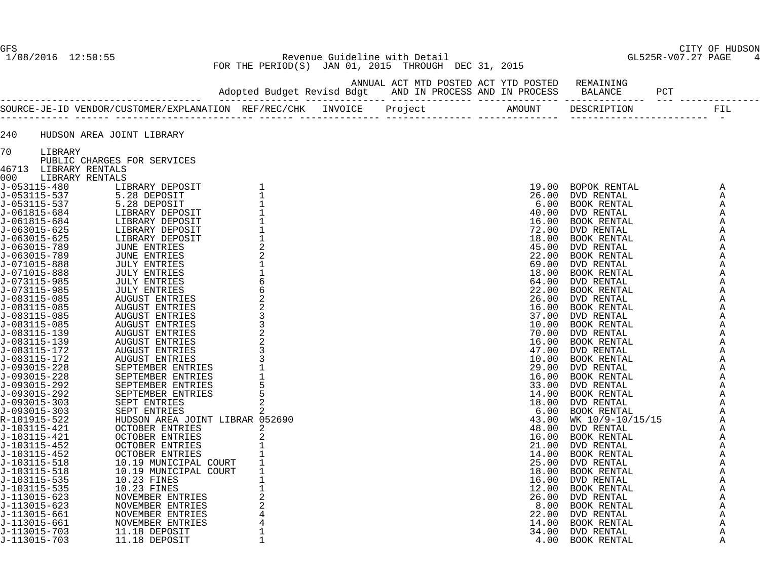GFS
1/08/2016 12:50:55

CITY OF HUDSON
GL525R-V07.27

Revenue Guideline with Detail
FOR THE PERIOD(S) JAN 01, 2015 THROUGH DEC 31, 2015

| SOURCE-JE-ID | VENDOR/CUSTOMER/EXPLANATION | REF/REC/CHK | INVOICE | Project | AMOUNT | DESCRIPTION | FIL |
|---|---|---|---|---|---|---|---|
| 240 | HUDSON AREA JOINT LIBRARY | | | | | | |
| 70 | LIBRARY | | | | | | |
| | PUBLIC CHARGES FOR SERVICES | | | | | | |
| 46713 | LIBRARY RENTALS | | | | | | |
| 000 | LIBRARY RENTALS | | | | | | |
| J-053115-480 | LIBRARY DEPOSIT | 1 | | | 19.00 | BOPOK RENTAL | A |
| J-053115-537 | 5.28 DEPOSIT | 1 | | | 26.00 | DVD RENTAL | A |
| J-053115-537 | 5.28 DEPOSIT | 1 | | | 6.00 | BOOK RENTAL | A |
| J-061815-684 | LIBRARY DEPOSIT | 1 | | | 40.00 | DVD RENTAL | A |
| J-061815-684 | LIBRARY DEPOSIT | 1 | | | 16.00 | BOOK RENTAL | A |
| J-063015-625 | LIBRARY DEPOSIT | 1 | | | 72.00 | DVD RENTAL | A |
| J-063015-625 | LIBRARY DEPOSIT | 1 | | | 18.00 | BOOK RENTAL | A |
| J-063015-789 | JUNE ENTRIES | 2 | | | 45.00 | DVD RENTAL | A |
| J-063015-789 | JUNE ENTRIES | 2 | | | 22.00 | BOOK RENTAL | A |
| J-071015-888 | JULY ENTRIES | 1 | | | 69.00 | DVD RENTAL | A |
| J-071015-888 | JULY ENTRIES | 1 | | | 18.00 | BOOK RENTAL | A |
| J-073115-985 | JULY ENTRIES | 6 | | | 64.00 | DVD RENTAL | A |
| J-073115-985 | JULY ENTRIES | 6 | | | 22.00 | BOOK RENTAL | A |
| J-083115-085 | AUGUST ENTRIES | 2 | | | 26.00 | DVD RENTAL | A |
| J-083115-085 | AUGUST ENTRIES | 2 | | | 16.00 | BOOK RENTAL | A |
| J-083115-085 | AUGUST ENTRIES | 3 | | | 37.00 | DVD RENTAL | A |
| J-083115-085 | AUGUST ENTRIES | 3 | | | 10.00 | BOOK RENTAL | A |
| J-083115-139 | AUGUST ENTRIES | 2 | | | 70.00 | DVD RENTAL | A |
| J-083115-139 | AUGUST ENTRIES | 2 | | | 16.00 | BOOK RENTAL | A |
| J-083115-172 | AUGUST ENTRIES | 3 | | | 47.00 | DVD RENTAL | A |
| J-083115-172 | AUGUST ENTRIES | 3 | | | 10.00 | BOOK RENTAL | A |
| J-093015-228 | SEPTEMBER ENTRIES | 1 | | | 29.00 | DVD RENTAL | A |
| J-093015-228 | SEPTEMBER ENTRIES | 1 | | | 16.00 | BOOK RENTAL | A |
| J-093015-292 | SEPTEMBER ENTRIES | 5 | | | 33.00 | DVD RENTAL | A |
| J-093015-292 | SEPTEMBER ENTRIES | 5 | | | 14.00 | BOOK RENTAL | A |
| J-093015-303 | SEPT ENTRIES | 2 | | | 18.00 | DVD RENTAL | A |
| J-093015-303 | SEPT ENTRIES | 2 | | | 6.00 | BOOK RENTAL | A |
| R-101915-522 | HUDSON AREA JOINT LIBRAR | 052690 | | | 43.00 | WK 10/9-10/15/15 | A |
| J-103115-421 | OCTOBER ENTRIES | 2 | | | 48.00 | DVD RENTAL | A |
| J-103115-421 | OCTOBER ENTRIES | 2 | | | 16.00 | BOOK RENTAL | A |
| J-103115-452 | OCTOBER ENTRIES | 1 | | | 21.00 | DVD RENTAL | A |
| J-103115-452 | OCTOBER ENTRIES | 1 | | | 14.00 | BOOK RENTAL | A |
| J-103115-518 | 10.19 MUNICIPAL COURT | 1 | | | 25.00 | DVD RENTAL | A |
| J-103115-518 | 10.19 MUNICIPAL COURT | 1 | | | 18.00 | BOOK RENTAL | A |
| J-103115-535 | 10.23 FINES | 1 | | | 16.00 | DVD RENTAL | A |
| J-103115-535 | 10.23 FINES | 1 | | | 12.00 | BOOK RENTAL | A |
| J-113015-623 | NOVEMBER ENTRIES | 2 | | | 26.00 | DVD RENTAL | A |
| J-113015-623 | NOVEMBER ENTRIES | 2 | | | 8.00 | BOOK RENTAL | A |
| J-113015-661 | NOVEMBER ENTRIES | 4 | | | 22.00 | DVD RENTAL | A |
| J-113015-661 | NOVEMBER ENTRIES | 4 | | | 14.00 | BOOK RENTAL | A |
| J-113015-703 | 11.18 DEPOSIT | 1 | | | 34.00 | DVD RENTAL | A |
| J-113015-703 | 11.18 DEPOSIT | 1 | | | 4.00 | BOOK RENTAL | A |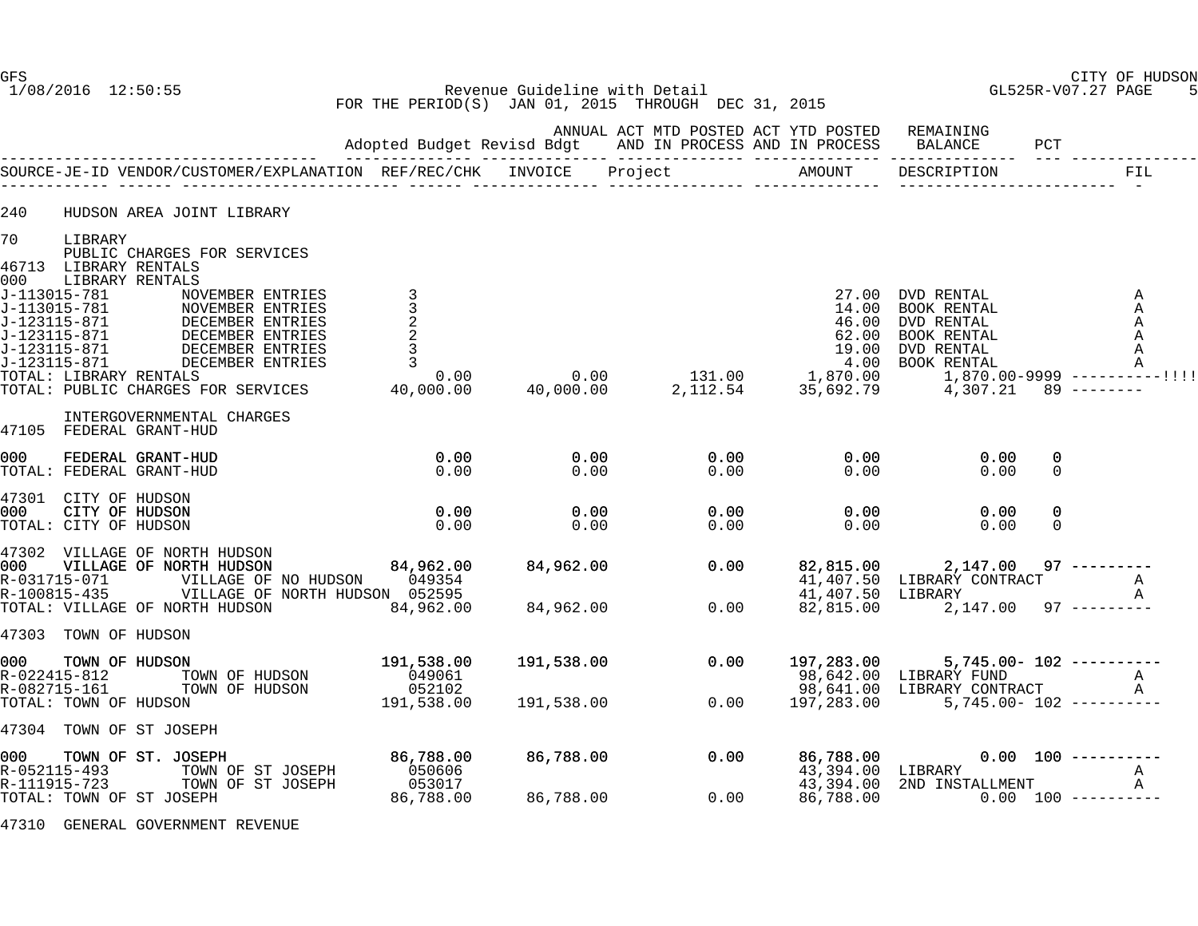GFS CITY OF HUDSON
1/08/2016 12:50:55 Revenue Guideline with Detail GL525R-V07.27 PAGE 5
FOR THE PERIOD(S) JAN 01, 2015 THROUGH DEC 31, 2015

| SOURCE-JE-ID | VENDOR/CUSTOMER/EXPLANATION | REF/REC/CHK Adopted Budget | INVOICE Revisd Bdgt | Project ANNUAL ACT MTD POSTED AND IN PROCESS | AMOUNT ACT YTD POSTED AND IN PROCESS | DESCRIPTION REMAINING BALANCE | PCT | FIL |
|---|---|---|---|---|---|---|---|---|
| 240 | HUDSON AREA JOINT LIBRARY | | | | | | | |
| 70 | LIBRARY | | | | | | | |
| | PUBLIC CHARGES FOR SERVICES | | | | | | | |
| 46713 | LIBRARY RENTALS | | | | | | | |
| 000 | LIBRARY RENTALS | | | | | | | |
| J-113015-781 | NOVEMBER ENTRIES | 3 | | | 27.00 | DVD RENTAL | | A |
| J-113015-781 | NOVEMBER ENTRIES | 3 | | | 14.00 | BOOK RENTAL | | A |
| J-123115-871 | DECEMBER ENTRIES | 2 | | | 46.00 | DVD RENTAL | | A |
| J-123115-871 | DECEMBER ENTRIES | 2 | | | 62.00 | BOOK RENTAL | | A |
| J-123115-871 | DECEMBER ENTRIES | 3 | | | 19.00 | DVD RENTAL | | A |
| J-123115-871 | DECEMBER ENTRIES | 3 | | | 4.00 | BOOK RENTAL | | A |
| TOTAL: LIBRARY RENTALS | | 0.00 | 0.00 | 131.00 | 1,870.00 | 1,870.00- | 9999 | ----------!!!! |
| TOTAL: PUBLIC CHARGES FOR SERVICES | | 40,000.00 | 40,000.00 | 2,112.54 | 35,692.79 | 4,307.21 | 89 | -------- |
| | INTERGOVERNMENTAL CHARGES | | | | | | | |
| 47105 | FEDERAL GRANT-HUD | | | | | | | |
| 000 | **FEDERAL GRANT-HUD** | **0.00** | **0.00** | **0.00** | **0.00** | **0.00** | **0** | |
| TOTAL: FEDERAL GRANT-HUD | | 0.00 | 0.00 | 0.00 | 0.00 | 0.00 | 0 | |
| 47301 | CITY OF HUDSON | | | | | | | |
| 000 | **CITY OF HUDSON** | **0.00** | **0.00** | **0.00** | **0.00** | **0.00** | **0** | |
| TOTAL: CITY OF HUDSON | | 0.00 | 0.00 | 0.00 | 0.00 | 0.00 | 0 | |
| 47302 | VILLAGE OF NORTH HUDSON | | | | | | | |
| 000 | **VILLAGE OF NORTH HUDSON** | **84,962.00** | **84,962.00** | **0.00** | **82,815.00** | **2,147.00** | **97** | --------- |
| R-031715-071 | VILLAGE OF NO HUDSON | 049354 | | | 41,407.50 | LIBRARY CONTRACT | | A |
| R-100815-435 | VILLAGE OF NORTH HUDSON | 052595 | | | 41,407.50 | LIBRARY | | A |
| TOTAL: VILLAGE OF NORTH HUDSON | | 84,962.00 | 84,962.00 | 0.00 | 82,815.00 | 2,147.00 | 97 | --------- |
| 47303 | TOWN OF HUDSON | | | | | | | |
| 000 | **TOWN OF HUDSON** | **191,538.00** | **191,538.00** | **0.00** | **197,283.00** | **5,745.00-** | **102** | ---------- |
| R-022415-812 | TOWN OF HUDSON | 049061 | | | 98,642.00 | LIBRARY FUND | | A |
| R-082715-161 | TOWN OF HUDSON | 052102 | | | 98,641.00 | LIBRARY CONTRACT | | A |
| TOTAL: TOWN OF HUDSON | | 191,538.00 | 191,538.00 | 0.00 | 197,283.00 | 5,745.00- | 102 | ---------- |
| 47304 | TOWN OF ST JOSEPH | | | | | | | |
| 000 | **TOWN OF ST. JOSEPH** | **86,788.00** | **86,788.00** | **0.00** | **86,788.00** | **0.00** | **100** | ---------- |
| R-052115-493 | TOWN OF ST JOSEPH | 050606 | | | 43,394.00 | LIBRARY | | A |
| R-111915-723 | TOWN OF ST JOSEPH | 053017 | | | 43,394.00 | 2ND INSTALLMENT | | A |
| TOTAL: TOWN OF ST JOSEPH | | 86,788.00 | 86,788.00 | 0.00 | 86,788.00 | 0.00 | 100 | ---------- |
| 47310 | GENERAL GOVERNMENT REVENUE | | | | | | | |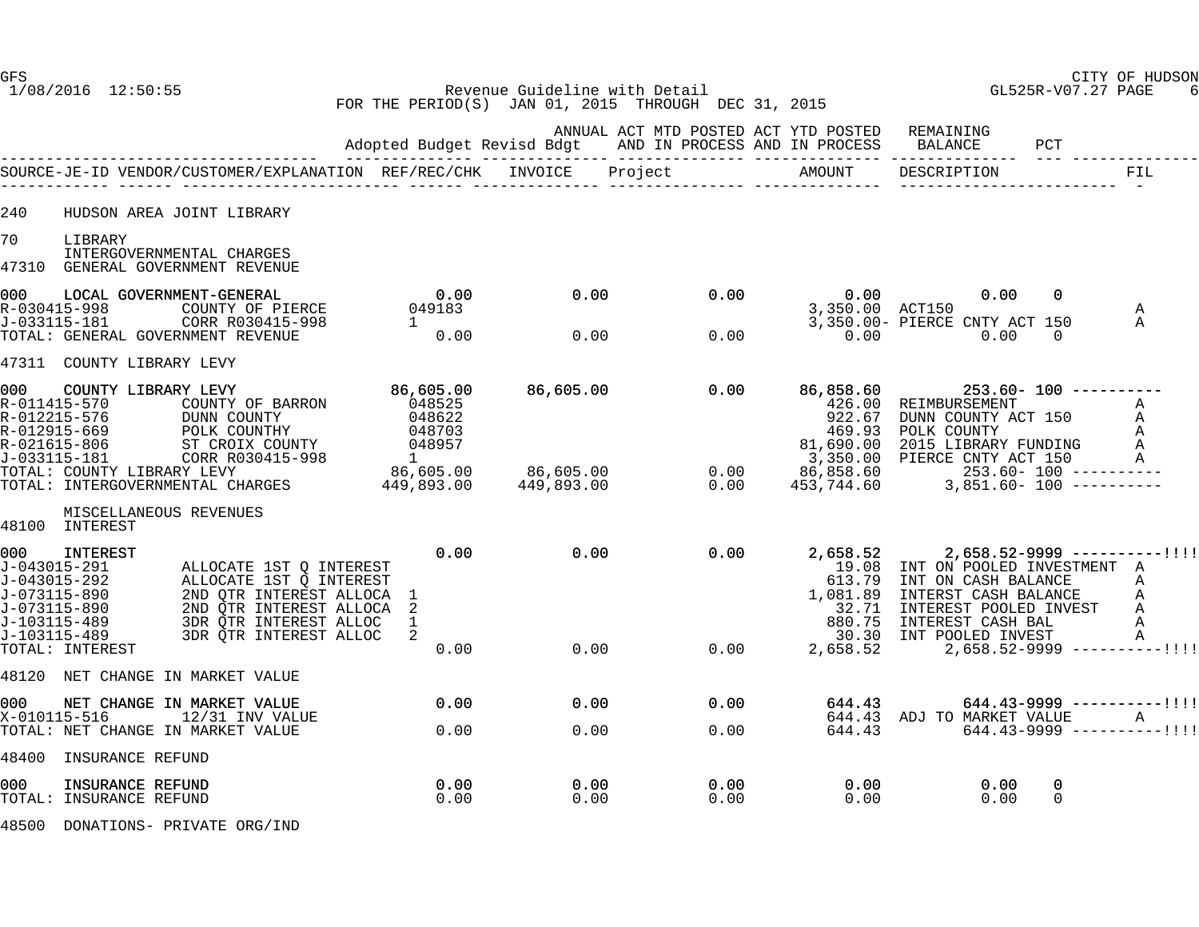Revenue Guideline with Detail
FOR THE PERIOD(S) JAN 01, 2015 THROUGH DEC 31, 2015

| SOURCE-JE-ID | VENDOR/CUSTOMER/EXPLANATION | Adopted Budget / REF/REC/CHK | Revisd Bdgt / INVOICE | ANNUAL ACT MTD POSTED AND IN PROCESS / Project | ACT YTD POSTED AND IN PROCESS / AMOUNT | REMAINING BALANCE / DESCRIPTION | PCT | FIL |
|---|---|---|---|---|---|---|---|---|
| 240 | HUDSON AREA JOINT LIBRARY | | | | | | | |
| 70 | LIBRARY | | | | | | | |
| | INTERGOVERNMENTAL CHARGES | | | | | | | |
| 47310 | GENERAL GOVERNMENT REVENUE | | | | | | | |
| 000 | LOCAL GOVERNMENT-GENERAL | 0.00 | 0.00 | 0.00 | 0.00 | 0.00 | 0 | |
| R-030415-998 | COUNTY OF PIERCE | 049183 | | | 3,350.00 | ACT150 | | A |
| J-033115-181 | CORR R030415-998 | 1 | | | 3,350.00- | PIERCE CNTY ACT 150 | | A |
| TOTAL: GENERAL GOVERNMENT REVENUE | | 0.00 | 0.00 | 0.00 | 0.00 | 0.00 | 0 | |
| 47311 | COUNTY LIBRARY LEVY | | | | | | | |
| 000 | COUNTY LIBRARY LEVY | 86,605.00 | 86,605.00 | 0.00 | 86,858.60 | 253.60- | 100 | ---------- |
| R-011415-570 | COUNTY OF BARRON | 048525 | | | 426.00 | REIMBURSEMENT | | A |
| R-012215-576 | DUNN COUNTY | 048622 | | | 922.67 | DUNN COUNTY ACT 150 | | A |
| R-012915-669 | POLK COUNTHY | 048703 | | | 469.93 | POLK COUNTY | | A |
| R-021615-806 | ST CROIX COUNTY | 048957 | | | 81,690.00 | 2015 LIBRARY FUNDING | | A |
| J-033115-181 | CORR R030415-998 | 1 | | | 3,350.00 | PIERCE CNTY ACT 150 | | A |
| TOTAL: COUNTY LIBRARY LEVY | | 86,605.00 | 86,605.00 | 0.00 | 86,858.60 | 253.60- | 100 | ---------- |
| TOTAL: INTERGOVERNMENTAL CHARGES | | 449,893.00 | 449,893.00 | 0.00 | 453,744.60 | 3,851.60- | 100 | ---------- |
| | MISCELLANEOUS REVENUES | | | | | | | |
| 48100 | INTEREST | | | | | | | |
| 000 | INTEREST | 0.00 | 0.00 | 0.00 | 2,658.52 | 2,658.52- | 9999 | ----------!!!! |
| J-043015-291 | ALLOCATE 1ST Q INTEREST | | | | 19.08 | INT ON POOLED INVESTMENT | | A |
| J-043015-292 | ALLOCATE 1ST Q INTEREST | | | | 613.79 | INT ON CASH BALANCE | | A |
| J-073115-890 | 2ND QTR INTEREST ALLOCA | 1 | | | 1,081.89 | INTERST CASH BALANCE | | A |
| J-073115-890 | 2ND QTR INTEREST ALLOCA | 2 | | | 32.71 | INTEREST POOLED INVEST | | A |
| J-103115-489 | 3DR QTR INTEREST ALLOC | 1 | | | 880.75 | INTEREST CASH BAL | | A |
| J-103115-489 | 3DR QTR INTEREST ALLOC | 2 | | | 30.30 | INT POOLED INVEST | | A |
| TOTAL: INTEREST | | 0.00 | 0.00 | 0.00 | 2,658.52 | 2,658.52- | 9999 | ----------!!!! |
| 48120 | NET CHANGE IN MARKET VALUE | | | | | | | |
| 000 | NET CHANGE IN MARKET VALUE | 0.00 | 0.00 | 0.00 | 644.43 | 644.43- | 9999 | ----------!!!! |
| X-010115-516 | 12/31 INV VALUE | | | | 644.43 | ADJ TO MARKET VALUE | | A |
| TOTAL: NET CHANGE IN MARKET VALUE | | 0.00 | 0.00 | 0.00 | 644.43 | 644.43- | 9999 | ----------!!!! |
| 48400 | INSURANCE REFUND | | | | | | | |
| 000 | INSURANCE REFUND | 0.00 | 0.00 | 0.00 | 0.00 | 0.00 | 0 | |
| TOTAL: INSURANCE REFUND | | 0.00 | 0.00 | 0.00 | 0.00 | 0.00 | 0 | |
| 48500 | DONATIONS- PRIVATE ORG/IND | | | | | | | |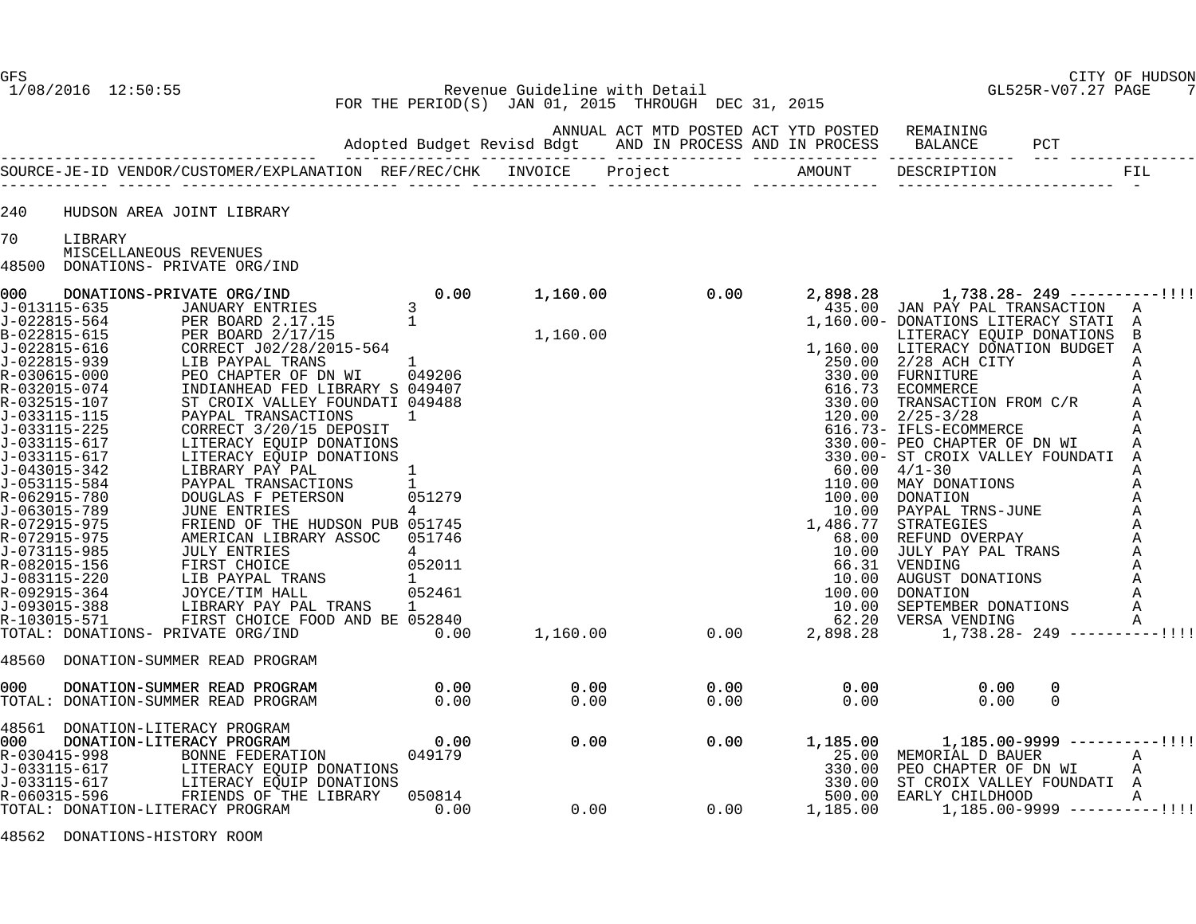**CITY OF HUDSON**

**Revenue Guideline with Detail**
**FOR THE PERIOD(S) JAN 01, 2015 THROUGH DEC 31, 2015**

GFS 1/08/2016 12:50:55 — GL525R-V07.27 PAGE 7

| SOURCE-JE-ID | VENDOR/CUSTOMER/EXPLANATION | REF/REC/CHK | Adopted Budget | INVOICE / Revisd Bdgt | Project / ANNUAL ACT MTD POSTED AND IN PROCESS | AMOUNT / ACT YTD POSTED AND IN PROCESS | DESCRIPTION / REMAINING BALANCE | PCT | FIL |
|---|---|---|---|---|---|---|---|---|---|
| **240** | **HUDSON AREA JOINT LIBRARY** | | | | | | | | |
| **70** | **LIBRARY** | | | | | | | | |
| | MISCELLANEOUS REVENUES | | | | | | | | |
| **48500** | **DONATIONS- PRIVATE ORG/IND** | | | | | | | | |
| 000 | DONATIONS-PRIVATE ORG/IND | | 0.00 | 1,160.00 | 0.00 | 2,898.28 | 1,738.28- | 249 | ----------!!!! |
| J-013115-635 | JANUARY ENTRIES | 3 | | | | 435.00 | JAN PAY PAL TRANSACTION | | A |
| J-022815-564 | PER BOARD 2.17.15 | 1 | | | | 1,160.00- | DONATIONS LITERACY STATI | | A |
| B-022815-615 | PER BOARD 2/17/15 | | | 1,160.00 | | | LITERACY EQUIP DONATIONS | | B |
| J-022815-616 | CORRECT J02/28/2015-564 | | | | | 1,160.00 | LITERACY DONATION BUDGET | | A |
| J-022815-939 | LIB PAYPAL TRANS | 1 | | | | 250.00 | 2/28 ACH CITY | | A |
| R-030615-000 | PEO CHAPTER OF DN WI | 049206 | | | | 330.00 | FURNITURE | | A |
| R-032015-074 | INDIANHEAD FED LIBRARY S | 049407 | | | | 616.73 | ECOMMERCE | | A |
| R-032515-107 | ST CROIX VALLEY FOUNDATI | 049488 | | | | 330.00 | TRANSACTION FROM C/R | | A |
| J-033115-115 | PAYPAL TRANSACTIONS | 1 | | | | 120.00 | 2/25-3/28 | | A |
| J-033115-225 | CORRECT 3/20/15 DEPOSIT | | | | | 616.73- | IFLS-ECOMMERCE | | A |
| J-033115-617 | LITERACY EQUIP DONATIONS | | | | | 330.00- | PEO CHAPTER OF DN WI | | A |
| J-033115-617 | LITERACY EQUIP DONATIONS | | | | | 330.00- | ST CROIX VALLEY FOUNDATI | | A |
| J-043015-342 | LIBRARY PAY PAL | 1 | | | | 60.00 | 4/1-30 | | A |
| J-053115-584 | PAYPAL TRANSACTIONS | 1 | | | | 110.00 | MAY DONATIONS | | A |
| R-062915-780 | DOUGLAS F PETERSON | 051279 | | | | 100.00 | DONATION | | A |
| J-063015-789 | JUNE ENTRIES | 4 | | | | 10.00 | PAYPAL TRNS-JUNE | | A |
| R-072915-975 | FRIEND OF THE HUDSON PUB | 051745 | | | | 1,486.77 | STRATEGIES | | A |
| R-072915-975 | AMERICAN LIBRARY ASSOC | 051746 | | | | 68.00 | REFUND OVERPAY | | A |
| J-073115-985 | JULY ENTRIES | 4 | | | | 10.00 | JULY PAY PAL TRANS | | A |
| R-082015-156 | FIRST CHOICE | 052011 | | | | 66.31 | VENDING | | A |
| J-083115-220 | LIB PAYPAL TRANS | 1 | | | | 10.00 | AUGUST DONATIONS | | A |
| R-092915-364 | JOYCE/TIM HALL | 052461 | | | | 100.00 | DONATION | | A |
| J-093015-388 | LIBRARY PAY PAL TRANS | 1 | | | | 10.00 | SEPTEMBER DONATIONS | | A |
| R-103015-571 | FIRST CHOICE FOOD AND BE | 052840 | | | | 62.20 | VERSA VENDING | | A |
| TOTAL: | DONATIONS- PRIVATE ORG/IND | | 0.00 | 1,160.00 | 0.00 | 2,898.28 | 1,738.28- | 249 | ----------!!!! |
| **48560** | **DONATION-SUMMER READ PROGRAM** | | | | | | | | |
| 000 | DONATION-SUMMER READ PROGRAM | | 0.00 | 0.00 | 0.00 | 0.00 | 0.00 | 0 | |
| TOTAL: | DONATION-SUMMER READ PROGRAM | | 0.00 | 0.00 | 0.00 | 0.00 | 0.00 | 0 | |
| **48561** | **DONATION-LITERACY PROGRAM** | | | | | | | | |
| 000 | DONATION-LITERACY PROGRAM | | 0.00 | 0.00 | 0.00 | 1,185.00 | 1,185.00- | 9999 | ----------!!!! |
| R-030415-998 | BONNE FEDERATION | 049179 | | | | 25.00 | MEMORIAL D BAUER | | A |
| J-033115-617 | LITERACY EQUIP DONATIONS | | | | | 330.00 | PEO CHAPTER OF DN WI | | A |
| J-033115-617 | LITERACY EQUIP DONATIONS | | | | | 330.00 | ST CROIX VALLEY FOUNDATI | | A |
| R-060315-596 | FRIENDS OF THE LIBRARY | 050814 | | | | 500.00 | EARLY CHILDHOOD | | A |
| TOTAL: | DONATION-LITERACY PROGRAM | | 0.00 | 0.00 | 0.00 | 1,185.00 | 1,185.00- | 9999 | ----------!!!! |
| **48562** | **DONATIONS-HISTORY ROOM** | | | | | | | | |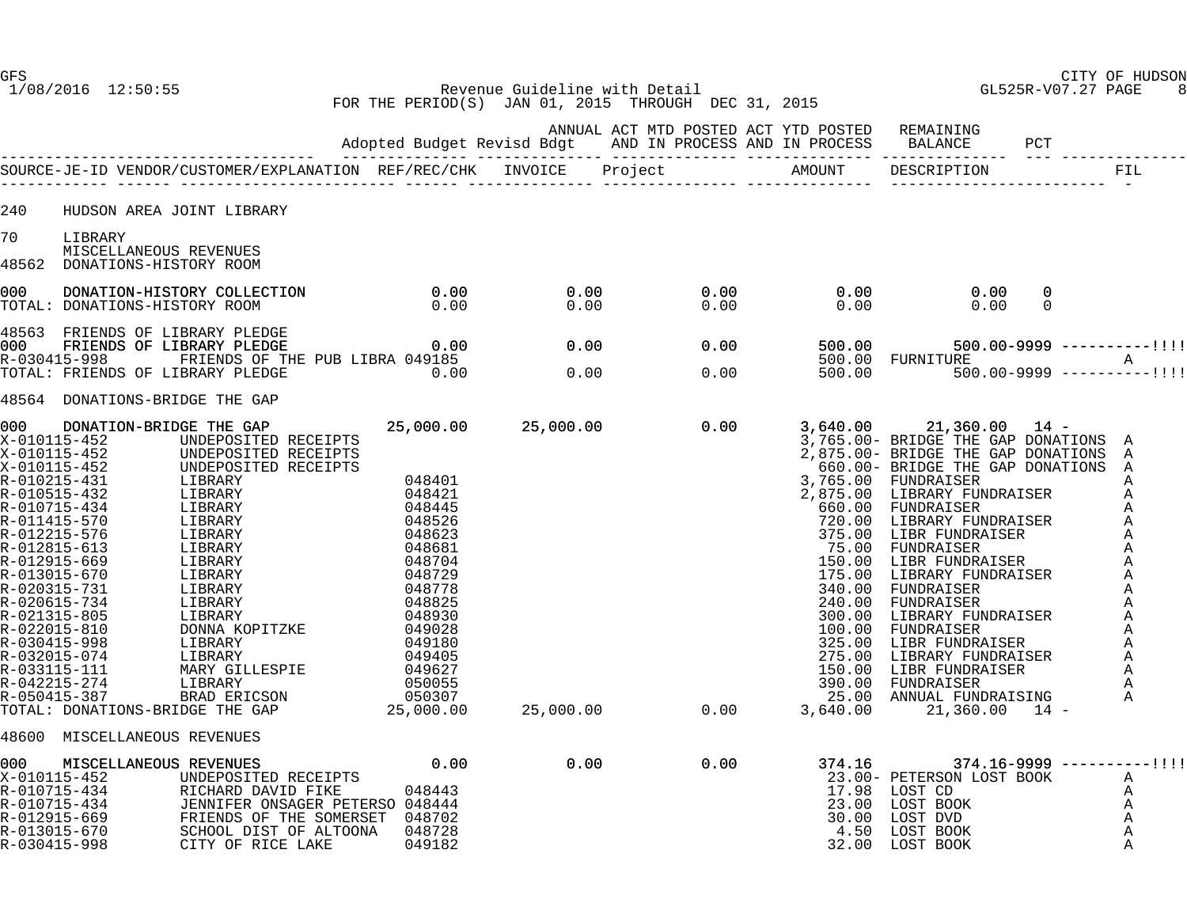CITY OF HUDSON

Revenue Guideline with Detail

FOR THE PERIOD(S) JAN 01, 2015 THROUGH DEC 31, 2015

| | Adopted Budget | Revisd Bdgt | ANNUAL ACT MTD POSTED AND IN PROCESS | ACT YTD POSTED AND IN PROCESS | REMAINING BALANCE | PCT | |
|---|---|---|---|---|---|---|---|

| SOURCE-JE-ID | VENDOR/CUSTOMER/EXPLANATION | REF/REC/CHK | INVOICE | Project | AMOUNT | DESCRIPTION | FIL |
|---|---|---|---|---|---|---|---|

240 HUDSON AREA JOINT LIBRARY

70 LIBRARY
MISCELLANEOUS REVENUES

48562 DONATIONS-HISTORY ROOM

| | | Adopted Budget | Revisd Bdgt | MTD | YTD | Remaining | PCT |
|---|---|---|---|---|---|---|---|
| 000 | DONATION-HISTORY COLLECTION | 0.00 | 0.00 | 0.00 | 0.00 | 0.00 | 0 |
| TOTAL: | DONATIONS-HISTORY ROOM | 0.00 | 0.00 | 0.00 | 0.00 | 0.00 | 0 |

48563 FRIENDS OF LIBRARY PLEDGE

| | | Adopted Budget | Revisd Bdgt | MTD | YTD | Remaining | PCT |
|---|---|---|---|---|---|---|---|
| 000 | FRIENDS OF LIBRARY PLEDGE | 0.00 | 0.00 | 0.00 | 500.00 | 500.00- | 9999 ----------!!!! |
| TOTAL: | FRIENDS OF LIBRARY PLEDGE | 0.00 | 0.00 | 0.00 | 500.00 | 500.00- | 9999 ----------!!!! |

| SOURCE-JE-ID | VENDOR/CUSTOMER/EXPLANATION | REF/REC/CHK | AMOUNT | DESCRIPTION | FIL |
|---|---|---|---|---|---|
| R-030415-998 | FRIENDS OF THE PUB LIBRA | 049185 | 500.00 | FURNITURE | A |

48564 DONATIONS-BRIDGE THE GAP

| | | Adopted Budget | Revisd Bdgt | MTD | YTD | Remaining | PCT |
|---|---|---|---|---|---|---|---|
| 000 | DONATION-BRIDGE THE GAP | 25,000.00 | 25,000.00 | 0.00 | 3,640.00 | 21,360.00 | 14 - |
| TOTAL: | DONATIONS-BRIDGE THE GAP | 25,000.00 | 25,000.00 | 0.00 | 3,640.00 | 21,360.00 | 14 - |

| SOURCE-JE-ID | VENDOR/CUSTOMER/EXPLANATION | REF/REC/CHK | AMOUNT | DESCRIPTION | FIL |
|---|---|---|---|---|---|
| X-010115-452 | UNDEPOSITED RECEIPTS | | 3,765.00- | BRIDGE THE GAP DONATIONS | A |
| X-010115-452 | UNDEPOSITED RECEIPTS | | 2,875.00- | BRIDGE THE GAP DONATIONS | A |
| X-010115-452 | UNDEPOSITED RECEIPTS | | 660.00- | BRIDGE THE GAP DONATIONS | A |
| R-010215-431 | LIBRARY | 048401 | 3,765.00 | FUNDRAISER | A |
| R-010515-432 | LIBRARY | 048421 | 2,875.00 | LIBRARY FUNDRAISER | A |
| R-010715-434 | LIBRARY | 048445 | 660.00 | FUNDRAISER | A |
| R-011415-570 | LIBRARY | 048526 | 720.00 | LIBRARY FUNDRAISER | A |
| R-012215-576 | LIBRARY | 048623 | 375.00 | LIBR FUNDRAISER | A |
| R-012815-613 | LIBRARY | 048681 | 75.00 | FUNDRAISER | A |
| R-012915-669 | LIBRARY | 048704 | 150.00 | LIBR FUNDRAISER | A |
| R-013015-670 | LIBRARY | 048729 | 175.00 | LIBRARY FUNDRAISER | A |
| R-020315-731 | LIBRARY | 048778 | 340.00 | FUNDRAISER | A |
| R-020615-734 | LIBRARY | 048825 | 240.00 | FUNDRAISER | A |
| R-021315-805 | LIBRARY | 048930 | 300.00 | LIBRARY FUNDRAISER | A |
| R-022015-810 | DONNA KOPITZKE | 049028 | 100.00 | FUNDRAISER | A |
| R-030415-998 | LIBRARY | 049180 | 325.00 | LIBR FUNDRAISER | A |
| R-032015-074 | LIBRARY | 049405 | 275.00 | LIBRARY FUNDRAISER | A |
| R-033115-111 | MARY GILLESPIE | 049627 | 150.00 | LIBR FUNDRAISER | A |
| R-042215-274 | LIBRARY | 050055 | 390.00 | FUNDRAISER | A |
| R-050415-387 | BRAD ERICSON | 050307 | 25.00 | ANNUAL FUNDRAISING | A |

48600 MISCELLANEOUS REVENUES

| | | Adopted Budget | Revisd Bdgt | MTD | YTD | Remaining | PCT |
|---|---|---|---|---|---|---|---|
| 000 | MISCELLANEOUS REVENUES | 0.00 | 0.00 | 0.00 | 374.16 | 374.16- | 9999 ----------!!!! |

| SOURCE-JE-ID | VENDOR/CUSTOMER/EXPLANATION | REF/REC/CHK | AMOUNT | DESCRIPTION | FIL |
|---|---|---|---|---|---|
| X-010115-452 | UNDEPOSITED RECEIPTS | | 23.00- | PETERSON LOST BOOK | A |
| R-010715-434 | RICHARD DAVID FIKE | 048443 | 17.98 | LOST CD | A |
| R-010715-434 | JENNIFER ONSAGER PETERSO | 048444 | 23.00 | LOST BOOK | A |
| R-012915-669 | FRIENDS OF THE SOMERSET | 048702 | 30.00 | LOST DVD | A |
| R-013015-670 | SCHOOL DIST OF ALTOONA | 048728 | 4.50 | LOST BOOK | A |
| R-030415-998 | CITY OF RICE LAKE | 049182 | 32.00 | LOST BOOK | A |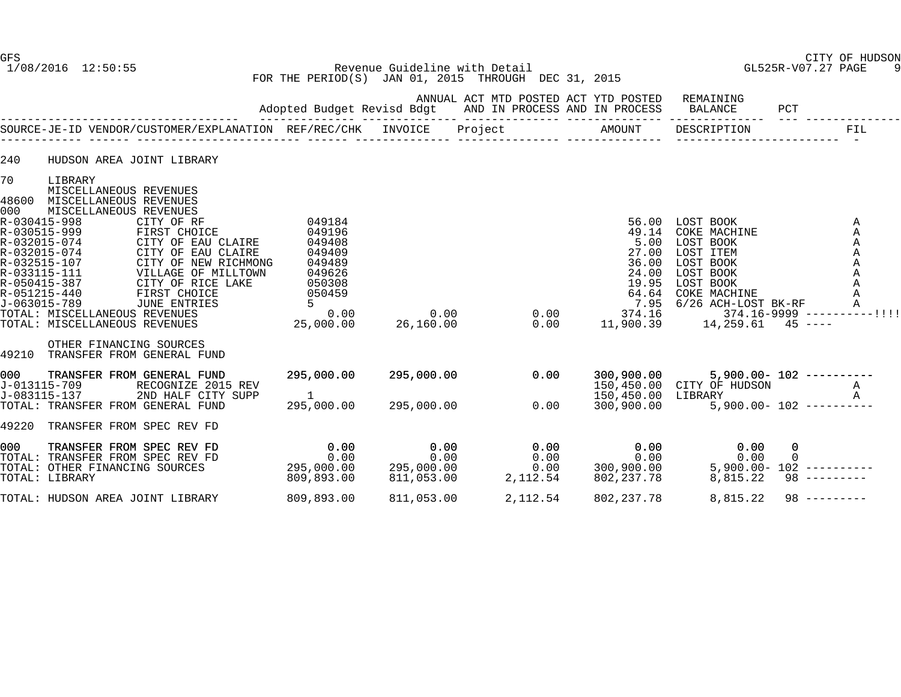# CITY OF HUDSON

**Revenue Guideline with Detail**
FOR THE PERIOD(S) JAN 01, 2015 THROUGH DEC 31, 2015

GFS 1/08/2016 12:50:55 — GL525R-V07.27

| SOURCE-JE-ID | VENDOR/CUSTOMER/EXPLANATION | REF/REC/CHK | INVOICE | Project | AMOUNT | DESCRIPTION | FIL |
|---|---|---|---|---|---|---|---|

Columns for totals: Adopted Budget | Revisd Bdgt | ANNUAL ACT MTD POSTED AND IN PROCESS | ACT YTD POSTED AND IN PROCESS | REMAINING BALANCE | PCT

## 240 HUDSON AREA JOINT LIBRARY

### 70 LIBRARY

MISCELLANEOUS REVENUES

48600 MISCELLANEOUS REVENUES

000 MISCELLANEOUS REVENUES

| SOURCE-JE-ID | VENDOR/CUSTOMER/EXPLANATION | REF/REC/CHK | AMOUNT | DESCRIPTION | FIL |
|---|---|---|---|---|---|
| R-030415-998 | CITY OF RF | 049184 | 56.00 | LOST BOOK | A |
| R-030515-999 | FIRST CHOICE | 049196 | 49.14 | COKE MACHINE | A |
| R-032015-074 | CITY OF EAU CLAIRE | 049408 | 5.00 | LOST BOOK | A |
| R-032015-074 | CITY OF EAU CLAIRE | 049409 | 27.00 | LOST ITEM | A |
| R-032515-107 | CITY OF NEW RICHMONG | 049489 | 36.00 | LOST BOOK | A |
| R-033115-111 | VILLAGE OF MILLTOWN | 049626 | 24.00 | LOST BOOK | A |
| R-050415-387 | CITY OF RICE LAKE | 050308 | 19.95 | LOST BOOK | A |
| R-051215-440 | FIRST CHOICE | 050459 | 64.64 | COKE MACHINE | A |
| J-063015-789 | JUNE ENTRIES | 5 | 7.95 | 6/26 ACH-LOST BK-RF | A |

| | Adopted Budget | Revisd Bdgt | ANNUAL ACT MTD POSTED AND IN PROCESS | ACT YTD POSTED AND IN PROCESS | REMAINING BALANCE | PCT |
|---|---|---|---|---|---|---|
| TOTAL: MISCELLANEOUS REVENUES | 0.00 | 0.00 | 0.00 | 374.16 | 374.16- | 9999 ----------!!!! |
| TOTAL: MISCELLANEOUS REVENUES | 25,000.00 | 26,160.00 | 0.00 | 11,900.39 | 14,259.61 | 45 ---- |

OTHER FINANCING SOURCES

49210 TRANSFER FROM GENERAL FUND

| | Adopted Budget | Revisd Bdgt | ANNUAL ACT MTD POSTED AND IN PROCESS | ACT YTD POSTED AND IN PROCESS | REMAINING BALANCE | PCT |
|---|---|---|---|---|---|---|
| 000 TRANSFER FROM GENERAL FUND | 295,000.00 | 295,000.00 | 0.00 | 300,900.00 | 5,900.00- | 102 ---------- |

| SOURCE-JE-ID | VENDOR/CUSTOMER/EXPLANATION | REF/REC/CHK | AMOUNT | DESCRIPTION | FIL |
|---|---|---|---|---|---|
| J-013115-709 | RECOGNIZE 2015 REV | | 150,450.00 | CITY OF HUDSON | A |
| J-083115-137 | 2ND HALF CITY SUPP | 1 | 150,450.00 | LIBRARY | A |

| | Adopted Budget | Revisd Bdgt | ANNUAL ACT MTD POSTED AND IN PROCESS | ACT YTD POSTED AND IN PROCESS | REMAINING BALANCE | PCT |
|---|---|---|---|---|---|---|
| TOTAL: TRANSFER FROM GENERAL FUND | 295,000.00 | 295,000.00 | 0.00 | 300,900.00 | 5,900.00- | 102 ---------- |

49220 TRANSFER FROM SPEC REV FD

| | Adopted Budget | Revisd Bdgt | ANNUAL ACT MTD POSTED AND IN PROCESS | ACT YTD POSTED AND IN PROCESS | REMAINING BALANCE | PCT |
|---|---|---|---|---|---|---|
| 000 TRANSFER FROM SPEC REV FD | 0.00 | 0.00 | 0.00 | 0.00 | 0.00 | 0 |
| TOTAL: TRANSFER FROM SPEC REV FD | 0.00 | 0.00 | 0.00 | 0.00 | 0.00 | 0 |
| TOTAL: OTHER FINANCING SOURCES | 295,000.00 | 295,000.00 | 0.00 | 300,900.00 | 5,900.00- | 102 ---------- |
| TOTAL: LIBRARY | 809,893.00 | 811,053.00 | 2,112.54 | 802,237.78 | 8,815.22 | 98 --------- |
| TOTAL: HUDSON AREA JOINT LIBRARY | 809,893.00 | 811,053.00 | 2,112.54 | 802,237.78 | 8,815.22 | 98 --------- |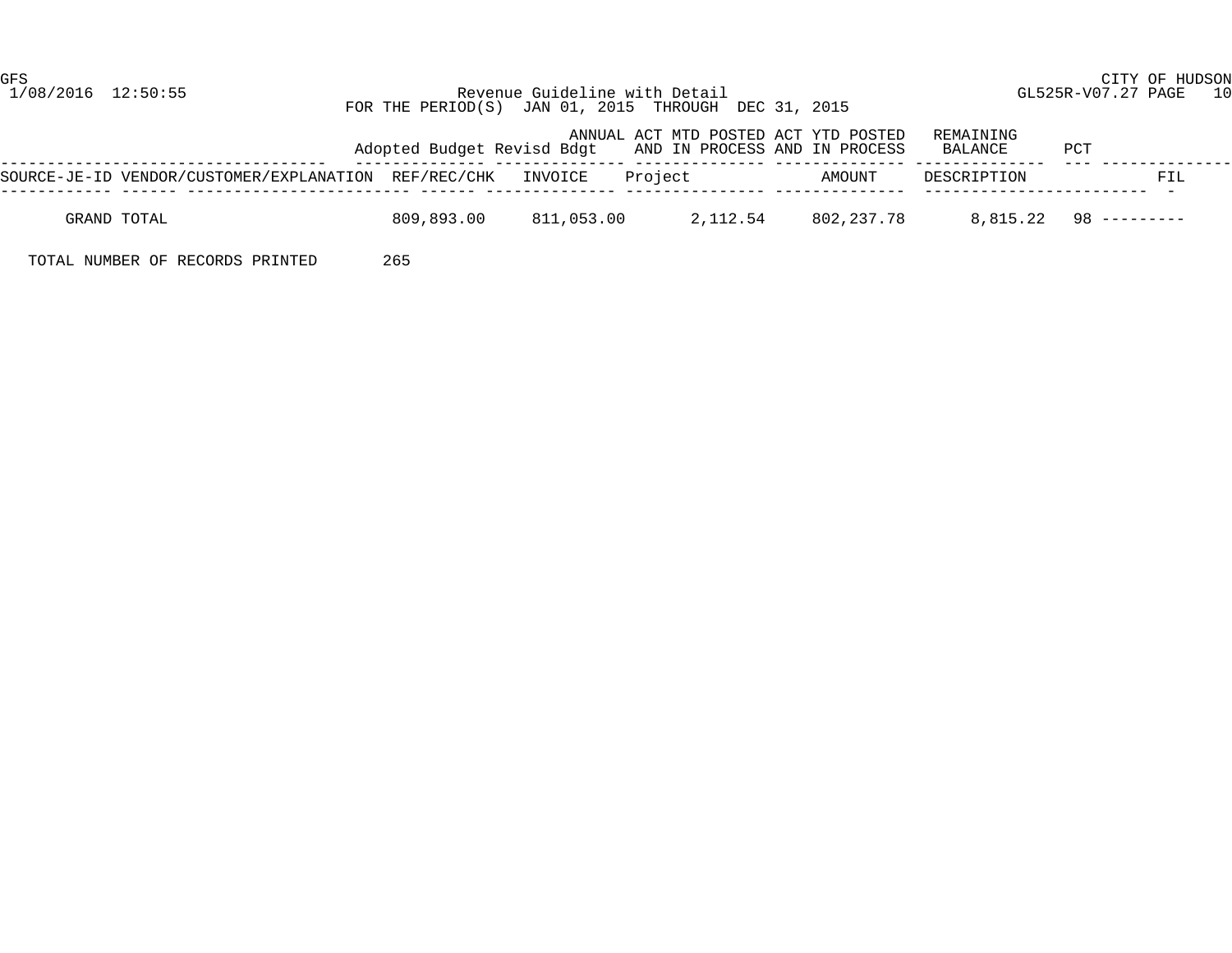GFS

CITY OF HUDSON

1/08/2016 12:50:55

Revenue Guideline with Detail

GL525R-V07.27 PAGE 10

FOR THE PERIOD(S) JAN 01, 2015 THROUGH DEC 31, 2015

| | Adopted Budget | Revisd Bdgt | ANNUAL ACT MTD POSTED AND IN PROCESS | ACT YTD POSTED AND IN PROCESS | REMAINING BALANCE | PCT | |
|---|---|---|---|---|---|---|---|
| SOURCE-JE-ID VENDOR/CUSTOMER/EXPLANATION | REF/REC/CHK | INVOICE | Project | AMOUNT | DESCRIPTION | | FIL |
| GRAND TOTAL | 809,893.00 | 811,053.00 | 2,112.54 | 802,237.78 | 8,815.22 | 98 | --------- |

TOTAL NUMBER OF RECORDS PRINTED 265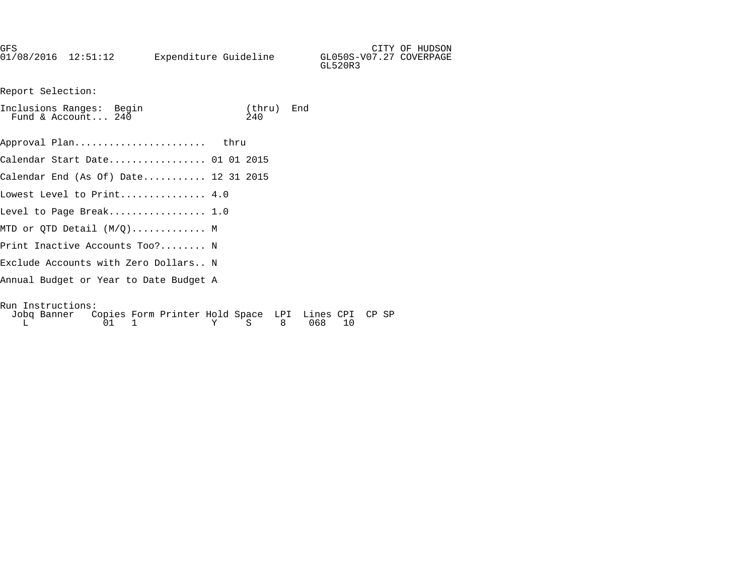GFS CITY OF HUDSON
01/08/2016 12:51:12 Expenditure Guideline GL050S-V07.27 COVERPAGE
GL520R3

Report Selection:

Inclusions Ranges: Begin (thru) End
Fund & Account... 240 240

Approval Plan....................... thru

Calendar Start Date................. 01 01 2015

Calendar End (As Of) Date........... 12 31 2015

Lowest Level to Print............... 4.0

Level to Page Break................. 1.0

MTD or QTD Detail (M/Q)............. M

Print Inactive Accounts Too?........ N

Exclude Accounts with Zero Dollars.. N

Annual Budget or Year to Date Budget A

Run Instructions:

| Jobq | Banner | Copies | Form | Printer | Hold | Space | LPI | Lines | CPI | CP | SP |
|---|---|---|---|---|---|---|---|---|---|---|---|
| L | | 01 | 1 | | Y | S | 8 | 068 | 10 | | |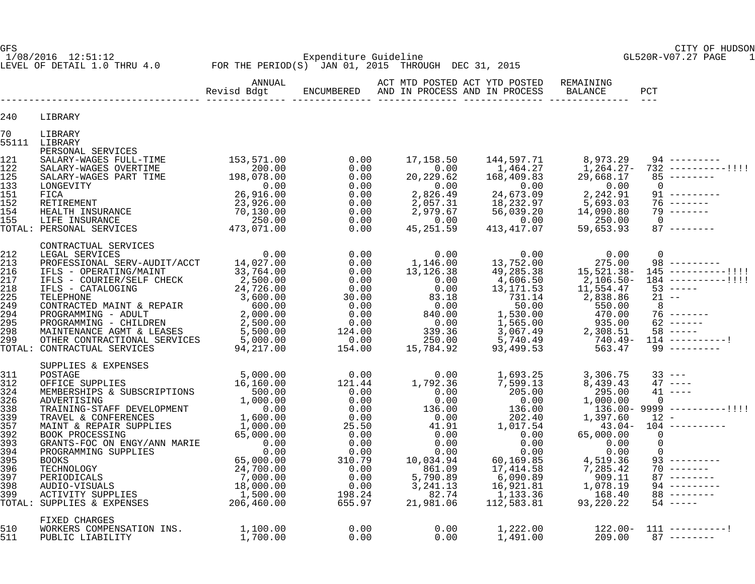GFS CITY OF HUDSON
1/08/2016 12:51:12 Expenditure Guideline GL520R-V07.27 PAGE 1
LEVEL OF DETAIL 1.0 THRU 4.0 FOR THE PERIOD(S) JAN 01, 2015 THROUGH DEC 31, 2015

| | | ANNUAL Revisd Bdgt | ENCUMBERED | ACT MTD POSTED AND IN PROCESS | ACT YTD POSTED AND IN PROCESS | REMAINING BALANCE | PCT |
|---|---|---|---|---|---|---|---|
| 240 | LIBRARY | | | | | | |
| 70 | LIBRARY | | | | | | |
| 55111 | LIBRARY | | | | | | |
| | PERSONAL SERVICES | | | | | | |
| 121 | SALARY-WAGES FULL-TIME | 153,571.00 | 0.00 | 17,158.50 | 144,597.71 | 8,973.29 | 94 --------- |
| 122 | SALARY-WAGES OVERTIME | 200.00 | 0.00 | 0.00 | 1,464.27 | 1,264.27- | 732 ----------!!!! |
| 125 | SALARY-WAGES PART TIME | 198,078.00 | 0.00 | 20,229.62 | 168,409.83 | 29,668.17 | 85 -------- |
| 133 | LONGEVITY | 0.00 | 0.00 | 0.00 | 0.00 | 0.00 | 0 |
| 151 | FICA | 26,916.00 | 0.00 | 2,826.49 | 24,673.09 | 2,242.91 | 91 --------- |
| 152 | RETIREMENT | 23,926.00 | 0.00 | 2,057.31 | 18,232.97 | 5,693.03 | 76 ------- |
| 154 | HEALTH INSURANCE | 70,130.00 | 0.00 | 2,979.67 | 56,039.20 | 14,090.80 | 79 ------- |
| 155 | LIFE INSURANCE | 250.00 | 0.00 | 0.00 | 0.00 | 250.00 | 0 |
| TOTAL: | PERSONAL SERVICES | 473,071.00 | 0.00 | 45,251.59 | 413,417.07 | 59,653.93 | 87 -------- |
| | CONTRACTUAL SERVICES | | | | | | |
| 212 | LEGAL SERVICES | 0.00 | 0.00 | 0.00 | 0.00 | 0.00 | 0 |
| 213 | PROFESSIONAL SERV-AUDIT/ACCT | 14,027.00 | 0.00 | 1,146.00 | 13,752.00 | 275.00 | 98 --------- |
| 216 | IFLS - OPERATING/MAINT | 33,764.00 | 0.00 | 13,126.38 | 49,285.38 | 15,521.38- | 145 ----------!!!! |
| 217 | IFLS - COURIER/SELF CHECK | 2,500.00 | 0.00 | 0.00 | 4,606.50 | 2,106.50- | 184 ----------!!!! |
| 218 | IFLS - CATALOGING | 24,726.00 | 0.00 | 0.00 | 13,171.53 | 11,554.47 | 53 ----- |
| 225 | TELEPHONE | 3,600.00 | 30.00 | 83.18 | 731.14 | 2,838.86 | 21 -- |
| 249 | CONTRACTED MAINT & REPAIR | 600.00 | 0.00 | 0.00 | 50.00 | 550.00 | 8 |
| 294 | PROGRAMMING - ADULT | 2,000.00 | 0.00 | 840.00 | 1,530.00 | 470.00 | 76 ------- |
| 295 | PROGRAMMING - CHILDREN | 2,500.00 | 0.00 | 0.00 | 1,565.00 | 935.00 | 62 ------ |
| 298 | MAINTENANCE AGMT & LEASES | 5,500.00 | 124.00 | 339.36 | 3,067.49 | 2,308.51 | 58 ----- |
| 299 | OTHER CONTRACTIONAL SERVICES | 5,000.00 | 0.00 | 250.00 | 5,740.49 | 740.49- | 114 ----------! |
| TOTAL: | CONTRACTUAL SERVICES | 94,217.00 | 154.00 | 15,784.92 | 93,499.53 | 563.47 | 99 --------- |
| | SUPPLIES & EXPENSES | | | | | | |
| 311 | POSTAGE | 5,000.00 | 0.00 | 0.00 | 1,693.25 | 3,306.75 | 33 --- |
| 312 | OFFICE SUPPLIES | 16,160.00 | 121.44 | 1,792.36 | 7,599.13 | 8,439.43 | 47 ---- |
| 324 | MEMBERSHIPS & SUBSCRIPTIONS | 500.00 | 0.00 | 0.00 | 205.00 | 295.00 | 41 ---- |
| 326 | ADVERTISING | 1,000.00 | 0.00 | 0.00 | 0.00 | 1,000.00 | 0 |
| 338 | TRAINING-STAFF DEVELOPMENT | 0.00 | 0.00 | 136.00 | 136.00 | 136.00- | 9999 ----------!!!! |
| 339 | TRAVEL & CONFERENCES | 1,600.00 | 0.00 | 0.00 | 202.40 | 1,397.60 | 12 - |
| 357 | MAINT & REPAIR SUPPLIES | 1,000.00 | 25.50 | 41.91 | 1,017.54 | 43.04- | 104 ---------- |
| 392 | BOOK PROCESSING | 65,000.00 | 0.00 | 0.00 | 0.00 | 65,000.00 | 0 |
| 393 | GRANTS-FOC ON ENGY/ANN MARIE | 0.00 | 0.00 | 0.00 | 0.00 | 0.00 | 0 |
| 394 | PROGRAMMING SUPPLIES | 0.00 | 0.00 | 0.00 | 0.00 | 0.00 | 0 |
| 395 | BOOKS | 65,000.00 | 310.79 | 10,034.94 | 60,169.85 | 4,519.36 | 93 --------- |
| 396 | TECHNOLOGY | 24,700.00 | 0.00 | 861.09 | 17,414.58 | 7,285.42 | 70 ------- |
| 397 | PERIODICALS | 7,000.00 | 0.00 | 5,790.89 | 6,090.89 | 909.11 | 87 -------- |
| 398 | AUDIO-VISUALS | 18,000.00 | 0.00 | 3,241.13 | 16,921.81 | 1,078.19 | 94 --------- |
| 399 | ACTIVITY SUPPLIES | 1,500.00 | 198.24 | 82.74 | 1,133.36 | 168.40 | 88 -------- |
| TOTAL: | SUPPLIES & EXPENSES | 206,460.00 | 655.97 | 21,981.06 | 112,583.81 | 93,220.22 | 54 ----- |
| | FIXED CHARGES | | | | | | |
| 510 | WORKERS COMPENSATION INS. | 1,100.00 | 0.00 | 0.00 | 1,222.00 | 122.00- | 111 ----------! |
| 511 | PUBLIC LIABILITY | 1,700.00 | 0.00 | 0.00 | 1,491.00 | 209.00 | 87 -------- |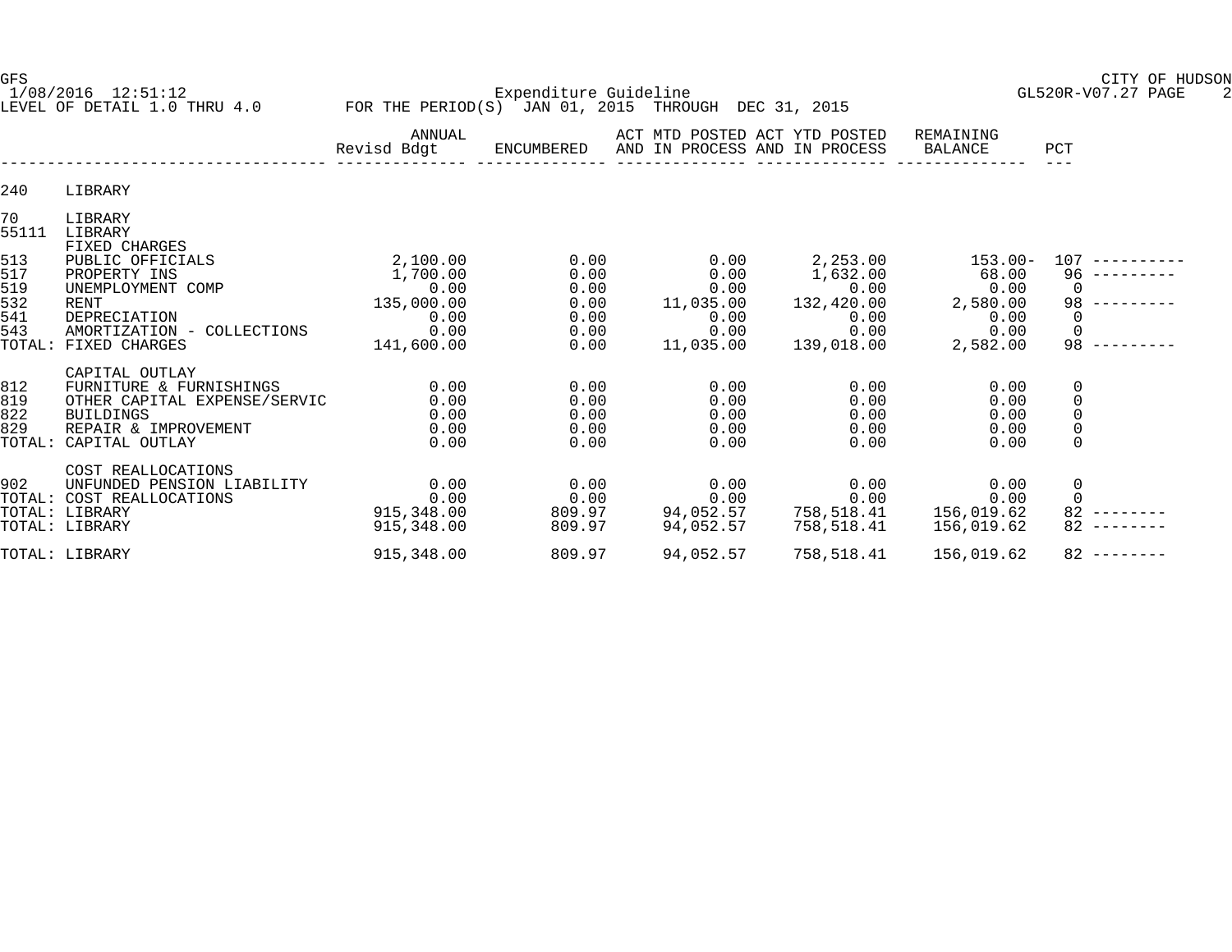GFS CITY OF HUDSON
1/08/2016 12:51:12 Expenditure Guideline GL520R-V07.27 PAGE 2
LEVEL OF DETAIL 1.0 THRU 4.0 FOR THE PERIOD(S) JAN 01, 2015 THROUGH DEC 31, 2015

| | | ANNUAL Revisd Bdgt | ENCUMBERED | ACT MTD POSTED AND IN PROCESS | ACT YTD POSTED AND IN PROCESS | REMAINING BALANCE | PCT | |
|---|---|---|---|---|---|---|---|---|
| 240 | LIBRARY | | | | | | | |
| 70 | LIBRARY | | | | | | | |
| 55111 | LIBRARY | | | | | | | |
| | FIXED CHARGES | | | | | | | |
| 513 | PUBLIC OFFICIALS | 2,100.00 | 0.00 | 0.00 | 2,253.00 | 153.00- | 107 | ---------- |
| 517 | PROPERTY INS | 1,700.00 | 0.00 | 0.00 | 1,632.00 | 68.00 | 96 | --------- |
| 519 | UNEMPLOYMENT COMP | 0.00 | 0.00 | 0.00 | 0.00 | 0.00 | 0 | |
| 532 | RENT | 135,000.00 | 0.00 | 11,035.00 | 132,420.00 | 2,580.00 | 98 | --------- |
| 541 | DEPRECIATION | 0.00 | 0.00 | 0.00 | 0.00 | 0.00 | 0 | |
| 543 | AMORTIZATION - COLLECTIONS | 0.00 | 0.00 | 0.00 | 0.00 | 0.00 | 0 | |
| TOTAL: | FIXED CHARGES | 141,600.00 | 0.00 | 11,035.00 | 139,018.00 | 2,582.00 | 98 | --------- |
| | CAPITAL OUTLAY | | | | | | | |
| 812 | FURNITURE & FURNISHINGS | 0.00 | 0.00 | 0.00 | 0.00 | 0.00 | 0 | |
| 819 | OTHER CAPITAL EXPENSE/SERVIC | 0.00 | 0.00 | 0.00 | 0.00 | 0.00 | 0 | |
| 822 | BUILDINGS | 0.00 | 0.00 | 0.00 | 0.00 | 0.00 | 0 | |
| 829 | REPAIR & IMPROVEMENT | 0.00 | 0.00 | 0.00 | 0.00 | 0.00 | 0 | |
| TOTAL: | CAPITAL OUTLAY | 0.00 | 0.00 | 0.00 | 0.00 | 0.00 | 0 | |
| | COST REALLOCATIONS | | | | | | | |
| 902 | UNFUNDED PENSION LIABILITY | 0.00 | 0.00 | 0.00 | 0.00 | 0.00 | 0 | |
| TOTAL: | COST REALLOCATIONS | 0.00 | 0.00 | 0.00 | 0.00 | 0.00 | 0 | |
| TOTAL: | LIBRARY | 915,348.00 | 809.97 | 94,052.57 | 758,518.41 | 156,019.62 | 82 | -------- |
| TOTAL: | LIBRARY | 915,348.00 | 809.97 | 94,052.57 | 758,518.41 | 156,019.62 | 82 | -------- |
| TOTAL: | LIBRARY | 915,348.00 | 809.97 | 94,052.57 | 758,518.41 | 156,019.62 | 82 | -------- |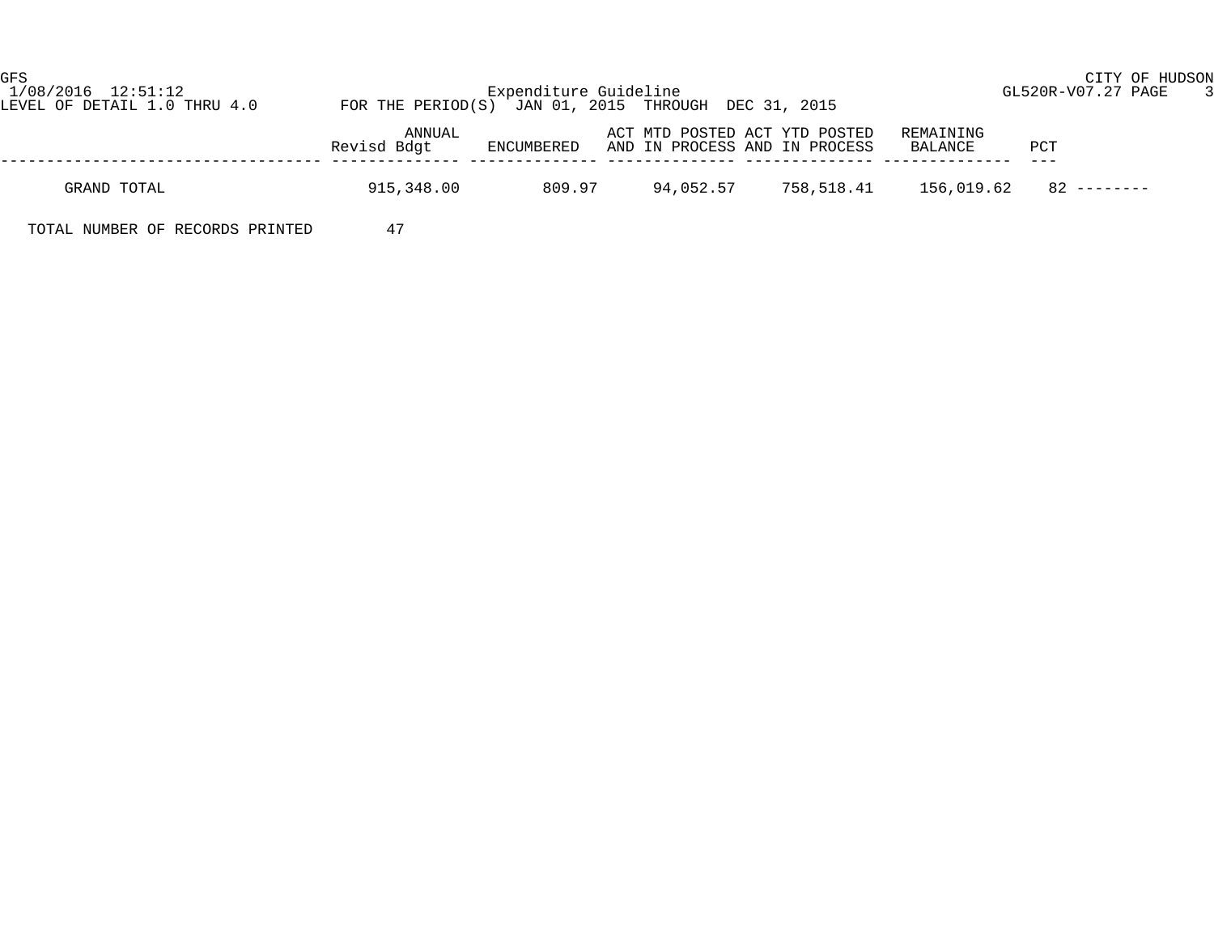GFS | CITY OF HUDSON
1/08/2016 12:51:12 | Expenditure Guideline | GL520R-V07.27 PAGE 3
LEVEL OF DETAIL 1.0 THRU 4.0 | FOR THE PERIOD(S) JAN 01, 2015 THROUGH DEC 31, 2015

| | ANNUAL Revisd Bdgt | ENCUMBERED | ACT MTD POSTED AND IN PROCESS | ACT YTD POSTED AND IN PROCESS | REMAINING BALANCE | PCT |
|---|---|---|---|---|---|---|
| GRAND TOTAL | 915,348.00 | 809.97 | 94,052.57 | 758,518.41 | 156,019.62 | 82 -------- |

TOTAL NUMBER OF RECORDS PRINTED 47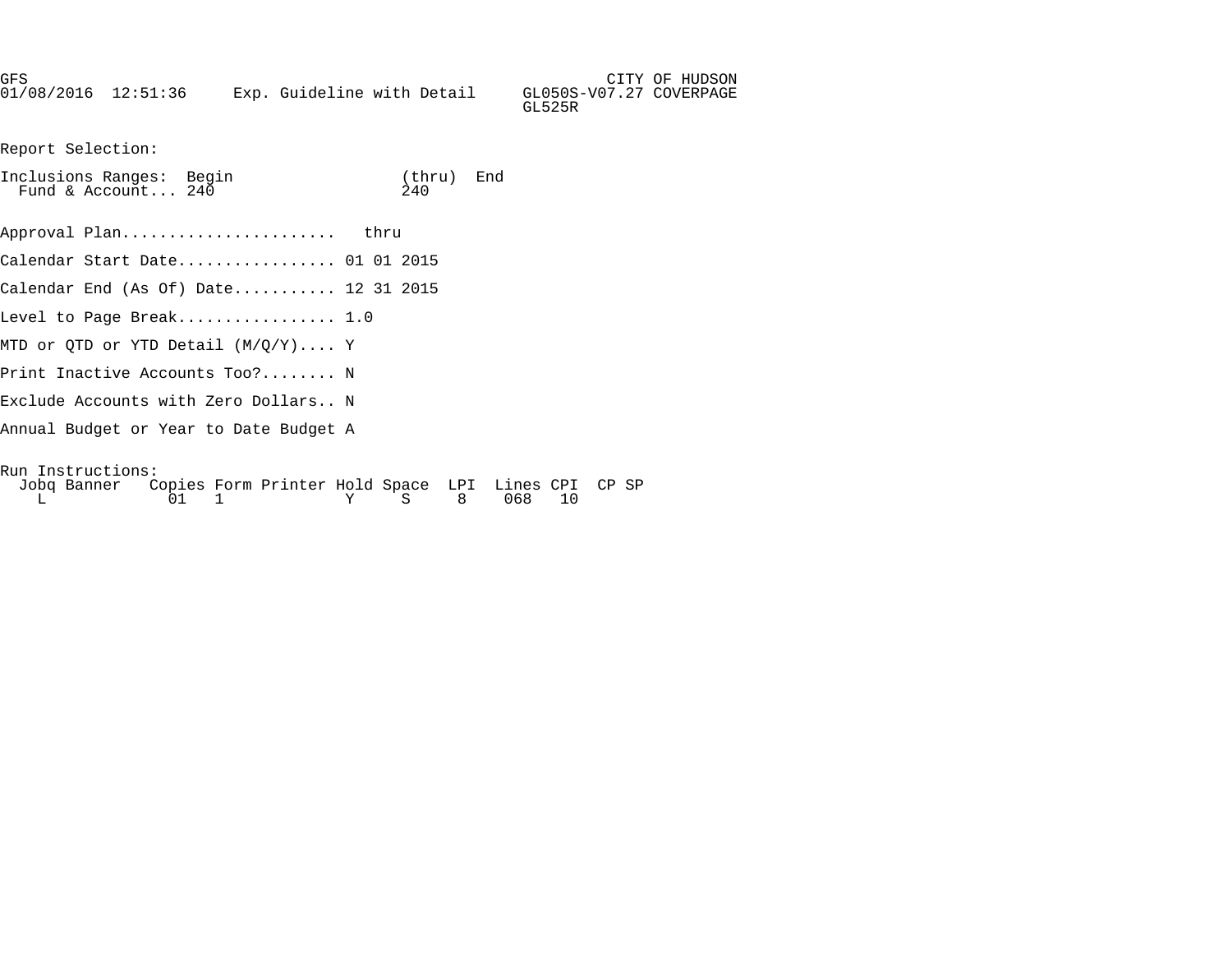GFS CITY OF HUDSON
01/08/2016 12:51:36 Exp. Guideline with Detail GL050S-V07.27 COVERPAGE
GL525R

Report Selection:

Inclusions Ranges: Begin (thru) End
Fund & Account... 240 240

Approval Plan....................... thru

Calendar Start Date................. 01 01 2015

Calendar End (As Of) Date........... 12 31 2015

Level to Page Break................. 1.0

MTD or QTD or YTD Detail (M/Q/Y).... Y

Print Inactive Accounts Too?........ N

Exclude Accounts with Zero Dollars.. N

Annual Budget or Year to Date Budget A

Run Instructions:

| Jobq | Banner | Copies | Form | Printer | Hold | Space | LPI | Lines | CPI | CP | SP |
|---|---|---|---|---|---|---|---|---|---|---|---|
| L | | 01 | 1 | | Y | S | 8 | 068 | 10 | | |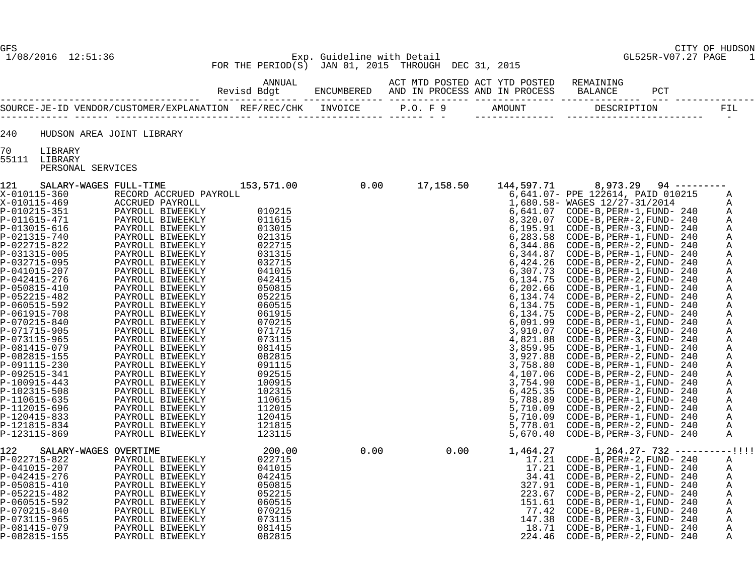GFS — CITY OF HUDSON
1/08/2016 12:51:36 — Exp. Guideline with Detail — GL525R-V07.27

FOR THE PERIOD(S) JAN 01, 2015 THROUGH DEC 31, 2015

| | ANNUAL Revisd Bdgt | ENCUMBERED | ACT MTD POSTED AND IN PROCESS | ACT YTD POSTED AND IN PROCESS | REMAINING BALANCE | PCT |
|---|---|---|---|---|---|---|

| SOURCE-JE-ID | VENDOR/CUSTOMER/EXPLANATION | REF/REC/CHK | INVOICE | P.O. F 9 | AMOUNT | DESCRIPTION | FIL |
|---|---|---|---|---|---|---|---|

240 HUDSON AREA JOINT LIBRARY

70 LIBRARY
55111 LIBRARY
PERSONAL SERVICES

**121 SALARY-WAGES FULL-TIME** — Annual Revisd Bdgt: 153,571.00 | Encumbered: 0.00 | ACT MTD: 17,158.50 | ACT YTD: 144,597.71 | Remaining Balance: 8,973.29 | PCT: 94 ---------

| SOURCE-JE-ID | VENDOR/CUSTOMER/EXPLANATION | REF/REC/CHK | AMOUNT | DESCRIPTION | FIL |
|---|---|---|---|---|---|
| X-010115-360 | RECORD ACCRUED PAYROLL | | 6,641.07- | PPE 122614, PAID 010215 | A |
| X-010115-469 | ACCRUED PAYROLL | | 1,680.58- | WAGES 12/27-31/2014 | A |
| P-010215-351 | PAYROLL BIWEEKLY | 010215 | 6,641.07 | CODE-B,PER#-1,FUND- 240 | A |
| P-011615-471 | PAYROLL BIWEEKLY | 011615 | 8,320.07 | CODE-B,PER#-2,FUND- 240 | A |
| P-013015-616 | PAYROLL BIWEEKLY | 013015 | 6,195.91 | CODE-B,PER#-3,FUND- 240 | A |
| P-021315-740 | PAYROLL BIWEEKLY | 021315 | 6,283.58 | CODE-B,PER#-1,FUND- 240 | A |
| P-022715-822 | PAYROLL BIWEEKLY | 022715 | 6,344.86 | CODE-B,PER#-2,FUND- 240 | A |
| P-031315-005 | PAYROLL BIWEEKLY | 031315 | 6,344.87 | CODE-B,PER#-1,FUND- 240 | A |
| P-032715-095 | PAYROLL BIWEEKLY | 032715 | 6,424.26 | CODE-B,PER#-2,FUND- 240 | A |
| P-041015-207 | PAYROLL BIWEEKLY | 041015 | 6,307.73 | CODE-B,PER#-1,FUND- 240 | A |
| P-042415-276 | PAYROLL BIWEEKLY | 042415 | 6,134.75 | CODE-B,PER#-2,FUND- 240 | A |
| P-050815-410 | PAYROLL BIWEEKLY | 050815 | 6,202.66 | CODE-B,PER#-1,FUND- 240 | A |
| P-052215-482 | PAYROLL BIWEEKLY | 052215 | 6,134.74 | CODE-B,PER#-2,FUND- 240 | A |
| P-060515-592 | PAYROLL BIWEEKLY | 060515 | 6,134.75 | CODE-B,PER#-1,FUND- 240 | A |
| P-061915-708 | PAYROLL BIWEEKLY | 061915 | 6,134.75 | CODE-B,PER#-2,FUND- 240 | A |
| P-070215-840 | PAYROLL BIWEEKLY | 070215 | 6,091.99 | CODE-B,PER#-1,FUND- 240 | A |
| P-071715-905 | PAYROLL BIWEEKLY | 071715 | 3,910.07 | CODE-B,PER#-2,FUND- 240 | A |
| P-073115-965 | PAYROLL BIWEEKLY | 073115 | 4,821.88 | CODE-B,PER#-3,FUND- 240 | A |
| P-081415-079 | PAYROLL BIWEEKLY | 081415 | 3,859.95 | CODE-B,PER#-1,FUND- 240 | A |
| P-082815-155 | PAYROLL BIWEEKLY | 082815 | 3,927.88 | CODE-B,PER#-2,FUND- 240 | A |
| P-091115-230 | PAYROLL BIWEEKLY | 091115 | 3,758.80 | CODE-B,PER#-1,FUND- 240 | A |
| P-092515-341 | PAYROLL BIWEEKLY | 092515 | 4,107.06 | CODE-B,PER#-2,FUND- 240 | A |
| P-100915-443 | PAYROLL BIWEEKLY | 100915 | 3,754.90 | CODE-B,PER#-1,FUND- 240 | A |
| P-102315-508 | PAYROLL BIWEEKLY | 102315 | 6,425.35 | CODE-B,PER#-2,FUND- 240 | A |
| P-110615-635 | PAYROLL BIWEEKLY | 110615 | 5,788.89 | CODE-B,PER#-1,FUND- 240 | A |
| P-112015-696 | PAYROLL BIWEEKLY | 112015 | 5,710.09 | CODE-B,PER#-2,FUND- 240 | A |
| P-120415-833 | PAYROLL BIWEEKLY | 120415 | 5,710.09 | CODE-B,PER#-1,FUND- 240 | A |
| P-121815-834 | PAYROLL BIWEEKLY | 121815 | 5,778.01 | CODE-B,PER#-2,FUND- 240 | A |
| P-123115-869 | PAYROLL BIWEEKLY | 123115 | 5,670.40 | CODE-B,PER#-3,FUND- 240 | A |

**122 SALARY-WAGES OVERTIME** — Annual Revisd Bdgt: 200.00 | Encumbered: 0.00 | ACT MTD: 0.00 | ACT YTD: 1,464.27 | Remaining Balance: 1,264.27- | PCT: 732 ----------!!!!

| SOURCE-JE-ID | VENDOR/CUSTOMER/EXPLANATION | REF/REC/CHK | AMOUNT | DESCRIPTION | FIL |
|---|---|---|---|---|---|
| P-022715-822 | PAYROLL BIWEEKLY | 022715 | 17.21 | CODE-B,PER#-2,FUND- 240 | A |
| P-041015-207 | PAYROLL BIWEEKLY | 041015 | 17.21 | CODE-B,PER#-1,FUND- 240 | A |
| P-042415-276 | PAYROLL BIWEEKLY | 042415 | 34.41 | CODE-B,PER#-2,FUND- 240 | A |
| P-050815-410 | PAYROLL BIWEEKLY | 050815 | 327.91 | CODE-B,PER#-1,FUND- 240 | A |
| P-052215-482 | PAYROLL BIWEEKLY | 052215 | 223.67 | CODE-B,PER#-2,FUND- 240 | A |
| P-060515-592 | PAYROLL BIWEEKLY | 060515 | 151.61 | CODE-B,PER#-1,FUND- 240 | A |
| P-070215-840 | PAYROLL BIWEEKLY | 070215 | 77.42 | CODE-B,PER#-1,FUND- 240 | A |
| P-073115-965 | PAYROLL BIWEEKLY | 073115 | 147.38 | CODE-B,PER#-3,FUND- 240 | A |
| P-081415-079 | PAYROLL BIWEEKLY | 081415 | 18.71 | CODE-B,PER#-1,FUND- 240 | A |
| P-082815-155 | PAYROLL BIWEEKLY | 082815 | 224.46 | CODE-B,PER#-2,FUND- 240 | A |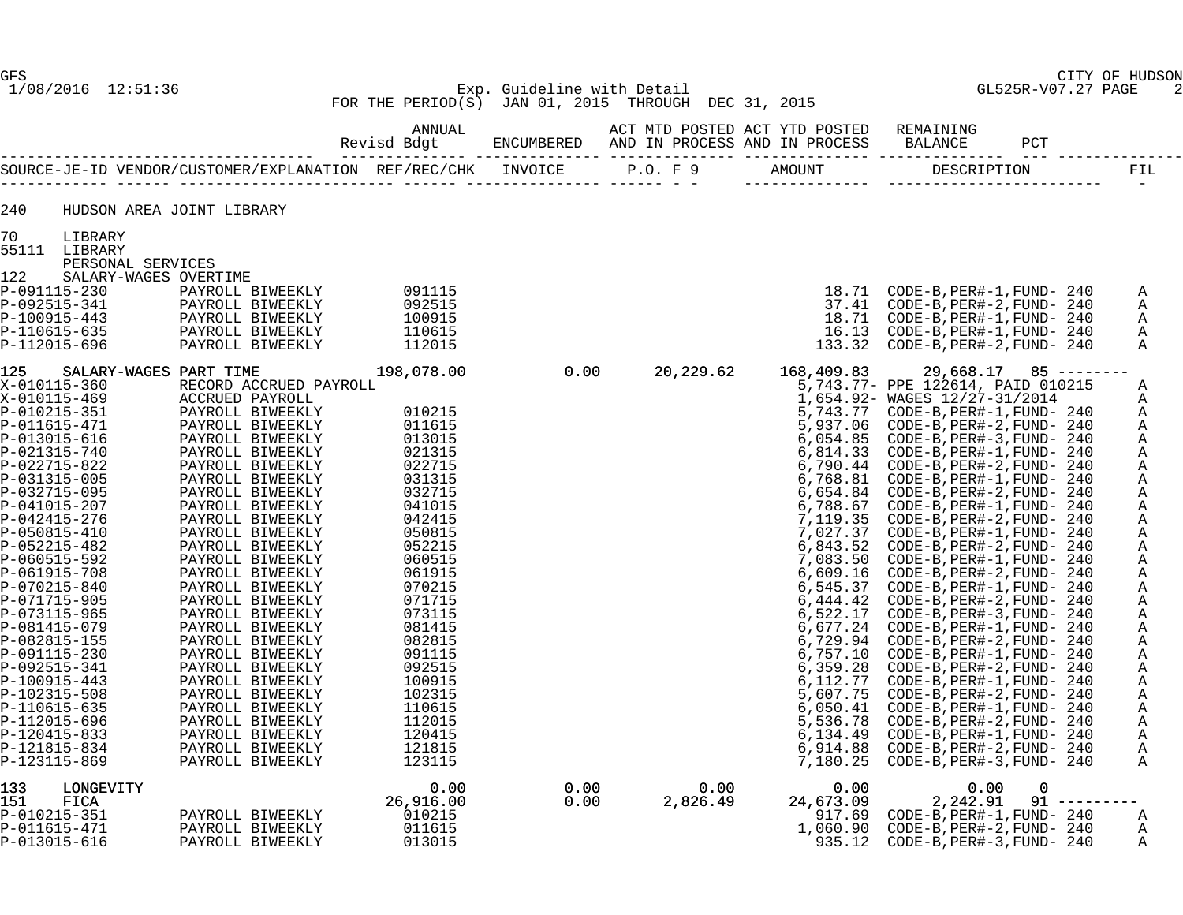Exp. Guideline with Detail

FOR THE PERIOD(S) JAN 01, 2015 THROUGH DEC 31, 2015

| | | | ANNUAL Revisd Bdgt | ENCUMBERED | ACT MTD POSTED AND IN PROCESS | ACT YTD POSTED AND IN PROCESS | REMAINING BALANCE | PCT | |
|---|---|---|---|---|---|---|---|---|---|
| SOURCE-JE-ID | VENDOR/CUSTOMER/EXPLANATION | REF/REC/CHK | INVOICE | P.O. F 9 | | AMOUNT | DESCRIPTION | | FIL |

**240 HUDSON AREA JOINT LIBRARY**

**70 LIBRARY**
**55111 LIBRARY**
**PERSONAL SERVICES**

| Account / SOURCE-JE-ID | VENDOR/CUSTOMER/EXPLANATION | REF/REC/CHK | ANNUAL Revisd Bdgt | ENCUMBERED | ACT MTD POSTED | AMOUNT / ACT YTD POSTED | DESCRIPTION / REMAINING BALANCE | PCT | FIL |
|---|---|---|---|---|---|---|---|---|---|
| 122 SALARY-WAGES OVERTIME | | | | | | | | | |
| P-091115-230 | PAYROLL BIWEEKLY | 091115 | | | | 18.71 | CODE-B,PER#-1,FUND- 240 | | A |
| P-092515-341 | PAYROLL BIWEEKLY | 092515 | | | | 37.41 | CODE-B,PER#-2,FUND- 240 | | A |
| P-100915-443 | PAYROLL BIWEEKLY | 100915 | | | | 18.71 | CODE-B,PER#-1,FUND- 240 | | A |
| P-110615-635 | PAYROLL BIWEEKLY | 110615 | | | | 16.13 | CODE-B,PER#-1,FUND- 240 | | A |
| P-112015-696 | PAYROLL BIWEEKLY | 112015 | | | | 133.32 | CODE-B,PER#-2,FUND- 240 | | A |
| 125 SALARY-WAGES PART TIME | | | 198,078.00 | 0.00 | 20,229.62 | 168,409.83 | 29,668.17 | 85 | -------- |
| X-010115-360 | RECORD ACCRUED PAYROLL | | | | | 5,743.77- | PPE 122614, PAID 010215 | | A |
| X-010115-469 | ACCRUED PAYROLL | | | | | 1,654.92- | WAGES 12/27-31/2014 | | A |
| P-010215-351 | PAYROLL BIWEEKLY | 010215 | | | | 5,743.77 | CODE-B,PER#-1,FUND- 240 | | A |
| P-011615-471 | PAYROLL BIWEEKLY | 011615 | | | | 5,937.06 | CODE-B,PER#-2,FUND- 240 | | A |
| P-013015-616 | PAYROLL BIWEEKLY | 013015 | | | | 6,054.85 | CODE-B,PER#-3,FUND- 240 | | A |
| P-021315-740 | PAYROLL BIWEEKLY | 021315 | | | | 6,814.33 | CODE-B,PER#-1,FUND- 240 | | A |
| P-022715-822 | PAYROLL BIWEEKLY | 022715 | | | | 6,790.44 | CODE-B,PER#-2,FUND- 240 | | A |
| P-031315-005 | PAYROLL BIWEEKLY | 031315 | | | | 6,768.81 | CODE-B,PER#-1,FUND- 240 | | A |
| P-032715-095 | PAYROLL BIWEEKLY | 032715 | | | | 6,654.84 | CODE-B,PER#-2,FUND- 240 | | A |
| P-041015-207 | PAYROLL BIWEEKLY | 041015 | | | | 6,788.67 | CODE-B,PER#-1,FUND- 240 | | A |
| P-042415-276 | PAYROLL BIWEEKLY | 042415 | | | | 7,119.35 | CODE-B,PER#-2,FUND- 240 | | A |
| P-050815-410 | PAYROLL BIWEEKLY | 050815 | | | | 7,027.37 | CODE-B,PER#-1,FUND- 240 | | A |
| P-052215-482 | PAYROLL BIWEEKLY | 052215 | | | | 6,843.52 | CODE-B,PER#-2,FUND- 240 | | A |
| P-060515-592 | PAYROLL BIWEEKLY | 060515 | | | | 7,083.50 | CODE-B,PER#-1,FUND- 240 | | A |
| P-061915-708 | PAYROLL BIWEEKLY | 061915 | | | | 6,609.16 | CODE-B,PER#-2,FUND- 240 | | A |
| P-070215-840 | PAYROLL BIWEEKLY | 070215 | | | | 6,545.37 | CODE-B,PER#-1,FUND- 240 | | A |
| P-071715-905 | PAYROLL BIWEEKLY | 071715 | | | | 6,444.42 | CODE-B,PER#-2,FUND- 240 | | A |
| P-073115-965 | PAYROLL BIWEEKLY | 073115 | | | | 6,522.17 | CODE-B,PER#-3,FUND- 240 | | A |
| P-081415-079 | PAYROLL BIWEEKLY | 081415 | | | | 6,677.24 | CODE-B,PER#-1,FUND- 240 | | A |
| P-082815-155 | PAYROLL BIWEEKLY | 082815 | | | | 6,729.94 | CODE-B,PER#-2,FUND- 240 | | A |
| P-091115-230 | PAYROLL BIWEEKLY | 091115 | | | | 6,757.10 | CODE-B,PER#-1,FUND- 240 | | A |
| P-092515-341 | PAYROLL BIWEEKLY | 092515 | | | | 6,359.28 | CODE-B,PER#-2,FUND- 240 | | A |
| P-100915-443 | PAYROLL BIWEEKLY | 100915 | | | | 6,112.77 | CODE-B,PER#-1,FUND- 240 | | A |
| P-102315-508 | PAYROLL BIWEEKLY | 102315 | | | | 5,607.75 | CODE-B,PER#-2,FUND- 240 | | A |
| P-110615-635 | PAYROLL BIWEEKLY | 110615 | | | | 6,050.41 | CODE-B,PER#-1,FUND- 240 | | A |
| P-112015-696 | PAYROLL BIWEEKLY | 112015 | | | | 5,536.78 | CODE-B,PER#-2,FUND- 240 | | A |
| P-120415-833 | PAYROLL BIWEEKLY | 120415 | | | | 6,134.49 | CODE-B,PER#-1,FUND- 240 | | A |
| P-121815-834 | PAYROLL BIWEEKLY | 121815 | | | | 6,914.88 | CODE-B,PER#-2,FUND- 240 | | A |
| P-123115-869 | PAYROLL BIWEEKLY | 123115 | | | | 7,180.25 | CODE-B,PER#-3,FUND- 240 | | A |
| 133 LONGEVITY | | | 0.00 | 0.00 | 0.00 | 0.00 | 0.00 | 0 | |
| 151 FICA | | | 26,916.00 | 0.00 | 2,826.49 | 24,673.09 | 2,242.91 | 91 | --------- |
| P-010215-351 | PAYROLL BIWEEKLY | 010215 | | | | 917.69 | CODE-B,PER#-1,FUND- 240 | | A |
| P-011615-471 | PAYROLL BIWEEKLY | 011615 | | | | 1,060.90 | CODE-B,PER#-2,FUND- 240 | | A |
| P-013015-616 | PAYROLL BIWEEKLY | 013015 | | | | 935.12 | CODE-B,PER#-3,FUND- 240 | | A |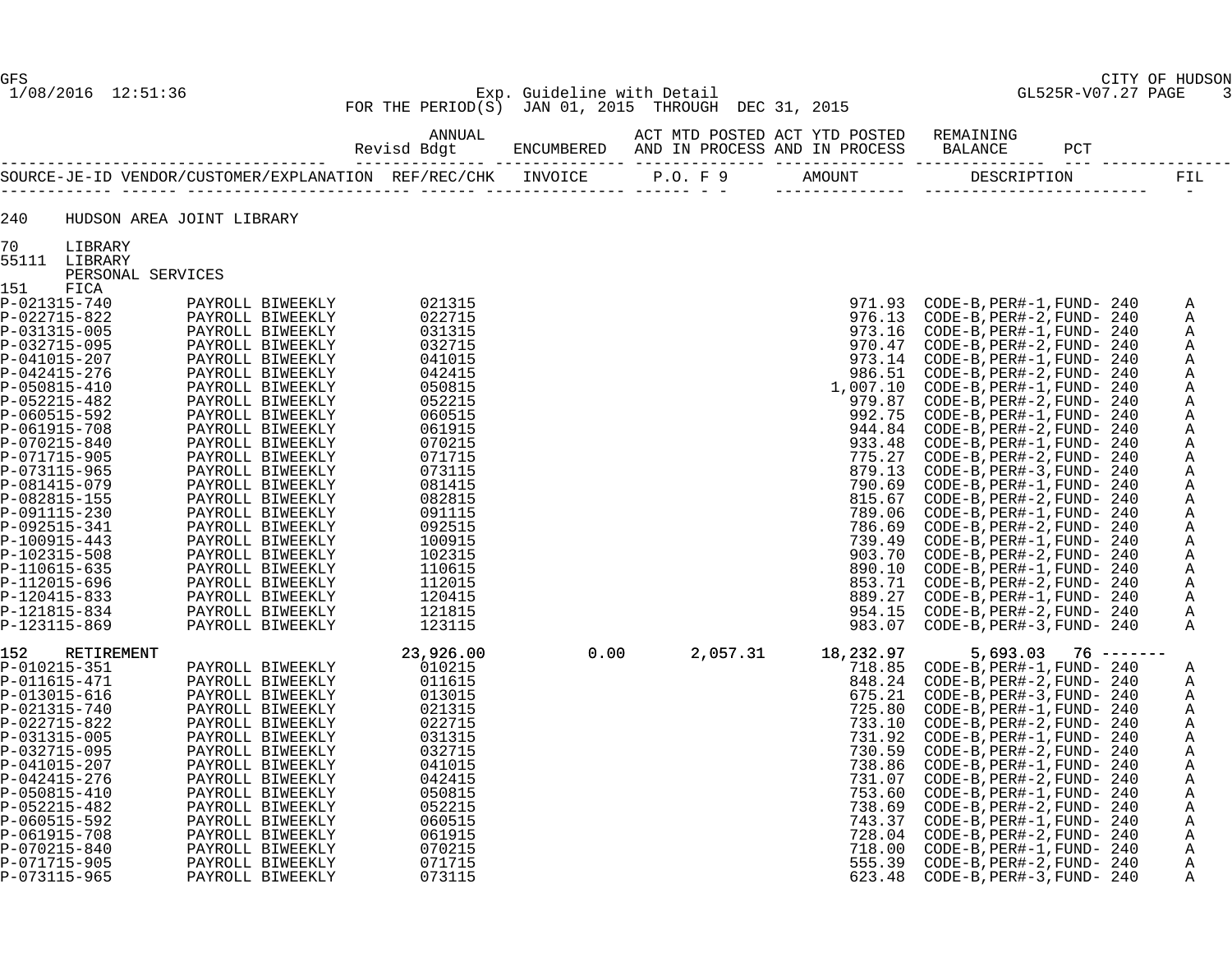GFS — CITY OF HUDSON
1/08/2016 12:51:36 — Exp. Guideline with Detail — GL525R-V07.27

FOR THE PERIOD(S) JAN 01, 2015 THROUGH DEC 31, 2015

| SOURCE-JE-ID | VENDOR/CUSTOMER/EXPLANATION | REF/REC/CHK / ANNUAL Revisd Bdgt | INVOICE / ENCUMBERED | P.O. F 9 / ACT MTD POSTED AND IN PROCESS | AMOUNT / ACT YTD POSTED AND IN PROCESS | DESCRIPTION / REMAINING BALANCE | PCT | FIL |
|---|---|---|---|---|---|---|---|---|
| 240 | HUDSON AREA JOINT LIBRARY | | | | | | | |
| 70 | LIBRARY | | | | | | | |
| 55111 | LIBRARY | | | | | | | |
| | PERSONAL SERVICES | | | | | | | |
| 151 | FICA | | | | | | | |
| P-021315-740 | PAYROLL BIWEEKLY | 021315 | | | 971.93 | CODE-B,PER#-1,FUND- 240 | | A |
| P-022715-822 | PAYROLL BIWEEKLY | 022715 | | | 976.13 | CODE-B,PER#-2,FUND- 240 | | A |
| P-031315-005 | PAYROLL BIWEEKLY | 031315 | | | 973.16 | CODE-B,PER#-1,FUND- 240 | | A |
| P-032715-095 | PAYROLL BIWEEKLY | 032715 | | | 970.47 | CODE-B,PER#-2,FUND- 240 | | A |
| P-041015-207 | PAYROLL BIWEEKLY | 041015 | | | 973.14 | CODE-B,PER#-1,FUND- 240 | | A |
| P-042415-276 | PAYROLL BIWEEKLY | 042415 | | | 986.51 | CODE-B,PER#-2,FUND- 240 | | A |
| P-050815-410 | PAYROLL BIWEEKLY | 050815 | | | 1,007.10 | CODE-B,PER#-1,FUND- 240 | | A |
| P-052215-482 | PAYROLL BIWEEKLY | 052215 | | | 979.87 | CODE-B,PER#-2,FUND- 240 | | A |
| P-060515-592 | PAYROLL BIWEEKLY | 060515 | | | 992.75 | CODE-B,PER#-1,FUND- 240 | | A |
| P-061915-708 | PAYROLL BIWEEKLY | 061915 | | | 944.84 | CODE-B,PER#-2,FUND- 240 | | A |
| P-070215-840 | PAYROLL BIWEEKLY | 070215 | | | 933.48 | CODE-B,PER#-1,FUND- 240 | | A |
| P-071715-905 | PAYROLL BIWEEKLY | 071715 | | | 775.27 | CODE-B,PER#-2,FUND- 240 | | A |
| P-073115-965 | PAYROLL BIWEEKLY | 073115 | | | 879.13 | CODE-B,PER#-3,FUND- 240 | | A |
| P-081415-079 | PAYROLL BIWEEKLY | 081415 | | | 790.69 | CODE-B,PER#-1,FUND- 240 | | A |
| P-082815-155 | PAYROLL BIWEEKLY | 082815 | | | 815.67 | CODE-B,PER#-2,FUND- 240 | | A |
| P-091115-230 | PAYROLL BIWEEKLY | 091115 | | | 789.06 | CODE-B,PER#-1,FUND- 240 | | A |
| P-092515-341 | PAYROLL BIWEEKLY | 092515 | | | 786.69 | CODE-B,PER#-2,FUND- 240 | | A |
| P-100915-443 | PAYROLL BIWEEKLY | 100915 | | | 739.49 | CODE-B,PER#-1,FUND- 240 | | A |
| P-102315-508 | PAYROLL BIWEEKLY | 102315 | | | 903.70 | CODE-B,PER#-2,FUND- 240 | | A |
| P-110615-635 | PAYROLL BIWEEKLY | 110615 | | | 890.10 | CODE-B,PER#-1,FUND- 240 | | A |
| P-112015-696 | PAYROLL BIWEEKLY | 112015 | | | 853.71 | CODE-B,PER#-2,FUND- 240 | | A |
| P-120415-833 | PAYROLL BIWEEKLY | 120415 | | | 889.27 | CODE-B,PER#-1,FUND- 240 | | A |
| P-121815-834 | PAYROLL BIWEEKLY | 121815 | | | 954.15 | CODE-B,PER#-2,FUND- 240 | | A |
| P-123115-869 | PAYROLL BIWEEKLY | 123115 | | | 983.07 | CODE-B,PER#-3,FUND- 240 | | A |
| 152 | RETIREMENT | 23,926.00 | 0.00 | 2,057.31 | 18,232.97 | 5,693.03 | 76 | ------- |
| P-010215-351 | PAYROLL BIWEEKLY | 010215 | | | 718.85 | CODE-B,PER#-1,FUND- 240 | | A |
| P-011615-471 | PAYROLL BIWEEKLY | 011615 | | | 848.24 | CODE-B,PER#-2,FUND- 240 | | A |
| P-013015-616 | PAYROLL BIWEEKLY | 013015 | | | 675.21 | CODE-B,PER#-3,FUND- 240 | | A |
| P-021315-740 | PAYROLL BIWEEKLY | 021315 | | | 725.80 | CODE-B,PER#-1,FUND- 240 | | A |
| P-022715-822 | PAYROLL BIWEEKLY | 022715 | | | 733.10 | CODE-B,PER#-2,FUND- 240 | | A |
| P-031315-005 | PAYROLL BIWEEKLY | 031315 | | | 731.92 | CODE-B,PER#-1,FUND- 240 | | A |
| P-032715-095 | PAYROLL BIWEEKLY | 032715 | | | 730.59 | CODE-B,PER#-2,FUND- 240 | | A |
| P-041015-207 | PAYROLL BIWEEKLY | 041015 | | | 738.86 | CODE-B,PER#-1,FUND- 240 | | A |
| P-042415-276 | PAYROLL BIWEEKLY | 042415 | | | 731.07 | CODE-B,PER#-2,FUND- 240 | | A |
| P-050815-410 | PAYROLL BIWEEKLY | 050815 | | | 753.60 | CODE-B,PER#-1,FUND- 240 | | A |
| P-052215-482 | PAYROLL BIWEEKLY | 052215 | | | 738.69 | CODE-B,PER#-2,FUND- 240 | | A |
| P-060515-592 | PAYROLL BIWEEKLY | 060515 | | | 743.37 | CODE-B,PER#-1,FUND- 240 | | A |
| P-061915-708 | PAYROLL BIWEEKLY | 061915 | | | 728.04 | CODE-B,PER#-2,FUND- 240 | | A |
| P-070215-840 | PAYROLL BIWEEKLY | 070215 | | | 718.00 | CODE-B,PER#-1,FUND- 240 | | A |
| P-071715-905 | PAYROLL BIWEEKLY | 071715 | | | 555.39 | CODE-B,PER#-2,FUND- 240 | | A |
| P-073115-965 | PAYROLL BIWEEKLY | 073115 | | | 623.48 | CODE-B,PER#-3,FUND- 240 | | A |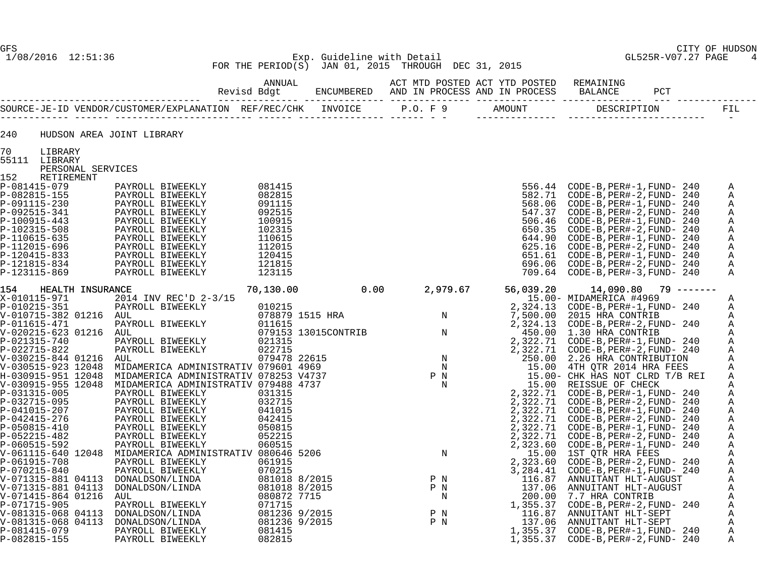GFS CITY OF HUDSON
1/08/2016 12:51:36 Exp. Guideline with Detail GL525R-V07.27 PAGE 4
FOR THE PERIOD(S) JAN 01, 2015 THROUGH DEC 31, 2015

| | ANNUAL Revisd Bdgt | ENCUMBERED | ACT MTD POSTED AND IN PROCESS | ACT YTD POSTED AND IN PROCESS | REMAINING BALANCE | PCT |
|---|---|---|---|---|---|---|

| SOURCE-JE-ID | VENDOR/CUSTOMER/EXPLANATION | REF/REC/CHK | INVOICE | P.O. | F | 9 | AMOUNT | DESCRIPTION | FIL |
|---|---|---|---|---|---|---|---|---|---|

240 HUDSON AREA JOINT LIBRARY

70 LIBRARY
55111 LIBRARY
PERSONAL SERVICES
152 RETIREMENT

| SOURCE-JE-ID | VENDOR/CUSTOMER/EXPLANATION | REF/REC/CHK | INVOICE | P.O. | F | 9 | AMOUNT | DESCRIPTION | FIL |
|---|---|---|---|---|---|---|---|---|---|
| P-081415-079 | PAYROLL BIWEEKLY | 081415 | | | | | 556.44 | CODE-B,PER#-1,FUND- 240 | A |
| P-082815-155 | PAYROLL BIWEEKLY | 082815 | | | | | 582.71 | CODE-B,PER#-2,FUND- 240 | A |
| P-091115-230 | PAYROLL BIWEEKLY | 091115 | | | | | 568.06 | CODE-B,PER#-1,FUND- 240 | A |
| P-092515-341 | PAYROLL BIWEEKLY | 092515 | | | | | 547.37 | CODE-B,PER#-2,FUND- 240 | A |
| P-100915-443 | PAYROLL BIWEEKLY | 100915 | | | | | 506.46 | CODE-B,PER#-1,FUND- 240 | A |
| P-102315-508 | PAYROLL BIWEEKLY | 102315 | | | | | 650.35 | CODE-B,PER#-2,FUND- 240 | A |
| P-110615-635 | PAYROLL BIWEEKLY | 110615 | | | | | 644.90 | CODE-B,PER#-1,FUND- 240 | A |
| P-112015-696 | PAYROLL BIWEEKLY | 112015 | | | | | 625.16 | CODE-B,PER#-2,FUND- 240 | A |
| P-120415-833 | PAYROLL BIWEEKLY | 120415 | | | | | 651.61 | CODE-B,PER#-1,FUND- 240 | A |
| P-121815-834 | PAYROLL BIWEEKLY | 121815 | | | | | 696.06 | CODE-B,PER#-2,FUND- 240 | A |
| P-123115-869 | PAYROLL BIWEEKLY | 123115 | | | | | 709.64 | CODE-B,PER#-3,FUND- 240 | A |

| 154 HEALTH INSURANCE | ANNUAL Revisd Bdgt | ENCUMBERED | ACT MTD POSTED AND IN PROCESS | ACT YTD POSTED AND IN PROCESS | REMAINING BALANCE | PCT |
|---|---|---|---|---|---|---|
| | 70,130.00 | 0.00 | 2,979.67 | 56,039.20 | 14,090.80 | 79 ------- |

| SOURCE-JE-ID | VENDOR/CUSTOMER/EXPLANATION | REF/REC/CHK | INVOICE | P.O. | F | 9 | AMOUNT | DESCRIPTION | FIL |
|---|---|---|---|---|---|---|---|---|---|
| X-010115-971 | 2014 INV REC'D 2-3/15 | | | | | | 15.00- | MIDAMERICA #4969 | A |
| P-010215-351 | PAYROLL BIWEEKLY | 010215 | | | | | 2,324.13 | CODE-B,PER#-1,FUND- 240 | A |
| V-010715-382 01216 | AUL | 078879 | 1515 HRA | | | N | 7,500.00 | 2015 HRA CONTRIB | A |
| P-011615-471 | PAYROLL BIWEEKLY | 011615 | | | | | 2,324.13 | CODE-B,PER#-2,FUND- 240 | A |
| V-020215-623 01216 | AUL | 079153 | 13015CONTRIB | | | N | 450.00 | 1.30 HRA CONTRIB | A |
| P-021315-740 | PAYROLL BIWEEKLY | 021315 | | | | | 2,322.71 | CODE-B,PER#-1,FUND- 240 | A |
| P-022715-822 | PAYROLL BIWEEKLY | 022715 | | | | | 2,322.71 | CODE-B,PER#-2,FUND- 240 | A |
| V-030215-844 01216 | AUL | 079478 | 22615 | | | N | 250.00 | 2.26 HRA CONTRIBUTION | A |
| V-030515-923 12048 | MIDAMERICA ADMINISTRATIV | 079601 | 4969 | | | N | 15.00 | 4TH QTR 2014 HRA FEES | A |
| H-030915-951 12048 | MIDAMERICA ADMINISTRATIV | 078253 | V4737 | | P | N | 15.00- | CHK HAS NOT CLRD T/B REI | A |
| V-030915-955 12048 | MIDAMERICA ADMINISTRATIV | 079488 | 4737 | | | N | 15.00 | REISSUE OF CHECK | A |
| P-031315-005 | PAYROLL BIWEEKLY | 031315 | | | | | 2,322.71 | CODE-B,PER#-1,FUND- 240 | A |
| P-032715-095 | PAYROLL BIWEEKLY | 032715 | | | | | 2,322.71 | CODE-B,PER#-2,FUND- 240 | A |
| P-041015-207 | PAYROLL BIWEEKLY | 041015 | | | | | 2,322.71 | CODE-B,PER#-1,FUND- 240 | A |
| P-042415-276 | PAYROLL BIWEEKLY | 042415 | | | | | 2,322.71 | CODE-B,PER#-2,FUND- 240 | A |
| P-050815-410 | PAYROLL BIWEEKLY | 050815 | | | | | 2,322.71 | CODE-B,PER#-1,FUND- 240 | A |
| P-052215-482 | PAYROLL BIWEEKLY | 052215 | | | | | 2,322.71 | CODE-B,PER#-2,FUND- 240 | A |
| P-060515-592 | PAYROLL BIWEEKLY | 060515 | | | | | 2,323.60 | CODE-B,PER#-1,FUND- 240 | A |
| V-061115-640 12048 | MIDAMERICA ADMINISTRATIV | 080646 | 5206 | | | N | 15.00 | 1ST QTR HRA FEES | A |
| P-061915-708 | PAYROLL BIWEEKLY | 061915 | | | | | 2,323.60 | CODE-B,PER#-2,FUND- 240 | A |
| P-070215-840 | PAYROLL BIWEEKLY | 070215 | | | | | 3,284.41 | CODE-B,PER#-1,FUND- 240 | A |
| V-071315-881 04113 | DONALDSON/LINDA | 081018 | 8/2015 | | P | N | 116.87 | ANNUITANT HLT-AUGUST | A |
| V-071315-881 04113 | DONALDSON/LINDA | 081018 | 8/2015 | | P | N | 137.06 | ANNUITANT HLT-AUGUST | A |
| V-071415-864 01216 | AUL | 080872 | 7715 | | | N | 200.00 | 7.7 HRA CONTRIB | A |
| P-071715-905 | PAYROLL BIWEEKLY | 071715 | | | | | 1,355.37 | CODE-B,PER#-2,FUND- 240 | A |
| V-081315-068 04113 | DONALDSON/LINDA | 081236 | 9/2015 | | P | N | 116.87 | ANNUITANT HLT-SEPT | A |
| V-081315-068 04113 | DONALDSON/LINDA | 081236 | 9/2015 | | P | N | 137.06 | ANNUITANT HLT-SEPT | A |
| P-081415-079 | PAYROLL BIWEEKLY | 081415 | | | | | 1,355.37 | CODE-B,PER#-1,FUND- 240 | A |
| P-082815-155 | PAYROLL BIWEEKLY | 082815 | | | | | 1,355.37 | CODE-B,PER#-2,FUND- 240 | A |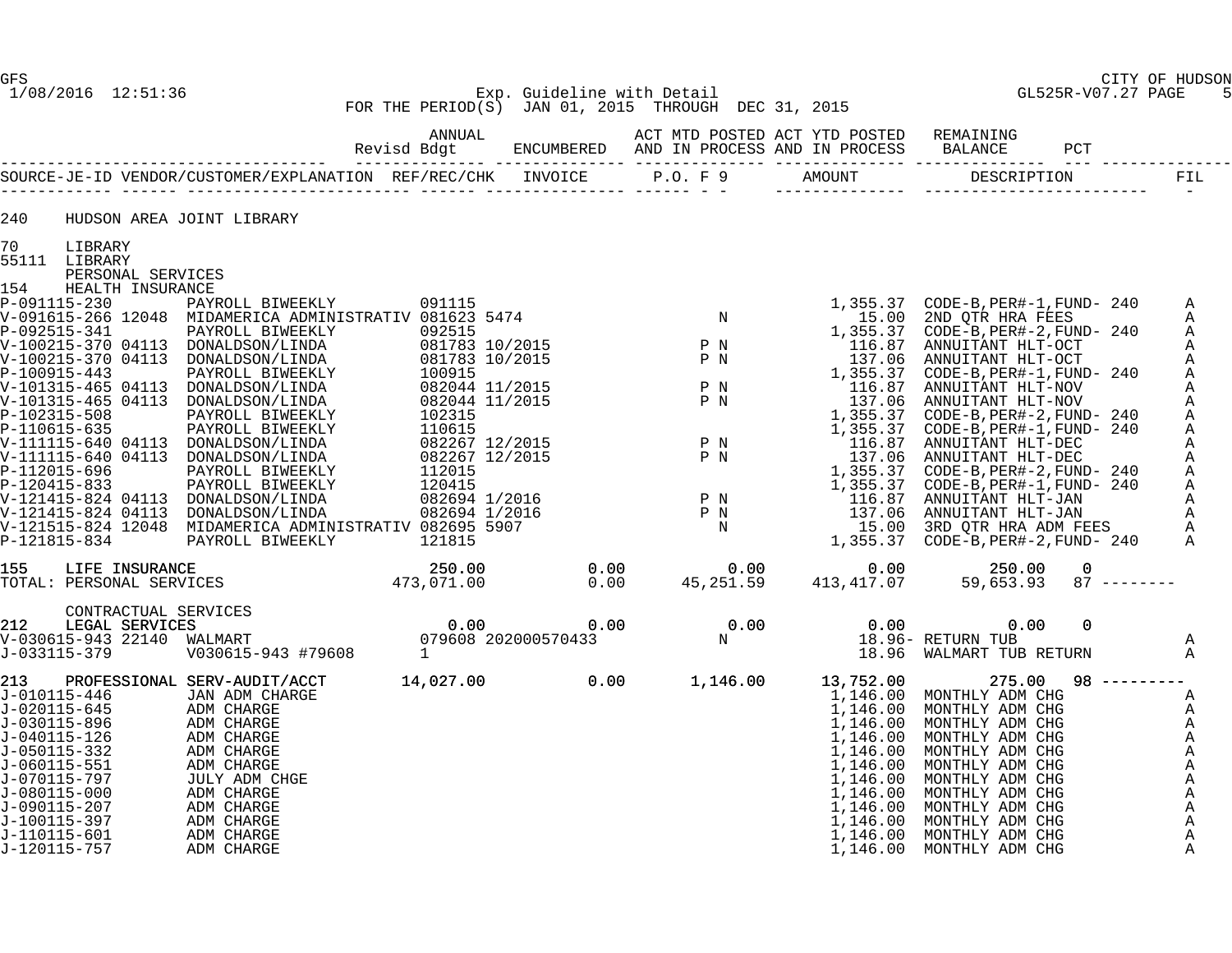Exp. Guideline with Detail

FOR THE PERIOD(S) JAN 01, 2015 THROUGH DEC 31, 2015

| | | ANNUAL Revisd Bdgt | ENCUMBERED | ACT MTD POSTED AND IN PROCESS | ACT YTD POSTED AND IN PROCESS | REMAINING BALANCE | PCT |
|---|---|---|---|---|---|---|---|

| SOURCE-JE-ID | VENDOR/CUSTOMER/EXPLANATION | REF/REC/CHK | INVOICE | P.O. | F 9 | AMOUNT | DESCRIPTION | FIL |
|---|---|---|---|---|---|---|---|---|

240 HUDSON AREA JOINT LIBRARY

70 LIBRARY
55111 LIBRARY
PERSONAL SERVICES
154 HEALTH INSURANCE

| SOURCE-JE-ID | VENDOR/CUSTOMER/EXPLANATION | REF/REC/CHK | INVOICE | P.O. | F 9 | AMOUNT | DESCRIPTION | FIL |
|---|---|---|---|---|---|---|---|---|
| P-091115-230 | PAYROLL BIWEEKLY | 091115 | | | | 1,355.37 | CODE-B,PER#-1,FUND- 240 | A |
| V-091615-266 12048 | MIDAMERICA ADMINISTRATIV | 081623 | 5474 | | N | 15.00 | 2ND QTR HRA FEES | A |
| P-092515-341 | PAYROLL BIWEEKLY | 092515 | | | | 1,355.37 | CODE-B,PER#-2,FUND- 240 | A |
| V-100215-370 04113 | DONALDSON/LINDA | 081783 | 10/2015 | | P N | 116.87 | ANNUITANT HLT-OCT | A |
| V-100215-370 04113 | DONALDSON/LINDA | 081783 | 10/2015 | | P N | 137.06 | ANNUITANT HLT-OCT | A |
| P-100915-443 | PAYROLL BIWEEKLY | 100915 | | | | 1,355.37 | CODE-B,PER#-1,FUND- 240 | A |
| V-101315-465 04113 | DONALDSON/LINDA | 082044 | 11/2015 | | P N | 116.87 | ANNUITANT HLT-NOV | A |
| V-101315-465 04113 | DONALDSON/LINDA | 082044 | 11/2015 | | P N | 137.06 | ANNUITANT HLT-NOV | A |
| P-102315-508 | PAYROLL BIWEEKLY | 102315 | | | | 1,355.37 | CODE-B,PER#-2,FUND- 240 | A |
| P-110615-635 | PAYROLL BIWEEKLY | 110615 | | | | 1,355.37 | CODE-B,PER#-1,FUND- 240 | A |
| V-111115-640 04113 | DONALDSON/LINDA | 082267 | 12/2015 | | P N | 116.87 | ANNUITANT HLT-DEC | A |
| V-111115-640 04113 | DONALDSON/LINDA | 082267 | 12/2015 | | P N | 137.06 | ANNUITANT HLT-DEC | A |
| P-112015-696 | PAYROLL BIWEEKLY | 112015 | | | | 1,355.37 | CODE-B,PER#-2,FUND- 240 | A |
| P-120415-833 | PAYROLL BIWEEKLY | 120415 | | | | 1,355.37 | CODE-B,PER#-1,FUND- 240 | A |
| V-121415-824 04113 | DONALDSON/LINDA | 082694 | 1/2016 | | P N | 116.87 | ANNUITANT HLT-JAN | A |
| V-121415-824 04113 | DONALDSON/LINDA | 082694 | 1/2016 | | P N | 137.06 | ANNUITANT HLT-JAN | A |
| V-121515-824 12048 | MIDAMERICA ADMINISTRATIV | 082695 | 5907 | | N | 15.00 | 3RD QTR HRA ADM FEES | A |
| P-121815-834 | PAYROLL BIWEEKLY | 121815 | | | | 1,355.37 | CODE-B,PER#-2,FUND- 240 | A |

| | ANNUAL Revisd Bdgt | ENCUMBERED | ACT MTD POSTED AND IN PROCESS | ACT YTD POSTED AND IN PROCESS | REMAINING BALANCE | PCT |
|---|---|---|---|---|---|---|
| 155 LIFE INSURANCE | 250.00 | 0.00 | 0.00 | 0.00 | 250.00 | 0 |
| TOTAL: PERSONAL SERVICES | 473,071.00 | 0.00 | 45,251.59 | 413,417.07 | 59,653.93 | 87 |

CONTRACTUAL SERVICES

| | ANNUAL Revisd Bdgt | ENCUMBERED | ACT MTD POSTED AND IN PROCESS | ACT YTD POSTED AND IN PROCESS | REMAINING BALANCE | PCT |
|---|---|---|---|---|---|---|
| 212 LEGAL SERVICES | 0.00 | 0.00 | 0.00 | 0.00 | 0.00 | 0 |

| SOURCE-JE-ID | VENDOR/CUSTOMER/EXPLANATION | REF/REC/CHK | INVOICE | P.O. | F 9 | AMOUNT | DESCRIPTION | FIL |
|---|---|---|---|---|---|---|---|---|
| V-030615-943 22140 | WALMART | 079608 | 202000570433 | | N | 18.96- | RETURN TUB | A |
| J-033115-379 | V030615-943 #79608 | 1 | | | | 18.96 | WALMART TUB RETURN | A |

| | ANNUAL Revisd Bdgt | ENCUMBERED | ACT MTD POSTED AND IN PROCESS | ACT YTD POSTED AND IN PROCESS | REMAINING BALANCE | PCT |
|---|---|---|---|---|---|---|
| 213 PROFESSIONAL SERV-AUDIT/ACCT | 14,027.00 | 0.00 | 1,146.00 | 13,752.00 | 275.00 | 98 |

| SOURCE-JE-ID | VENDOR/CUSTOMER/EXPLANATION | REF/REC/CHK | INVOICE | P.O. | F 9 | AMOUNT | DESCRIPTION | FIL |
|---|---|---|---|---|---|---|---|---|
| J-010115-446 | JAN ADM CHARGE | | | | | 1,146.00 | MONTHLY ADM CHG | A |
| J-020115-645 | ADM CHARGE | | | | | 1,146.00 | MONTHLY ADM CHG | A |
| J-030115-896 | ADM CHARGE | | | | | 1,146.00 | MONTHLY ADM CHG | A |
| J-040115-126 | ADM CHARGE | | | | | 1,146.00 | MONTHLY ADM CHG | A |
| J-050115-332 | ADM CHARGE | | | | | 1,146.00 | MONTHLY ADM CHG | A |
| J-060115-551 | ADM CHARGE | | | | | 1,146.00 | MONTHLY ADM CHG | A |
| J-070115-797 | JULY ADM CHGE | | | | | 1,146.00 | MONTHLY ADM CHG | A |
| J-080115-000 | ADM CHARGE | | | | | 1,146.00 | MONTHLY ADM CHG | A |
| J-090115-207 | ADM CHARGE | | | | | 1,146.00 | MONTHLY ADM CHG | A |
| J-100115-397 | ADM CHARGE | | | | | 1,146.00 | MONTHLY ADM CHG | A |
| J-110115-601 | ADM CHARGE | | | | | 1,146.00 | MONTHLY ADM CHG | A |
| J-120115-757 | ADM CHARGE | | | | | 1,146.00 | MONTHLY ADM CHG | A |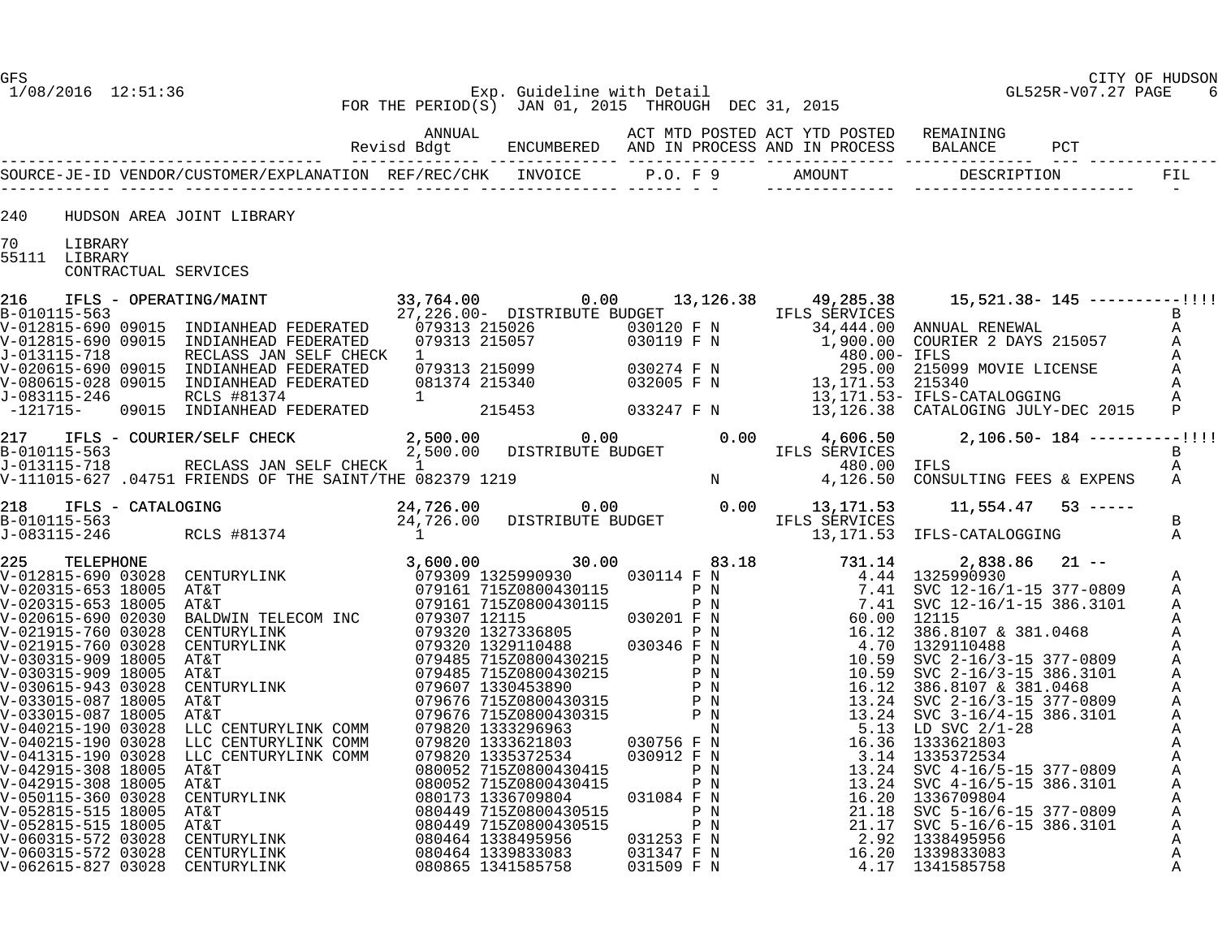GFS CITY OF HUDSON

1/08/2016 12:51:36 Exp. Guideline with Detail GL525R-V07.27 PAGE 6

FOR THE PERIOD(S) JAN 01, 2015 THROUGH DEC 31, 2015

| | ANNUAL Revisd Bdgt | ENCUMBERED | ACT MTD POSTED AND IN PROCESS | ACT YTD POSTED AND IN PROCESS | REMAINING BALANCE | PCT |
|---|---|---|---|---|---|---|

| SOURCE-JE-ID | VENDOR/CUSTOMER/EXPLANATION | REF/REC/CHK | INVOICE | P.O. | F | 9 | AMOUNT | DESCRIPTION | FIL |
|---|---|---|---|---|---|---|---|---|---|

240 HUDSON AREA JOINT LIBRARY

70 LIBRARY

55111 LIBRARY

CONTRACTUAL SERVICES

**216 IFLS - OPERATING/MAINT** — 33,764.00 | 0.00 | 13,126.38 | 49,285.38 | 15,521.38- | 145 ----------!!!!

| SOURCE-JE-ID | VENDOR/CUSTOMER/EXPLANATION | REF/REC/CHK | INVOICE | P.O. | F | 9 | AMOUNT | DESCRIPTION | FIL |
|---|---|---|---|---|---|---|---|---|---|
| B-010115-563 | | 27,226.00- | DISTRIBUTE BUDGET | | | | | IFLS SERVICES | B |
| V-012815-690 09015 | INDIANHEAD FEDERATED | 079313 | 215026 | 030120 | F | N | 34,444.00 | ANNUAL RENEWAL | A |
| V-012815-690 09015 | INDIANHEAD FEDERATED | 079313 | 215057 | 030119 | F | N | 1,900.00 | COURIER 2 DAYS 215057 | A |
| J-013115-718 | RECLASS JAN SELF CHECK | 1 | | | | | 480.00- | IFLS | A |
| V-020615-690 09015 | INDIANHEAD FEDERATED | 079313 | 215099 | 030274 | F | N | 295.00 | 215099 MOVIE LICENSE | A |
| V-080615-028 09015 | INDIANHEAD FEDERATED | 081374 | 215340 | 032005 | F | N | 13,171.53 | 215340 | A |
| J-083115-246 | RCLS #81374 | 1 | | | | | 13,171.53- | IFLS-CATALOGGING | A |
| -121715- 09015 | INDIANHEAD FEDERATED | | 215453 | 033247 | F | N | 13,126.38 | CATALOGING JULY-DEC 2015 | P |

**217 IFLS - COURIER/SELF CHECK** — 2,500.00 | 0.00 | 0.00 | 4,606.50 | 2,106.50- | 184 ----------!!!!

| SOURCE-JE-ID | VENDOR/CUSTOMER/EXPLANATION | REF/REC/CHK | INVOICE | P.O. | F | 9 | AMOUNT | DESCRIPTION | FIL |
|---|---|---|---|---|---|---|---|---|---|
| B-010115-563 | | 2,500.00 | DISTRIBUTE BUDGET | | | | | IFLS SERVICES | B |
| J-013115-718 | RECLASS JAN SELF CHECK | 1 | | | | | 480.00 | IFLS | A |
| V-111015-627 .04751 | FRIENDS OF THE SAINT/THE | 082379 | 1219 | | | N | 4,126.50 | CONSULTING FEES & EXPENS | A |

**218 IFLS - CATALOGING** — 24,726.00 | 0.00 | 0.00 | 13,171.53 | 11,554.47 | 53 -----

| SOURCE-JE-ID | VENDOR/CUSTOMER/EXPLANATION | REF/REC/CHK | INVOICE | P.O. | F | 9 | AMOUNT | DESCRIPTION | FIL |
|---|---|---|---|---|---|---|---|---|---|
| B-010115-563 | | 24,726.00 | DISTRIBUTE BUDGET | | | | | IFLS SERVICES | B |
| J-083115-246 | RCLS #81374 | 1 | | | | | 13,171.53 | IFLS-CATALOGGING | A |

**225 TELEPHONE** — 3,600.00 | 30.00 | 83.18 | 731.14 | 2,838.86 | 21 --

| SOURCE-JE-ID | VENDOR/CUSTOMER/EXPLANATION | REF/REC/CHK | INVOICE | P.O. | F | 9 | AMOUNT | DESCRIPTION | FIL |
|---|---|---|---|---|---|---|---|---|---|
| V-012815-690 03028 | CENTURYLINK | 079309 | 1325990930 | 030114 | F | N | 4.44 | 1325990930 | A |
| V-020315-653 18005 | AT&T | 079161 | 715Z0800430115 | | P | N | 7.41 | SVC 12-16/1-15 377-0809 | A |
| V-020315-653 18005 | AT&T | 079161 | 715Z0800430115 | | P | N | 7.41 | SVC 12-16/1-15 386.3101 | A |
| V-020615-690 02030 | BALDWIN TELECOM INC | 079307 | 12115 | 030201 | F | N | 60.00 | 12115 | A |
| V-021915-760 03028 | CENTURYLINK | 079320 | 1327336805 | | P | N | 16.12 | 386.8107 & 381.0468 | A |
| V-021915-760 03028 | CENTURYLINK | 079320 | 1329110488 | 030346 | F | N | 4.70 | 1329110488 | A |
| V-030315-909 18005 | AT&T | 079485 | 715Z0800430215 | | P | N | 10.59 | SVC 2-16/3-15 377-0809 | A |
| V-030315-909 18005 | AT&T | 079485 | 715Z0800430215 | | P | N | 10.59 | SVC 2-16/3-15 386.3101 | A |
| V-030615-943 03028 | CENTURYLINK | 079607 | 1330453890 | | P | N | 16.12 | 386.8107 & 381.0468 | A |
| V-033015-087 18005 | AT&T | 079676 | 715Z0800430315 | | P | N | 13.24 | SVC 2-16/3-15 377-0809 | A |
| V-033015-087 18005 | AT&T | 079676 | 715Z0800430315 | | P | N | 13.24 | SVC 3-16/4-15 386.3101 | A |
| V-040215-190 03028 | LLC CENTURYLINK COMM | 079820 | 1333296963 | | | N | 5.13 | LD SVC 2/1-28 | A |
| V-040215-190 03028 | LLC CENTURYLINK COMM | 079820 | 1333621803 | 030756 | F | N | 16.36 | 1333621803 | A |
| V-041315-190 03028 | LLC CENTURYLINK COMM | 079820 | 1335372534 | 030912 | F | N | 3.14 | 1335372534 | A |
| V-042915-308 18005 | AT&T | 080052 | 715Z0800430415 | | P | N | 13.24 | SVC 4-16/5-15 377-0809 | A |
| V-042915-308 18005 | AT&T | 080052 | 715Z0800430415 | | P | N | 13.24 | SVC 4-16/5-15 386.3101 | A |
| V-050115-360 03028 | CENTURYLINK | 080173 | 1336709804 | 031084 | F | N | 16.20 | 1336709804 | A |
| V-052815-515 18005 | AT&T | 080449 | 715Z0800430515 | | P | N | 21.18 | SVC 5-16/6-15 377-0809 | A |
| V-052815-515 18005 | AT&T | 080449 | 715Z0800430515 | | P | N | 21.17 | SVC 5-16/6-15 386.3101 | A |
| V-060315-572 03028 | CENTURYLINK | 080464 | 1338495956 | 031253 | F | N | 2.92 | 1338495956 | A |
| V-060315-572 03028 | CENTURYLINK | 080464 | 1339833083 | 031347 | F | N | 16.20 | 1339833083 | A |
| V-062615-827 03028 | CENTURYLINK | 080865 | 1341585758 | 031509 | F | N | 4.17 | 1341585758 | A |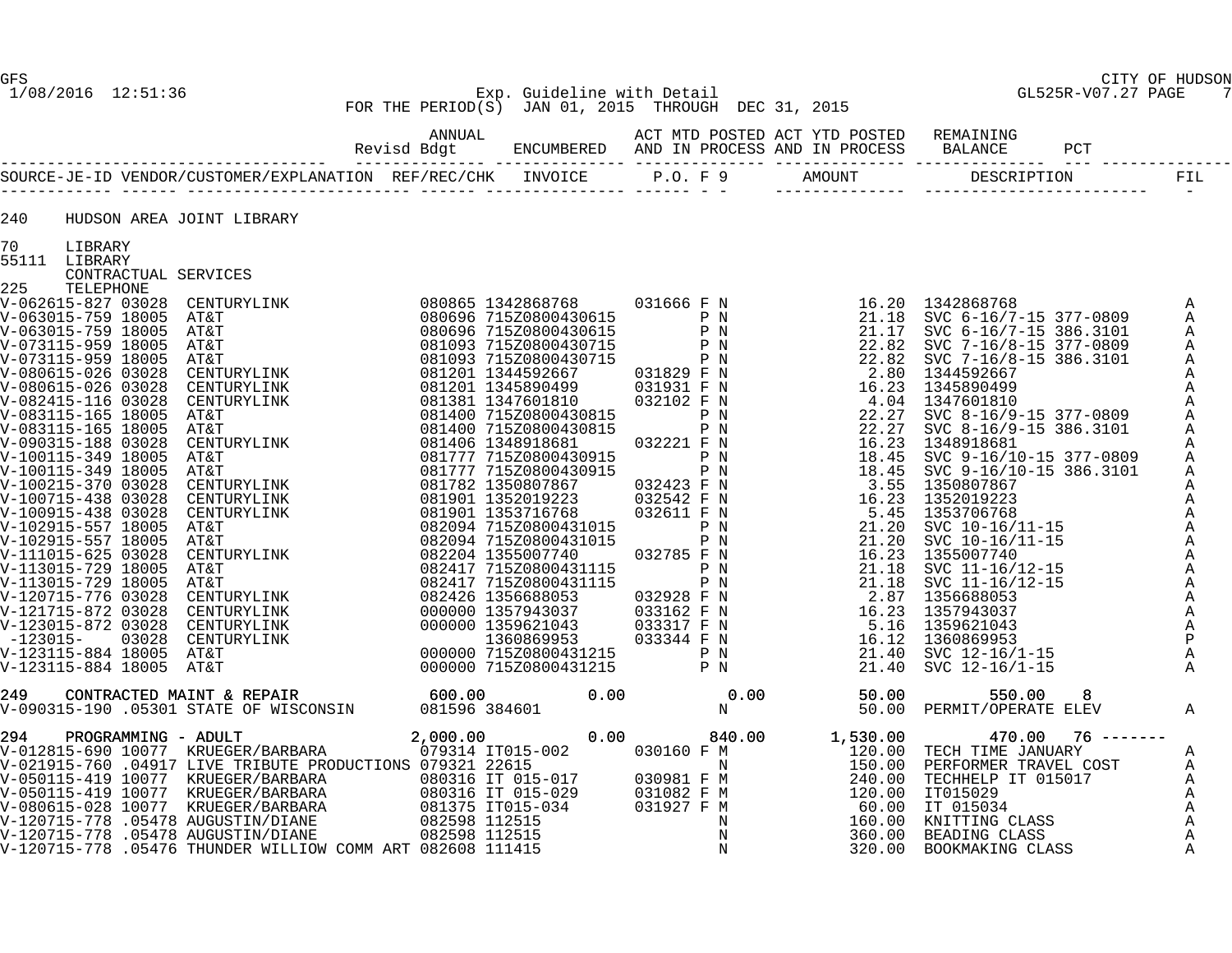CITY OF HUDSON

Exp. Guideline with Detail

FOR THE PERIOD(S) JAN 01, 2015 THROUGH DEC 31, 2015

| | ANNUAL Revisd Bdgt | ENCUMBERED | ACT MTD POSTED AND IN PROCESS | ACT YTD POSTED AND IN PROCESS | REMAINING BALANCE | PCT | | | | | |
|---|---|---|---|---|---|---|---|---|---|---|---|
| **SOURCE-JE-ID** | **VENDOR/CUSTOMER/EXPLANATION** | **REF/REC/CHK** | **INVOICE** | **P.O.** | **F** | **9** | **AMOUNT** | **DESCRIPTION** | **FIL** | | |

**240 HUDSON AREA JOINT LIBRARY**

**70 LIBRARY**
**55111 LIBRARY**
**CONTRACTUAL SERVICES**
**225 TELEPHONE**

| SOURCE-JE-ID | VENDOR/CUSTOMER/EXPLANATION | REF/REC/CHK | INVOICE | P.O. | F | 9 | AMOUNT | DESCRIPTION | FIL |
|---|---|---|---|---|---|---|---|---|---|
| V-062615-827 03028 | CENTURYLINK | 080865 | 1342868768 | 031666 | F | N | 16.20 | 1342868768 | A |
| V-063015-759 18005 | AT&T | 080696 | 715Z0800430615 | | P | N | 21.18 | SVC 6-16/7-15 377-0809 | A |
| V-063015-759 18005 | AT&T | 080696 | 715Z0800430615 | | P | N | 21.17 | SVC 6-16/7-15 386.3101 | A |
| V-073115-959 18005 | AT&T | 081093 | 715Z0800430715 | | P | N | 22.82 | SVC 7-16/8-15 377-0809 | A |
| V-073115-959 18005 | AT&T | 081093 | 715Z0800430715 | | P | N | 22.82 | SVC 7-16/8-15 386.3101 | A |
| V-080615-026 03028 | CENTURYLINK | 081201 | 1344592667 | 031829 | F | N | 2.80 | 1344592667 | A |
| V-080615-026 03028 | CENTURYLINK | 081201 | 1345890499 | 031931 | F | N | 16.23 | 1345890499 | A |
| V-082415-116 03028 | CENTURYLINK | 081381 | 1347601810 | 032102 | F | N | 4.04 | 1347601810 | A |
| V-083115-165 18005 | AT&T | 081400 | 715Z0800430815 | | P | N | 22.27 | SVC 8-16/9-15 377-0809 | A |
| V-083115-165 18005 | AT&T | 081400 | 715Z0800430815 | | P | N | 22.27 | SVC 8-16/9-15 386.3101 | A |
| V-090315-188 03028 | CENTURYLINK | 081406 | 1348918681 | 032221 | F | N | 16.23 | 1348918681 | A |
| V-100115-349 18005 | AT&T | 081777 | 715Z0800430915 | | P | N | 18.45 | SVC 9-16/10-15 377-0809 | A |
| V-100115-349 18005 | AT&T | 081777 | 715Z0800430915 | | P | N | 18.45 | SVC 9-16/10-15 386.3101 | A |
| V-100215-370 03028 | CENTURYLINK | 081782 | 1350807867 | 032423 | F | N | 3.55 | 1350807867 | A |
| V-100715-438 03028 | CENTURYLINK | 081901 | 1352019223 | 032542 | F | N | 16.23 | 1352019223 | A |
| V-100915-438 03028 | CENTURYLINK | 081901 | 1353716768 | 032611 | F | N | 5.45 | 1353706768 | A |
| V-102915-557 18005 | AT&T | 082094 | 715Z0800431015 | | P | N | 21.20 | SVC 10-16/11-15 | A |
| V-102915-557 18005 | AT&T | 082094 | 715Z0800431015 | | P | N | 21.20 | SVC 10-16/11-15 | A |
| V-111015-625 03028 | CENTURYLINK | 082204 | 1355007740 | 032785 | F | N | 16.23 | 1355007740 | A |
| V-113015-729 18005 | AT&T | 082417 | 715Z0800431115 | | P | N | 21.18 | SVC 11-16/12-15 | A |
| V-113015-729 18005 | AT&T | 082417 | 715Z0800431115 | | P | N | 21.18 | SVC 11-16/12-15 | A |
| V-120715-776 03028 | CENTURYLINK | 082426 | 1356688053 | 032928 | F | N | 2.87 | 1356688053 | A |
| V-121715-872 03028 | CENTURYLINK | 000000 | 1357943037 | 033162 | F | N | 16.23 | 1357943037 | A |
| V-123015-872 03028 | CENTURYLINK | 000000 | 1359621043 | 033317 | F | N | 5.16 | 1359621043 | A |
| -123015- 03028 | CENTURYLINK | | 1360869953 | 033344 | F | N | 16.12 | 1360869953 | P |
| V-123115-884 18005 | AT&T | 000000 | 715Z0800431215 | | P | N | 21.40 | SVC 12-16/1-15 | A |
| V-123115-884 18005 | AT&T | 000000 | 715Z0800431215 | | P | N | 21.40 | SVC 12-16/1-15 | A |

| | ANNUAL Revisd Bdgt | ENCUMBERED | ACT MTD POSTED AND IN PROCESS | ACT YTD POSTED AND IN PROCESS | REMAINING BALANCE | PCT |
|---|---|---|---|---|---|---|
| **249 CONTRACTED MAINT & REPAIR** | 600.00 | 0.00 | 0.00 | 50.00 | 550.00 | 8 |

| SOURCE-JE-ID | VENDOR/CUSTOMER/EXPLANATION | REF/REC/CHK | INVOICE | P.O. | F | 9 | AMOUNT | DESCRIPTION | FIL |
|---|---|---|---|---|---|---|---|---|---|
| V-090315-190 .05301 | STATE OF WISCONSIN | 081596 | 384601 | | | N | 50.00 | PERMIT/OPERATE ELEV | A |

| | ANNUAL Revisd Bdgt | ENCUMBERED | ACT MTD POSTED AND IN PROCESS | ACT YTD POSTED AND IN PROCESS | REMAINING BALANCE | PCT |
|---|---|---|---|---|---|---|
| **294 PROGRAMMING - ADULT** | 2,000.00 | 0.00 | 840.00 | 1,530.00 | 470.00 | 76 ------- |

| SOURCE-JE-ID | VENDOR/CUSTOMER/EXPLANATION | REF/REC/CHK | INVOICE | P.O. | F | 9 | AMOUNT | DESCRIPTION | FIL |
|---|---|---|---|---|---|---|---|---|---|
| V-012815-690 10077 | KRUEGER/BARBARA | 079314 | IT015-002 | 030160 | F | M | 120.00 | TECH TIME JANUARY | A |
| V-021915-760 .04917 | LIVE TRIBUTE PRODUCTIONS | 079321 | 22615 | | | N | 150.00 | PERFORMER TRAVEL COST | A |
| V-050115-419 10077 | KRUEGER/BARBARA | 080316 | IT 015-017 | 030981 | F | M | 240.00 | TECHHELP IT 015017 | A |
| V-050115-419 10077 | KRUEGER/BARBARA | 080316 | IT 015-029 | 031082 | F | M | 120.00 | IT015029 | A |
| V-080615-028 10077 | KRUEGER/BARBARA | 081375 | IT015-034 | 031927 | F | M | 60.00 | IT 015034 | A |
| V-120715-778 .05478 | AUGUSTIN/DIANE | 082598 | 112515 | | | N | 160.00 | KNITTING CLASS | A |
| V-120715-778 .05478 | AUGUSTIN/DIANE | 082598 | 112515 | | | N | 360.00 | BEADING CLASS | A |
| V-120715-778 .05476 | THUNDER WILLIOW COMM ART | 082608 | 111415 | | | N | 320.00 | BOOKMAKING CLASS | A |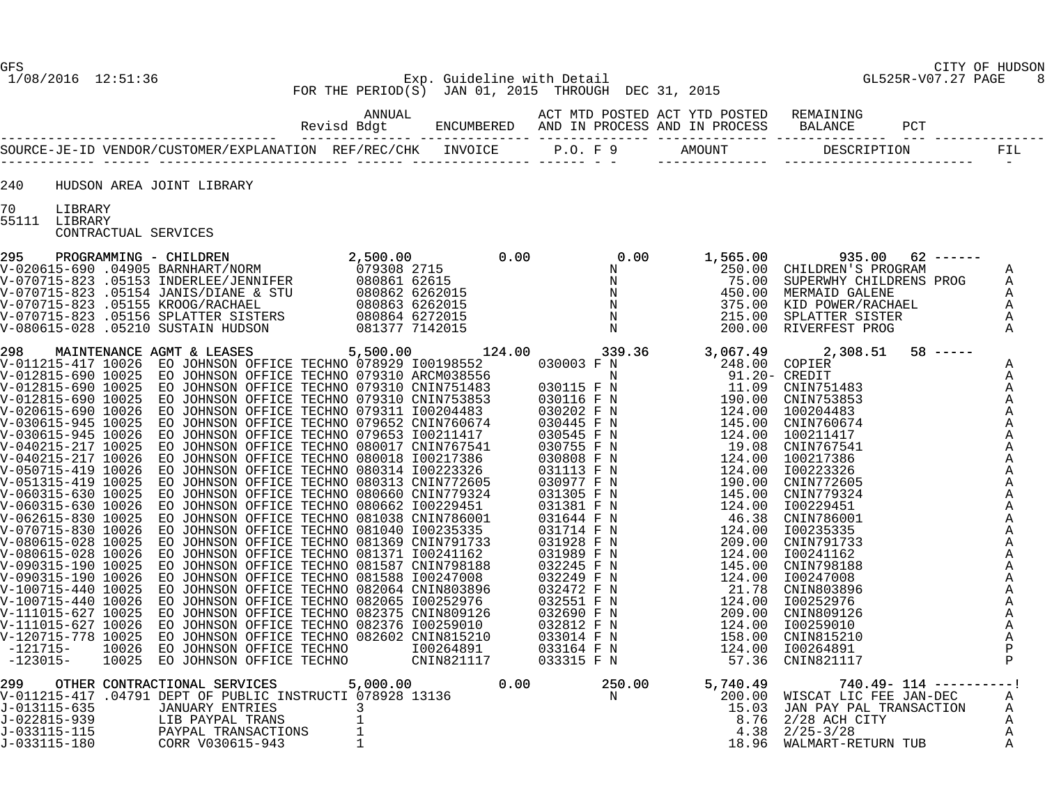GFS
1/08/2016 12:51:36

CITY OF HUDSON
GL525R-V07.27

Exp. Guideline with Detail
FOR THE PERIOD(S) JAN 01, 2015 THROUGH DEC 31, 2015

| SOURCE-JE-ID | VENDOR/CUSTOMER/EXPLANATION | REF/REC/CHK | INVOICE | P.O. | F | 9 | AMOUNT | DESCRIPTION | FIL |
|---|---|---|---|---|---|---|---|---|---|

Column headers: ANNUAL Revisd Bdgt | ENCUMBERED | ACT MTD POSTED AND IN PROCESS | ACT YTD POSTED AND IN PROCESS | REMAINING BALANCE | PCT

**240 HUDSON AREA JOINT LIBRARY**

**70 LIBRARY**
**55111 LIBRARY**
**CONTRACTUAL SERVICES**

**295 PROGRAMMING - CHILDREN** — Revisd Bdgt 2,500.00 | Encumbered 0.00 | MTD 0.00 | YTD 1,565.00 | Remaining 935.00 | PCT 62 ------

| SOURCE-JE-ID | VENDOR/CUSTOMER/EXPLANATION | REF/REC/CHK | INVOICE | P.O. | F | 9 | AMOUNT | DESCRIPTION | FIL |
|---|---|---|---|---|---|---|---|---|---|
| V-020615-690 | .04905 BARNHART/NORM | 079308 | 2715 | | | N | 250.00 | CHILDREN'S PROGRAM | A |
| V-070715-823 | .05153 INDERLEE/JENNIFER | 080861 | 62615 | | | N | 75.00 | SUPERWHY CHILDRENS PROG | A |
| V-070715-823 | .05154 JANIS/DIANE & STU | 080862 | 6262015 | | | N | 450.00 | MERMAID GALENE | A |
| V-070715-823 | .05155 KROOG/RACHAEL | 080863 | 6262015 | | | N | 375.00 | KID POWER/RACHAEL | A |
| V-070715-823 | .05156 SPLATTER SISTERS | 080864 | 6272015 | | | N | 215.00 | SPLATTER SISTER | A |
| V-080615-028 | .05210 SUSTAIN HUDSON | 081377 | 7142015 | | | N | 200.00 | RIVERFEST PROG | A |

**298 MAINTENANCE AGMT & LEASES** — Revisd Bdgt 5,500.00 | Encumbered 124.00 | MTD 339.36 | YTD 3,067.49 | Remaining 2,308.51 | PCT 58 -----

| SOURCE-JE-ID | VENDOR/CUSTOMER/EXPLANATION | REF/REC/CHK | INVOICE | P.O. | F | 9 | AMOUNT | DESCRIPTION | FIL |
|---|---|---|---|---|---|---|---|---|---|
| V-011215-417 | 10026 EO JOHNSON OFFICE TECHNO | 078929 | I00198552 | 030003 | F | N | 248.00 | COPIER | A |
| V-012815-690 | 10025 EO JOHNSON OFFICE TECHNO | 079310 | ARCM038556 | | | N | 91.20- | CREDIT | A |
| V-012815-690 | 10025 EO JOHNSON OFFICE TECHNO | 079310 | CNIN751483 | 030115 | F | N | 11.09 | CNIN751483 | A |
| V-012815-690 | 10025 EO JOHNSON OFFICE TECHNO | 079310 | CNIN753853 | 030116 | F | N | 190.00 | CNIN753853 | A |
| V-020615-690 | 10026 EO JOHNSON OFFICE TECHNO | 079311 | I00204483 | 030202 | F | N | 124.00 | 100204483 | A |
| V-030615-945 | 10025 EO JOHNSON OFFICE TECHNO | 079652 | CNIN760674 | 030445 | F | N | 145.00 | CNIN760674 | A |
| V-030615-945 | 10026 EO JOHNSON OFFICE TECHNO | 079653 | I00211417 | 030545 | F | N | 124.00 | 100211417 | A |
| V-040215-217 | 10025 EO JOHNSON OFFICE TECHNO | 080017 | CNIN767541 | 030755 | F | N | 19.08 | CNIN767541 | A |
| V-040215-217 | 10026 EO JOHNSON OFFICE TECHNO | 080018 | I00217386 | 030808 | F | N | 124.00 | 100217386 | A |
| V-050715-419 | 10026 EO JOHNSON OFFICE TECHNO | 080314 | I00223326 | 031113 | F | N | 124.00 | I00223326 | A |
| V-051315-419 | 10025 EO JOHNSON OFFICE TECHNO | 080313 | CNIN772605 | 030977 | F | N | 190.00 | CNIN772605 | A |
| V-060315-630 | 10025 EO JOHNSON OFFICE TECHNO | 080660 | CNIN779324 | 031305 | F | N | 145.00 | CNIN779324 | A |
| V-060315-630 | 10026 EO JOHNSON OFFICE TECHNO | 080662 | I00229451 | 031381 | F | N | 124.00 | I00229451 | A |
| V-062615-830 | 10025 EO JOHNSON OFFICE TECHNO | 081038 | CNIN786001 | 031644 | F | N | 46.38 | CNIN786001 | A |
| V-070715-830 | 10026 EO JOHNSON OFFICE TECHNO | 081040 | I00235335 | 031714 | F | N | 124.00 | I00235335 | A |
| V-080615-028 | 10025 EO JOHNSON OFFICE TECHNO | 081369 | CNIN791733 | 031928 | F | N | 209.00 | CNIN791733 | A |
| V-080615-028 | 10026 EO JOHNSON OFFICE TECHNO | 081371 | I00241162 | 031989 | F | N | 124.00 | I00241162 | A |
| V-090315-190 | 10025 EO JOHNSON OFFICE TECHNO | 081587 | CNIN798188 | 032245 | F | N | 145.00 | CNIN798188 | A |
| V-090315-190 | 10026 EO JOHNSON OFFICE TECHNO | 081588 | I00247008 | 032249 | F | N | 124.00 | I00247008 | A |
| V-100715-440 | 10025 EO JOHNSON OFFICE TECHNO | 082064 | CNIN803896 | 032472 | F | N | 21.78 | CNIN803896 | A |
| V-100715-440 | 10026 EO JOHNSON OFFICE TECHNO | 082065 | I00252976 | 032551 | F | N | 124.00 | I00252976 | A |
| V-111015-627 | 10025 EO JOHNSON OFFICE TECHNO | 082375 | CNIN809126 | 032690 | F | N | 209.00 | CNIN809126 | A |
| V-111015-627 | 10026 EO JOHNSON OFFICE TECHNO | 082376 | I00259010 | 032812 | F | N | 124.00 | I00259010 | A |
| V-120715-778 | 10025 EO JOHNSON OFFICE TECHNO | 082602 | CNIN815210 | 033014 | F | N | 158.00 | CNIN815210 | A |
| -121715- | 10026 EO JOHNSON OFFICE TECHNO | | I00264891 | 033164 | F | N | 124.00 | I00264891 | P |
| -123015- | 10025 EO JOHNSON OFFICE TECHNO | | CNIN821117 | 033315 | F | N | 57.36 | CNIN821117 | P |

**299 OTHER CONTRACTIONAL SERVICES** — Revisd Bdgt 5,000.00 | Encumbered 0.00 | MTD 250.00 | YTD 5,740.49 | Remaining 740.49- | PCT 114 ----------!

| SOURCE-JE-ID | VENDOR/CUSTOMER/EXPLANATION | REF/REC/CHK | INVOICE | P.O. | F | 9 | AMOUNT | DESCRIPTION | FIL |
|---|---|---|---|---|---|---|---|---|---|
| V-011215-417 | .04791 DEPT OF PUBLIC INSTRUCTI | 078928 | 13136 | | | N | 200.00 | WISCAT LIC FEE JAN-DEC | A |
| J-013115-635 | JANUARY ENTRIES | 3 | | | | | 15.03 | JAN PAY PAL TRANSACTION | A |
| J-022815-939 | LIB PAYPAL TRANS | 1 | | | | | 8.76 | 2/28 ACH CITY | A |
| J-033115-115 | PAYPAL TRANSACTIONS | 1 | | | | | 4.38 | 2/25-3/28 | A |
| J-033115-180 | CORR V030615-943 | 1 | | | | | 18.96 | WALMART-RETURN TUB | A |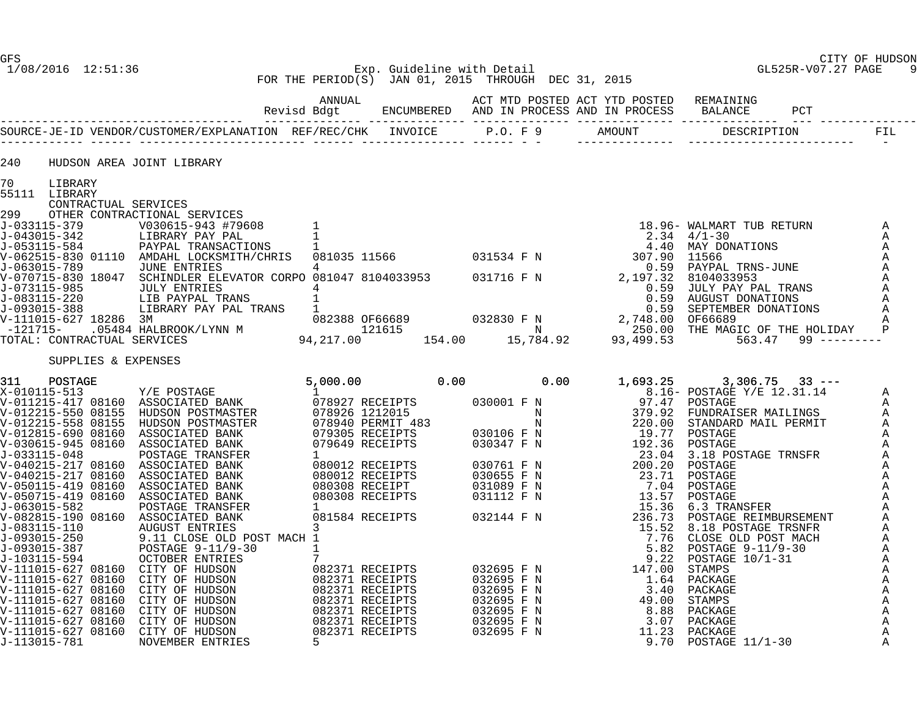Exp. Guideline with Detail

FOR THE PERIOD(S) JAN 01, 2015 THROUGH DEC 31, 2015

| | ANNUAL Revisd Bdgt | ENCUMBERED | ACT MTD POSTED AND IN PROCESS | ACT YTD POSTED AND IN PROCESS | REMAINING BALANCE | PCT |
|---|---|---|---|---|---|---|

| SOURCE-JE-ID | VENDOR/CUSTOMER/EXPLANATION | REF/REC/CHK | INVOICE | P.O. F 9 | AMOUNT | DESCRIPTION | FIL |
|---|---|---|---|---|---|---|---|

240 HUDSON AREA JOINT LIBRARY

70 LIBRARY
55111 LIBRARY
CONTRACTUAL SERVICES
299 OTHER CONTRACTIONAL SERVICES

| SOURCE-JE-ID | VENDOR/CUSTOMER/EXPLANATION | REF/REC/CHK | INVOICE | P.O. F 9 | AMOUNT | DESCRIPTION | FIL |
|---|---|---|---|---|---|---|---|
| J-033115-379 | V030615-943 #79608 | 1 | | | 18.96- | WALMART TUB RETURN | A |
| J-043015-342 | LIBRARY PAY PAL | 1 | | | 2.34 | 4/1-30 | A |
| J-053115-584 | PAYPAL TRANSACTIONS | 1 | | | 4.40 | MAY DONATIONS | A |
| V-062515-830 01110 | AMDAHL LOCKSMITH/CHRIS | 081035 | 11566 | 031534 F N | 307.90 | 11566 | A |
| J-063015-789 | JUNE ENTRIES | 4 | | | 0.59 | PAYPAL TRNS-JUNE | A |
| V-070715-830 18047 | SCHINDLER ELEVATOR CORPO | 081047 | 8104033953 | 031716 F N | 2,197.32 | 8104033953 | A |
| J-073115-985 | JULY ENTRIES | 4 | | | 0.59 | JULY PAY PAL TRANS | A |
| J-083115-220 | LIB PAYPAL TRANS | 1 | | | 0.59 | AUGUST DONATIONS | A |
| J-093015-388 | LIBRARY PAY PAL TRANS | 1 | | | 0.59 | SEPTEMBER DONATIONS | A |
| V-111015-627 18286 | 3M | 082388 | OF66689 | 032830 F N | 2,748.00 | OF66689 | A |
| -121715- | .05484 HALBROOK/LYNN M | | 121615 | N | 250.00 | THE MAGIC OF THE HOLIDAY | P |

| | ANNUAL Revisd Bdgt | ENCUMBERED | ACT MTD POSTED AND IN PROCESS | ACT YTD POSTED AND IN PROCESS | REMAINING BALANCE | PCT |
|---|---|---|---|---|---|---|
| TOTAL: CONTRACTUAL SERVICES | 94,217.00 | 154.00 | 15,784.92 | 93,499.53 | 563.47 | 99 --------- |

SUPPLIES & EXPENSES

| | ANNUAL Revisd Bdgt | ENCUMBERED | ACT MTD POSTED AND IN PROCESS | ACT YTD POSTED AND IN PROCESS | REMAINING BALANCE | PCT |
|---|---|---|---|---|---|---|
| 311 POSTAGE | 5,000.00 | 0.00 | 0.00 | 1,693.25 | 3,306.75 | 33 --- |

| SOURCE-JE-ID | VENDOR/CUSTOMER/EXPLANATION | REF/REC/CHK | INVOICE | P.O. F 9 | AMOUNT | DESCRIPTION | FIL |
|---|---|---|---|---|---|---|---|
| X-010115-513 | Y/E POSTAGE | 1 | | | 8.16- | POSTAGE Y/E 12.31.14 | A |
| V-011215-417 08160 | ASSOCIATED BANK | 078927 | RECEIPTS | 030001 F N | 97.47 | POSTAGE | A |
| V-012215-550 08155 | HUDSON POSTMASTER | 078926 | 1212015 | N | 379.92 | FUNDRAISER MAILINGS | A |
| V-012215-558 08155 | HUDSON POSTMASTER | 078940 | PERMIT 483 | N | 220.00 | STANDARD MAIL PERMIT | A |
| V-012815-690 08160 | ASSOCIATED BANK | 079305 | RECEIPTS | 030106 F N | 19.77 | POSTAGE | A |
| V-030615-945 08160 | ASSOCIATED BANK | 079649 | RECEIPTS | 030347 F N | 192.36 | POSTAGE | A |
| J-033115-048 | POSTAGE TRANSFER | 1 | | | 23.04 | 3.18 POSTAGE TRNSFR | A |
| V-040215-217 08160 | ASSOCIATED BANK | 080012 | RECEIPTS | 030761 F N | 200.20 | POSTAGE | A |
| V-040215-217 08160 | ASSOCIATED BANK | 080012 | RECEIPTS | 030655 F N | 23.71 | POSTAGE | A |
| V-050115-419 08160 | ASSOCIATED BANK | 080308 | RECEIPT | 031089 F N | 7.04 | POSTAGE | A |
| V-050715-419 08160 | ASSOCIATED BANK | 080308 | RECEIPTS | 031112 F N | 13.57 | POSTAGE | A |
| J-063015-582 | POSTAGE TRANSFER | 1 | | | 15.36 | 6.3 TRANSFER | A |
| V-082815-190 08160 | ASSOCIATED BANK | 081584 | RECEIPTS | 032144 F N | 236.73 | POSTAGE REIMBURSEMENT | A |
| J-083115-110 | AUGUST ENTRIES | 3 | | | 15.52 | 8.18 POSTAGE TRSNFR | A |
| J-093015-250 | 9.11 CLOSE OLD POST MACH | 1 | | | 7.76 | CLOSE OLD POST MACH | A |
| J-093015-387 | POSTAGE 9-11/9-30 | 1 | | | 5.82 | POSTAGE 9-11/9-30 | A |
| J-103115-594 | OCTOBER ENTRIES | 7 | | | 9.22 | POSTAGE 10/1-31 | A |
| V-111015-627 08160 | CITY OF HUDSON | 082371 | RECEIPTS | 032695 F N | 147.00 | STAMPS | A |
| V-111015-627 08160 | CITY OF HUDSON | 082371 | RECEIPTS | 032695 F N | 1.64 | PACKAGE | A |
| V-111015-627 08160 | CITY OF HUDSON | 082371 | RECEIPTS | 032695 F N | 3.40 | PACKAGE | A |
| V-111015-627 08160 | CITY OF HUDSON | 082371 | RECEIPTS | 032695 F N | 49.00 | STAMPS | A |
| V-111015-627 08160 | CITY OF HUDSON | 082371 | RECEIPTS | 032695 F N | 8.88 | PACKAGE | A |
| V-111015-627 08160 | CITY OF HUDSON | 082371 | RECEIPTS | 032695 F N | 3.07 | PACKAGE | A |
| V-111015-627 08160 | CITY OF HUDSON | 082371 | RECEIPTS | 032695 F N | 11.23 | PACKAGE | A |
| J-113015-781 | NOVEMBER ENTRIES | 5 | | | 9.70 | POSTAGE 11/1-30 | A |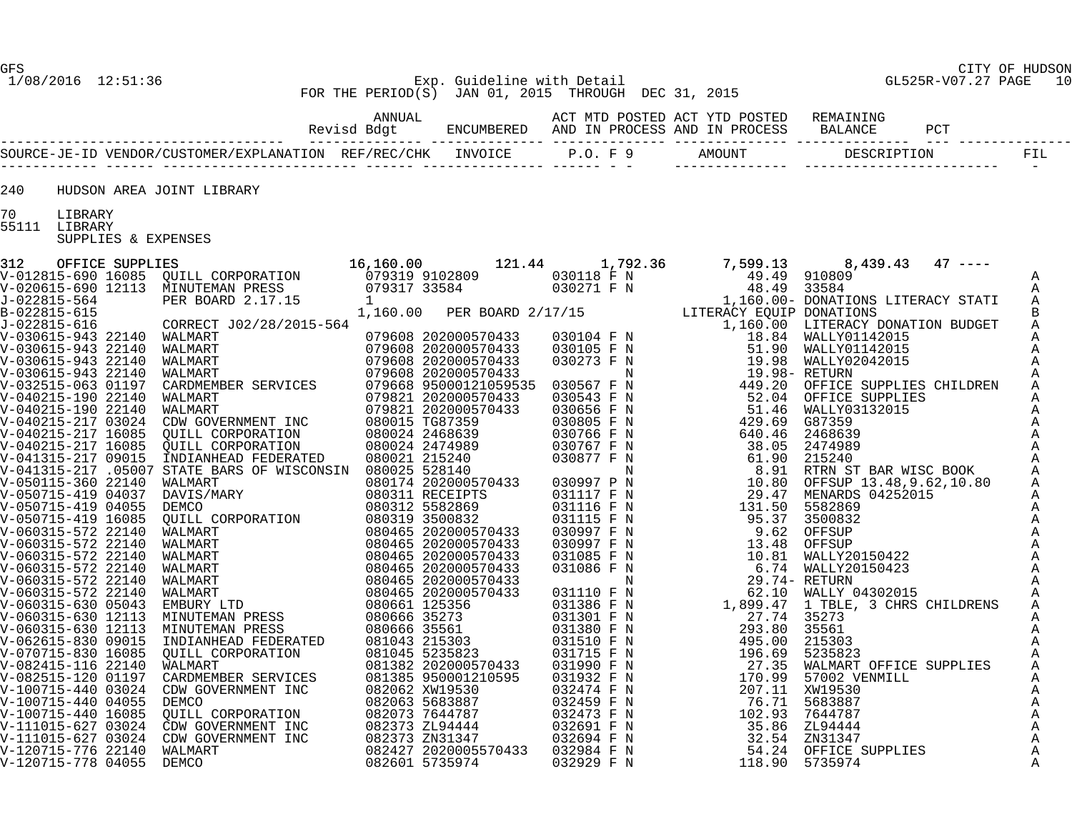GFS — CITY OF HUDSON

1/08/2016 12:51:36 — Exp. Guideline with Detail — GL525R-V07.27

FOR THE PERIOD(S) JAN 01, 2015 THROUGH DEC 31, 2015

| | ANNUAL Revisd Bdgt | ENCUMBERED | ACT MTD POSTED AND IN PROCESS | ACT YTD POSTED AND IN PROCESS | REMAINING BALANCE | PCT |
|---|---|---|---|---|---|---|

240 HUDSON AREA JOINT LIBRARY

70 LIBRARY
55111 LIBRARY
SUPPLIES & EXPENSES

| 312 OFFICE SUPPLIES | 16,160.00 | 121.44 | 1,792.36 | 7,599.13 | 8,439.43 | 47 ---- |
|---|---|---|---|---|---|---|

| SOURCE-JE-ID | VENDOR/CUSTOMER/EXPLANATION | REF/REC/CHK | INVOICE | P.O. F 9 | AMOUNT | DESCRIPTION | FIL |
|---|---|---|---|---|---|---|---|
| V-012815-690 | 16085 QUILL CORPORATION | 079319 | 9102809 | 030118 F N | 49.49 | 910809 | A |
| V-020615-690 | 12113 MINUTEMAN PRESS | 079317 | 33584 | 030271 F N | 48.49 | 33584 | A |
| J-022815-564 | PER BOARD 2.17.15 | 1 | | | 1,160.00- | DONATIONS LITERACY STATI | A |
| B-022815-615 | | 1,160.00 | PER BOARD 2/17/15 | | LITERACY EQUIP | DONATIONS | B |
| J-022815-616 | CORRECT J02/28/2015-564 | | | | 1,160.00 | LITERACY DONATION BUDGET | A |
| V-030615-943 | 22140 WALMART | 079608 | 202000570433 | 030104 F N | 18.84 | WALLY01142015 | A |
| V-030615-943 | 22140 WALMART | 079608 | 202000570433 | 030105 F N | 51.90 | WALLY01142015 | A |
| V-030615-943 | 22140 WALMART | 079608 | 202000570433 | 030273 F N | 19.98 | WALLY02042015 | A |
| V-030615-943 | 22140 WALMART | 079608 | 202000570433 | N | 19.98- | RETURN | A |
| V-032515-063 | 01197 CARDMEMBER SERVICES | 079668 | 95000121059535 | 030567 F N | 449.20 | OFFICE SUPPLIES CHILDREN | A |
| V-040215-190 | 22140 WALMART | 079821 | 202000570433 | 030543 F N | 52.04 | OFFICE SUPPLIES | A |
| V-040215-190 | 22140 WALMART | 079821 | 202000570433 | 030656 F N | 51.46 | WALLY03132015 | A |
| V-040215-217 | 03024 CDW GOVERNMENT INC | 080015 | TG87359 | 030805 F N | 429.69 | G87359 | A |
| V-040215-217 | 16085 QUILL CORPORATION | 080024 | 2468639 | 030766 F N | 640.46 | 2468639 | A |
| V-040215-217 | 16085 QUILL CORPORATION | 080024 | 2474989 | 030767 F N | 38.05 | 2474989 | A |
| V-041315-217 | 09015 INDIANHEAD FEDERATED | 080021 | 215240 | 030877 F N | 61.90 | 215240 | A |
| V-041315-217 | .05007 STATE BARS OF WISCONSIN | 080025 | 528140 | N | 8.91 | RTRN ST BAR WISC BOOK | A |
| V-050115-360 | 22140 WALMART | 080174 | 202000570433 | 030997 P N | 10.80 | OFFSUP 13.48,9.62,10.80 | A |
| V-050715-419 | 04037 DAVIS/MARY | 080311 | RECEIPTS | 031117 F N | 29.47 | MENARDS 04252015 | A |
| V-050715-419 | 04055 DEMCO | 080312 | 5582869 | 031116 F N | 131.50 | 5582869 | A |
| V-050715-419 | 16085 QUILL CORPORATION | 080319 | 3500832 | 031115 F N | 95.37 | 3500832 | A |
| V-060315-572 | 22140 WALMART | 080465 | 202000570433 | 030997 F N | 9.62 | OFFSUP | A |
| V-060315-572 | 22140 WALMART | 080465 | 202000570433 | 030997 F N | 13.48 | OFFSUP | A |
| V-060315-572 | 22140 WALMART | 080465 | 202000570433 | 031085 F N | 10.81 | WALLY20150422 | A |
| V-060315-572 | 22140 WALMART | 080465 | 202000570433 | 031086 F N | 6.74 | WALLY20150423 | A |
| V-060315-572 | 22140 WALMART | 080465 | 202000570433 | N | 29.74- | RETURN | A |
| V-060315-572 | 22140 WALMART | 080465 | 202000570433 | 031110 F N | 62.10 | WALLY 04302015 | A |
| V-060315-630 | 05043 EMBURY LTD | 080661 | 125356 | 031386 F N | 1,899.47 | 1 TBLE, 3 CHRS CHILDRENS | A |
| V-060315-630 | 12113 MINUTEMAN PRESS | 080666 | 35273 | 031301 F N | 27.74 | 35273 | A |
| V-060315-630 | 12113 MINUTEMAN PRESS | 080666 | 35561 | 031380 F N | 293.80 | 35561 | A |
| V-062615-830 | 09015 INDIANHEAD FEDERATED | 081043 | 215303 | 031510 F N | 495.00 | 215303 | A |
| V-070715-830 | 16085 QUILL CORPORATION | 081045 | 5235823 | 031715 F N | 196.69 | 5235823 | A |
| V-082415-116 | 22140 WALMART | 081382 | 202000570433 | 031990 F N | 27.35 | WALMART OFFICE SUPPLIES | A |
| V-082515-120 | 01197 CARDMEMBER SERVICES | 081385 | 950001210595 | 031932 F N | 170.99 | 57002 VENMILL | A |
| V-100715-440 | 03024 CDW GOVERNMENT INC | 082062 | XW19530 | 032474 F N | 207.11 | XW19530 | A |
| V-100715-440 | 04055 DEMCO | 082063 | 5683887 | 032459 F N | 76.71 | 5683887 | A |
| V-100715-440 | 16085 QUILL CORPORATION | 082073 | 7644787 | 032473 F N | 102.93 | 7644787 | A |
| V-111015-627 | 03024 CDW GOVERNMENT INC | 082373 | ZL94444 | 032691 F N | 35.86 | ZL94444 | A |
| V-111015-627 | 03024 CDW GOVERNMENT INC | 082373 | ZN31347 | 032694 F N | 32.54 | ZN31347 | A |
| V-120715-776 | 22140 WALMART | 082427 | 2020005570433 | 032984 F N | 54.24 | OFFICE SUPPLIES | A |
| V-120715-778 | 04055 DEMCO | 082601 | 5735974 | 032929 F N | 118.90 | 5735974 | A |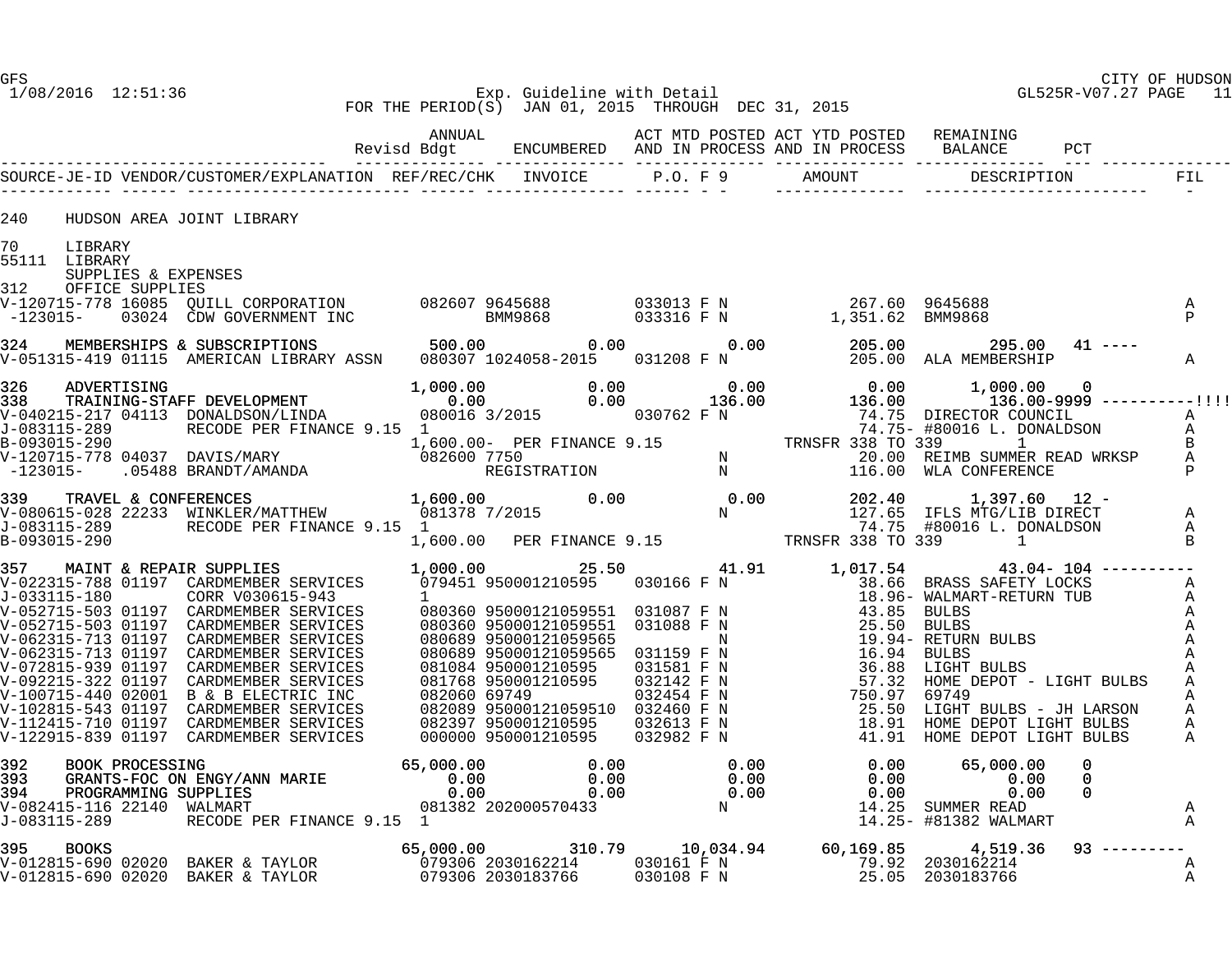Exp. Guideline with Detail
FOR THE PERIOD(S) JAN 01, 2015 THROUGH DEC 31, 2015

| | ANNUAL Revisd Bdgt | ENCUMBERED | ACT MTD POSTED AND IN PROCESS | ACT YTD POSTED AND IN PROCESS | REMAINING BALANCE | PCT | |
|---|---|---|---|---|---|---|---|

| SOURCE-JE-ID | VENDOR/CUSTOMER/EXPLANATION | REF/REC/CHK | INVOICE | P.O. | F 9 | AMOUNT | DESCRIPTION | FIL |
|---|---|---|---|---|---|---|---|---|

240 HUDSON AREA JOINT LIBRARY

70 LIBRARY
55111 LIBRARY
SUPPLIES & EXPENSES

| Account / Source | Vendor / Explanation | Ref/Rec/Chk / Annual Revisd Bdgt | Invoice / Encumbered | P.O. F 9 / ACT MTD | Amount / ACT YTD | Description / Remaining Balance | PCT | FIL |
|---|---|---|---|---|---|---|---|---|
| 312 | OFFICE SUPPLIES | | | | | | | |
| V-120715-778 16085 | QUILL CORPORATION | 082607 | 9645688 | 033013 F N | 267.60 | 9645688 | | A |
| -123015- 03024 | CDW GOVERNMENT INC | | BMM9868 | 033316 F N | 1,351.62 | BMM9868 | | P |
| 324 | MEMBERSHIPS & SUBSCRIPTIONS | 500.00 | 0.00 | 0.00 | 205.00 | 295.00 | 41 ---- | |
| V-051315-419 01115 | AMERICAN LIBRARY ASSN | 080307 | 1024058-2015 | 031208 F N | 205.00 | ALA MEMBERSHIP | | A |
| 326 | ADVERTISING | 1,000.00 | 0.00 | 0.00 | 0.00 | 1,000.00 | 0 | |
| 338 | TRAINING-STAFF DEVELOPMENT | 0.00 | 0.00 | 136.00 | 136.00 | 136.00- | 9999 ----------!!!! | |
| V-040215-217 04113 | DONALDSON/LINDA | 080016 | 3/2015 | 030762 F N | 74.75 | DIRECTOR COUNCIL | | A |
| J-083115-289 | RECODE PER FINANCE 9.15 | 1 | | | 74.75- | #80016 L. DONALDSON | | A |
| B-093015-290 | | 1,600.00- | PER FINANCE 9.15 | | TRNSFR 338 TO 339 | 1 | | B |
| V-120715-778 04037 | DAVIS/MARY | 082600 | 7750 | N | 20.00 | REIMB SUMMER READ WRKSP | | A |
| -123015- .05488 | BRANDT/AMANDA | | REGISTRATION | N | 116.00 | WLA CONFERENCE | | P |
| 339 | TRAVEL & CONFERENCES | 1,600.00 | 0.00 | 0.00 | 202.40 | 1,397.60 | 12 - | |
| V-080615-028 22233 | WINKLER/MATTHEW | 081378 | 7/2015 | N | 127.65 | IFLS MTG/LIB DIRECT | | A |
| J-083115-289 | RECODE PER FINANCE 9.15 | 1 | | | 74.75 | #80016 L. DONALDSON | | A |
| B-093015-290 | | 1,600.00 | PER FINANCE 9.15 | | TRNSFR 338 TO 339 | 1 | | B |
| 357 | MAINT & REPAIR SUPPLIES | 1,000.00 | 25.50 | 41.91 | 1,017.54 | 43.04- | 104 ---------- | |
| V-022315-788 01197 | CARDMEMBER SERVICES | 079451 | 950001210595 | 030166 F N | 38.66 | BRASS SAFETY LOCKS | | A |
| J-033115-180 | CORR V030615-943 | 1 | | | 18.96- | WALMART-RETURN TUB | | A |
| V-052715-503 01197 | CARDMEMBER SERVICES | 080360 | 95000121059551 | 031087 F N | 43.85 | BULBS | | A |
| V-052715-503 01197 | CARDMEMBER SERVICES | 080360 | 95000121059551 | 031088 F N | 25.50 | BULBS | | A |
| V-062315-713 01197 | CARDMEMBER SERVICES | 080689 | 95000121059565 | N | 19.94- | RETURN BULBS | | A |
| V-062315-713 01197 | CARDMEMBER SERVICES | 080689 | 95000121059565 | 031159 F N | 16.94 | BULBS | | A |
| V-072815-939 01197 | CARDMEMBER SERVICES | 081084 | 950001210595 | 031581 F N | 36.88 | LIGHT BULBS | | A |
| V-092215-322 01197 | CARDMEMBER SERVICES | 081768 | 950001210595 | 032142 F N | 57.32 | HOME DEPOT - LIGHT BULBS | | A |
| V-100715-440 02001 | B & B ELECTRIC INC | 082060 | 69749 | 032454 F N | 750.97 | 69749 | | A |
| V-102815-543 01197 | CARDMEMBER SERVICES | 082089 | 95000121059510 | 032460 F N | 25.50 | LIGHT BULBS - JH LARSON | | A |
| V-112415-710 01197 | CARDMEMBER SERVICES | 082397 | 950001210595 | 032613 F N | 18.91 | HOME DEPOT LIGHT BULBS | | A |
| V-122915-839 01197 | CARDMEMBER SERVICES | 000000 | 950001210595 | 032982 F N | 41.91 | HOME DEPOT LIGHT BULBS | | A |
| 392 | BOOK PROCESSING | 65,000.00 | 0.00 | 0.00 | 0.00 | 65,000.00 | 0 | |
| 393 | GRANTS-FOC ON ENGY/ANN MARIE | 0.00 | 0.00 | 0.00 | 0.00 | 0.00 | 0 | |
| 394 | PROGRAMMING SUPPLIES | 0.00 | 0.00 | 0.00 | 0.00 | 0.00 | 0 | |
| V-082415-116 22140 | WALMART | 081382 | 202000570433 | N | 14.25 | SUMMER READ | | A |
| J-083115-289 | RECODE PER FINANCE 9.15 | 1 | | | 14.25- | #81382 WALMART | | A |
| 395 | BOOKS | 65,000.00 | 310.79 | 10,034.94 | 60,169.85 | 4,519.36 | 93 --------- | |
| V-012815-690 02020 | BAKER & TAYLOR | 079306 | 2030162214 | 030161 F N | 79.92 | 2030162214 | | A |
| V-012815-690 02020 | BAKER & TAYLOR | 079306 | 2030183766 | 030108 F N | 25.05 | 2030183766 | | A |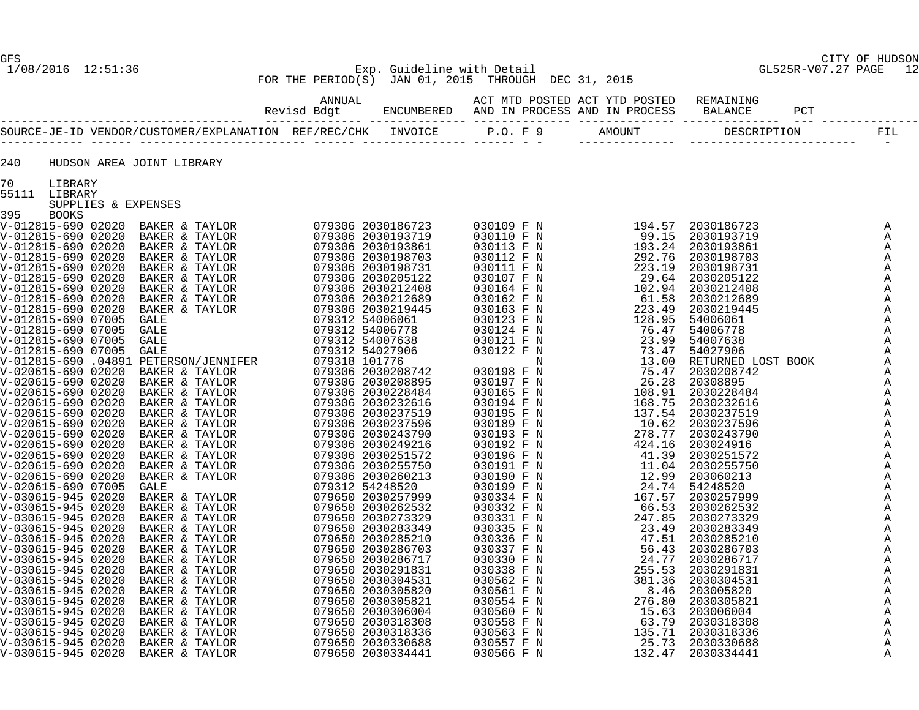GFS
1/08/2016 12:51:36

Exp. Guideline with Detail
FOR THE PERIOD(S) JAN 01, 2015 THROUGH DEC 31, 2015

CITY OF HUDSON
GL525R-V07.27

| | ANNUAL Revisd Bdgt | ENCUMBERED | ACT MTD POSTED AND IN PROCESS | ACT YTD POSTED AND IN PROCESS | REMAINING BALANCE | PCT |
|---|---|---|---|---|---|---|

240 HUDSON AREA JOINT LIBRARY

70 LIBRARY
55111 LIBRARY
SUPPLIES & EXPENSES
395 BOOKS

| SOURCE-JE-ID | VENDOR/CUSTOMER/EXPLANATION | REF/REC/CHK | INVOICE | P.O. | F | 9 | AMOUNT | DESCRIPTION | FIL |
|---|---|---|---|---|---|---|---|---|---|
| V-012815-690 | 02020 BAKER & TAYLOR | 079306 | 2030186723 | 030109 | F | N | 194.57 | 2030186723 | A |
| V-012815-690 | 02020 BAKER & TAYLOR | 079306 | 2030193719 | 030110 | F | N | 99.15 | 2030193719 | A |
| V-012815-690 | 02020 BAKER & TAYLOR | 079306 | 2030193861 | 030113 | F | N | 193.24 | 2030193861 | A |
| V-012815-690 | 02020 BAKER & TAYLOR | 079306 | 2030198703 | 030112 | F | N | 292.76 | 2030198703 | A |
| V-012815-690 | 02020 BAKER & TAYLOR | 079306 | 2030198731 | 030111 | F | N | 223.19 | 2030198731 | A |
| V-012815-690 | 02020 BAKER & TAYLOR | 079306 | 2030205122 | 030107 | F | N | 29.64 | 2030205122 | A |
| V-012815-690 | 02020 BAKER & TAYLOR | 079306 | 2030212408 | 030164 | F | N | 102.94 | 2030212408 | A |
| V-012815-690 | 02020 BAKER & TAYLOR | 079306 | 2030212689 | 030162 | F | N | 61.58 | 2030212689 | A |
| V-012815-690 | 02020 BAKER & TAYLOR | 079306 | 2030219445 | 030163 | F | N | 223.49 | 2030219445 | A |
| V-012815-690 | 07005 GALE | 079312 | 54006061 | 030123 | F | N | 128.95 | 54006061 | A |
| V-012815-690 | 07005 GALE | 079312 | 54006778 | 030124 | F | N | 76.47 | 54006778 | A |
| V-012815-690 | 07005 GALE | 079312 | 54007638 | 030121 | F | N | 23.99 | 54007638 | A |
| V-012815-690 | 07005 GALE | 079312 | 54027906 | 030122 | F | N | 73.47 | 54027906 | A |
| V-012815-690 | .04891 PETERSON/JENNIFER | 079318 | 101776 | | | N | 13.00 | RETURNED LOST BOOK | A |
| V-020615-690 | 02020 BAKER & TAYLOR | 079306 | 2030208742 | 030198 | F | N | 75.47 | 2030208742 | A |
| V-020615-690 | 02020 BAKER & TAYLOR | 079306 | 2030208895 | 030197 | F | N | 26.28 | 20308895 | A |
| V-020615-690 | 02020 BAKER & TAYLOR | 079306 | 2030228484 | 030165 | F | N | 108.91 | 2030228484 | A |
| V-020615-690 | 02020 BAKER & TAYLOR | 079306 | 2030232616 | 030194 | F | N | 168.75 | 2030232616 | A |
| V-020615-690 | 02020 BAKER & TAYLOR | 079306 | 2030237519 | 030195 | F | N | 137.54 | 2030237519 | A |
| V-020615-690 | 02020 BAKER & TAYLOR | 079306 | 2030237596 | 030189 | F | N | 10.62 | 2030237596 | A |
| V-020615-690 | 02020 BAKER & TAYLOR | 079306 | 2030243790 | 030193 | F | N | 278.77 | 2030243790 | A |
| V-020615-690 | 02020 BAKER & TAYLOR | 079306 | 2030249216 | 030192 | F | N | 424.16 | 203024916 | A |
| V-020615-690 | 02020 BAKER & TAYLOR | 079306 | 2030251572 | 030196 | F | N | 41.39 | 2030251572 | A |
| V-020615-690 | 02020 BAKER & TAYLOR | 079306 | 2030255750 | 030191 | F | N | 11.04 | 2030255750 | A |
| V-020615-690 | 02020 BAKER & TAYLOR | 079306 | 2030260213 | 030190 | F | N | 12.99 | 203060213 | A |
| V-020615-690 | 07005 GALE | 079312 | 54248520 | 030199 | F | N | 24.74 | 54248520 | A |
| V-030615-945 | 02020 BAKER & TAYLOR | 079650 | 2030257999 | 030334 | F | N | 167.57 | 2030257999 | A |
| V-030615-945 | 02020 BAKER & TAYLOR | 079650 | 2030262532 | 030332 | F | N | 66.53 | 2030262532 | A |
| V-030615-945 | 02020 BAKER & TAYLOR | 079650 | 2030273329 | 030331 | F | N | 247.85 | 2030273329 | A |
| V-030615-945 | 02020 BAKER & TAYLOR | 079650 | 2030283349 | 030335 | F | N | 23.49 | 2030283349 | A |
| V-030615-945 | 02020 BAKER & TAYLOR | 079650 | 2030285210 | 030336 | F | N | 47.51 | 2030285210 | A |
| V-030615-945 | 02020 BAKER & TAYLOR | 079650 | 2030286703 | 030337 | F | N | 56.43 | 2030286703 | A |
| V-030615-945 | 02020 BAKER & TAYLOR | 079650 | 2030286717 | 030330 | F | N | 24.77 | 2030286717 | A |
| V-030615-945 | 02020 BAKER & TAYLOR | 079650 | 2030291831 | 030338 | F | N | 255.53 | 2030291831 | A |
| V-030615-945 | 02020 BAKER & TAYLOR | 079650 | 2030304531 | 030562 | F | N | 381.36 | 2030304531 | A |
| V-030615-945 | 02020 BAKER & TAYLOR | 079650 | 2030305820 | 030561 | F | N | 8.46 | 203005820 | A |
| V-030615-945 | 02020 BAKER & TAYLOR | 079650 | 2030305821 | 030554 | F | N | 276.80 | 2030305821 | A |
| V-030615-945 | 02020 BAKER & TAYLOR | 079650 | 2030306004 | 030560 | F | N | 15.63 | 203006004 | A |
| V-030615-945 | 02020 BAKER & TAYLOR | 079650 | 2030318308 | 030558 | F | N | 63.79 | 2030318308 | A |
| V-030615-945 | 02020 BAKER & TAYLOR | 079650 | 2030318336 | 030563 | F | N | 135.71 | 2030318336 | A |
| V-030615-945 | 02020 BAKER & TAYLOR | 079650 | 2030330688 | 030557 | F | N | 25.73 | 2030330688 | A |
| V-030615-945 | 02020 BAKER & TAYLOR | 079650 | 2030334441 | 030566 | F | N | 132.47 | 2030334441 | A |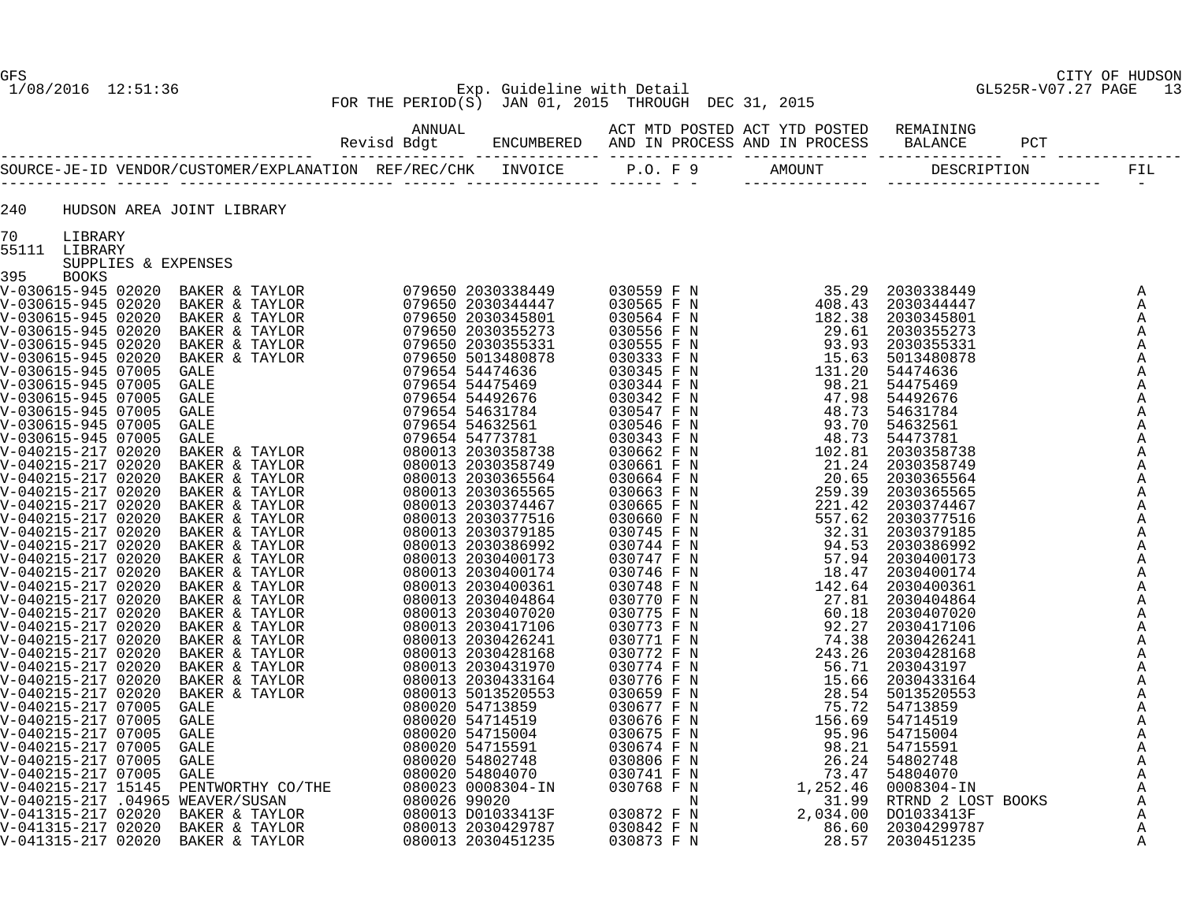GFS — CITY OF HUDSON

1/08/2016 12:51:36 — Exp. Guideline with Detail — GL525R-V07.27

FOR THE PERIOD(S) JAN 01, 2015 THROUGH DEC 31, 2015

| | ANNUAL Revisd Bdgt | ENCUMBERED | ACT MTD POSTED AND IN PROCESS | ACT YTD POSTED AND IN PROCESS | REMAINING BALANCE | PCT |
|---|---|---|---|---|---|---|

240 HUDSON AREA JOINT LIBRARY

70 LIBRARY

55111 LIBRARY

SUPPLIES & EXPENSES

395 BOOKS

| SOURCE-JE-ID | VENDOR/CUSTOMER/EXPLANATION | REF/REC/CHK | INVOICE | P.O. | F | 9 | AMOUNT | DESCRIPTION | FIL |
|---|---|---|---|---|---|---|---|---|---|
| V-030615-945 | 02020 BAKER & TAYLOR | 079650 | 2030338449 | 030559 | F | N | 35.29 | 2030338449 | A |
| V-030615-945 | 02020 BAKER & TAYLOR | 079650 | 2030344447 | 030565 | F | N | 408.43 | 2030344447 | A |
| V-030615-945 | 02020 BAKER & TAYLOR | 079650 | 2030345801 | 030564 | F | N | 182.38 | 2030345801 | A |
| V-030615-945 | 02020 BAKER & TAYLOR | 079650 | 2030355273 | 030556 | F | N | 29.61 | 2030355273 | A |
| V-030615-945 | 02020 BAKER & TAYLOR | 079650 | 2030355331 | 030555 | F | N | 93.93 | 2030355331 | A |
| V-030615-945 | 02020 BAKER & TAYLOR | 079650 | 5013480878 | 030333 | F | N | 15.63 | 5013480878 | A |
| V-030615-945 | 07005 GALE | 079654 | 54474636 | 030345 | F | N | 131.20 | 54474636 | A |
| V-030615-945 | 07005 GALE | 079654 | 54475469 | 030344 | F | N | 98.21 | 54475469 | A |
| V-030615-945 | 07005 GALE | 079654 | 54492676 | 030342 | F | N | 47.98 | 54492676 | A |
| V-030615-945 | 07005 GALE | 079654 | 54631784 | 030547 | F | N | 48.73 | 54631784 | A |
| V-030615-945 | 07005 GALE | 079654 | 54632561 | 030546 | F | N | 93.70 | 54632561 | A |
| V-030615-945 | 07005 GALE | 079654 | 54773781 | 030343 | F | N | 48.73 | 54473781 | A |
| V-040215-217 | 02020 BAKER & TAYLOR | 080013 | 2030358738 | 030662 | F | N | 102.81 | 2030358738 | A |
| V-040215-217 | 02020 BAKER & TAYLOR | 080013 | 2030358749 | 030661 | F | N | 21.24 | 2030358749 | A |
| V-040215-217 | 02020 BAKER & TAYLOR | 080013 | 2030365564 | 030664 | F | N | 20.65 | 2030365564 | A |
| V-040215-217 | 02020 BAKER & TAYLOR | 080013 | 2030365565 | 030663 | F | N | 259.39 | 2030365565 | A |
| V-040215-217 | 02020 BAKER & TAYLOR | 080013 | 2030374467 | 030665 | F | N | 221.42 | 2030374467 | A |
| V-040215-217 | 02020 BAKER & TAYLOR | 080013 | 2030377516 | 030660 | F | N | 557.62 | 2030377516 | A |
| V-040215-217 | 02020 BAKER & TAYLOR | 080013 | 2030379185 | 030745 | F | N | 32.31 | 2030379185 | A |
| V-040215-217 | 02020 BAKER & TAYLOR | 080013 | 2030386992 | 030744 | F | N | 94.53 | 2030386992 | A |
| V-040215-217 | 02020 BAKER & TAYLOR | 080013 | 2030400173 | 030747 | F | N | 57.94 | 2030400173 | A |
| V-040215-217 | 02020 BAKER & TAYLOR | 080013 | 2030400174 | 030746 | F | N | 18.47 | 2030400174 | A |
| V-040215-217 | 02020 BAKER & TAYLOR | 080013 | 2030400361 | 030748 | F | N | 142.64 | 2030400361 | A |
| V-040215-217 | 02020 BAKER & TAYLOR | 080013 | 2030404864 | 030770 | F | N | 27.81 | 2030404864 | A |
| V-040215-217 | 02020 BAKER & TAYLOR | 080013 | 2030407020 | 030775 | F | N | 60.18 | 2030407020 | A |
| V-040215-217 | 02020 BAKER & TAYLOR | 080013 | 2030417106 | 030773 | F | N | 92.27 | 2030417106 | A |
| V-040215-217 | 02020 BAKER & TAYLOR | 080013 | 2030426241 | 030771 | F | N | 74.38 | 2030426241 | A |
| V-040215-217 | 02020 BAKER & TAYLOR | 080013 | 2030428168 | 030772 | F | N | 243.26 | 2030428168 | A |
| V-040215-217 | 02020 BAKER & TAYLOR | 080013 | 2030431970 | 030774 | F | N | 56.71 | 203043197 | A |
| V-040215-217 | 02020 BAKER & TAYLOR | 080013 | 2030433164 | 030776 | F | N | 15.66 | 2030433164 | A |
| V-040215-217 | 02020 BAKER & TAYLOR | 080013 | 5013520553 | 030659 | F | N | 28.54 | 5013520553 | A |
| V-040215-217 | 07005 GALE | 080020 | 54713859 | 030677 | F | N | 75.72 | 54713859 | A |
| V-040215-217 | 07005 GALE | 080020 | 54714519 | 030676 | F | N | 156.69 | 54714519 | A |
| V-040215-217 | 07005 GALE | 080020 | 54715004 | 030675 | F | N | 95.96 | 54715004 | A |
| V-040215-217 | 07005 GALE | 080020 | 54715591 | 030674 | F | N | 98.21 | 54715591 | A |
| V-040215-217 | 07005 GALE | 080020 | 54802748 | 030806 | F | N | 26.24 | 54802748 | A |
| V-040215-217 | 07005 GALE | 080020 | 54804070 | 030741 | F | N | 73.47 | 54804070 | A |
| V-040215-217 | 15145 PENTWORTHY CO/THE | 080023 | 0008304-IN | 030768 | F | N | 1,252.46 | 0008304-IN | A |
| V-040215-217 | .04965 WEAVER/SUSAN | 080026 | 99020 | | | N | 31.99 | RTRND 2 LOST BOOKS | A |
| V-041315-217 | 02020 BAKER & TAYLOR | 080013 | D01033413F | 030872 | F | N | 2,034.00 | DO1033413F | A |
| V-041315-217 | 02020 BAKER & TAYLOR | 080013 | 2030429787 | 030842 | F | N | 86.60 | 20304299787 | A |
| V-041315-217 | 02020 BAKER & TAYLOR | 080013 | 2030451235 | 030873 | F | N | 28.57 | 2030451235 | A |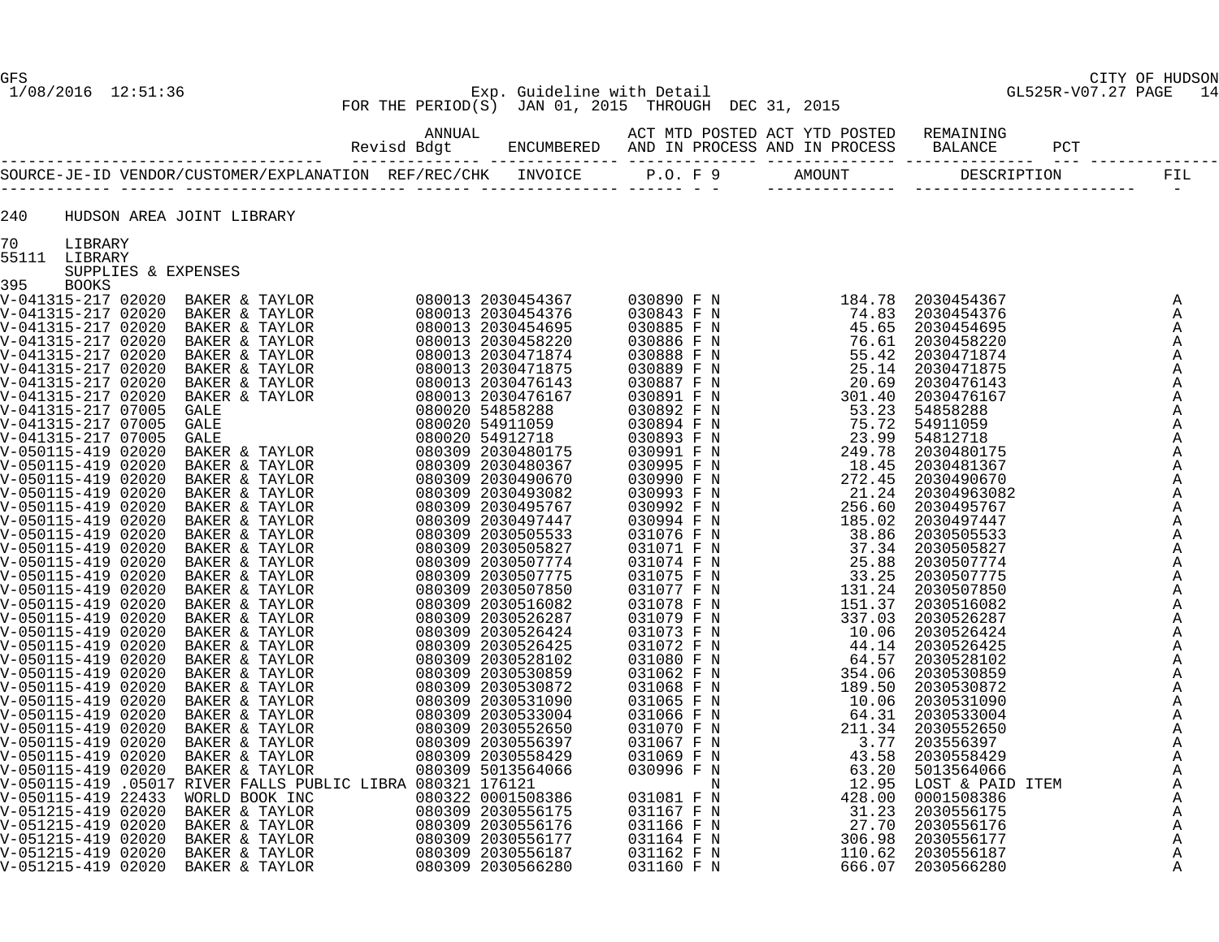GFS 1/08/2016 12:51:36 — CITY OF HUDSON — GL525R-V07.27 PAGE 14

Exp. Guideline with Detail

FOR THE PERIOD(S) JAN 01, 2015 THROUGH DEC 31, 2015

| | ANNUAL Revisd Bdgt | ENCUMBERED | ACT MTD POSTED AND IN PROCESS | ACT YTD POSTED AND IN PROCESS | REMAINING BALANCE | PCT |
|---|---|---|---|---|---|---|

240 HUDSON AREA JOINT LIBRARY

70 LIBRARY
55111 LIBRARY
SUPPLIES & EXPENSES
395 BOOKS

| SOURCE-JE-ID | VENDOR/CUSTOMER/EXPLANATION | REF/REC/CHK | INVOICE | P.O. | F | 9 | AMOUNT | DESCRIPTION | FIL |
|---|---|---|---|---|---|---|---|---|---|
| V-041315-217 | 02020 BAKER & TAYLOR | 080013 | 2030454367 | 030890 | F | N | 184.78 | 2030454367 | A |
| V-041315-217 | 02020 BAKER & TAYLOR | 080013 | 2030454376 | 030843 | F | N | 74.83 | 2030454376 | A |
| V-041315-217 | 02020 BAKER & TAYLOR | 080013 | 2030454695 | 030885 | F | N | 45.65 | 2030454695 | A |
| V-041315-217 | 02020 BAKER & TAYLOR | 080013 | 2030458220 | 030886 | F | N | 76.61 | 2030458220 | A |
| V-041315-217 | 02020 BAKER & TAYLOR | 080013 | 2030471874 | 030888 | F | N | 55.42 | 2030471874 | A |
| V-041315-217 | 02020 BAKER & TAYLOR | 080013 | 2030471875 | 030889 | F | N | 25.14 | 2030471875 | A |
| V-041315-217 | 02020 BAKER & TAYLOR | 080013 | 2030476143 | 030887 | F | N | 20.69 | 2030476143 | A |
| V-041315-217 | 02020 BAKER & TAYLOR | 080013 | 2030476167 | 030891 | F | N | 301.40 | 2030476167 | A |
| V-041315-217 | 07005 GALE | 080020 | 54858288 | 030892 | F | N | 53.23 | 54858288 | A |
| V-041315-217 | 07005 GALE | 080020 | 54911059 | 030894 | F | N | 75.72 | 54911059 | A |
| V-041315-217 | 07005 GALE | 080020 | 54912718 | 030893 | F | N | 23.99 | 54812718 | A |
| V-050115-419 | 02020 BAKER & TAYLOR | 080309 | 2030480175 | 030991 | F | N | 249.78 | 2030480175 | A |
| V-050115-419 | 02020 BAKER & TAYLOR | 080309 | 2030480367 | 030995 | F | N | 18.45 | 2030481367 | A |
| V-050115-419 | 02020 BAKER & TAYLOR | 080309 | 2030490670 | 030990 | F | N | 272.45 | 2030490670 | A |
| V-050115-419 | 02020 BAKER & TAYLOR | 080309 | 2030493082 | 030993 | F | N | 21.24 | 20304963082 | A |
| V-050115-419 | 02020 BAKER & TAYLOR | 080309 | 2030495767 | 030992 | F | N | 256.60 | 2030495767 | A |
| V-050115-419 | 02020 BAKER & TAYLOR | 080309 | 2030497447 | 030994 | F | N | 185.02 | 2030497447 | A |
| V-050115-419 | 02020 BAKER & TAYLOR | 080309 | 2030505533 | 031076 | F | N | 38.86 | 2030505533 | A |
| V-050115-419 | 02020 BAKER & TAYLOR | 080309 | 2030505827 | 031071 | F | N | 37.34 | 2030505827 | A |
| V-050115-419 | 02020 BAKER & TAYLOR | 080309 | 2030507774 | 031074 | F | N | 25.88 | 2030507774 | A |
| V-050115-419 | 02020 BAKER & TAYLOR | 080309 | 2030507775 | 031075 | F | N | 33.25 | 2030507775 | A |
| V-050115-419 | 02020 BAKER & TAYLOR | 080309 | 2030507850 | 031077 | F | N | 131.24 | 2030507850 | A |
| V-050115-419 | 02020 BAKER & TAYLOR | 080309 | 2030516082 | 031078 | F | N | 151.37 | 2030516082 | A |
| V-050115-419 | 02020 BAKER & TAYLOR | 080309 | 2030526287 | 031079 | F | N | 337.03 | 2030526287 | A |
| V-050115-419 | 02020 BAKER & TAYLOR | 080309 | 2030526424 | 031073 | F | N | 10.06 | 2030526424 | A |
| V-050115-419 | 02020 BAKER & TAYLOR | 080309 | 2030526425 | 031072 | F | N | 44.14 | 2030526425 | A |
| V-050115-419 | 02020 BAKER & TAYLOR | 080309 | 2030528102 | 031080 | F | N | 64.57 | 2030528102 | A |
| V-050115-419 | 02020 BAKER & TAYLOR | 080309 | 2030530859 | 031062 | F | N | 354.06 | 2030530859 | A |
| V-050115-419 | 02020 BAKER & TAYLOR | 080309 | 2030530872 | 031068 | F | N | 189.50 | 2030530872 | A |
| V-050115-419 | 02020 BAKER & TAYLOR | 080309 | 2030531090 | 031065 | F | N | 10.06 | 2030531090 | A |
| V-050115-419 | 02020 BAKER & TAYLOR | 080309 | 2030533004 | 031066 | F | N | 64.31 | 2030533004 | A |
| V-050115-419 | 02020 BAKER & TAYLOR | 080309 | 2030552650 | 031070 | F | N | 211.34 | 2030552650 | A |
| V-050115-419 | 02020 BAKER & TAYLOR | 080309 | 2030556397 | 031067 | F | N | 3.77 | 203556397 | A |
| V-050115-419 | 02020 BAKER & TAYLOR | 080309 | 2030558429 | 031069 | F | N | 43.58 | 2030558429 | A |
| V-050115-419 | 02020 BAKER & TAYLOR | 080309 | 5013564066 | 030996 | F | N | 63.20 | 5013564066 | A |
| V-050115-419 | .05017 RIVER FALLS PUBLIC LIBRA | 080321 | 176121 | | | N | 12.95 | LOST & PAID ITEM | A |
| V-050115-419 | 22433 WORLD BOOK INC | 080322 | 0001508386 | 031081 | F | N | 428.00 | 0001508386 | A |
| V-051215-419 | 02020 BAKER & TAYLOR | 080309 | 2030556175 | 031167 | F | N | 31.23 | 2030556175 | A |
| V-051215-419 | 02020 BAKER & TAYLOR | 080309 | 2030556176 | 031166 | F | N | 27.70 | 2030556176 | A |
| V-051215-419 | 02020 BAKER & TAYLOR | 080309 | 2030556177 | 031164 | F | N | 306.98 | 2030556177 | A |
| V-051215-419 | 02020 BAKER & TAYLOR | 080309 | 2030556187 | 031162 | F | N | 110.62 | 2030556187 | A |
| V-051215-419 | 02020 BAKER & TAYLOR | 080309 | 2030566280 | 031160 | F | N | 666.07 | 2030566280 | A |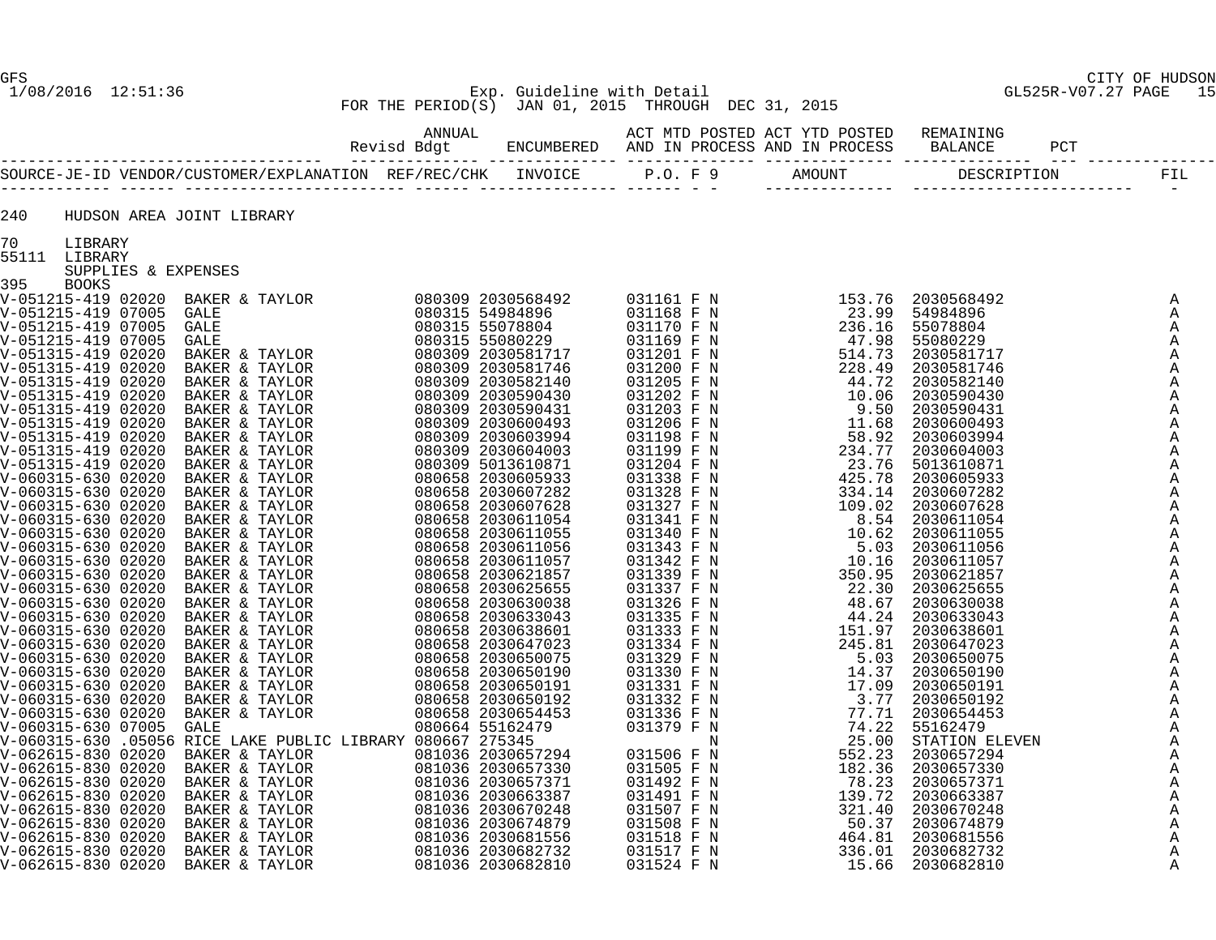GFS CITY OF HUDSON
1/08/2016 12:51:36 Exp. Guideline with Detail GL525R-V07.27 PAGE 15
FOR THE PERIOD(S) JAN 01, 2015 THROUGH DEC 31, 2015

| | ANNUAL Revisd Bdgt | ENCUMBERED | ACT MTD POSTED AND IN PROCESS | ACT YTD POSTED AND IN PROCESS | REMAINING BALANCE | PCT |
|---|---|---|---|---|---|---|

240 HUDSON AREA JOINT LIBRARY

70 LIBRARY
55111 LIBRARY
SUPPLIES & EXPENSES
395 BOOKS

| SOURCE-JE-ID | VENDOR/CUSTOMER/EXPLANATION | REF/REC/CHK | INVOICE | P.O. | F | 9 | AMOUNT | DESCRIPTION | FIL |
|---|---|---|---|---|---|---|---|---|---|
| V-051215-419 | 02020 BAKER & TAYLOR | 080309 | 2030568492 | 031161 | F | N | 153.76 | 2030568492 | A |
| V-051215-419 | 07005 GALE | 080315 | 54984896 | 031168 | F | N | 23.99 | 54984896 | A |
| V-051215-419 | 07005 GALE | 080315 | 55078804 | 031170 | F | N | 236.16 | 55078804 | A |
| V-051215-419 | 07005 GALE | 080315 | 55080229 | 031169 | F | N | 47.98 | 55080229 | A |
| V-051315-419 | 02020 BAKER & TAYLOR | 080309 | 2030581717 | 031201 | F | N | 514.73 | 2030581717 | A |
| V-051315-419 | 02020 BAKER & TAYLOR | 080309 | 2030581746 | 031200 | F | N | 228.49 | 2030581746 | A |
| V-051315-419 | 02020 BAKER & TAYLOR | 080309 | 2030582140 | 031205 | F | N | 44.72 | 2030582140 | A |
| V-051315-419 | 02020 BAKER & TAYLOR | 080309 | 2030590430 | 031202 | F | N | 10.06 | 2030590430 | A |
| V-051315-419 | 02020 BAKER & TAYLOR | 080309 | 2030590431 | 031203 | F | N | 9.50 | 2030590431 | A |
| V-051315-419 | 02020 BAKER & TAYLOR | 080309 | 2030600493 | 031206 | F | N | 11.68 | 2030600493 | A |
| V-051315-419 | 02020 BAKER & TAYLOR | 080309 | 2030603994 | 031198 | F | N | 58.92 | 2030603994 | A |
| V-051315-419 | 02020 BAKER & TAYLOR | 080309 | 2030604003 | 031199 | F | N | 234.77 | 2030604003 | A |
| V-051315-419 | 02020 BAKER & TAYLOR | 080309 | 5013610871 | 031204 | F | N | 23.76 | 5013610871 | A |
| V-060315-630 | 02020 BAKER & TAYLOR | 080658 | 2030605933 | 031338 | F | N | 425.78 | 2030605933 | A |
| V-060315-630 | 02020 BAKER & TAYLOR | 080658 | 2030607282 | 031328 | F | N | 334.14 | 2030607282 | A |
| V-060315-630 | 02020 BAKER & TAYLOR | 080658 | 2030607628 | 031327 | F | N | 109.02 | 2030607628 | A |
| V-060315-630 | 02020 BAKER & TAYLOR | 080658 | 2030611054 | 031341 | F | N | 8.54 | 2030611054 | A |
| V-060315-630 | 02020 BAKER & TAYLOR | 080658 | 2030611055 | 031340 | F | N | 10.62 | 2030611055 | A |
| V-060315-630 | 02020 BAKER & TAYLOR | 080658 | 2030611056 | 031343 | F | N | 5.03 | 2030611056 | A |
| V-060315-630 | 02020 BAKER & TAYLOR | 080658 | 2030611057 | 031342 | F | N | 10.16 | 2030611057 | A |
| V-060315-630 | 02020 BAKER & TAYLOR | 080658 | 2030621857 | 031339 | F | N | 350.95 | 2030621857 | A |
| V-060315-630 | 02020 BAKER & TAYLOR | 080658 | 2030625655 | 031337 | F | N | 22.30 | 2030625655 | A |
| V-060315-630 | 02020 BAKER & TAYLOR | 080658 | 2030630038 | 031326 | F | N | 48.67 | 2030630038 | A |
| V-060315-630 | 02020 BAKER & TAYLOR | 080658 | 2030633043 | 031335 | F | N | 44.24 | 2030633043 | A |
| V-060315-630 | 02020 BAKER & TAYLOR | 080658 | 2030638601 | 031333 | F | N | 151.97 | 2030638601 | A |
| V-060315-630 | 02020 BAKER & TAYLOR | 080658 | 2030647023 | 031334 | F | N | 245.81 | 2030647023 | A |
| V-060315-630 | 02020 BAKER & TAYLOR | 080658 | 2030650075 | 031329 | F | N | 5.03 | 2030650075 | A |
| V-060315-630 | 02020 BAKER & TAYLOR | 080658 | 2030650190 | 031330 | F | N | 14.37 | 2030650190 | A |
| V-060315-630 | 02020 BAKER & TAYLOR | 080658 | 2030650191 | 031331 | F | N | 17.09 | 2030650191 | A |
| V-060315-630 | 02020 BAKER & TAYLOR | 080658 | 2030650192 | 031332 | F | N | 3.77 | 2030650192 | A |
| V-060315-630 | 02020 BAKER & TAYLOR | 080658 | 2030654453 | 031336 | F | N | 77.71 | 2030654453 | A |
| V-060315-630 | 07005 GALE | 080664 | 55162479 | 031379 | F | N | 74.22 | 55162479 | A |
| V-060315-630 | .05056 RICE LAKE PUBLIC LIBRARY | 080667 | 275345 | | | N | 25.00 | STATION ELEVEN | A |
| V-062615-830 | 02020 BAKER & TAYLOR | 081036 | 2030657294 | 031506 | F | N | 552.23 | 2030657294 | A |
| V-062615-830 | 02020 BAKER & TAYLOR | 081036 | 2030657330 | 031505 | F | N | 182.36 | 2030657330 | A |
| V-062615-830 | 02020 BAKER & TAYLOR | 081036 | 2030657371 | 031492 | F | N | 78.23 | 2030657371 | A |
| V-062615-830 | 02020 BAKER & TAYLOR | 081036 | 2030663387 | 031491 | F | N | 139.72 | 2030663387 | A |
| V-062615-830 | 02020 BAKER & TAYLOR | 081036 | 2030670248 | 031507 | F | N | 321.40 | 2030670248 | A |
| V-062615-830 | 02020 BAKER & TAYLOR | 081036 | 2030674879 | 031508 | F | N | 50.37 | 2030674879 | A |
| V-062615-830 | 02020 BAKER & TAYLOR | 081036 | 2030681556 | 031518 | F | N | 464.81 | 2030681556 | A |
| V-062615-830 | 02020 BAKER & TAYLOR | 081036 | 2030682732 | 031517 | F | N | 336.01 | 2030682732 | A |
| V-062615-830 | 02020 BAKER & TAYLOR | 081036 | 2030682810 | 031524 | F | N | 15.66 | 2030682810 | A |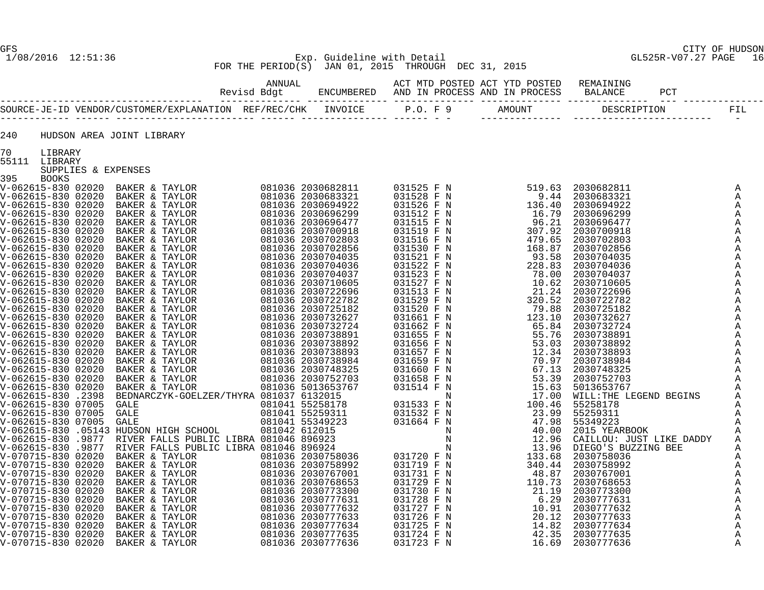GFS
1/08/2016 12:51:36

Exp. Guideline with Detail
FOR THE PERIOD(S) JAN 01, 2015 THROUGH DEC 31, 2015

CITY OF HUDSON
GL525R-V07.27

| SOURCE-JE-ID | VENDOR/CUSTOMER/EXPLANATION | REF/REC/CHK | INVOICE | P.O. | F | 9 | AMOUNT | DESCRIPTION | FIL |
|---|---|---|---|---|---|---|---|---|---|

240 HUDSON AREA JOINT LIBRARY

70 LIBRARY
55111 LIBRARY
SUPPLIES & EXPENSES
395 BOOKS

| SOURCE-JE-ID | VENDOR/CUSTOMER/EXPLANATION | REF/REC/CHK | INVOICE | P.O. | F | 9 | AMOUNT | DESCRIPTION | FIL |
|---|---|---|---|---|---|---|---|---|---|
| V-062615-830 02020 | BAKER & TAYLOR | 081036 | 2030682811 | 031525 | F | N | 519.63 | 2030682811 | A |
| V-062615-830 02020 | BAKER & TAYLOR | 081036 | 2030683321 | 031528 | F | N | 9.44 | 2030683321 | A |
| V-062615-830 02020 | BAKER & TAYLOR | 081036 | 2030694922 | 031526 | F | N | 136.40 | 2030694922 | A |
| V-062615-830 02020 | BAKER & TAYLOR | 081036 | 2030696299 | 031512 | F | N | 16.79 | 2030696299 | A |
| V-062615-830 02020 | BAKER & TAYLOR | 081036 | 2030696477 | 031515 | F | N | 96.21 | 2030696477 | A |
| V-062615-830 02020 | BAKER & TAYLOR | 081036 | 2030700918 | 031519 | F | N | 307.92 | 2030700918 | A |
| V-062615-830 02020 | BAKER & TAYLOR | 081036 | 2030702803 | 031516 | F | N | 479.65 | 2030702803 | A |
| V-062615-830 02020 | BAKER & TAYLOR | 081036 | 2030702856 | 031530 | F | N | 168.87 | 2030702856 | A |
| V-062615-830 02020 | BAKER & TAYLOR | 081036 | 2030704035 | 031521 | F | N | 93.58 | 2030704035 | A |
| V-062615-830 02020 | BAKER & TAYLOR | 081036 | 2030704036 | 031522 | F | N | 228.83 | 2030704036 | A |
| V-062615-830 02020 | BAKER & TAYLOR | 081036 | 2030704037 | 031523 | F | N | 78.00 | 2030704037 | A |
| V-062615-830 02020 | BAKER & TAYLOR | 081036 | 2030710605 | 031527 | F | N | 10.62 | 2030710605 | A |
| V-062615-830 02020 | BAKER & TAYLOR | 081036 | 2030722696 | 031513 | F | N | 21.24 | 2030722696 | A |
| V-062615-830 02020 | BAKER & TAYLOR | 081036 | 2030722782 | 031529 | F | N | 320.52 | 2030722782 | A |
| V-062615-830 02020 | BAKER & TAYLOR | 081036 | 2030725182 | 031520 | F | N | 79.88 | 2030725182 | A |
| V-062615-830 02020 | BAKER & TAYLOR | 081036 | 2030732627 | 031661 | F | N | 123.10 | 2030732627 | A |
| V-062615-830 02020 | BAKER & TAYLOR | 081036 | 2030732724 | 031662 | F | N | 65.84 | 2030732724 | A |
| V-062615-830 02020 | BAKER & TAYLOR | 081036 | 2030738891 | 031655 | F | N | 55.76 | 2030738891 | A |
| V-062615-830 02020 | BAKER & TAYLOR | 081036 | 2030738892 | 031656 | F | N | 53.03 | 2030738892 | A |
| V-062615-830 02020 | BAKER & TAYLOR | 081036 | 2030738893 | 031657 | F | N | 12.34 | 2030738893 | A |
| V-062615-830 02020 | BAKER & TAYLOR | 081036 | 2030738984 | 031659 | F | N | 70.97 | 2030738984 | A |
| V-062615-830 02020 | BAKER & TAYLOR | 081036 | 2030748325 | 031660 | F | N | 67.13 | 2030748325 | A |
| V-062615-830 02020 | BAKER & TAYLOR | 081036 | 2030752703 | 031658 | F | N | 53.39 | 2030752703 | A |
| V-062615-830 02020 | BAKER & TAYLOR | 081036 | 5013653767 | 031514 | F | N | 15.63 | 5013653767 | A |
| V-062615-830 .2398 | BEDNARCZYK-GOELZER/THYRA | 081037 | 6132015 | | | N | 17.00 | WILL:THE LEGEND BEGINS | A |
| V-062615-830 07005 | GALE | 081041 | 55258178 | 031533 | F | N | 100.46 | 55258178 | A |
| V-062615-830 07005 | GALE | 081041 | 55259311 | 031532 | F | N | 23.99 | 55259311 | A |
| V-062615-830 07005 | GALE | 081041 | 55349223 | 031664 | F | N | 47.98 | 55349223 | A |
| V-062615-830 .05143 | HUDSON HIGH SCHOOL | 081042 | 612015 | | | N | 40.00 | 2015 YEARBOOK | A |
| V-062615-830 .9877 | RIVER FALLS PUBLIC LIBRA | 081046 | 896923 | | | N | 12.96 | CAILLOU: JUST LIKE DADDY | A |
| V-062615-830 .9877 | RIVER FALLS PUBLIC LIBRA | 081046 | 896924 | | | N | 13.96 | DIEGO'S BUZZING BEE | A |
| V-070715-830 02020 | BAKER & TAYLOR | 081036 | 2030758036 | 031720 | F | N | 133.68 | 2030758036 | A |
| V-070715-830 02020 | BAKER & TAYLOR | 081036 | 2030758992 | 031719 | F | N | 340.44 | 2030758992 | A |
| V-070715-830 02020 | BAKER & TAYLOR | 081036 | 2030767001 | 031731 | F | N | 48.87 | 2030767001 | A |
| V-070715-830 02020 | BAKER & TAYLOR | 081036 | 2030768653 | 031729 | F | N | 110.73 | 2030768653 | A |
| V-070715-830 02020 | BAKER & TAYLOR | 081036 | 2030773300 | 031730 | F | N | 21.19 | 2030773300 | A |
| V-070715-830 02020 | BAKER & TAYLOR | 081036 | 2030777631 | 031728 | F | N | 6.29 | 2030777631 | A |
| V-070715-830 02020 | BAKER & TAYLOR | 081036 | 2030777632 | 031727 | F | N | 10.91 | 2030777632 | A |
| V-070715-830 02020 | BAKER & TAYLOR | 081036 | 2030777633 | 031726 | F | N | 20.12 | 2030777633 | A |
| V-070715-830 02020 | BAKER & TAYLOR | 081036 | 2030777634 | 031725 | F | N | 14.82 | 2030777634 | A |
| V-070715-830 02020 | BAKER & TAYLOR | 081036 | 2030777635 | 031724 | F | N | 42.35 | 2030777635 | A |
| V-070715-830 02020 | BAKER & TAYLOR | 081036 | 2030777636 | 031723 | F | N | 16.69 | 2030777636 | A |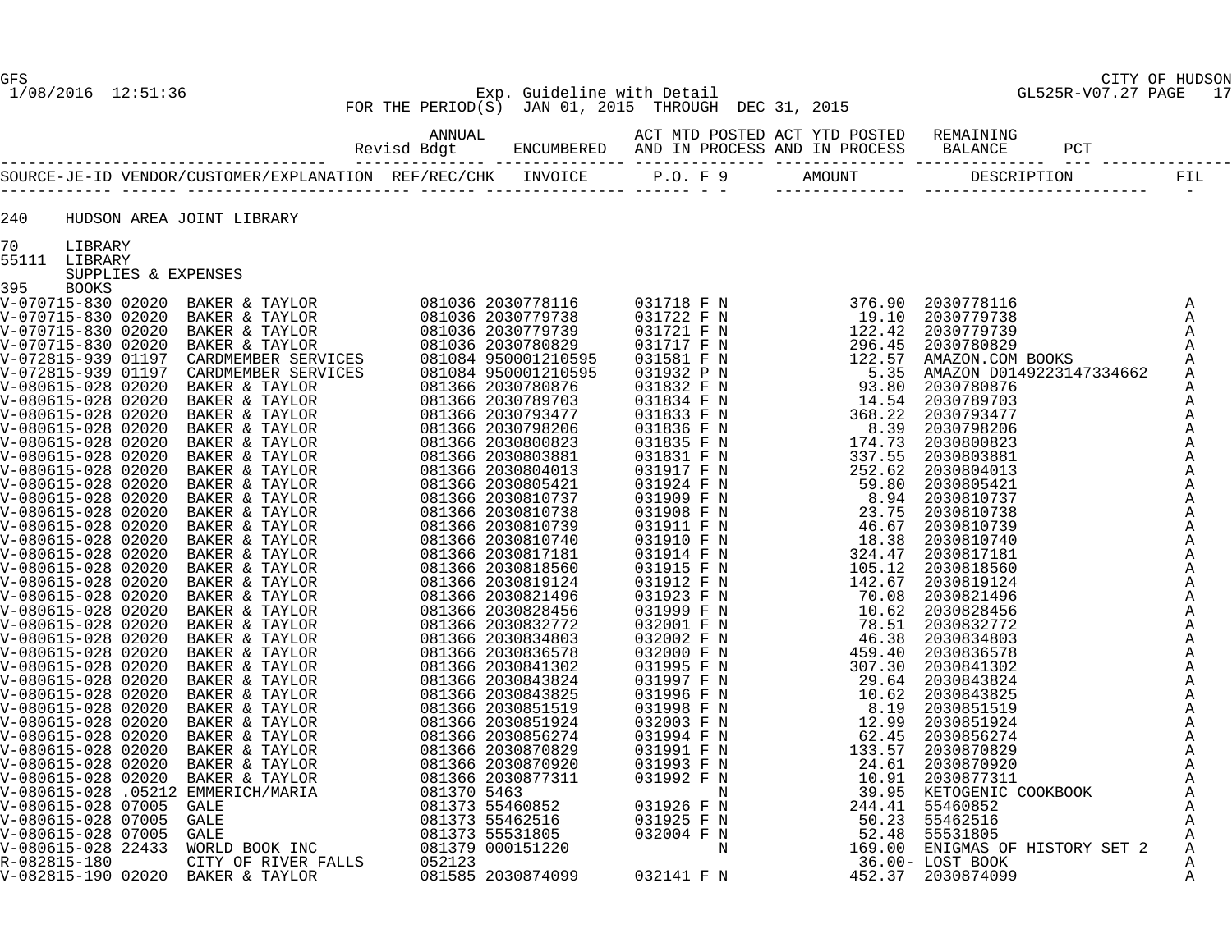GFS  
1/08/2016 12:51:36

Exp. Guideline with Detail  
FOR THE PERIOD(S) JAN 01, 2015 THROUGH DEC 31, 2015

CITY OF HUDSON  
GL525R-V07.27 PAGE 17

| | ANNUAL Revisd Bdgt | ENCUMBERED | ACT MTD POSTED AND IN PROCESS | ACT YTD POSTED AND IN PROCESS | REMAINING BALANCE | PCT |
|---|---|---|---|---|---|---|

240 HUDSON AREA JOINT LIBRARY

70 LIBRARY  
55111 LIBRARY  
SUPPLIES & EXPENSES  
395 BOOKS

| SOURCE-JE-ID | VENDOR/CUSTOMER/EXPLANATION | REF/REC/CHK | INVOICE | P.O. | F | 9 | AMOUNT | DESCRIPTION | FIL |
|---|---|---|---|---|---|---|---|---|---|
| V-070715-830 02020 | BAKER & TAYLOR | 081036 | 2030778116 | 031718 | F | N | 376.90 | 2030778116 | A |
| V-070715-830 02020 | BAKER & TAYLOR | 081036 | 2030779738 | 031722 | F | N | 19.10 | 2030779738 | A |
| V-070715-830 02020 | BAKER & TAYLOR | 081036 | 2030779739 | 031721 | F | N | 122.42 | 2030779739 | A |
| V-070715-830 02020 | BAKER & TAYLOR | 081036 | 2030780829 | 031717 | F | N | 296.45 | 2030780829 | A |
| V-072815-939 01197 | CARDMEMBER SERVICES | 081084 | 950001210595 | 031581 | F | N | 122.57 | AMAZON.COM BOOKS | A |
| V-072815-939 01197 | CARDMEMBER SERVICES | 081084 | 950001210595 | 031932 | P | N | 5.35 | AMAZON D0149223147334662 | A |
| V-080615-028 02020 | BAKER & TAYLOR | 081366 | 2030780876 | 031832 | F | N | 93.80 | 2030780876 | A |
| V-080615-028 02020 | BAKER & TAYLOR | 081366 | 2030789703 | 031834 | F | N | 14.54 | 2030789703 | A |
| V-080615-028 02020 | BAKER & TAYLOR | 081366 | 2030793477 | 031833 | F | N | 368.22 | 2030793477 | A |
| V-080615-028 02020 | BAKER & TAYLOR | 081366 | 2030798206 | 031836 | F | N | 8.39 | 2030798206 | A |
| V-080615-028 02020 | BAKER & TAYLOR | 081366 | 2030800823 | 031835 | F | N | 174.73 | 2030800823 | A |
| V-080615-028 02020 | BAKER & TAYLOR | 081366 | 2030803881 | 031831 | F | N | 337.55 | 2030803881 | A |
| V-080615-028 02020 | BAKER & TAYLOR | 081366 | 2030804013 | 031917 | F | N | 252.62 | 2030804013 | A |
| V-080615-028 02020 | BAKER & TAYLOR | 081366 | 2030805421 | 031924 | F | N | 59.80 | 2030805421 | A |
| V-080615-028 02020 | BAKER & TAYLOR | 081366 | 2030810737 | 031909 | F | N | 8.94 | 2030810737 | A |
| V-080615-028 02020 | BAKER & TAYLOR | 081366 | 2030810738 | 031908 | F | N | 23.75 | 2030810738 | A |
| V-080615-028 02020 | BAKER & TAYLOR | 081366 | 2030810739 | 031911 | F | N | 46.67 | 2030810739 | A |
| V-080615-028 02020 | BAKER & TAYLOR | 081366 | 2030810740 | 031910 | F | N | 18.38 | 2030810740 | A |
| V-080615-028 02020 | BAKER & TAYLOR | 081366 | 2030817181 | 031914 | F | N | 324.47 | 2030817181 | A |
| V-080615-028 02020 | BAKER & TAYLOR | 081366 | 2030818560 | 031915 | F | N | 105.12 | 2030818560 | A |
| V-080615-028 02020 | BAKER & TAYLOR | 081366 | 2030819124 | 031912 | F | N | 142.67 | 2030819124 | A |
| V-080615-028 02020 | BAKER & TAYLOR | 081366 | 2030821496 | 031923 | F | N | 70.08 | 2030821496 | A |
| V-080615-028 02020 | BAKER & TAYLOR | 081366 | 2030828456 | 031999 | F | N | 10.62 | 2030828456 | A |
| V-080615-028 02020 | BAKER & TAYLOR | 081366 | 2030832772 | 032001 | F | N | 78.51 | 2030832772 | A |
| V-080615-028 02020 | BAKER & TAYLOR | 081366 | 2030834803 | 032002 | F | N | 46.38 | 2030834803 | A |
| V-080615-028 02020 | BAKER & TAYLOR | 081366 | 2030836578 | 032000 | F | N | 459.40 | 2030836578 | A |
| V-080615-028 02020 | BAKER & TAYLOR | 081366 | 2030841302 | 031995 | F | N | 307.30 | 2030841302 | A |
| V-080615-028 02020 | BAKER & TAYLOR | 081366 | 2030843824 | 031997 | F | N | 29.64 | 2030843824 | A |
| V-080615-028 02020 | BAKER & TAYLOR | 081366 | 2030843825 | 031996 | F | N | 10.62 | 2030843825 | A |
| V-080615-028 02020 | BAKER & TAYLOR | 081366 | 2030851519 | 031998 | F | N | 8.19 | 2030851519 | A |
| V-080615-028 02020 | BAKER & TAYLOR | 081366 | 2030851924 | 032003 | F | N | 12.99 | 2030851924 | A |
| V-080615-028 02020 | BAKER & TAYLOR | 081366 | 2030856274 | 031994 | F | N | 62.45 | 2030856274 | A |
| V-080615-028 02020 | BAKER & TAYLOR | 081366 | 2030870829 | 031991 | F | N | 133.57 | 2030870829 | A |
| V-080615-028 02020 | BAKER & TAYLOR | 081366 | 2030870920 | 031993 | F | N | 24.61 | 2030870920 | A |
| V-080615-028 02020 | BAKER & TAYLOR | 081366 | 2030877311 | 031992 | F | N | 10.91 | 2030877311 | A |
| V-080615-028 .05212 | EMMERICH/MARIA | 081370 | 5463 | | | N | 39.95 | KETOGENIC COOKBOOK | A |
| V-080615-028 07005 | GALE | 081373 | 55460852 | 031926 | F | N | 244.41 | 55460852 | A |
| V-080615-028 07005 | GALE | 081373 | 55462516 | 031925 | F | N | 50.23 | 55462516 | A |
| V-080615-028 07005 | GALE | 081373 | 55531805 | 032004 | F | N | 52.48 | 55531805 | A |
| V-080615-028 22433 | WORLD BOOK INC | 081379 | 000151220 | | | N | 169.00 | ENIGMAS OF HISTORY SET 2 | A |
| R-082815-180 | CITY OF RIVER FALLS | 052123 | | | | | 36.00- | LOST BOOK | A |
| V-082815-190 02020 | BAKER & TAYLOR | 081585 | 2030874099 | 032141 | F | N | 452.37 | 2030874099 | A |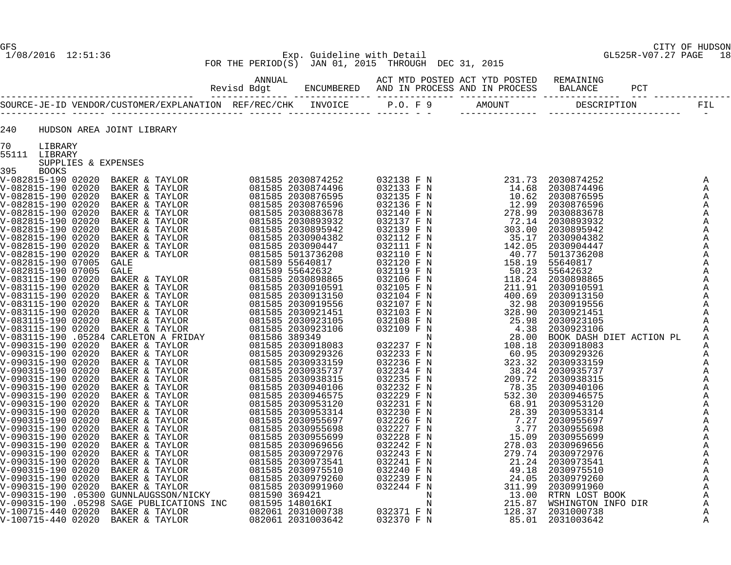GFS — CITY OF HUDSON
1/08/2016 12:51:36 — Exp. Guideline with Detail — GL525R-V07.27

FOR THE PERIOD(S) JAN 01, 2015 THROUGH DEC 31, 2015

| SOURCE-JE-ID | VENDOR/CUSTOMER/EXPLANATION | REF/REC/CHK | INVOICE | P.O. | F | 9 | AMOUNT | DESCRIPTION | FIL |
|---|---|---|---|---|---|---|---|---|---|

Column headers also include: ANNUAL Revisd Bdgt | ENCUMBERED | ACT MTD POSTED AND IN PROCESS | ACT YTD POSTED AND IN PROCESS | REMAINING BALANCE | PCT

240 HUDSON AREA JOINT LIBRARY

70 LIBRARY
55111 LIBRARY
SUPPLIES & EXPENSES
395 BOOKS

| SOURCE-JE-ID | VENDOR/CUSTOMER/EXPLANATION | REF/REC/CHK | INVOICE | P.O. | F | 9 | AMOUNT | DESCRIPTION | FIL |
|---|---|---|---|---|---|---|---|---|---|
| V-082815-190 | 02020 BAKER & TAYLOR | 081585 | 2030874252 | 032138 | F | N | 231.73 | 2030874252 | A |
| V-082815-190 | 02020 BAKER & TAYLOR | 081585 | 2030874496 | 032133 | F | N | 14.68 | 2030874496 | A |
| V-082815-190 | 02020 BAKER & TAYLOR | 081585 | 2030876595 | 032135 | F | N | 10.62 | 2030876595 | A |
| V-082815-190 | 02020 BAKER & TAYLOR | 081585 | 2030876596 | 032136 | F | N | 12.99 | 2030876596 | A |
| V-082815-190 | 02020 BAKER & TAYLOR | 081585 | 2030883678 | 032140 | F | N | 278.99 | 2030883678 | A |
| V-082815-190 | 02020 BAKER & TAYLOR | 081585 | 2030893932 | 032137 | F | N | 72.14 | 2030893932 | A |
| V-082815-190 | 02020 BAKER & TAYLOR | 081585 | 2030895942 | 032139 | F | N | 303.00 | 2030895942 | A |
| V-082815-190 | 02020 BAKER & TAYLOR | 081585 | 2030904382 | 032112 | F | N | 35.17 | 2030904382 | A |
| V-082815-190 | 02020 BAKER & TAYLOR | 081585 | 203090447 | 032111 | F | N | 142.05 | 2030904447 | A |
| V-082815-190 | 02020 BAKER & TAYLOR | 081585 | 5013736208 | 032110 | F | N | 40.77 | 5013736208 | A |
| V-082815-190 | 07005 GALE | 081589 | 55640817 | 032120 | F | N | 158.19 | 55640817 | A |
| V-082815-190 | 07005 GALE | 081589 | 55642632 | 032119 | F | N | 50.23 | 55642632 | A |
| V-083115-190 | 02020 BAKER & TAYLOR | 081585 | 2030898865 | 032106 | F | N | 118.24 | 2030898865 | A |
| V-083115-190 | 02020 BAKER & TAYLOR | 081585 | 2030910591 | 032105 | F | N | 211.91 | 2030910591 | A |
| V-083115-190 | 02020 BAKER & TAYLOR | 081585 | 2030913150 | 032104 | F | N | 400.69 | 2030913150 | A |
| V-083115-190 | 02020 BAKER & TAYLOR | 081585 | 2030919556 | 032107 | F | N | 32.98 | 2030919556 | A |
| V-083115-190 | 02020 BAKER & TAYLOR | 081585 | 2030921451 | 032103 | F | N | 328.90 | 2030921451 | A |
| V-083115-190 | 02020 BAKER & TAYLOR | 081585 | 2030923105 | 032108 | F | N | 25.98 | 2030923105 | A |
| V-083115-190 | 02020 BAKER & TAYLOR | 081585 | 2030923106 | 032109 | F | N | 4.38 | 2030923106 | A |
| V-083115-190 | .05284 CARLETON A FRIDAY | 081586 | 389349 | | | N | 28.00 | BOOK DASH DIET ACTION PL | A |
| V-090315-190 | 02020 BAKER & TAYLOR | 081585 | 2030918083 | 032237 | F | N | 108.18 | 2030918083 | A |
| V-090315-190 | 02020 BAKER & TAYLOR | 081585 | 2030929326 | 032233 | F | N | 60.95 | 2030929326 | A |
| V-090315-190 | 02020 BAKER & TAYLOR | 081585 | 2030933159 | 032236 | F | N | 323.32 | 2030933159 | A |
| V-090315-190 | 02020 BAKER & TAYLOR | 081585 | 2030935737 | 032234 | F | N | 38.24 | 2030935737 | A |
| V-090315-190 | 02020 BAKER & TAYLOR | 081585 | 2030938315 | 032235 | F | N | 209.72 | 2030938315 | A |
| V-090315-190 | 02020 BAKER & TAYLOR | 081585 | 2030940106 | 032232 | F | N | 78.35 | 2030940106 | A |
| V-090315-190 | 02020 BAKER & TAYLOR | 081585 | 2030946575 | 032229 | F | N | 532.30 | 2030946575 | A |
| V-090315-190 | 02020 BAKER & TAYLOR | 081585 | 2030953120 | 032231 | F | N | 68.91 | 2030953120 | A |
| V-090315-190 | 02020 BAKER & TAYLOR | 081585 | 2030953314 | 032230 | F | N | 28.39 | 2030953314 | A |
| V-090315-190 | 02020 BAKER & TAYLOR | 081585 | 2030955697 | 032226 | F | N | 7.27 | 2030955697 | A |
| V-090315-190 | 02020 BAKER & TAYLOR | 081585 | 2030955698 | 032227 | F | N | 3.77 | 2030955698 | A |
| V-090315-190 | 02020 BAKER & TAYLOR | 081585 | 2030955699 | 032228 | F | N | 15.09 | 2030955699 | A |
| V-090315-190 | 02020 BAKER & TAYLOR | 081585 | 2030969656 | 032242 | F | N | 278.03 | 2030969656 | A |
| V-090315-190 | 02020 BAKER & TAYLOR | 081585 | 2030972976 | 032243 | F | N | 279.74 | 2030972976 | A |
| V-090315-190 | 02020 BAKER & TAYLOR | 081585 | 2030973541 | 032241 | F | N | 21.24 | 2030973541 | A |
| V-090315-190 | 02020 BAKER & TAYLOR | 081585 | 2030975510 | 032240 | F | N | 49.18 | 2030975510 | A |
| V-090315-190 | 02020 BAKER & TAYLOR | 081585 | 2030979260 | 032239 | F | N | 24.05 | 2030979260 | A |
| V-090315-190 | 02020 BAKER & TAYLOR | 081585 | 2030991960 | 032244 | F | N | 311.99 | 2030991960 | A |
| V-090315-190 | .05300 GUNNLAUGSSON/NICKY | 081590 | 369421 | | | N | 13.00 | RTRN LOST BOOK | A |
| V-090315-190 | .05298 SAGE PUBLICATIONS INC | 081595 | 148016KI | | | N | 215.87 | WSHINGTON INFO DIR | A |
| V-100715-440 | 02020 BAKER & TAYLOR | 082061 | 2031000738 | 032371 | F | N | 128.37 | 2031000738 | A |
| V-100715-440 | 02020 BAKER & TAYLOR | 082061 | 2031003642 | 032370 | F | N | 85.01 | 2031003642 | A |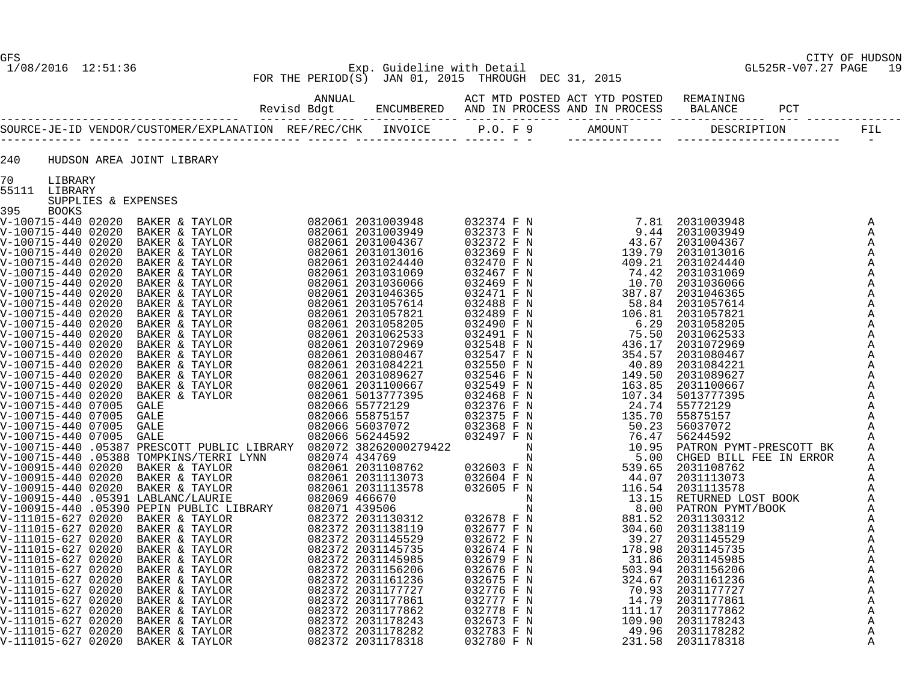GFS

1/08/2016 12:51:36

Exp. Guideline with Detail

FOR THE PERIOD(S) JAN 01, 2015 THROUGH DEC 31, 2015

CITY OF HUDSON

GL525R-V07.27 PAGE 19

| SOURCE-JE-ID | VENDOR/CUSTOMER/EXPLANATION | REF/REC/CHK | INVOICE | P.O. | F | 9 | AMOUNT | DESCRIPTION | FIL |
|---|---|---|---|---|---|---|---|---|---|

240 HUDSON AREA JOINT LIBRARY

70 LIBRARY
55111 LIBRARY
SUPPLIES & EXPENSES
395 BOOKS

| SOURCE-JE-ID | VENDOR/CUSTOMER/EXPLANATION | REF/REC/CHK | INVOICE | P.O. | F | 9 | AMOUNT | DESCRIPTION | FIL |
|---|---|---|---|---|---|---|---|---|---|
| V-100715-440 | 02020 BAKER & TAYLOR | 082061 | 2031003948 | 032374 | F | N | 7.81 | 2031003948 | A |
| V-100715-440 | 02020 BAKER & TAYLOR | 082061 | 2031003949 | 032373 | F | N | 9.44 | 2031003949 | A |
| V-100715-440 | 02020 BAKER & TAYLOR | 082061 | 2031004367 | 032372 | F | N | 43.67 | 2031004367 | A |
| V-100715-440 | 02020 BAKER & TAYLOR | 082061 | 2031013016 | 032369 | F | N | 139.79 | 2031013016 | A |
| V-100715-440 | 02020 BAKER & TAYLOR | 082061 | 2031024440 | 032470 | F | N | 409.21 | 2031024440 | A |
| V-100715-440 | 02020 BAKER & TAYLOR | 082061 | 2031031069 | 032467 | F | N | 74.42 | 2031031069 | A |
| V-100715-440 | 02020 BAKER & TAYLOR | 082061 | 2031036066 | 032469 | F | N | 10.70 | 2031036066 | A |
| V-100715-440 | 02020 BAKER & TAYLOR | 082061 | 2031046365 | 032471 | F | N | 387.87 | 2031046365 | A |
| V-100715-440 | 02020 BAKER & TAYLOR | 082061 | 2031057614 | 032488 | F | N | 58.84 | 2031057614 | A |
| V-100715-440 | 02020 BAKER & TAYLOR | 082061 | 2031057821 | 032489 | F | N | 106.81 | 2031057821 | A |
| V-100715-440 | 02020 BAKER & TAYLOR | 082061 | 2031058205 | 032490 | F | N | 6.29 | 2031058205 | A |
| V-100715-440 | 02020 BAKER & TAYLOR | 082061 | 2031062533 | 032491 | F | N | 75.50 | 2031062533 | A |
| V-100715-440 | 02020 BAKER & TAYLOR | 082061 | 2031072969 | 032548 | F | N | 436.17 | 2031072969 | A |
| V-100715-440 | 02020 BAKER & TAYLOR | 082061 | 2031080467 | 032547 | F | N | 354.57 | 2031080467 | A |
| V-100715-440 | 02020 BAKER & TAYLOR | 082061 | 2031084221 | 032550 | F | N | 40.89 | 2031084221 | A |
| V-100715-440 | 02020 BAKER & TAYLOR | 082061 | 2031089627 | 032546 | F | N | 149.50 | 2031089627 | A |
| V-100715-440 | 02020 BAKER & TAYLOR | 082061 | 2031100667 | 032549 | F | N | 163.85 | 2031100667 | A |
| V-100715-440 | 02020 BAKER & TAYLOR | 082061 | 5013777395 | 032468 | F | N | 107.34 | 5013777395 | A |
| V-100715-440 | 07005 GALE | 082066 | 55772129 | 032376 | F | N | 24.74 | 55772129 | A |
| V-100715-440 | 07005 GALE | 082066 | 55875157 | 032375 | F | N | 135.70 | 55875157 | A |
| V-100715-440 | 07005 GALE | 082066 | 56037072 | 032368 | F | N | 50.23 | 56037072 | A |
| V-100715-440 | 07005 GALE | 082066 | 56244592 | 032497 | F | N | 76.47 | 56244592 | A |
| V-100715-440 | .05387 PRESCOTT PUBLIC LIBRARY | 082072 | 38262000279422 | | | N | 10.95 | PATRON PYMT-PRESCOTT BK | A |
| V-100715-440 | .05388 TOMPKINS/TERRI LYNN | 082074 | 434769 | | | N | 5.00 | CHGED BILL FEE IN ERROR | A |
| V-100915-440 | 02020 BAKER & TAYLOR | 082061 | 2031108762 | 032603 | F | N | 539.65 | 2031108762 | A |
| V-100915-440 | 02020 BAKER & TAYLOR | 082061 | 2031113073 | 032604 | F | N | 44.07 | 2031113073 | A |
| V-100915-440 | 02020 BAKER & TAYLOR | 082061 | 2031113578 | 032605 | F | N | 116.54 | 2031113578 | A |
| V-100915-440 | .05391 LABLANC/LAURIE | 082069 | 466670 | | | N | 13.15 | RETURNED LOST BOOK | A |
| V-100915-440 | .05390 PEPIN PUBLIC LIBRARY | 082071 | 439506 | | | N | 8.00 | PATRON PYMT/BOOK | A |
| V-111015-627 | 02020 BAKER & TAYLOR | 082372 | 2031130312 | 032678 | F | N | 881.52 | 2031130312 | A |
| V-111015-627 | 02020 BAKER & TAYLOR | 082372 | 2031138119 | 032677 | F | N | 304.60 | 2031138119 | A |
| V-111015-627 | 02020 BAKER & TAYLOR | 082372 | 2031145529 | 032672 | F | N | 39.27 | 2031145529 | A |
| V-111015-627 | 02020 BAKER & TAYLOR | 082372 | 2031145735 | 032674 | F | N | 178.98 | 2031145735 | A |
| V-111015-627 | 02020 BAKER & TAYLOR | 082372 | 2031145985 | 032679 | F | N | 31.86 | 2031145985 | A |
| V-111015-627 | 02020 BAKER & TAYLOR | 082372 | 2031156206 | 032676 | F | N | 503.94 | 2031156206 | A |
| V-111015-627 | 02020 BAKER & TAYLOR | 082372 | 2031161236 | 032675 | F | N | 324.67 | 2031161236 | A |
| V-111015-627 | 02020 BAKER & TAYLOR | 082372 | 2031177727 | 032776 | F | N | 70.93 | 2031177727 | A |
| V-111015-627 | 02020 BAKER & TAYLOR | 082372 | 2031177861 | 032777 | F | N | 14.79 | 2031177861 | A |
| V-111015-627 | 02020 BAKER & TAYLOR | 082372 | 2031177862 | 032778 | F | N | 111.17 | 2031177862 | A |
| V-111015-627 | 02020 BAKER & TAYLOR | 082372 | 2031178243 | 032673 | F | N | 109.90 | 2031178243 | A |
| V-111015-627 | 02020 BAKER & TAYLOR | 082372 | 2031178282 | 032783 | F | N | 49.96 | 2031178282 | A |
| V-111015-627 | 02020 BAKER & TAYLOR | 082372 | 2031178318 | 032780 | F | N | 231.58 | 2031178318 | A |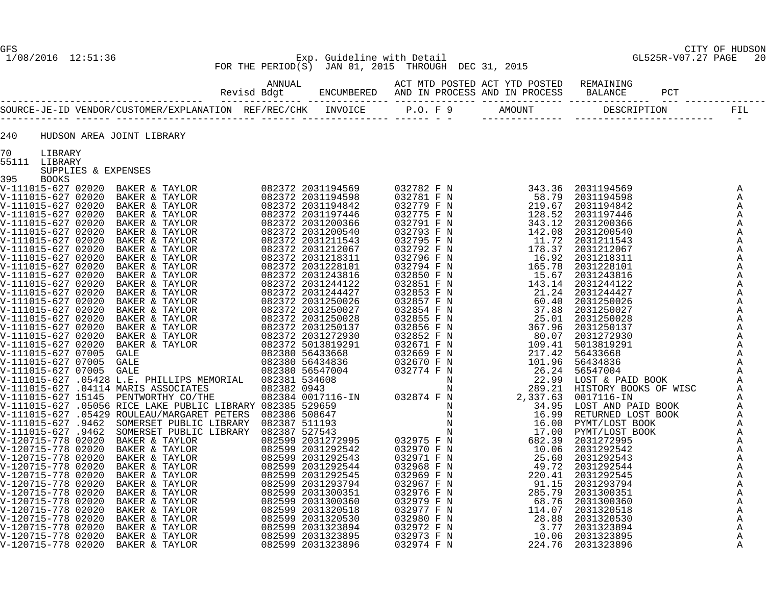GFS CITY OF HUDSON
1/08/2016 12:51:36 Exp. Guideline with Detail GL525R-V07.27 PAGE 20
FOR THE PERIOD(S) JAN 01, 2015 THROUGH DEC 31, 2015

| | ANNUAL Revisd Bdgt | ENCUMBERED | ACT MTD POSTED AND IN PROCESS | ACT YTD POSTED AND IN PROCESS | REMAINING BALANCE | PCT |
|---|---|---|---|---|---|---|

240 HUDSON AREA JOINT LIBRARY

70 LIBRARY
55111 LIBRARY
SUPPLIES & EXPENSES
395 BOOKS

| SOURCE-JE-ID | VENDOR/CUSTOMER/EXPLANATION | REF/REC/CHK | INVOICE | P.O. | F | 9 | AMOUNT | DESCRIPTION | FIL |
|---|---|---|---|---|---|---|---|---|---|
| V-111015-627 | 02020 BAKER & TAYLOR | 082372 | 2031194569 | 032782 | F | N | 343.36 | 2031194569 | A |
| V-111015-627 | 02020 BAKER & TAYLOR | 082372 | 2031194598 | 032781 | F | N | 58.79 | 2031194598 | A |
| V-111015-627 | 02020 BAKER & TAYLOR | 082372 | 2031194842 | 032779 | F | N | 219.67 | 2031194842 | A |
| V-111015-627 | 02020 BAKER & TAYLOR | 082372 | 2031197446 | 032775 | F | N | 128.52 | 2031197446 | A |
| V-111015-627 | 02020 BAKER & TAYLOR | 082372 | 2031200366 | 032791 | F | N | 343.12 | 2031200366 | A |
| V-111015-627 | 02020 BAKER & TAYLOR | 082372 | 2031200540 | 032793 | F | N | 142.08 | 2031200540 | A |
| V-111015-627 | 02020 BAKER & TAYLOR | 082372 | 2031211543 | 032795 | F | N | 11.72 | 2031211543 | A |
| V-111015-627 | 02020 BAKER & TAYLOR | 082372 | 2031212067 | 032792 | F | N | 178.37 | 2031212067 | A |
| V-111015-627 | 02020 BAKER & TAYLOR | 082372 | 2031218311 | 032796 | F | N | 16.92 | 2031218311 | A |
| V-111015-627 | 02020 BAKER & TAYLOR | 082372 | 2031228101 | 032794 | F | N | 165.78 | 2031228101 | A |
| V-111015-627 | 02020 BAKER & TAYLOR | 082372 | 2031243816 | 032850 | F | N | 15.67 | 2031243816 | A |
| V-111015-627 | 02020 BAKER & TAYLOR | 082372 | 2031244122 | 032851 | F | N | 143.14 | 2031244122 | A |
| V-111015-627 | 02020 BAKER & TAYLOR | 082372 | 2031244427 | 032853 | F | N | 21.24 | 2031244427 | A |
| V-111015-627 | 02020 BAKER & TAYLOR | 082372 | 2031250026 | 032857 | F | N | 60.40 | 2031250026 | A |
| V-111015-627 | 02020 BAKER & TAYLOR | 082372 | 2031250027 | 032854 | F | N | 37.88 | 2031250027 | A |
| V-111015-627 | 02020 BAKER & TAYLOR | 082372 | 2031250028 | 032855 | F | N | 25.01 | 2031250028 | A |
| V-111015-627 | 02020 BAKER & TAYLOR | 082372 | 2031250137 | 032856 | F | N | 367.96 | 2031250137 | A |
| V-111015-627 | 02020 BAKER & TAYLOR | 082372 | 2031272930 | 032852 | F | N | 80.07 | 2031272930 | A |
| V-111015-627 | 02020 BAKER & TAYLOR | 082372 | 5013819291 | 032671 | F | N | 109.41 | 5013819291 | A |
| V-111015-627 | 07005 GALE | 082380 | 56433668 | 032669 | F | N | 217.42 | 56433668 | A |
| V-111015-627 | 07005 GALE | 082380 | 56434836 | 032670 | F | N | 101.96 | 56434836 | A |
| V-111015-627 | 07005 GALE | 082380 | 56547004 | 032774 | F | N | 26.24 | 56547004 | A |
| V-111015-627 | .05428 L.E. PHILLIPS MEMORIAL | 082381 | 534608 | | | N | 22.99 | LOST & PAID BOOK | A |
| V-111015-627 | .04114 MARIS ASSOCIATES | 082382 | 0943 | | | N | 289.21 | HISTORY BOOKS OF WISC | A |
| V-111015-627 | 15145 PENTWORTHY CO/THE | 082384 | 0017116-IN | 032874 | F | N | 2,337.63 | 0017116-IN | A |
| V-111015-627 | .05056 RICE LAKE PUBLIC LIBRARY | 082385 | 529659 | | | N | 34.95 | LOST AND PAID BOOK | A |
| V-111015-627 | .05429 ROULEAU/MARGARET PETERS | 082386 | 508647 | | | N | 16.99 | RETURNED LOST BOOK | A |
| V-111015-627 | .9462 SOMERSET PUBLIC LIBRARY | 082387 | 511193 | | | N | 16.00 | PYMT/LOST BOOK | A |
| V-111015-627 | .9462 SOMERSET PUBLIC LIBRARY | 082387 | 527543 | | | N | 17.00 | PYMT/LOST BOOK | A |
| V-120715-778 | 02020 BAKER & TAYLOR | 082599 | 2031272995 | 032975 | F | N | 682.39 | 2031272995 | A |
| V-120715-778 | 02020 BAKER & TAYLOR | 082599 | 2031292542 | 032970 | F | N | 10.06 | 2031292542 | A |
| V-120715-778 | 02020 BAKER & TAYLOR | 082599 | 2031292543 | 032971 | F | N | 25.60 | 2031292543 | A |
| V-120715-778 | 02020 BAKER & TAYLOR | 082599 | 2031292544 | 032968 | F | N | 49.72 | 2031292544 | A |
| V-120715-778 | 02020 BAKER & TAYLOR | 082599 | 2031292545 | 032969 | F | N | 220.41 | 2031292545 | A |
| V-120715-778 | 02020 BAKER & TAYLOR | 082599 | 2031293794 | 032967 | F | N | 91.15 | 2031293794 | A |
| V-120715-778 | 02020 BAKER & TAYLOR | 082599 | 2031300351 | 032976 | F | N | 285.79 | 2031300351 | A |
| V-120715-778 | 02020 BAKER & TAYLOR | 082599 | 2031300360 | 032979 | F | N | 68.76 | 2031300360 | A |
| V-120715-778 | 02020 BAKER & TAYLOR | 082599 | 2031320518 | 032977 | F | N | 114.07 | 2031320518 | A |
| V-120715-778 | 02020 BAKER & TAYLOR | 082599 | 2031320530 | 032980 | F | N | 28.88 | 2031320530 | A |
| V-120715-778 | 02020 BAKER & TAYLOR | 082599 | 2031323894 | 032972 | F | N | 3.77 | 2031323894 | A |
| V-120715-778 | 02020 BAKER & TAYLOR | 082599 | 2031323895 | 032973 | F | N | 10.06 | 2031323895 | A |
| V-120715-778 | 02020 BAKER & TAYLOR | 082599 | 2031323896 | 032974 | F | N | 224.76 | 2031323896 | A |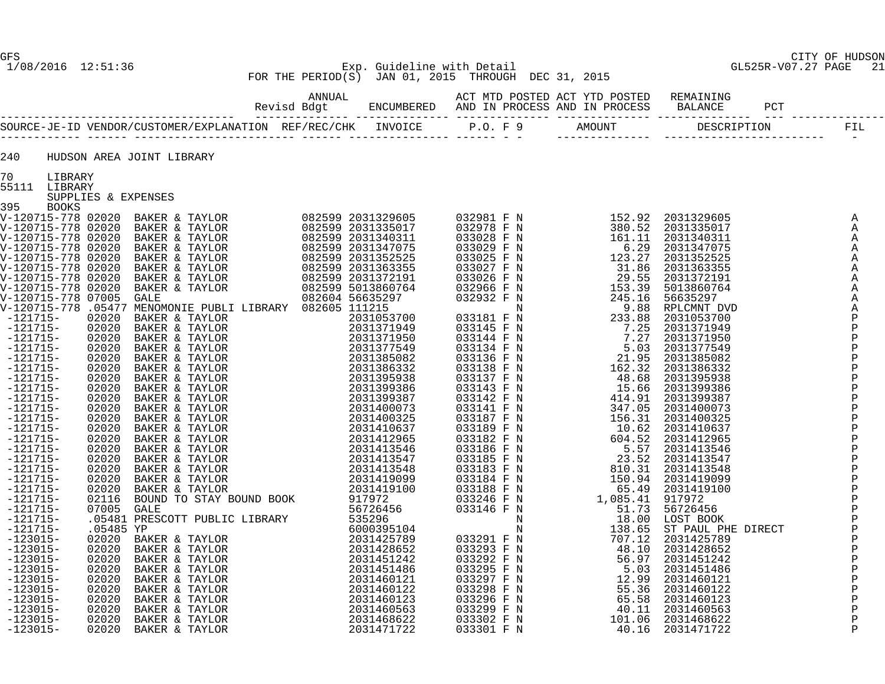Exp. Guideline with Detail

FOR THE PERIOD(S) JAN 01, 2015 THROUGH DEC 31, 2015

| | ANNUAL Revisd Bdgt | ENCUMBERED | ACT MTD POSTED AND IN PROCESS | ACT YTD POSTED AND IN PROCESS | REMAINING BALANCE | PCT |
|---|---|---|---|---|---|---|

240 HUDSON AREA JOINT LIBRARY

70 LIBRARY
55111 LIBRARY
SUPPLIES & EXPENSES
395 BOOKS

| SOURCE-JE-ID | VENDOR/CUSTOMER/EXPLANATION | | REF/REC/CHK | INVOICE | P.O. | F | 9 | AMOUNT | DESCRIPTION | FIL |
|---|---|---|---|---|---|---|---|---|---|---|
| V-120715-778 | 02020 | BAKER & TAYLOR | 082599 | 2031329605 | 032981 | F | N | 152.92 | 2031329605 | A |
| V-120715-778 | 02020 | BAKER & TAYLOR | 082599 | 2031335017 | 032978 | F | N | 380.52 | 2031335017 | A |
| V-120715-778 | 02020 | BAKER & TAYLOR | 082599 | 2031340311 | 033028 | F | N | 161.11 | 2031340311 | A |
| V-120715-778 | 02020 | BAKER & TAYLOR | 082599 | 2031347075 | 033029 | F | N | 6.29 | 2031347075 | A |
| V-120715-778 | 02020 | BAKER & TAYLOR | 082599 | 2031352525 | 033025 | F | N | 123.27 | 2031352525 | A |
| V-120715-778 | 02020 | BAKER & TAYLOR | 082599 | 2031363355 | 033027 | F | N | 31.86 | 2031363355 | A |
| V-120715-778 | 02020 | BAKER & TAYLOR | 082599 | 2031372191 | 033026 | F | N | 29.55 | 2031372191 | A |
| V-120715-778 | 02020 | BAKER & TAYLOR | 082599 | 5013860764 | 032966 | F | N | 153.39 | 5013860764 | A |
| V-120715-778 | 07005 | GALE | 082604 | 56635297 | 032932 | F | N | 245.16 | 56635297 | A |
| V-120715-778 | .05477 | MENOMONIE PUBLI LIBRARY | 082605 | 111215 | | | N | 9.88 | RPLCMNT DVD | A |
| -121715- | 02020 | BAKER & TAYLOR | | 2031053700 | 033181 | F | N | 233.88 | 2031053700 | P |
| -121715- | 02020 | BAKER & TAYLOR | | 2031371949 | 033145 | F | N | 7.25 | 2031371949 | P |
| -121715- | 02020 | BAKER & TAYLOR | | 2031371950 | 033144 | F | N | 7.27 | 2031371950 | P |
| -121715- | 02020 | BAKER & TAYLOR | | 2031377549 | 033134 | F | N | 5.03 | 2031377549 | P |
| -121715- | 02020 | BAKER & TAYLOR | | 2031385082 | 033136 | F | N | 21.95 | 2031385082 | P |
| -121715- | 02020 | BAKER & TAYLOR | | 2031386332 | 033138 | F | N | 162.32 | 2031386332 | P |
| -121715- | 02020 | BAKER & TAYLOR | | 2031395938 | 033137 | F | N | 48.68 | 2031395938 | P |
| -121715- | 02020 | BAKER & TAYLOR | | 2031399386 | 033143 | F | N | 15.66 | 2031399386 | P |
| -121715- | 02020 | BAKER & TAYLOR | | 2031399387 | 033142 | F | N | 414.91 | 2031399387 | P |
| -121715- | 02020 | BAKER & TAYLOR | | 2031400073 | 033141 | F | N | 347.05 | 2031400073 | P |
| -121715- | 02020 | BAKER & TAYLOR | | 2031400325 | 033187 | F | N | 156.31 | 2031400325 | P |
| -121715- | 02020 | BAKER & TAYLOR | | 2031410637 | 033189 | F | N | 10.62 | 2031410637 | P |
| -121715- | 02020 | BAKER & TAYLOR | | 2031412965 | 033182 | F | N | 604.52 | 2031412965 | P |
| -121715- | 02020 | BAKER & TAYLOR | | 2031413546 | 033186 | F | N | 5.57 | 2031413546 | P |
| -121715- | 02020 | BAKER & TAYLOR | | 2031413547 | 033185 | F | N | 23.52 | 2031413547 | P |
| -121715- | 02020 | BAKER & TAYLOR | | 2031413548 | 033183 | F | N | 810.31 | 2031413548 | P |
| -121715- | 02020 | BAKER & TAYLOR | | 2031419099 | 033184 | F | N | 150.94 | 2031419099 | P |
| -121715- | 02020 | BAKER & TAYLOR | | 2031419100 | 033188 | F | N | 65.49 | 2031419100 | P |
| -121715- | 02116 | BOUND TO STAY BOUND BOOK | | 917972 | 033246 | F | N | 1,085.41 | 917972 | P |
| -121715- | 07005 | GALE | | 56726456 | 033146 | F | N | 51.73 | 56726456 | P |
| -121715- | .05481 | PRESCOTT PUBLIC LIBRARY | | 535296 | | | N | 18.00 | LOST BOOK | P |
| -121715- | .05485 | YP | | 6000395104 | | | N | 138.65 | ST PAUL PHE DIRECT | P |
| -123015- | 02020 | BAKER & TAYLOR | | 2031425789 | 033291 | F | N | 707.12 | 2031425789 | P |
| -123015- | 02020 | BAKER & TAYLOR | | 2031428652 | 033293 | F | N | 48.10 | 2031428652 | P |
| -123015- | 02020 | BAKER & TAYLOR | | 2031451242 | 033292 | F | N | 56.97 | 2031451242 | P |
| -123015- | 02020 | BAKER & TAYLOR | | 2031451486 | 033295 | F | N | 5.03 | 2031451486 | P |
| -123015- | 02020 | BAKER & TAYLOR | | 2031460121 | 033297 | F | N | 12.99 | 2031460121 | P |
| -123015- | 02020 | BAKER & TAYLOR | | 2031460122 | 033298 | F | N | 55.36 | 2031460122 | P |
| -123015- | 02020 | BAKER & TAYLOR | | 2031460123 | 033296 | F | N | 65.58 | 2031460123 | P |
| -123015- | 02020 | BAKER & TAYLOR | | 2031460563 | 033299 | F | N | 40.11 | 2031460563 | P |
| -123015- | 02020 | BAKER & TAYLOR | | 2031468622 | 033302 | F | N | 101.06 | 2031468622 | P |
| -123015- | 02020 | BAKER & TAYLOR | | 2031471722 | 033301 | F | N | 40.16 | 2031471722 | P |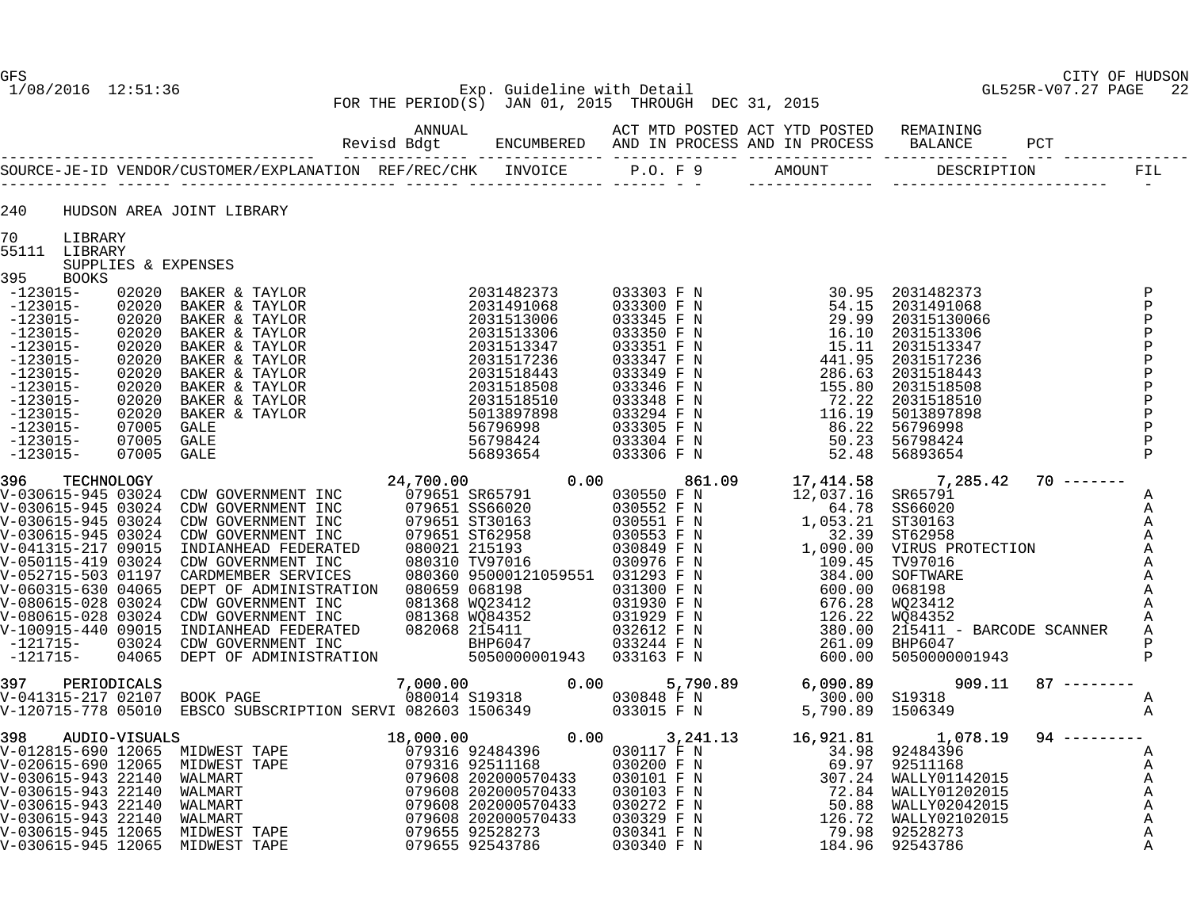GFS — CITY OF HUDSON

1/08/2016 12:51:36 — Exp. Guideline with Detail — GL525R-V07.27

FOR THE PERIOD(S) JAN 01, 2015 THROUGH DEC 31, 2015

| SOURCE-JE-ID | VENDOR/CUSTOMER/EXPLANATION | REF/REC/CHK | INVOICE / ANNUAL Revisd Bdgt | ENCUMBERED | P.O. F 9 / ACT MTD POSTED AND IN PROCESS | AMOUNT / ACT YTD POSTED AND IN PROCESS | DESCRIPTION / REMAINING BALANCE | PCT | FIL |
|---|---|---|---|---|---|---|---|---|---|

**240 HUDSON AREA JOINT LIBRARY**

**70 LIBRARY**

**55111 LIBRARY**

**SUPPLIES & EXPENSES**

**395 BOOKS**

| SOURCE-JE-ID | VENDOR/CUSTOMER/EXPLANATION | REF/REC/CHK | INVOICE | P.O. F 9 | AMOUNT | DESCRIPTION | FIL |
|---|---|---|---|---|---|---|---|
| -123015- 02020 | BAKER & TAYLOR | | 2031482373 | 033303 F N | 30.95 | 2031482373 | P |
| -123015- 02020 | BAKER & TAYLOR | | 2031491068 | 033300 F N | 54.15 | 2031491068 | P |
| -123015- 02020 | BAKER & TAYLOR | | 2031513006 | 033345 F N | 29.99 | 20315130066 | P |
| -123015- 02020 | BAKER & TAYLOR | | 2031513306 | 033350 F N | 16.10 | 2031513306 | P |
| -123015- 02020 | BAKER & TAYLOR | | 2031513347 | 033351 F N | 15.11 | 2031513347 | P |
| -123015- 02020 | BAKER & TAYLOR | | 2031517236 | 033347 F N | 441.95 | 2031517236 | P |
| -123015- 02020 | BAKER & TAYLOR | | 2031518443 | 033349 F N | 286.63 | 2031518443 | P |
| -123015- 02020 | BAKER & TAYLOR | | 2031518508 | 033346 F N | 155.80 | 2031518508 | P |
| -123015- 02020 | BAKER & TAYLOR | | 2031518510 | 033348 F N | 72.22 | 2031518510 | P |
| -123015- 02020 | BAKER & TAYLOR | | 5013897898 | 033294 F N | 116.19 | 5013897898 | P |
| -123015- 07005 | GALE | | 56796998 | 033305 F N | 86.22 | 56796998 | P |
| -123015- 07005 | GALE | | 56798424 | 033304 F N | 50.23 | 56798424 | P |
| -123015- 07005 | GALE | | 56893654 | 033306 F N | 52.48 | 56893654 | P |

**396 TECHNOLOGY** — Annual Revisd Bdgt: 24,700.00 — Encumbered: 0.00 — Act MTD: 861.09 — Act YTD: 17,414.58 — Remaining Balance: 7,285.42 — PCT: 70

| SOURCE-JE-ID | VENDOR/CUSTOMER/EXPLANATION | REF/REC/CHK | INVOICE | P.O. F 9 | AMOUNT | DESCRIPTION | FIL |
|---|---|---|---|---|---|---|---|
| V-030615-945 03024 | CDW GOVERNMENT INC | 079651 | SR65791 | 030550 F N | 12,037.16 | SR65791 | A |
| V-030615-945 03024 | CDW GOVERNMENT INC | 079651 | SS66020 | 030552 F N | 64.78 | SS66020 | A |
| V-030615-945 03024 | CDW GOVERNMENT INC | 079651 | ST30163 | 030551 F N | 1,053.21 | ST30163 | A |
| V-030615-945 03024 | CDW GOVERNMENT INC | 079651 | ST62958 | 030553 F N | 32.39 | ST62958 | A |
| V-041315-217 09015 | INDIANHEAD FEDERATED | 080021 | 215193 | 030849 F N | 1,090.00 | VIRUS PROTECTION | A |
| V-050115-419 03024 | CDW GOVERNMENT INC | 080310 | TV97016 | 030976 F N | 109.45 | TV97016 | A |
| V-052715-503 01197 | CARDMEMBER SERVICES | 080360 | 95000121059551 | 031293 F N | 384.00 | SOFTWARE | A |
| V-060315-630 04065 | DEPT OF ADMINISTRATION | 080659 | 068198 | 031300 F N | 600.00 | 068198 | A |
| V-080615-028 03024 | CDW GOVERNMENT INC | 081368 | WQ23412 | 031930 F N | 676.28 | WQ23412 | A |
| V-080615-028 03024 | CDW GOVERNMENT INC | 081368 | WQ84352 | 031929 F N | 126.22 | WQ84352 | A |
| V-100915-440 09015 | INDIANHEAD FEDERATED | 082068 | 215411 | 032612 F N | 380.00 | 215411 - BARCODE SCANNER | A |
| -121715- 03024 | CDW GOVERNMENT INC | | BHP6047 | 033244 F N | 261.09 | BHP6047 | P |
| -121715- 04065 | DEPT OF ADMINISTRATION | | 5050000001943 | 033163 F N | 600.00 | 5050000001943 | P |

**397 PERIODICALS** — Annual Revisd Bdgt: 7,000.00 — Encumbered: 0.00 — Act MTD: 5,790.89 — Act YTD: 6,090.89 — Remaining Balance: 909.11 — PCT: 87

| SOURCE-JE-ID | VENDOR/CUSTOMER/EXPLANATION | REF/REC/CHK | INVOICE | P.O. F 9 | AMOUNT | DESCRIPTION | FIL |
|---|---|---|---|---|---|---|---|
| V-041315-217 02107 | BOOK PAGE | 080014 | S19318 | 030848 F N | 300.00 | S19318 | A |
| V-120715-778 05010 | EBSCO SUBSCRIPTION SERVI | 082603 | 1506349 | 033015 F N | 5,790.89 | 1506349 | A |

**398 AUDIO-VISUALS** — Annual Revisd Bdgt: 18,000.00 — Encumbered: 0.00 — Act MTD: 3,241.13 — Act YTD: 16,921.81 — Remaining Balance: 1,078.19 — PCT: 94

| SOURCE-JE-ID | VENDOR/CUSTOMER/EXPLANATION | REF/REC/CHK | INVOICE | P.O. F 9 | AMOUNT | DESCRIPTION | FIL |
|---|---|---|---|---|---|---|---|
| V-012815-690 12065 | MIDWEST TAPE | 079316 | 92484396 | 030117 F N | 34.98 | 92484396 | A |
| V-020615-690 12065 | MIDWEST TAPE | 079316 | 92511168 | 030200 F N | 69.97 | 92511168 | A |
| V-030615-943 22140 | WALMART | 079608 | 202000570433 | 030101 F N | 307.24 | WALLY01142015 | A |
| V-030615-943 22140 | WALMART | 079608 | 202000570433 | 030103 F N | 72.84 | WALLY01202015 | A |
| V-030615-943 22140 | WALMART | 079608 | 202000570433 | 030272 F N | 50.88 | WALLY02042015 | A |
| V-030615-943 22140 | WALMART | 079608 | 202000570433 | 030329 F N | 126.72 | WALLY02102015 | A |
| V-030615-945 12065 | MIDWEST TAPE | 079655 | 92528273 | 030341 F N | 79.98 | 92528273 | A |
| V-030615-945 12065 | MIDWEST TAPE | 079655 | 92543786 | 030340 F N | 184.96 | 92543786 | A |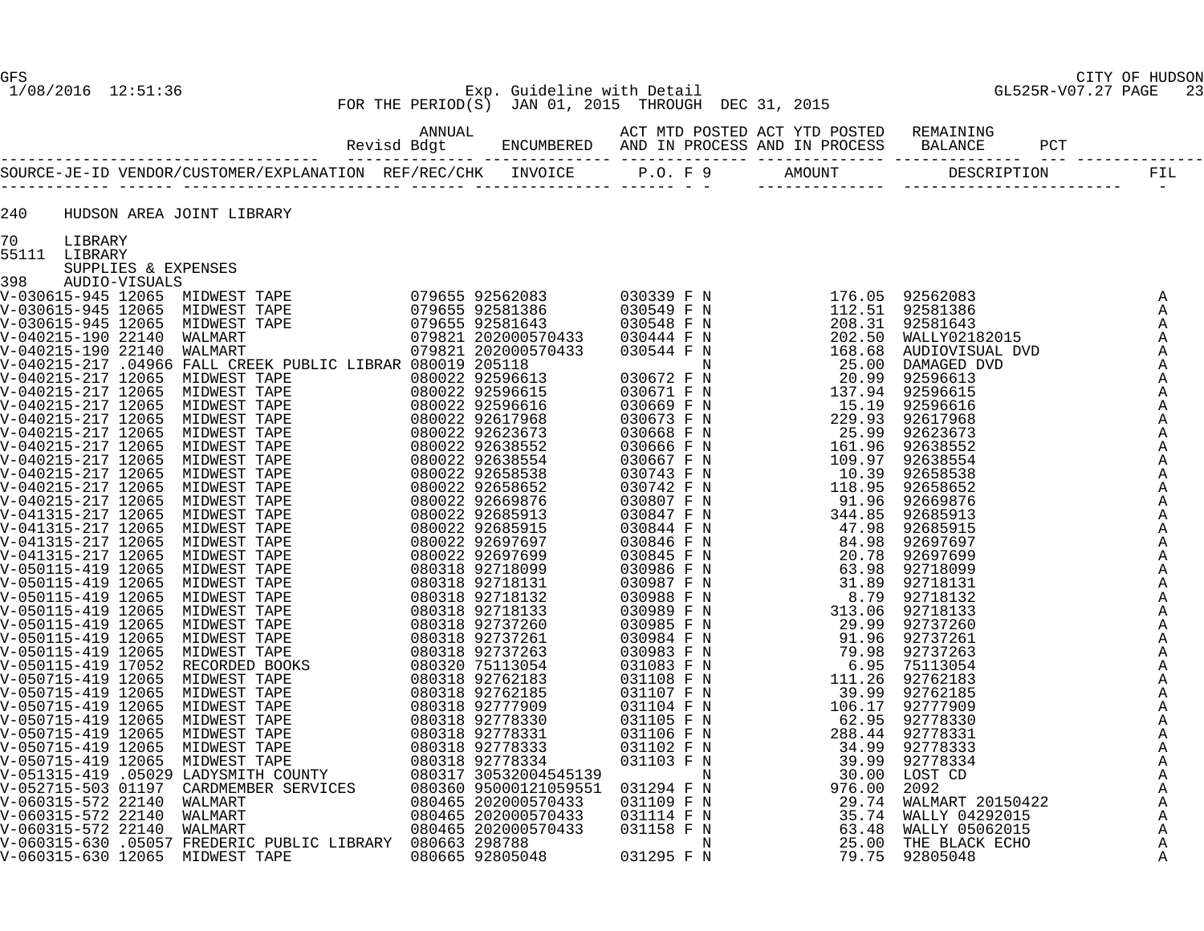Exp. Guideline with Detail
FOR THE PERIOD(S) JAN 01, 2015 THROUGH DEC 31, 2015

| SOURCE-JE-ID | VENDOR/CUSTOMER/EXPLANATION | REF/REC/CHK | INVOICE | P.O. | F | 9 | AMOUNT | DESCRIPTION | FIL |
|---|---|---|---|---|---|---|---|---|---|

240 HUDSON AREA JOINT LIBRARY

70 LIBRARY
55111 LIBRARY
SUPPLIES & EXPENSES
398 AUDIO-VISUALS

| SOURCE-JE-ID | VENDOR/CUSTOMER/EXPLANATION | REF/REC/CHK | INVOICE | P.O. | F | 9 | AMOUNT | DESCRIPTION | FIL |
|---|---|---|---|---|---|---|---|---|---|
| V-030615-945 12065 | MIDWEST TAPE | 079655 | 92562083 | 030339 | F | N | 176.05 | 92562083 | A |
| V-030615-945 12065 | MIDWEST TAPE | 079655 | 92581386 | 030549 | F | N | 112.51 | 92581386 | A |
| V-030615-945 12065 | MIDWEST TAPE | 079655 | 92581643 | 030548 | F | N | 208.31 | 92581643 | A |
| V-040215-190 22140 | WALMART | 079821 | 202000570433 | 030444 | F | N | 202.50 | WALLY02182015 | A |
| V-040215-190 22140 | WALMART | 079821 | 202000570433 | 030544 | F | N | 168.68 | AUDIOVISUAL DVD | A |
| V-040215-217 .04966 | FALL CREEK PUBLIC LIBRAR | 080019 | 205118 | | | N | 25.00 | DAMAGED DVD | A |
| V-040215-217 12065 | MIDWEST TAPE | 080022 | 92596613 | 030672 | F | N | 20.99 | 92596613 | A |
| V-040215-217 12065 | MIDWEST TAPE | 080022 | 92596615 | 030671 | F | N | 137.94 | 92596615 | A |
| V-040215-217 12065 | MIDWEST TAPE | 080022 | 92596616 | 030669 | F | N | 15.19 | 92596616 | A |
| V-040215-217 12065 | MIDWEST TAPE | 080022 | 92617968 | 030673 | F | N | 229.93 | 92617968 | A |
| V-040215-217 12065 | MIDWEST TAPE | 080022 | 92623673 | 030668 | F | N | 25.99 | 92623673 | A |
| V-040215-217 12065 | MIDWEST TAPE | 080022 | 92638552 | 030666 | F | N | 161.96 | 92638552 | A |
| V-040215-217 12065 | MIDWEST TAPE | 080022 | 92638554 | 030667 | F | N | 109.97 | 92638554 | A |
| V-040215-217 12065 | MIDWEST TAPE | 080022 | 92658538 | 030743 | F | N | 10.39 | 92658538 | A |
| V-040215-217 12065 | MIDWEST TAPE | 080022 | 92658652 | 030742 | F | N | 118.95 | 92658652 | A |
| V-040215-217 12065 | MIDWEST TAPE | 080022 | 92669876 | 030807 | F | N | 91.96 | 92669876 | A |
| V-041315-217 12065 | MIDWEST TAPE | 080022 | 92685913 | 030847 | F | N | 344.85 | 92685913 | A |
| V-041315-217 12065 | MIDWEST TAPE | 080022 | 92685915 | 030844 | F | N | 47.98 | 92685915 | A |
| V-041315-217 12065 | MIDWEST TAPE | 080022 | 92697697 | 030846 | F | N | 84.98 | 92697697 | A |
| V-041315-217 12065 | MIDWEST TAPE | 080022 | 92697699 | 030845 | F | N | 20.78 | 92697699 | A |
| V-050115-419 12065 | MIDWEST TAPE | 080318 | 92718099 | 030986 | F | N | 63.98 | 92718099 | A |
| V-050115-419 12065 | MIDWEST TAPE | 080318 | 92718131 | 030987 | F | N | 31.89 | 92718131 | A |
| V-050115-419 12065 | MIDWEST TAPE | 080318 | 92718132 | 030988 | F | N | 8.79 | 92718132 | A |
| V-050115-419 12065 | MIDWEST TAPE | 080318 | 92718133 | 030989 | F | N | 313.06 | 92718133 | A |
| V-050115-419 12065 | MIDWEST TAPE | 080318 | 92737260 | 030985 | F | N | 29.99 | 92737260 | A |
| V-050115-419 12065 | MIDWEST TAPE | 080318 | 92737261 | 030984 | F | N | 91.96 | 92737261 | A |
| V-050115-419 12065 | MIDWEST TAPE | 080318 | 92737263 | 030983 | F | N | 79.98 | 92737263 | A |
| V-050115-419 17052 | RECORDED BOOKS | 080320 | 75113054 | 031083 | F | N | 6.95 | 75113054 | A |
| V-050715-419 12065 | MIDWEST TAPE | 080318 | 92762183 | 031108 | F | N | 111.26 | 92762183 | A |
| V-050715-419 12065 | MIDWEST TAPE | 080318 | 92762185 | 031107 | F | N | 39.99 | 92762185 | A |
| V-050715-419 12065 | MIDWEST TAPE | 080318 | 92777909 | 031104 | F | N | 106.17 | 92777909 | A |
| V-050715-419 12065 | MIDWEST TAPE | 080318 | 92778330 | 031105 | F | N | 62.95 | 92778330 | A |
| V-050715-419 12065 | MIDWEST TAPE | 080318 | 92778331 | 031106 | F | N | 288.44 | 92778331 | A |
| V-050715-419 12065 | MIDWEST TAPE | 080318 | 92778333 | 031102 | F | N | 34.99 | 92778333 | A |
| V-050715-419 12065 | MIDWEST TAPE | 080318 | 92778334 | 031103 | F | N | 39.99 | 92778334 | A |
| V-051315-419 .05029 | LADYSMITH COUNTY | 080317 | 30532004545139 | | | N | 30.00 | LOST CD | A |
| V-052715-503 01197 | CARDMEMBER SERVICES | 080360 | 95000121059551 | 031294 | F | N | 976.00 | 2092 | A |
| V-060315-572 22140 | WALMART | 080465 | 202000570433 | 031109 | F | N | 29.74 | WALMART 20150422 | A |
| V-060315-572 22140 | WALMART | 080465 | 202000570433 | 031114 | F | N | 35.74 | WALLY 04292015 | A |
| V-060315-572 22140 | WALMART | 080465 | 202000570433 | 031158 | F | N | 63.48 | WALLY 05062015 | A |
| V-060315-630 .05057 | FREDERIC PUBLIC LIBRARY | 080663 | 298788 | | | N | 25.00 | THE BLACK ECHO | A |
| V-060315-630 12065 | MIDWEST TAPE | 080665 | 92805048 | 031295 | F | N | 79.75 | 92805048 | A |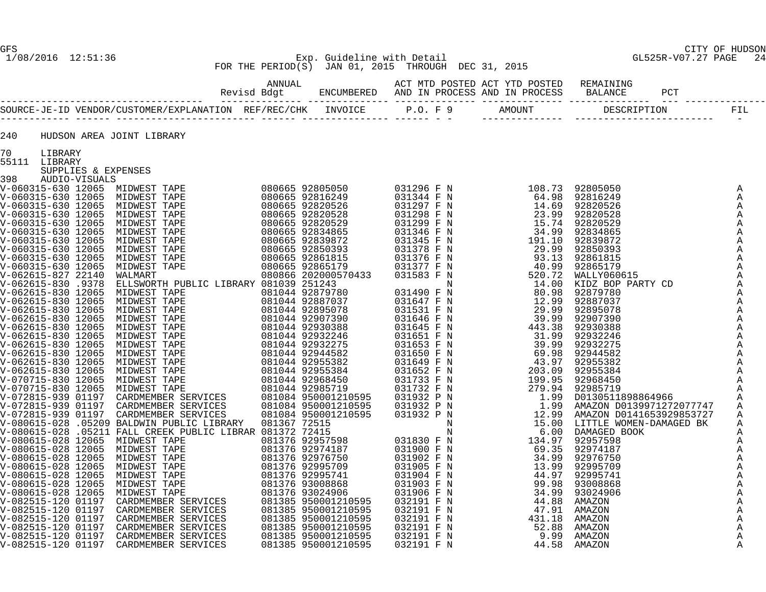GFS — CITY OF HUDSON

1/08/2016 12:51:36 — Exp. Guideline with Detail — GL525R-V07.27 PAGE 24

FOR THE PERIOD(S) JAN 01, 2015 THROUGH DEC 31, 2015

| SOURCE-JE-ID | VENDOR/CUSTOMER/EXPLANATION | REF/REC/CHK | INVOICE | P.O. | F | 9 | AMOUNT | DESCRIPTION | FIL |
|---|---|---|---|---|---|---|---|---|---|
| 240 | HUDSON AREA JOINT LIBRARY | | | | | | | | |
| 70 | LIBRARY | | | | | | | | |
| 55111 | LIBRARY | | | | | | | | |
| | SUPPLIES & EXPENSES | | | | | | | | |
| 398 | AUDIO-VISUALS | | | | | | | | |
| V-060315-630 | 12065 MIDWEST TAPE | 080665 | 92805050 | 031296 | F | N | 108.73 | 92805050 | A |
| V-060315-630 | 12065 MIDWEST TAPE | 080665 | 92816249 | 031344 | F | N | 64.98 | 92816249 | A |
| V-060315-630 | 12065 MIDWEST TAPE | 080665 | 92820526 | 031297 | F | N | 14.69 | 92820526 | A |
| V-060315-630 | 12065 MIDWEST TAPE | 080665 | 92820528 | 031298 | F | N | 23.99 | 92820528 | A |
| V-060315-630 | 12065 MIDWEST TAPE | 080665 | 92820529 | 031299 | F | N | 15.74 | 92820529 | A |
| V-060315-630 | 12065 MIDWEST TAPE | 080665 | 92834865 | 031346 | F | N | 34.99 | 92834865 | A |
| V-060315-630 | 12065 MIDWEST TAPE | 080665 | 92839872 | 031345 | F | N | 191.10 | 92839872 | A |
| V-060315-630 | 12065 MIDWEST TAPE | 080665 | 92850393 | 031378 | F | N | 29.99 | 92850393 | A |
| V-060315-630 | 12065 MIDWEST TAPE | 080665 | 92861815 | 031376 | F | N | 93.13 | 92861815 | A |
| V-060315-630 | 12065 MIDWEST TAPE | 080665 | 92865179 | 031377 | F | N | 40.99 | 92865179 | A |
| V-062615-827 | 22140 WALMART | 080866 | 202000570433 | 031583 | F | N | 520.72 | WALLY060615 | A |
| V-062615-830 | .9378 ELLSWORTH PUBLIC LIBRARY | 081039 | 251243 | | | N | 14.00 | KIDZ BOP PARTY CD | A |
| V-062615-830 | 12065 MIDWEST TAPE | 081044 | 92879780 | 031490 | F | N | 80.98 | 92879780 | A |
| V-062615-830 | 12065 MIDWEST TAPE | 081044 | 92887037 | 031647 | F | N | 12.99 | 92887037 | A |
| V-062615-830 | 12065 MIDWEST TAPE | 081044 | 92895078 | 031531 | F | N | 29.99 | 92895078 | A |
| V-062615-830 | 12065 MIDWEST TAPE | 081044 | 92907390 | 031646 | F | N | 39.99 | 92907390 | A |
| V-062615-830 | 12065 MIDWEST TAPE | 081044 | 92930388 | 031645 | F | N | 443.38 | 92930388 | A |
| V-062615-830 | 12065 MIDWEST TAPE | 081044 | 92932246 | 031651 | F | N | 31.99 | 92932246 | A |
| V-062615-830 | 12065 MIDWEST TAPE | 081044 | 92932275 | 031653 | F | N | 39.99 | 92932275 | A |
| V-062615-830 | 12065 MIDWEST TAPE | 081044 | 92944582 | 031650 | F | N | 69.98 | 92944582 | A |
| V-062615-830 | 12065 MIDWEST TAPE | 081044 | 92955382 | 031649 | F | N | 43.97 | 92955382 | A |
| V-062615-830 | 12065 MIDWEST TAPE | 081044 | 92955384 | 031652 | F | N | 203.09 | 92955384 | A |
| V-070715-830 | 12065 MIDWEST TAPE | 081044 | 92968450 | 031733 | F | N | 199.95 | 92968450 | A |
| V-070715-830 | 12065 MIDWEST TAPE | 081044 | 92985719 | 031732 | F | N | 279.94 | 92985719 | A |
| V-072815-939 | 01197 CARDMEMBER SERVICES | 081084 | 950001210595 | 031932 | P | N | 1.99 | D0130511898864966 | A |
| V-072815-939 | 01197 CARDMEMBER SERVICES | 081084 | 950001210595 | 031932 | P | N | 1.99 | AMAZON D0139971272077747 | A |
| V-072815-939 | 01197 CARDMEMBER SERVICES | 081084 | 950001210595 | 031932 | P | N | 12.99 | AMAZON D0141653929853727 | A |
| V-080615-028 | .05209 BALDWIN PUBLIC LIBRARY | 081367 | 72515 | | | N | 15.00 | LITTLE WOMEN-DAMAGED BK | A |
| V-080615-028 | .05211 FALL CREEK PUBLIC LIBRAR | 081372 | 72415 | | | N | 6.00 | DAMAGED BOOK | A |
| V-080615-028 | 12065 MIDWEST TAPE | 081376 | 92957598 | 031830 | F | N | 134.97 | 92957598 | A |
| V-080615-028 | 12065 MIDWEST TAPE | 081376 | 92974187 | 031900 | F | N | 69.35 | 92974187 | A |
| V-080615-028 | 12065 MIDWEST TAPE | 081376 | 92976750 | 031902 | F | N | 34.99 | 92976750 | A |
| V-080615-028 | 12065 MIDWEST TAPE | 081376 | 92995709 | 031905 | F | N | 13.99 | 92995709 | A |
| V-080615-028 | 12065 MIDWEST TAPE | 081376 | 92995741 | 031904 | F | N | 44.97 | 92995741 | A |
| V-080615-028 | 12065 MIDWEST TAPE | 081376 | 93008868 | 031903 | F | N | 99.98 | 93008868 | A |
| V-080615-028 | 12065 MIDWEST TAPE | 081376 | 93024906 | 031906 | F | N | 34.99 | 93024906 | A |
| V-082515-120 | 01197 CARDMEMBER SERVICES | 081385 | 950001210595 | 032191 | F | N | 44.88 | AMAZON | A |
| V-082515-120 | 01197 CARDMEMBER SERVICES | 081385 | 950001210595 | 032191 | F | N | 47.91 | AMAZON | A |
| V-082515-120 | 01197 CARDMEMBER SERVICES | 081385 | 950001210595 | 032191 | F | N | 431.18 | AMAZON | A |
| V-082515-120 | 01197 CARDMEMBER SERVICES | 081385 | 950001210595 | 032191 | F | N | 52.88 | AMAZON | A |
| V-082515-120 | 01197 CARDMEMBER SERVICES | 081385 | 950001210595 | 032191 | F | N | 9.99 | AMAZON | A |
| V-082515-120 | 01197 CARDMEMBER SERVICES | 081385 | 950001210595 | 032191 | F | N | 44.58 | AMAZON | A |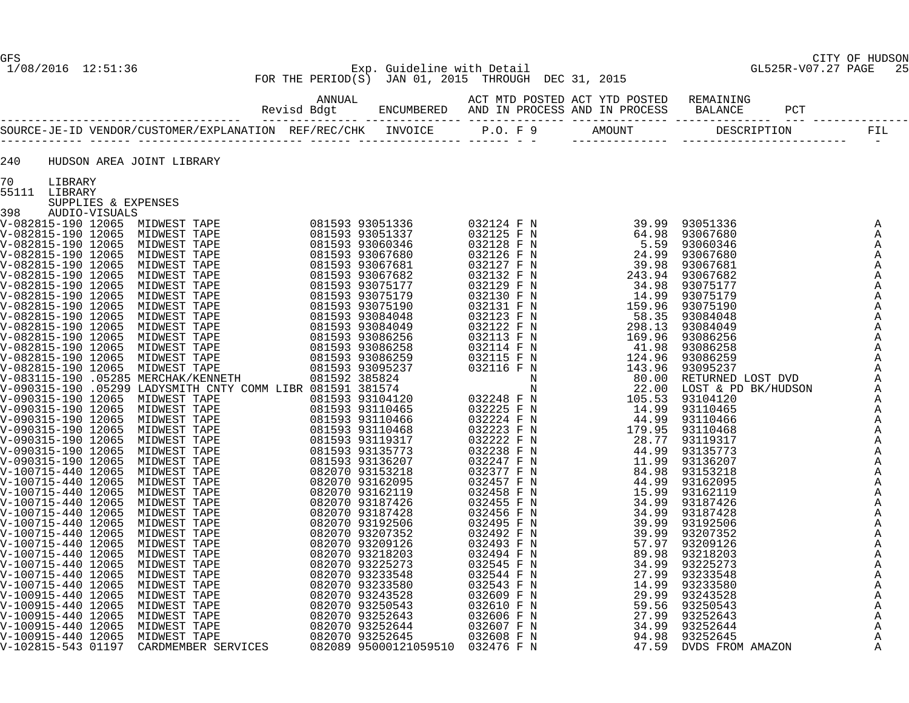Exp. Guideline with Detail
FOR THE PERIOD(S) JAN 01, 2015 THROUGH DEC 31, 2015

| | ANNUAL Revisd Bdgt | ENCUMBERED | ACT MTD POSTED AND IN PROCESS | ACT YTD POSTED AND IN PROCESS | REMAINING BALANCE | PCT |
|---|---|---|---|---|---|---|

240 HUDSON AREA JOINT LIBRARY

70 LIBRARY
55111 LIBRARY
SUPPLIES & EXPENSES
398 AUDIO-VISUALS

| SOURCE-JE-ID | VENDOR/CUSTOMER/EXPLANATION | REF/REC/CHK | INVOICE | P.O. | F | 9 | AMOUNT | DESCRIPTION | FIL |
|---|---|---|---|---|---|---|---|---|---|
| V-082815-190 | 12065 MIDWEST TAPE | 081593 | 93051336 | 032124 | F | N | 39.99 | 93051336 | A |
| V-082815-190 | 12065 MIDWEST TAPE | 081593 | 93051337 | 032125 | F | N | 64.98 | 93067680 | A |
| V-082815-190 | 12065 MIDWEST TAPE | 081593 | 93060346 | 032128 | F | N | 5.59 | 93060346 | A |
| V-082815-190 | 12065 MIDWEST TAPE | 081593 | 93067680 | 032126 | F | N | 24.99 | 93067680 | A |
| V-082815-190 | 12065 MIDWEST TAPE | 081593 | 93067681 | 032127 | F | N | 39.98 | 93067681 | A |
| V-082815-190 | 12065 MIDWEST TAPE | 081593 | 93067682 | 032132 | F | N | 243.94 | 93067682 | A |
| V-082815-190 | 12065 MIDWEST TAPE | 081593 | 93075177 | 032129 | F | N | 34.98 | 93075177 | A |
| V-082815-190 | 12065 MIDWEST TAPE | 081593 | 93075179 | 032130 | F | N | 14.99 | 93075179 | A |
| V-082815-190 | 12065 MIDWEST TAPE | 081593 | 93075190 | 032131 | F | N | 159.96 | 93075190 | A |
| V-082815-190 | 12065 MIDWEST TAPE | 081593 | 93084048 | 032123 | F | N | 58.35 | 93084048 | A |
| V-082815-190 | 12065 MIDWEST TAPE | 081593 | 93084049 | 032122 | F | N | 298.13 | 93084049 | A |
| V-082815-190 | 12065 MIDWEST TAPE | 081593 | 93086256 | 032113 | F | N | 169.96 | 93086256 | A |
| V-082815-190 | 12065 MIDWEST TAPE | 081593 | 93086258 | 032114 | F | N | 41.98 | 93086258 | A |
| V-082815-190 | 12065 MIDWEST TAPE | 081593 | 93086259 | 032115 | F | N | 124.96 | 93086259 | A |
| V-082815-190 | 12065 MIDWEST TAPE | 081593 | 93095237 | 032116 | F | N | 143.96 | 93095237 | A |
| V-083115-190 | .05285 MERCHAK/KENNETH | 081592 | 385824 | | | N | 80.00 | RETURNED LOST DVD | A |
| V-090315-190 | .05299 LADYSMITH CNTY COMM LIBR | 081591 | 381574 | | | N | 22.00 | LOST & PD BK/HUDSON | A |
| V-090315-190 | 12065 MIDWEST TAPE | 081593 | 93104120 | 032248 | F | N | 105.53 | 93104120 | A |
| V-090315-190 | 12065 MIDWEST TAPE | 081593 | 93110465 | 032225 | F | N | 14.99 | 93110465 | A |
| V-090315-190 | 12065 MIDWEST TAPE | 081593 | 93110466 | 032224 | F | N | 44.99 | 93110466 | A |
| V-090315-190 | 12065 MIDWEST TAPE | 081593 | 93110468 | 032223 | F | N | 179.95 | 93110468 | A |
| V-090315-190 | 12065 MIDWEST TAPE | 081593 | 93119317 | 032222 | F | N | 28.77 | 93119317 | A |
| V-090315-190 | 12065 MIDWEST TAPE | 081593 | 93135773 | 032238 | F | N | 44.99 | 93135773 | A |
| V-090315-190 | 12065 MIDWEST TAPE | 081593 | 93136207 | 032247 | F | N | 11.99 | 93136207 | A |
| V-100715-440 | 12065 MIDWEST TAPE | 082070 | 93153218 | 032377 | F | N | 84.98 | 93153218 | A |
| V-100715-440 | 12065 MIDWEST TAPE | 082070 | 93162095 | 032457 | F | N | 44.99 | 93162095 | A |
| V-100715-440 | 12065 MIDWEST TAPE | 082070 | 93162119 | 032458 | F | N | 15.99 | 93162119 | A |
| V-100715-440 | 12065 MIDWEST TAPE | 082070 | 93187426 | 032455 | F | N | 34.99 | 93187426 | A |
| V-100715-440 | 12065 MIDWEST TAPE | 082070 | 93187428 | 032456 | F | N | 34.99 | 93187428 | A |
| V-100715-440 | 12065 MIDWEST TAPE | 082070 | 93192506 | 032495 | F | N | 39.99 | 93192506 | A |
| V-100715-440 | 12065 MIDWEST TAPE | 082070 | 93207352 | 032492 | F | N | 39.99 | 93207352 | A |
| V-100715-440 | 12065 MIDWEST TAPE | 082070 | 93209126 | 032493 | F | N | 57.97 | 93209126 | A |
| V-100715-440 | 12065 MIDWEST TAPE | 082070 | 93218203 | 032494 | F | N | 89.98 | 93218203 | A |
| V-100715-440 | 12065 MIDWEST TAPE | 082070 | 93225273 | 032545 | F | N | 34.99 | 93225273 | A |
| V-100715-440 | 12065 MIDWEST TAPE | 082070 | 93233548 | 032544 | F | N | 27.99 | 93233548 | A |
| V-100715-440 | 12065 MIDWEST TAPE | 082070 | 93233580 | 032543 | F | N | 14.99 | 93233580 | A |
| V-100915-440 | 12065 MIDWEST TAPE | 082070 | 93243528 | 032609 | F | N | 29.99 | 93243528 | A |
| V-100915-440 | 12065 MIDWEST TAPE | 082070 | 93250543 | 032610 | F | N | 59.56 | 93250543 | A |
| V-100915-440 | 12065 MIDWEST TAPE | 082070 | 93252643 | 032606 | F | N | 27.99 | 93252643 | A |
| V-100915-440 | 12065 MIDWEST TAPE | 082070 | 93252644 | 032607 | F | N | 34.99 | 93252644 | A |
| V-100915-440 | 12065 MIDWEST TAPE | 082070 | 93252645 | 032608 | F | N | 94.98 | 93252645 | A |
| V-102815-543 | 01197 CARDMEMBER SERVICES | 082089 | 95000121059510 | 032476 | F | N | 47.59 | DVDS FROM AMAZON | A |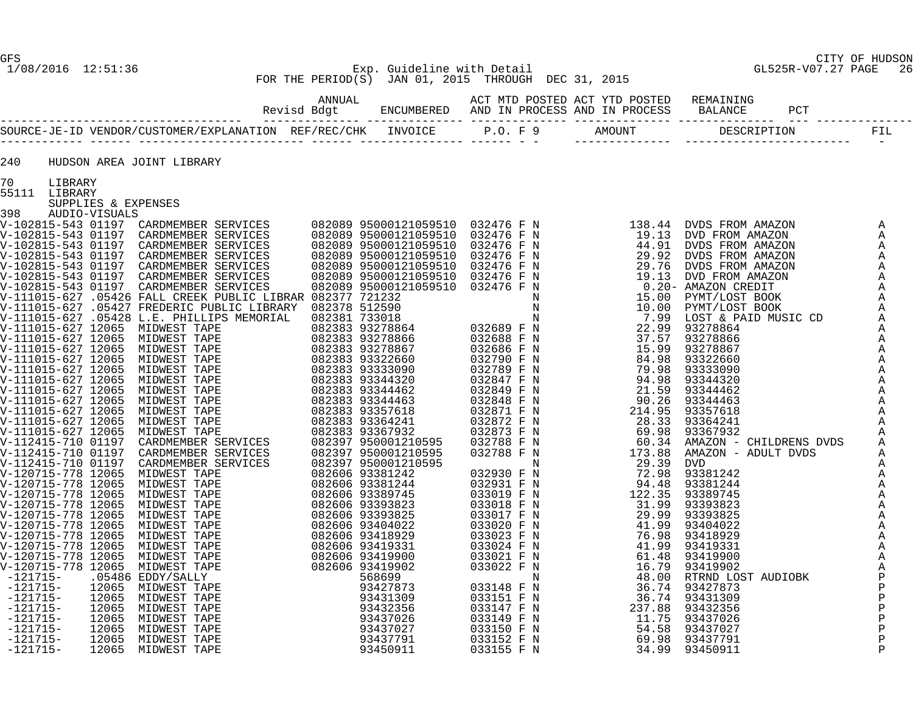GFS
1/08/2016 12:51:36

CITY OF HUDSON
GL525R-V07.27

Exp. Guideline with Detail
FOR THE PERIOD(S) JAN 01, 2015 THROUGH DEC 31, 2015

| | ANNUAL Revisd Bdgt | ENCUMBERED | ACT MTD POSTED AND IN PROCESS | ACT YTD POSTED AND IN PROCESS | REMAINING BALANCE | PCT |
|---|---|---|---|---|---|---|

240 HUDSON AREA JOINT LIBRARY

70 LIBRARY
55111 LIBRARY
SUPPLIES & EXPENSES
398 AUDIO-VISUALS

| SOURCE-JE-ID | VENDOR/CUSTOMER/EXPLANATION | REF/REC/CHK | INVOICE | P.O. | F | 9 | AMOUNT | DESCRIPTION | FIL |
|---|---|---|---|---|---|---|---|---|---|
| V-102815-543 | 01197 CARDMEMBER SERVICES | 082089 | 95000121059510 | 032476 | F | N | 138.44 | DVDS FROM AMAZON | A |
| V-102815-543 | 01197 CARDMEMBER SERVICES | 082089 | 95000121059510 | 032476 | F | N | 19.13 | DVD FROM AMAZON | A |
| V-102815-543 | 01197 CARDMEMBER SERVICES | 082089 | 95000121059510 | 032476 | F | N | 44.91 | DVDS FROM AMAZON | A |
| V-102815-543 | 01197 CARDMEMBER SERVICES | 082089 | 95000121059510 | 032476 | F | N | 29.92 | DVDS FROM AMAZON | A |
| V-102815-543 | 01197 CARDMEMBER SERVICES | 082089 | 95000121059510 | 032476 | F | N | 29.76 | DVDS FROM AMAZON | A |
| V-102815-543 | 01197 CARDMEMBER SERVICES | 082089 | 95000121059510 | 032476 | F | N | 19.13 | DVD FROM AMAZON | A |
| V-102815-543 | 01197 CARDMEMBER SERVICES | 082089 | 95000121059510 | 032476 | F | N | 0.20- | AMAZON CREDIT | A |
| V-111015-627 | .05426 FALL CREEK PUBLIC LIBRAR | 082377 | 721232 | | | N | 15.00 | PYMT/LOST BOOK | A |
| V-111015-627 | .05427 FREDERIC PUBLIC LIBRARY | 082378 | 512590 | | | N | 10.00 | PYMT/LOST BOOK | A |
| V-111015-627 | .05428 L.E. PHILLIPS MEMORIAL | 082381 | 733018 | | | N | 7.99 | LOST & PAID MUSIC CD | A |
| V-111015-627 | 12065 MIDWEST TAPE | 082383 | 93278864 | 032689 | F | N | 22.99 | 93278864 | A |
| V-111015-627 | 12065 MIDWEST TAPE | 082383 | 93278866 | 032688 | F | N | 37.57 | 93278866 | A |
| V-111015-627 | 12065 MIDWEST TAPE | 082383 | 93278867 | 032686 | F | N | 15.99 | 93278867 | A |
| V-111015-627 | 12065 MIDWEST TAPE | 082383 | 93322660 | 032790 | F | N | 84.98 | 93322660 | A |
| V-111015-627 | 12065 MIDWEST TAPE | 082383 | 93333090 | 032789 | F | N | 79.98 | 93333090 | A |
| V-111015-627 | 12065 MIDWEST TAPE | 082383 | 93344320 | 032847 | F | N | 94.98 | 93344320 | A |
| V-111015-627 | 12065 MIDWEST TAPE | 082383 | 93344462 | 032849 | F | N | 21.59 | 93344462 | A |
| V-111015-627 | 12065 MIDWEST TAPE | 082383 | 93344463 | 032848 | F | N | 90.26 | 93344463 | A |
| V-111015-627 | 12065 MIDWEST TAPE | 082383 | 93357618 | 032871 | F | N | 214.95 | 93357618 | A |
| V-111015-627 | 12065 MIDWEST TAPE | 082383 | 93364241 | 032872 | F | N | 28.33 | 93364241 | A |
| V-111015-627 | 12065 MIDWEST TAPE | 082383 | 93367932 | 032873 | F | N | 69.98 | 93367932 | A |
| V-112415-710 | 01197 CARDMEMBER SERVICES | 082397 | 950001210595 | 032788 | F | N | 60.34 | AMAZON - CHILDRENS DVDS | A |
| V-112415-710 | 01197 CARDMEMBER SERVICES | 082397 | 950001210595 | 032788 | F | N | 173.88 | AMAZON - ADULT DVDS | A |
| V-112415-710 | 01197 CARDMEMBER SERVICES | 082397 | 950001210595 | | | N | 29.39 | DVD | A |
| V-120715-778 | 12065 MIDWEST TAPE | 082606 | 93381242 | 032930 | F | N | 72.98 | 93381242 | A |
| V-120715-778 | 12065 MIDWEST TAPE | 082606 | 93381244 | 032931 | F | N | 94.48 | 93381244 | A |
| V-120715-778 | 12065 MIDWEST TAPE | 082606 | 93389745 | 033019 | F | N | 122.35 | 93389745 | A |
| V-120715-778 | 12065 MIDWEST TAPE | 082606 | 93393823 | 033018 | F | N | 31.99 | 93393823 | A |
| V-120715-778 | 12065 MIDWEST TAPE | 082606 | 93393825 | 033017 | F | N | 29.99 | 93393825 | A |
| V-120715-778 | 12065 MIDWEST TAPE | 082606 | 93404022 | 033020 | F | N | 41.99 | 93404022 | A |
| V-120715-778 | 12065 MIDWEST TAPE | 082606 | 93418929 | 033023 | F | N | 76.98 | 93418929 | A |
| V-120715-778 | 12065 MIDWEST TAPE | 082606 | 93419331 | 033024 | F | N | 41.99 | 93419331 | A |
| V-120715-778 | 12065 MIDWEST TAPE | 082606 | 93419900 | 033021 | F | N | 61.48 | 93419900 | A |
| V-120715-778 | 12065 MIDWEST TAPE | 082606 | 93419902 | 033022 | F | N | 16.79 | 93419902 | A |
| -121715- | .05486 EDDY/SALLY | | 568699 | | | N | 48.00 | RTRND LOST AUDIOBK | P |
| -121715- | 12065 MIDWEST TAPE | | 93427873 | 033148 | F | N | 36.74 | 93427873 | P |
| -121715- | 12065 MIDWEST TAPE | | 93431309 | 033151 | F | N | 36.74 | 93431309 | P |
| -121715- | 12065 MIDWEST TAPE | | 93432356 | 033147 | F | N | 237.88 | 93432356 | P |
| -121715- | 12065 MIDWEST TAPE | | 93437026 | 033149 | F | N | 11.75 | 93437026 | P |
| -121715- | 12065 MIDWEST TAPE | | 93437027 | 033150 | F | N | 54.58 | 93437027 | P |
| -121715- | 12065 MIDWEST TAPE | | 93437791 | 033152 | F | N | 69.98 | 93437791 | P |
| -121715- | 12065 MIDWEST TAPE | | 93450911 | 033155 | F | N | 34.99 | 93450911 | P |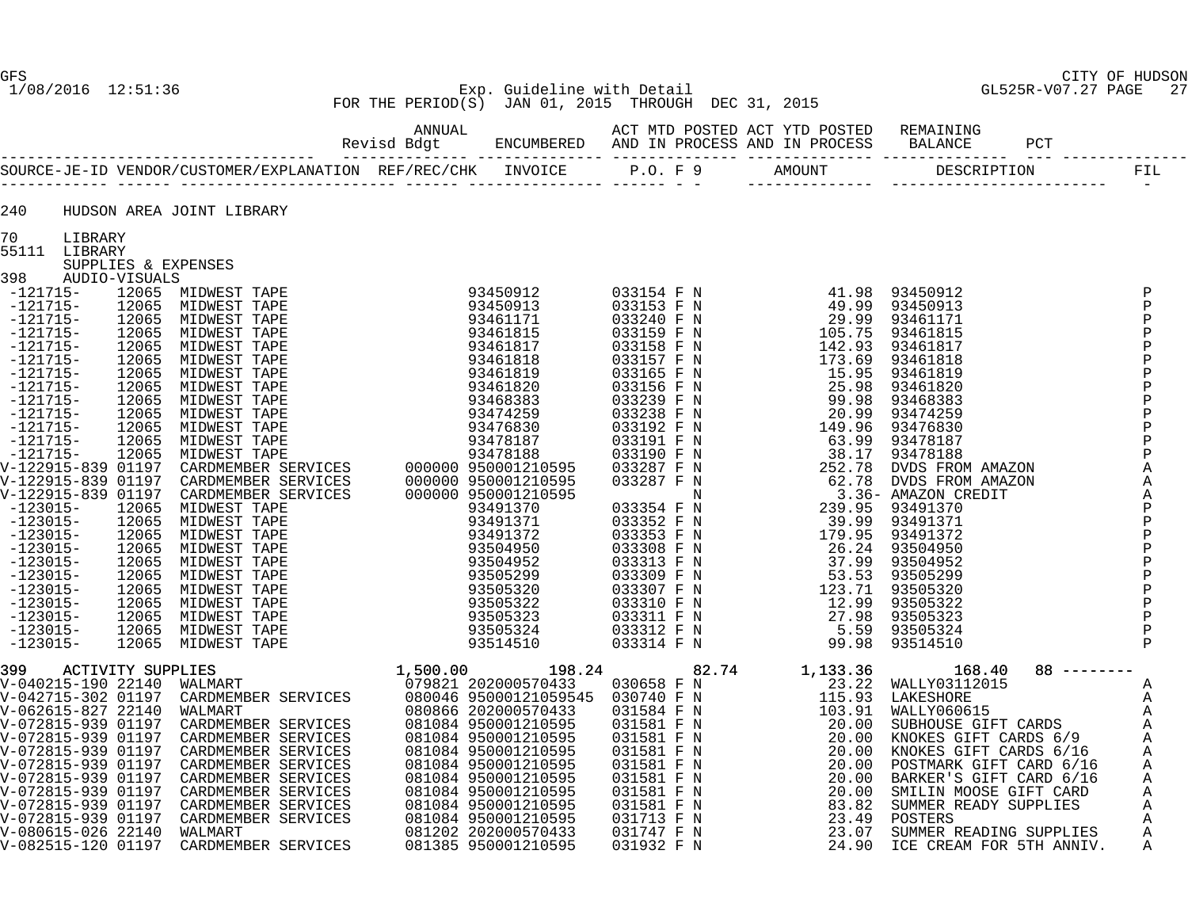Exp. Guideline with Detail
FOR THE PERIOD(S) JAN 01, 2015 THROUGH DEC 31, 2015

| | ANNUAL Revisd Bdgt | ENCUMBERED | ACT MTD POSTED AND IN PROCESS | ACT YTD POSTED AND IN PROCESS | REMAINING BALANCE | PCT |
|---|---|---|---|---|---|---|

| SOURCE-JE-ID | VENDOR/CUSTOMER/EXPLANATION | REF/REC/CHK | INVOICE | P.O. | F | 9 | AMOUNT | DESCRIPTION | FIL |
|---|---|---|---|---|---|---|---|---|---|

240 HUDSON AREA JOINT LIBRARY

70 LIBRARY
55111 LIBRARY
SUPPLIES & EXPENSES
398 AUDIO-VISUALS

| SOURCE-JE-ID | VENDOR/CUSTOMER/EXPLANATION | REF/REC/CHK | INVOICE | P.O. | F | 9 | AMOUNT | DESCRIPTION | FIL |
|---|---|---|---|---|---|---|---|---|---|
| -121715- | 12065 MIDWEST TAPE | | 93450912 | 033154 | F | N | 41.98 | 93450912 | P |
| -121715- | 12065 MIDWEST TAPE | | 93450913 | 033153 | F | N | 49.99 | 93450913 | P |
| -121715- | 12065 MIDWEST TAPE | | 93461171 | 033240 | F | N | 29.99 | 93461171 | P |
| -121715- | 12065 MIDWEST TAPE | | 93461815 | 033159 | F | N | 105.75 | 93461815 | P |
| -121715- | 12065 MIDWEST TAPE | | 93461817 | 033158 | F | N | 142.93 | 93461817 | P |
| -121715- | 12065 MIDWEST TAPE | | 93461818 | 033157 | F | N | 173.69 | 93461818 | P |
| -121715- | 12065 MIDWEST TAPE | | 93461819 | 033165 | F | N | 15.95 | 93461819 | P |
| -121715- | 12065 MIDWEST TAPE | | 93461820 | 033156 | F | N | 25.98 | 93461820 | P |
| -121715- | 12065 MIDWEST TAPE | | 93468383 | 033239 | F | N | 99.98 | 93468383 | P |
| -121715- | 12065 MIDWEST TAPE | | 93474259 | 033238 | F | N | 20.99 | 93474259 | P |
| -121715- | 12065 MIDWEST TAPE | | 93476830 | 033192 | F | N | 149.96 | 93476830 | P |
| -121715- | 12065 MIDWEST TAPE | | 93478187 | 033191 | F | N | 63.99 | 93478187 | P |
| -121715- | 12065 MIDWEST TAPE | | 93478188 | 033190 | F | N | 38.17 | 93478188 | P |
| V-122915-839 | 01197 CARDMEMBER SERVICES | 000000 | 950001210595 | 033287 | F | N | 252.78 | DVDS FROM AMAZON | A |
| V-122915-839 | 01197 CARDMEMBER SERVICES | 000000 | 950001210595 | 033287 | F | N | 62.78 | DVDS FROM AMAZON | A |
| V-122915-839 | 01197 CARDMEMBER SERVICES | 000000 | 950001210595 | | | N | 3.36- | AMAZON CREDIT | A |
| -123015- | 12065 MIDWEST TAPE | | 93491370 | 033354 | F | N | 239.95 | 93491370 | P |
| -123015- | 12065 MIDWEST TAPE | | 93491371 | 033352 | F | N | 39.99 | 93491371 | P |
| -123015- | 12065 MIDWEST TAPE | | 93491372 | 033353 | F | N | 179.95 | 93491372 | P |
| -123015- | 12065 MIDWEST TAPE | | 93504950 | 033308 | F | N | 26.24 | 93504950 | P |
| -123015- | 12065 MIDWEST TAPE | | 93504952 | 033313 | F | N | 37.99 | 93504952 | P |
| -123015- | 12065 MIDWEST TAPE | | 93505299 | 033309 | F | N | 53.53 | 93505299 | P |
| -123015- | 12065 MIDWEST TAPE | | 93505320 | 033307 | F | N | 123.71 | 93505320 | P |
| -123015- | 12065 MIDWEST TAPE | | 93505322 | 033310 | F | N | 12.99 | 93505322 | P |
| -123015- | 12065 MIDWEST TAPE | | 93505323 | 033311 | F | N | 27.98 | 93505323 | P |
| -123015- | 12065 MIDWEST TAPE | | 93505324 | 033312 | F | N | 5.59 | 93505324 | P |
| -123015- | 12065 MIDWEST TAPE | | 93514510 | 033314 | F | N | 99.98 | 93514510 | P |

| | ANNUAL Revisd Bdgt | ENCUMBERED | ACT MTD POSTED AND IN PROCESS | ACT YTD POSTED AND IN PROCESS | REMAINING BALANCE | PCT |
|---|---|---|---|---|---|---|
| 399 ACTIVITY SUPPLIES | 1,500.00 | 198.24 | 82.74 | 1,133.36 | 168.40 | 88 -------- |

| SOURCE-JE-ID | VENDOR/CUSTOMER/EXPLANATION | REF/REC/CHK | INVOICE | P.O. | F | 9 | AMOUNT | DESCRIPTION | FIL |
|---|---|---|---|---|---|---|---|---|---|
| V-040215-190 | 22140 WALMART | 079821 | 202000570433 | 030658 | F | N | 23.22 | WALLY03112015 | A |
| V-042715-302 | 01197 CARDMEMBER SERVICES | 080046 | 95000121059545 | 030740 | F | N | 115.93 | LAKESHORE | A |
| V-062615-827 | 22140 WALMART | 080866 | 202000570433 | 031584 | F | N | 103.91 | WALLY060615 | A |
| V-072815-939 | 01197 CARDMEMBER SERVICES | 081084 | 950001210595 | 031581 | F | N | 20.00 | SUBHOUSE GIFT CARDS | A |
| V-072815-939 | 01197 CARDMEMBER SERVICES | 081084 | 950001210595 | 031581 | F | N | 20.00 | KNOKES GIFT CARDS 6/9 | A |
| V-072815-939 | 01197 CARDMEMBER SERVICES | 081084 | 950001210595 | 031581 | F | N | 20.00 | KNOKES GIFT CARDS 6/16 | A |
| V-072815-939 | 01197 CARDMEMBER SERVICES | 081084 | 950001210595 | 031581 | F | N | 20.00 | POSTMARK GIFT CARD 6/16 | A |
| V-072815-939 | 01197 CARDMEMBER SERVICES | 081084 | 950001210595 | 031581 | F | N | 20.00 | BARKER'S GIFT CARD 6/16 | A |
| V-072815-939 | 01197 CARDMEMBER SERVICES | 081084 | 950001210595 | 031581 | F | N | 20.00 | SMILIN MOOSE GIFT CARD | A |
| V-072815-939 | 01197 CARDMEMBER SERVICES | 081084 | 950001210595 | 031581 | F | N | 83.82 | SUMMER READY SUPPLIES | A |
| V-072815-939 | 01197 CARDMEMBER SERVICES | 081084 | 950001210595 | 031713 | F | N | 23.49 | POSTERS | A |
| V-080615-026 | 22140 WALMART | 081202 | 202000570433 | 031747 | F | N | 23.07 | SUMMER READING SUPPLIES | A |
| V-082515-120 | 01197 CARDMEMBER SERVICES | 081385 | 950001210595 | 031932 | F | N | 24.90 | ICE CREAM FOR 5TH ANNIV. | A |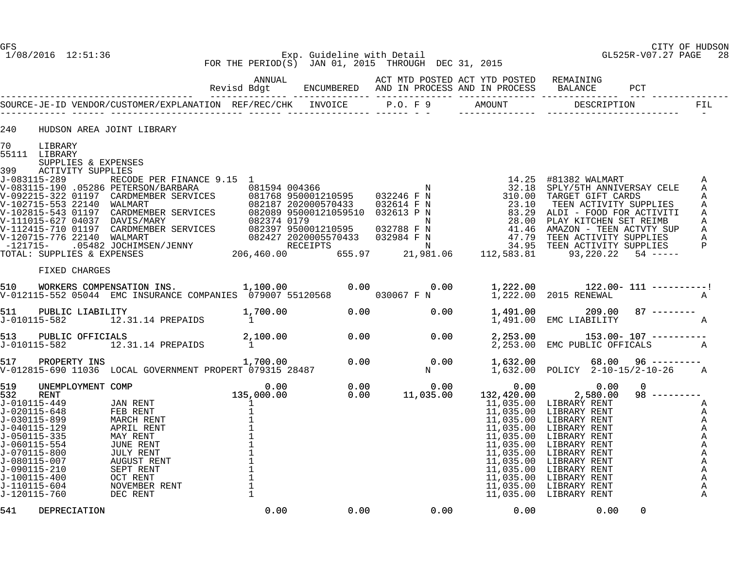GFS — 1/08/2016 12:51:36 — Exp. Guideline with Detail — CITY OF HUDSON — GL525R-V07.27 PAGE 28

FOR THE PERIOD(S) JAN 01, 2015 THROUGH DEC 31, 2015

| SOURCE-JE-ID | VENDOR/CUSTOMER/EXPLANATION | REF/REC/CHK | INVOICE | P.O. F 9 | ANNUAL Revisd Bdgt | ENCUMBERED | ACT MTD POSTED AND IN PROCESS | ACT YTD POSTED AND IN PROCESS / AMOUNT | REMAINING BALANCE / DESCRIPTION | PCT | FIL |
|---|---|---|---|---|---|---|---|---|---|---|---|
| **240** | **HUDSON AREA JOINT LIBRARY** | | | | | | | | | | |
| **70** | **LIBRARY** | | | | | | | | | | |
| **55111** | **LIBRARY** | | | | | | | | | | |
| | **SUPPLIES & EXPENSES** | | | | | | | | | | |
| **399** | **ACTIVITY SUPPLIES** | | | | | | | | | | |
| J-083115-289 | RECODE PER FINANCE 9.15 | 1 | | | | | | 14.25 | #81382 WALMART | | A |
| V-083115-190 .05286 | PETERSON/BARBARA | 081594 | 004366 | N | | | | 32.18 | SPLY/5TH ANNIVERSAY CELE | | A |
| V-092215-322 01197 | CARDMEMBER SERVICES | 081768 | 950001210595 | 032246 F N | | | | 310.00 | TARGET GIFT CARDS | | A |
| V-102715-553 22140 | WALMART | 082187 | 202000570433 | 032614 F N | | | | 23.10 | TEEN ACTIVITY SUPPLIES | | A |
| V-102815-543 01197 | CARDMEMBER SERVICES | 082089 | 95000121059510 | 032613 P N | | | | 83.29 | ALDI - FOOD FOR ACTIVITI | | A |
| V-111015-627 04037 | DAVIS/MARY | 082374 | 0179 | N | | | | 28.00 | PLAY KITCHEN SET REIMB | | A |
| V-112415-710 01197 | CARDMEMBER SERVICES | 082397 | 950001210595 | 032788 F N | | | | 41.46 | AMAZON - TEEN ACTVTY SUP | | A |
| V-120715-776 22140 | WALMART | 082427 | 2020005570433 | 032984 F N | | | | 47.79 | TEEN ACTIVITY SUPPLIES | | A |
| -121715- .05482 | JOCHIMSEN/JENNY | | RECEIPTS | N | | | | 34.95 | TEEN ACTIVITY SUPPLIES | | P |
| **TOTAL: SUPPLIES & EXPENSES** | | | | | 206,460.00 | 655.97 | 21,981.06 | 112,583.81 | 93,220.22 | 54 ----- | |
| | **FIXED CHARGES** | | | | | | | | | | |
| **510** | **WORKERS COMPENSATION INS.** | | | | 1,100.00 | 0.00 | 0.00 | 1,222.00 | 122.00- | 111 ----------! | |
| V-012115-552 05044 | EMC INSURANCE COMPANIES | 079007 | 55120568 | 030067 F N | | | | 1,222.00 | 2015 RENEWAL | | A |
| **511** | **PUBLIC LIABILITY** | | | | 1,700.00 | 0.00 | 0.00 | 1,491.00 | 209.00 | 87 -------- | |
| J-010115-582 | 12.31.14 PREPAIDS | 1 | | | | | | 1,491.00 | EMC LIABILITY | | A |
| **513** | **PUBLIC OFFICIALS** | | | | 2,100.00 | 0.00 | 0.00 | 2,253.00 | 153.00- | 107 ---------- | |
| J-010115-582 | 12.31.14 PREPAIDS | 1 | | | | | | 2,253.00 | EMC PUBLIC OFFICALS | | A |
| **517** | **PROPERTY INS** | | | | 1,700.00 | 0.00 | 0.00 | 1,632.00 | 68.00 | 96 --------- | |
| V-012815-690 11036 | LOCAL GOVERNMENT PROPERT | 079315 | 28487 | N | | | | 1,632.00 | POLICY 2-10-15/2-10-26 | | A |
| **519** | **UNEMPLOYMENT COMP** | | | | 0.00 | 0.00 | 0.00 | 0.00 | 0.00 | 0 | |
| **532** | **RENT** | | | | 135,000.00 | 0.00 | 11,035.00 | 132,420.00 | 2,580.00 | 98 --------- | |
| J-010115-449 | JAN RENT | 1 | | | | | | 11,035.00 | LIBRARY RENT | | A |
| J-020115-648 | FEB RENT | 1 | | | | | | 11,035.00 | LIBRARY RENT | | A |
| J-030115-899 | MARCH RENT | 1 | | | | | | 11,035.00 | LIBRARY RENT | | A |
| J-040115-129 | APRIL RENT | 1 | | | | | | 11,035.00 | LIBRARY RENT | | A |
| J-050115-335 | MAY RENT | 1 | | | | | | 11,035.00 | LIBRARY RENT | | A |
| J-060115-554 | JUNE RENT | 1 | | | | | | 11,035.00 | LIBRARY RENT | | A |
| J-070115-800 | JULY RENT | 1 | | | | | | 11,035.00 | LIBRARY RENT | | A |
| J-080115-007 | AUGUST RENT | 1 | | | | | | 11,035.00 | LIBRARY RENT | | A |
| J-090115-210 | SEPT RENT | 1 | | | | | | 11,035.00 | LIBRARY RENT | | A |
| J-100115-400 | OCT RENT | 1 | | | | | | 11,035.00 | LIBRARY RENT | | A |
| J-110115-604 | NOVEMBER RENT | 1 | | | | | | 11,035.00 | LIBRARY RENT | | A |
| J-120115-760 | DEC RENT | 1 | | | | | | 11,035.00 | LIBRARY RENT | | A |
| **541** | **DEPRECIATION** | | | | 0.00 | 0.00 | 0.00 | 0.00 | 0.00 | 0 | |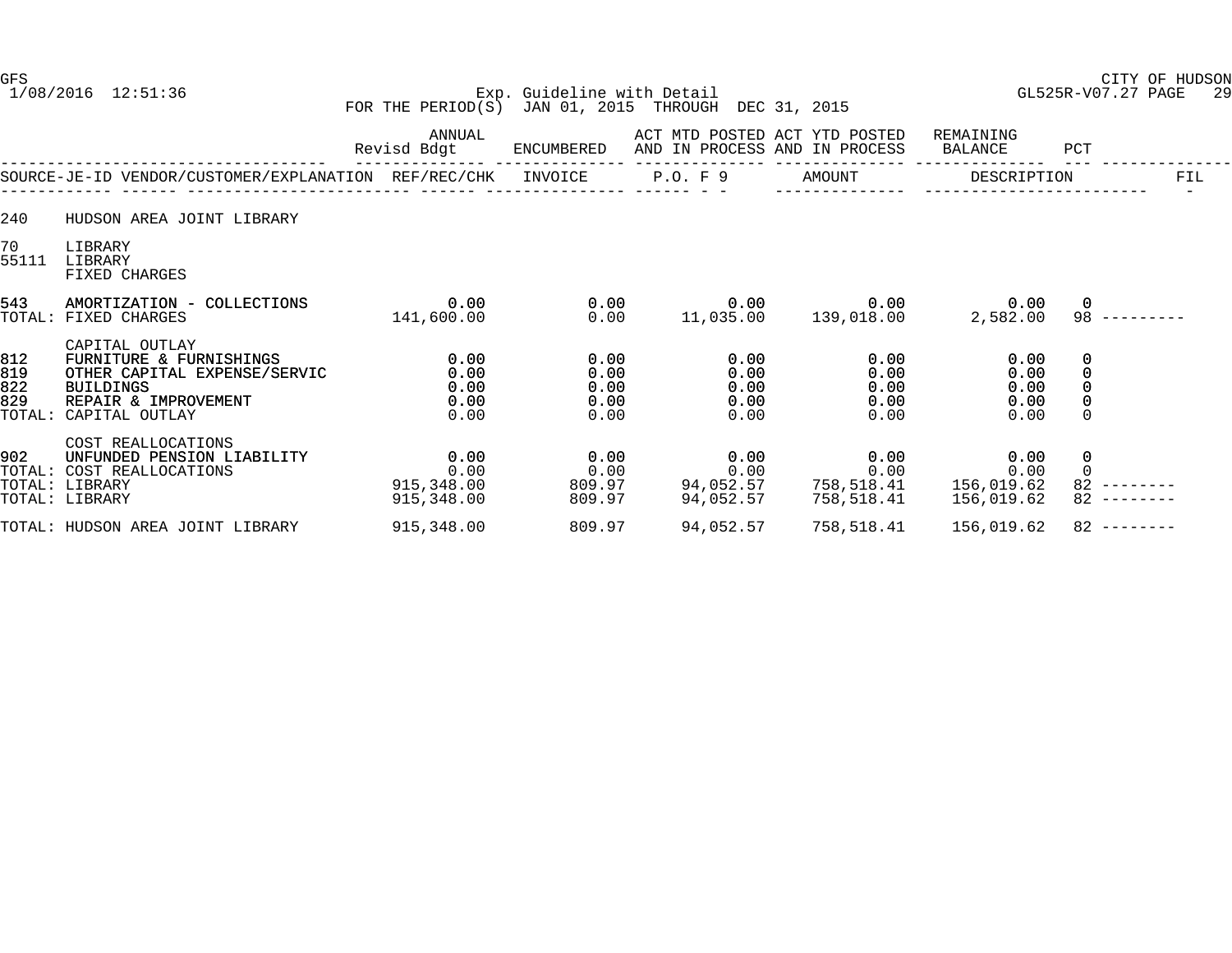Exp. Guideline with Detail
FOR THE PERIOD(S) JAN 01, 2015 THROUGH DEC 31, 2015

| | | ANNUAL Revisd Bdgt | ENCUMBERED | ACT MTD POSTED AND IN PROCESS | ACT YTD POSTED AND IN PROCESS | REMAINING BALANCE | PCT | |
|---|---|---|---|---|---|---|---|---|
| SOURCE-JE-ID | VENDOR/CUSTOMER/EXPLANATION | REF/REC/CHK | INVOICE | P.O. F 9 | AMOUNT | DESCRIPTION | | FIL |
| 240 | HUDSON AREA JOINT LIBRARY | | | | | | | |
| 70 | LIBRARY | | | | | | | |
| 55111 | LIBRARY | | | | | | | |
| | FIXED CHARGES | | | | | | | |
| 543 | AMORTIZATION - COLLECTIONS | 0.00 | 0.00 | 0.00 | 0.00 | 0.00 | 0 | |
| TOTAL: | FIXED CHARGES | 141,600.00 | 0.00 | 11,035.00 | 139,018.00 | 2,582.00 | 98 | --------- |
| | CAPITAL OUTLAY | | | | | | | |
| 812 | FURNITURE & FURNISHINGS | 0.00 | 0.00 | 0.00 | 0.00 | 0.00 | 0 | |
| 819 | OTHER CAPITAL EXPENSE/SERVIC | 0.00 | 0.00 | 0.00 | 0.00 | 0.00 | 0 | |
| 822 | BUILDINGS | 0.00 | 0.00 | 0.00 | 0.00 | 0.00 | 0 | |
| 829 | REPAIR & IMPROVEMENT | 0.00 | 0.00 | 0.00 | 0.00 | 0.00 | 0 | |
| TOTAL: | CAPITAL OUTLAY | 0.00 | 0.00 | 0.00 | 0.00 | 0.00 | 0 | |
| | COST REALLOCATIONS | | | | | | | |
| 902 | UNFUNDED PENSION LIABILITY | 0.00 | 0.00 | 0.00 | 0.00 | 0.00 | 0 | |
| TOTAL: | COST REALLOCATIONS | 0.00 | 0.00 | 0.00 | 0.00 | 0.00 | 0 | |
| TOTAL: | LIBRARY | 915,348.00 | 809.97 | 94,052.57 | 758,518.41 | 156,019.62 | 82 | -------- |
| TOTAL: | LIBRARY | 915,348.00 | 809.97 | 94,052.57 | 758,518.41 | 156,019.62 | 82 | -------- |
| TOTAL: | HUDSON AREA JOINT LIBRARY | 915,348.00 | 809.97 | 94,052.57 | 758,518.41 | 156,019.62 | 82 | -------- |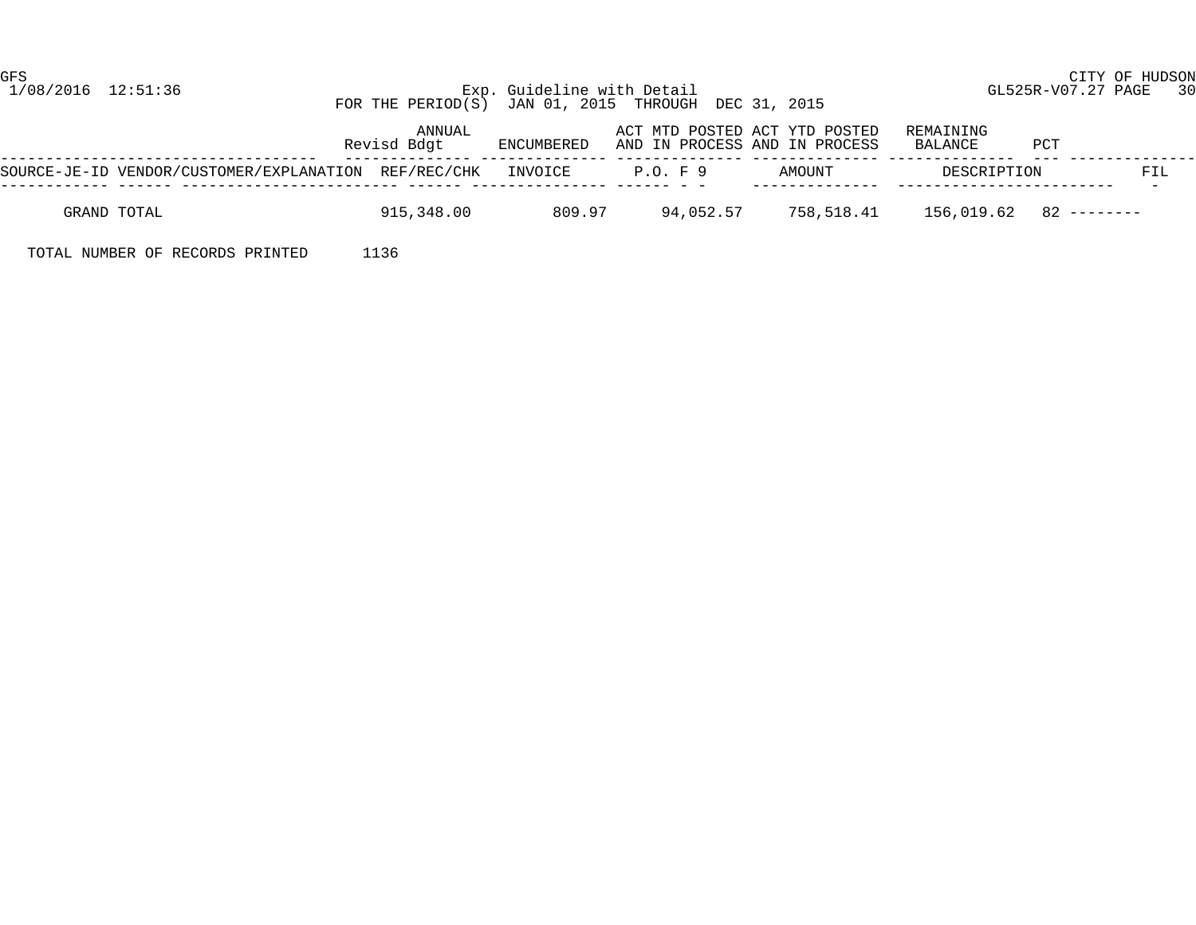Exp. Guideline with Detail

FOR THE PERIOD(S) JAN 01, 2015 THROUGH DEC 31, 2015

| | ANNUAL Revisd Bdgt | ENCUMBERED | ACT MTD POSTED AND IN PROCESS | ACT YTD POSTED AND IN PROCESS | REMAINING BALANCE | PCT |
|---|---|---|---|---|---|---|
| SOURCE-JE-ID VENDOR/CUSTOMER/EXPLANATION REF/REC/CHK | INVOICE | P.O. F 9 | AMOUNT | DESCRIPTION | | FIL |
| GRAND TOTAL | 915,348.00 | 809.97 | 94,052.57 | 758,518.41 | 156,019.62 | 82 -------- |

TOTAL NUMBER OF RECORDS PRINTED 1136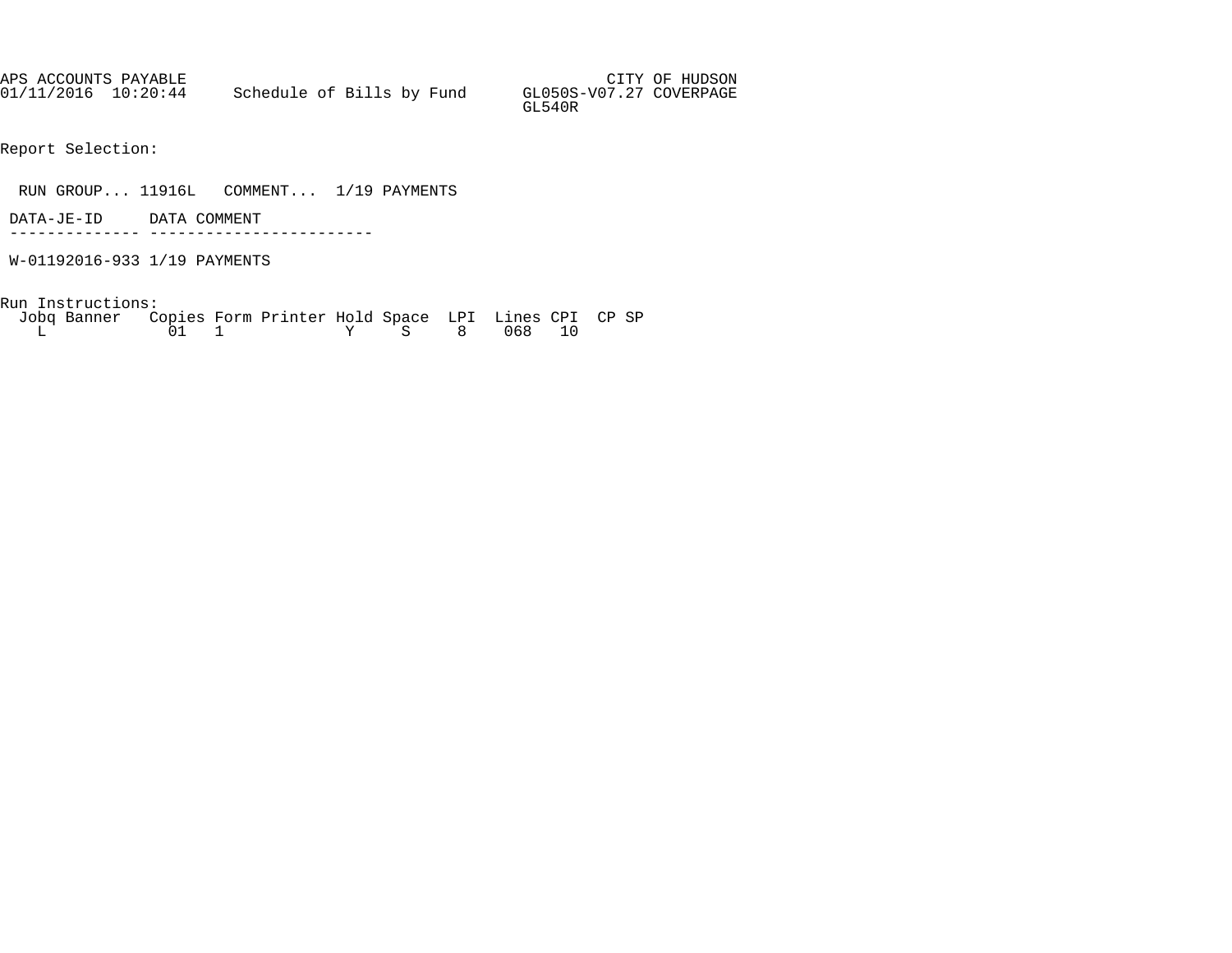```
APS ACCOUNTS PAYABLE                                             CITY OF HUDSON
01/11/2016  10:20:44     Schedule of Bills by Fund      GL050S-V07.27 COVERPAGE
                                                        GL540R


Report Selection:


  RUN GROUP... 11916L   COMMENT...  1/19 PAYMENTS

 DATA-JE-ID     DATA COMMENT
 -------------- ------------------------

 W-01192016-933 1/19 PAYMENTS


Run Instructions:
  Jobq Banner   Copies Form Printer Hold Space  LPI  Lines CPI  CP SP
    L             01   1             Y     S     8    068   10
```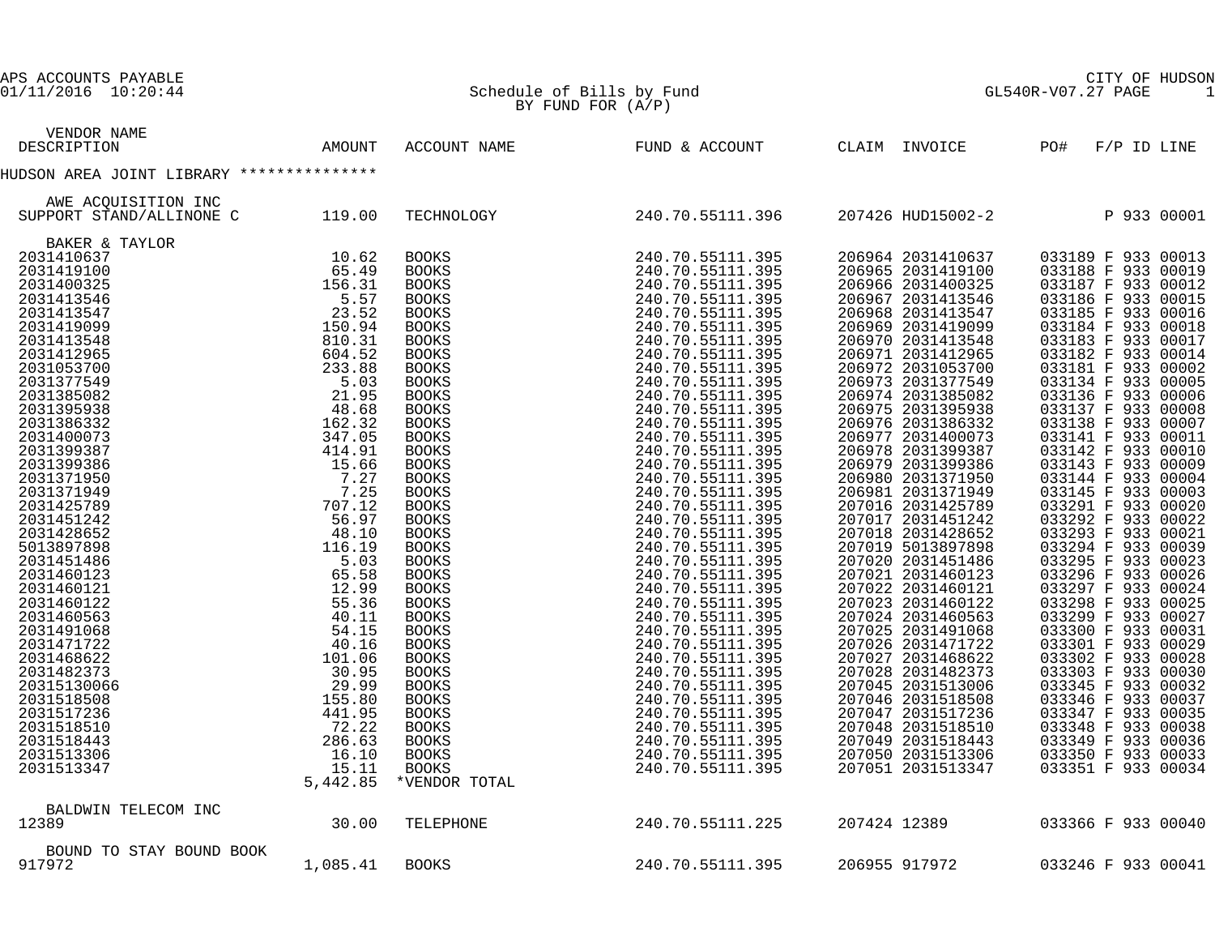APS ACCOUNTS PAYABLE
01/11/2016 10:20:44

Schedule of Bills by Fund
BY FUND FOR (A/P)

CITY OF HUDSON
GL540R-V07.27 PAGE 1

| VENDOR NAME / DESCRIPTION | AMOUNT | ACCOUNT NAME | FUND & ACCOUNT | CLAIM | INVOICE | PO# | F/P | ID | LINE |
|---|---|---|---|---|---|---|---|---|---|
| HUDSON AREA JOINT LIBRARY *************** | | | | | | | | | |
| AWE ACQUISITION INC | | | | | | | | | |
| SUPPORT STAND/ALLINONE C | 119.00 | TECHNOLOGY | 240.70.55111.396 | 207426 | HUD15002-2 | | P | 933 | 00001 |
| BAKER & TAYLOR | | | | | | | | | |
| 2031410637 | 10.62 | BOOKS | 240.70.55111.395 | 206964 | 2031410637 | 033189 | F | 933 | 00013 |
| 2031419100 | 65.49 | BOOKS | 240.70.55111.395 | 206965 | 2031419100 | 033188 | F | 933 | 00019 |
| 2031400325 | 156.31 | BOOKS | 240.70.55111.395 | 206966 | 2031400325 | 033187 | F | 933 | 00012 |
| 2031413546 | 5.57 | BOOKS | 240.70.55111.395 | 206967 | 2031413546 | 033186 | F | 933 | 00015 |
| 2031413547 | 23.52 | BOOKS | 240.70.55111.395 | 206968 | 2031413547 | 033185 | F | 933 | 00016 |
| 2031419099 | 150.94 | BOOKS | 240.70.55111.395 | 206969 | 2031419099 | 033184 | F | 933 | 00018 |
| 2031413548 | 810.31 | BOOKS | 240.70.55111.395 | 206970 | 2031413548 | 033183 | F | 933 | 00017 |
| 2031412965 | 604.52 | BOOKS | 240.70.55111.395 | 206971 | 2031412965 | 033182 | F | 933 | 00014 |
| 2031053700 | 233.88 | BOOKS | 240.70.55111.395 | 206972 | 2031053700 | 033181 | F | 933 | 00002 |
| 2031377549 | 5.03 | BOOKS | 240.70.55111.395 | 206973 | 2031377549 | 033134 | F | 933 | 00005 |
| 2031385082 | 21.95 | BOOKS | 240.70.55111.395 | 206974 | 2031385082 | 033136 | F | 933 | 00006 |
| 2031395938 | 48.68 | BOOKS | 240.70.55111.395 | 206975 | 2031395938 | 033137 | F | 933 | 00008 |
| 2031386332 | 162.32 | BOOKS | 240.70.55111.395 | 206976 | 2031386332 | 033138 | F | 933 | 00007 |
| 2031400073 | 347.05 | BOOKS | 240.70.55111.395 | 206977 | 2031400073 | 033141 | F | 933 | 00011 |
| 2031399387 | 414.91 | BOOKS | 240.70.55111.395 | 206978 | 2031399387 | 033142 | F | 933 | 00010 |
| 2031399386 | 15.66 | BOOKS | 240.70.55111.395 | 206979 | 2031399386 | 033143 | F | 933 | 00009 |
| 2031371950 | 7.27 | BOOKS | 240.70.55111.395 | 206980 | 2031371950 | 033144 | F | 933 | 00004 |
| 2031371949 | 7.25 | BOOKS | 240.70.55111.395 | 206981 | 2031371949 | 033145 | F | 933 | 00003 |
| 2031425789 | 707.12 | BOOKS | 240.70.55111.395 | 207016 | 2031425789 | 033291 | F | 933 | 00020 |
| 2031451242 | 56.97 | BOOKS | 240.70.55111.395 | 207017 | 2031451242 | 033292 | F | 933 | 00022 |
| 2031428652 | 48.10 | BOOKS | 240.70.55111.395 | 207018 | 2031428652 | 033293 | F | 933 | 00021 |
| 5013897898 | 116.19 | BOOKS | 240.70.55111.395 | 207019 | 5013897898 | 033294 | F | 933 | 00039 |
| 2031451486 | 5.03 | BOOKS | 240.70.55111.395 | 207020 | 2031451486 | 033295 | F | 933 | 00023 |
| 2031460123 | 65.58 | BOOKS | 240.70.55111.395 | 207021 | 2031460123 | 033296 | F | 933 | 00026 |
| 2031460121 | 12.99 | BOOKS | 240.70.55111.395 | 207022 | 2031460121 | 033297 | F | 933 | 00024 |
| 2031460122 | 55.36 | BOOKS | 240.70.55111.395 | 207023 | 2031460122 | 033298 | F | 933 | 00025 |
| 2031460563 | 40.11 | BOOKS | 240.70.55111.395 | 207024 | 2031460563 | 033299 | F | 933 | 00027 |
| 2031491068 | 54.15 | BOOKS | 240.70.55111.395 | 207025 | 2031491068 | 033300 | F | 933 | 00031 |
| 2031471722 | 40.16 | BOOKS | 240.70.55111.395 | 207026 | 2031471722 | 033301 | F | 933 | 00029 |
| 2031468622 | 101.06 | BOOKS | 240.70.55111.395 | 207027 | 2031468622 | 033302 | F | 933 | 00028 |
| 2031482373 | 30.95 | BOOKS | 240.70.55111.395 | 207028 | 2031482373 | 033303 | F | 933 | 00030 |
| 20315130066 | 29.99 | BOOKS | 240.70.55111.395 | 207045 | 2031513006 | 033345 | F | 933 | 00032 |
| 2031518508 | 155.80 | BOOKS | 240.70.55111.395 | 207046 | 2031518508 | 033346 | F | 933 | 00037 |
| 2031517236 | 441.95 | BOOKS | 240.70.55111.395 | 207047 | 2031517236 | 033347 | F | 933 | 00035 |
| 2031518510 | 72.22 | BOOKS | 240.70.55111.395 | 207048 | 2031518510 | 033348 | F | 933 | 00038 |
| 2031518443 | 286.63 | BOOKS | 240.70.55111.395 | 207049 | 2031518443 | 033349 | F | 933 | 00036 |
| 2031513306 | 16.10 | BOOKS | 240.70.55111.395 | 207050 | 2031513306 | 033350 | F | 933 | 00033 |
| 2031513347 | 15.11 | BOOKS | 240.70.55111.395 | 207051 | 2031513347 | 033351 | F | 933 | 00034 |
| | 5,442.85 | *VENDOR TOTAL | | | | | | | |
| BALDWIN TELECOM INC | | | | | | | | | |
| 12389 | 30.00 | TELEPHONE | 240.70.55111.225 | 207424 | 12389 | 033366 | F | 933 | 00040 |
| BOUND TO STAY BOUND BOOK | | | | | | | | | |
| 917972 | 1,085.41 | BOOKS | 240.70.55111.395 | 206955 | 917972 | 033246 | F | 933 | 00041 |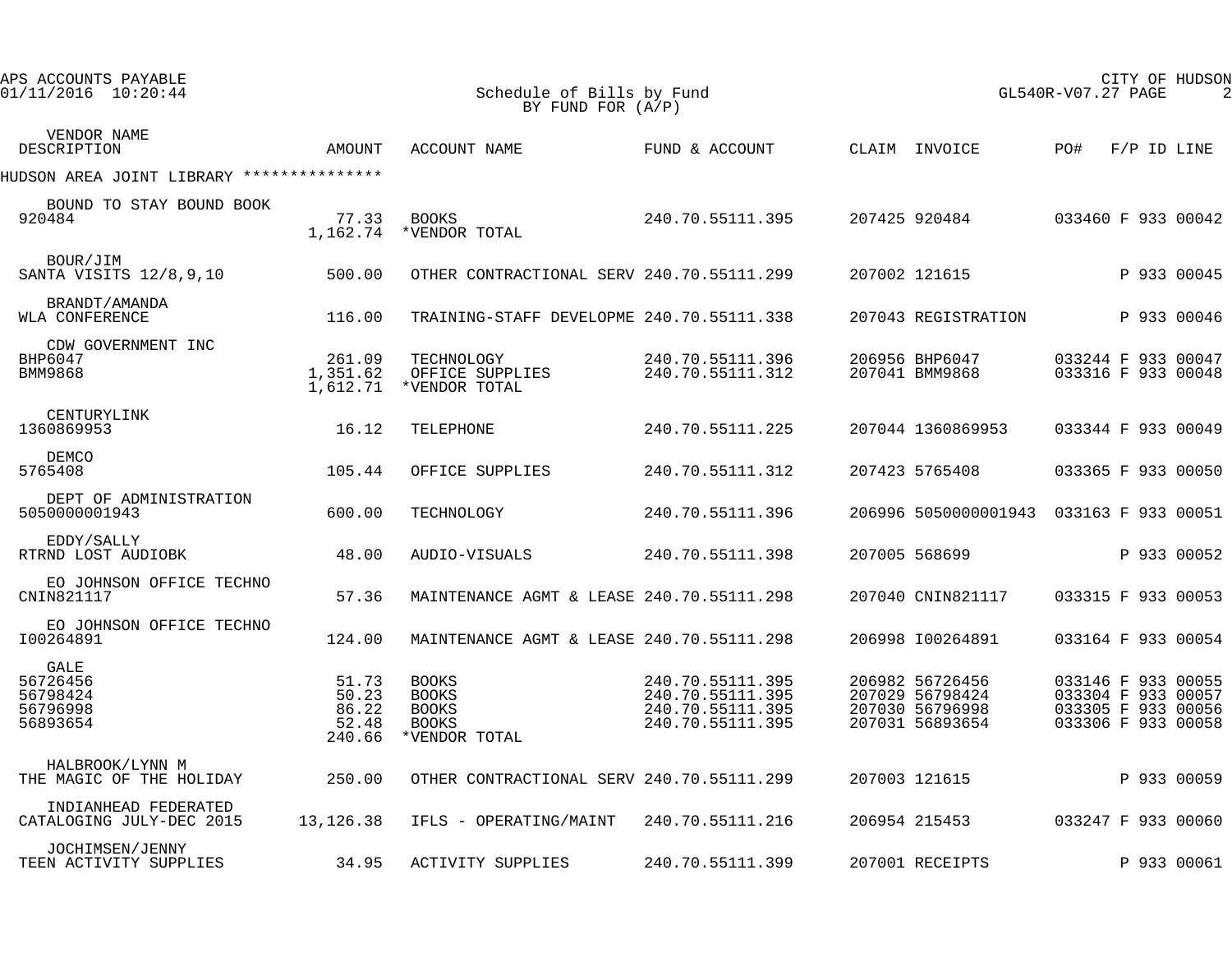APS ACCOUNTS PAYABLE
01/11/2016 10:20:44

# Schedule of Bills by Fund
BY FUND FOR (A/P)

CITY OF HUDSON
GL540R-V07.27 PAGE 2

| VENDOR NAME / DESCRIPTION | AMOUNT | ACCOUNT NAME | FUND & ACCOUNT | CLAIM | INVOICE | PO# | F/P | ID | LINE |
|---|---|---|---|---|---|---|---|---|---|
| HUDSON AREA JOINT LIBRARY *************** | | | | | | | | | |
| BOUND TO STAY BOUND BOOK | | | | | | | | | |
| 920484 | 77.33 | BOOKS | 240.70.55111.395 | 207425 | 920484 | 033460 | F | 933 | 00042 |
| | 1,162.74 | *VENDOR TOTAL | | | | | | | |
| BOUR/JIM | | | | | | | | | |
| SANTA VISITS 12/8,9,10 | 500.00 | OTHER CONTRACTIONAL SERV | 240.70.55111.299 | 207002 | 121615 | | P | 933 | 00045 |
| BRANDT/AMANDA | | | | | | | | | |
| WLA CONFERENCE | 116.00 | TRAINING-STAFF DEVELOPME | 240.70.55111.338 | 207043 | REGISTRATION | | P | 933 | 00046 |
| CDW GOVERNMENT INC | | | | | | | | | |
| BHP6047 | 261.09 | TECHNOLOGY | 240.70.55111.396 | 206956 | BHP6047 | 033244 | F | 933 | 00047 |
| BMM9868 | 1,351.62 | OFFICE SUPPLIES | 240.70.55111.312 | 207041 | BMM9868 | 033316 | F | 933 | 00048 |
| | 1,612.71 | *VENDOR TOTAL | | | | | | | |
| CENTURYLINK | | | | | | | | | |
| 1360869953 | 16.12 | TELEPHONE | 240.70.55111.225 | 207044 | 1360869953 | 033344 | F | 933 | 00049 |
| DEMCO | | | | | | | | | |
| 5765408 | 105.44 | OFFICE SUPPLIES | 240.70.55111.312 | 207423 | 5765408 | 033365 | F | 933 | 00050 |
| DEPT OF ADMINISTRATION | | | | | | | | | |
| 5050000001943 | 600.00 | TECHNOLOGY | 240.70.55111.396 | 206996 | 5050000001943 | 033163 | F | 933 | 00051 |
| EDDY/SALLY | | | | | | | | | |
| RTRND LOST AUDIOBK | 48.00 | AUDIO-VISUALS | 240.70.55111.398 | 207005 | 568699 | | P | 933 | 00052 |
| EO JOHNSON OFFICE TECHNO | | | | | | | | | |
| CNIN821117 | 57.36 | MAINTENANCE AGMT & LEASE | 240.70.55111.298 | 207040 | CNIN821117 | 033315 | F | 933 | 00053 |
| EO JOHNSON OFFICE TECHNO | | | | | | | | | |
| I00264891 | 124.00 | MAINTENANCE AGMT & LEASE | 240.70.55111.298 | 206998 | I00264891 | 033164 | F | 933 | 00054 |
| GALE | | | | | | | | | |
| 56726456 | 51.73 | BOOKS | 240.70.55111.395 | 206982 | 56726456 | 033146 | F | 933 | 00055 |
| 56798424 | 50.23 | BOOKS | 240.70.55111.395 | 207029 | 56798424 | 033304 | F | 933 | 00057 |
| 56796998 | 86.22 | BOOKS | 240.70.55111.395 | 207030 | 56796998 | 033305 | F | 933 | 00056 |
| 56893654 | 52.48 | BOOKS | 240.70.55111.395 | 207031 | 56893654 | 033306 | F | 933 | 00058 |
| | 240.66 | *VENDOR TOTAL | | | | | | | |
| HALBROOK/LYNN M | | | | | | | | | |
| THE MAGIC OF THE HOLIDAY | 250.00 | OTHER CONTRACTIONAL SERV | 240.70.55111.299 | 207003 | 121615 | | P | 933 | 00059 |
| INDIANHEAD FEDERATED | | | | | | | | | |
| CATALOGING JULY-DEC 2015 | 13,126.38 | IFLS - OPERATING/MAINT | 240.70.55111.216 | 206954 | 215453 | 033247 | F | 933 | 00060 |
| JOCHIMSEN/JENNY | | | | | | | | | |
| TEEN ACTIVITY SUPPLIES | 34.95 | ACTIVITY SUPPLIES | 240.70.55111.399 | 207001 | RECEIPTS | | P | 933 | 00061 |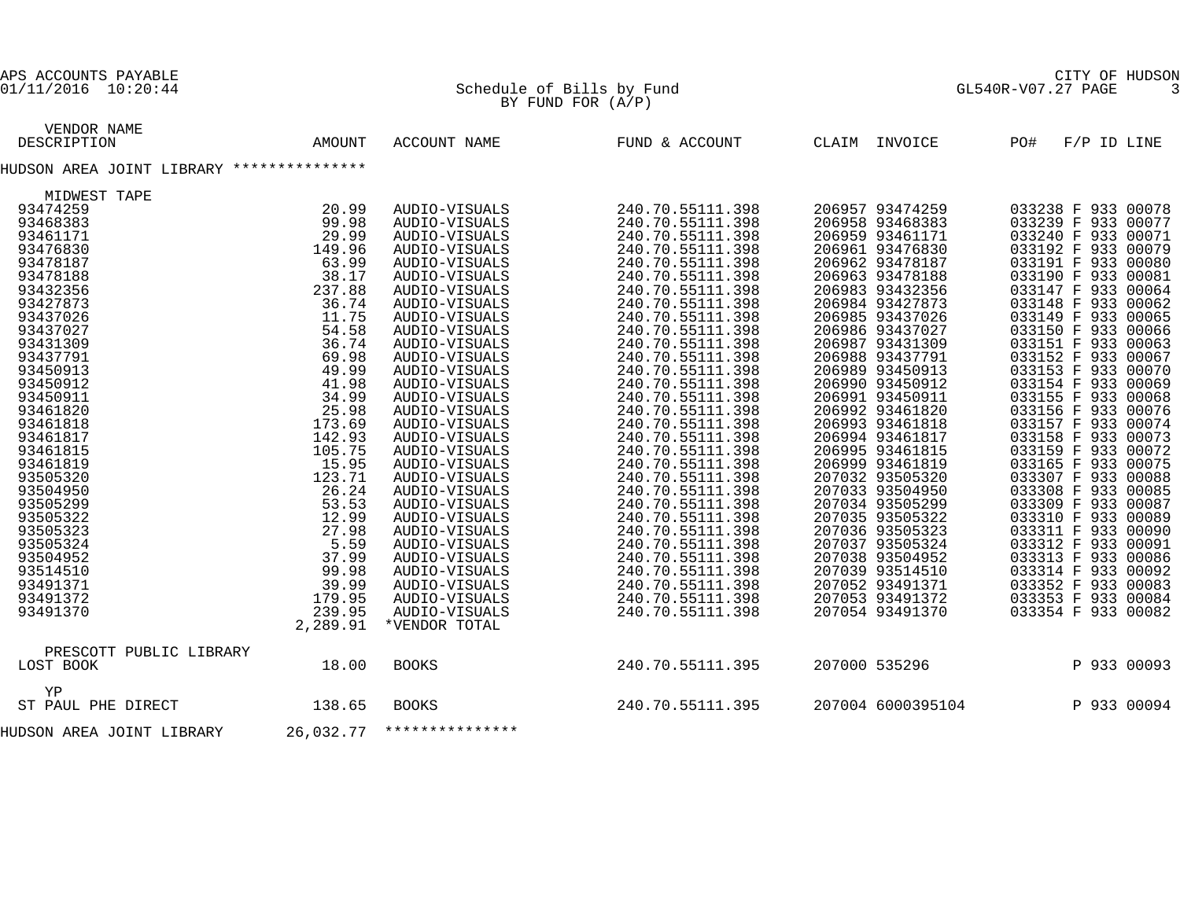APS ACCOUNTS PAYABLE
01/11/2016 10:20:44

CITY OF HUDSON

Schedule of Bills by Fund
BY FUND FOR (A/P)

GL540R-V07.27 PAGE 3

| VENDOR NAME DESCRIPTION | AMOUNT | ACCOUNT NAME | FUND & ACCOUNT | CLAIM | INVOICE | PO# | F/P | ID | LINE |
|---|---|---|---|---|---|---|---|---|---|
| HUDSON AREA JOINT LIBRARY *************** | | | | | | | | | |
| MIDWEST TAPE | | | | | | | | | |
| 93474259 | 20.99 | AUDIO-VISUALS | 240.70.55111.398 | 206957 | 93474259 | 033238 | F | 933 | 00078 |
| 93468383 | 99.98 | AUDIO-VISUALS | 240.70.55111.398 | 206958 | 93468383 | 033239 | F | 933 | 00077 |
| 93461171 | 29.99 | AUDIO-VISUALS | 240.70.55111.398 | 206959 | 93461171 | 033240 | F | 933 | 00071 |
| 93476830 | 149.96 | AUDIO-VISUALS | 240.70.55111.398 | 206961 | 93476830 | 033192 | F | 933 | 00079 |
| 93478187 | 63.99 | AUDIO-VISUALS | 240.70.55111.398 | 206962 | 93478187 | 033191 | F | 933 | 00080 |
| 93478188 | 38.17 | AUDIO-VISUALS | 240.70.55111.398 | 206963 | 93478188 | 033190 | F | 933 | 00081 |
| 93432356 | 237.88 | AUDIO-VISUALS | 240.70.55111.398 | 206983 | 93432356 | 033147 | F | 933 | 00064 |
| 93427873 | 36.74 | AUDIO-VISUALS | 240.70.55111.398 | 206984 | 93427873 | 033148 | F | 933 | 00062 |
| 93437026 | 11.75 | AUDIO-VISUALS | 240.70.55111.398 | 206985 | 93437026 | 033149 | F | 933 | 00065 |
| 93437027 | 54.58 | AUDIO-VISUALS | 240.70.55111.398 | 206986 | 93437027 | 033150 | F | 933 | 00066 |
| 93431309 | 36.74 | AUDIO-VISUALS | 240.70.55111.398 | 206987 | 93431309 | 033151 | F | 933 | 00063 |
| 93437791 | 69.98 | AUDIO-VISUALS | 240.70.55111.398 | 206988 | 93437791 | 033152 | F | 933 | 00067 |
| 93450913 | 49.99 | AUDIO-VISUALS | 240.70.55111.398 | 206989 | 93450913 | 033153 | F | 933 | 00070 |
| 93450912 | 41.98 | AUDIO-VISUALS | 240.70.55111.398 | 206990 | 93450912 | 033154 | F | 933 | 00069 |
| 93450911 | 34.99 | AUDIO-VISUALS | 240.70.55111.398 | 206991 | 93450911 | 033155 | F | 933 | 00068 |
| 93461820 | 25.98 | AUDIO-VISUALS | 240.70.55111.398 | 206992 | 93461820 | 033156 | F | 933 | 00076 |
| 93461818 | 173.69 | AUDIO-VISUALS | 240.70.55111.398 | 206993 | 93461818 | 033157 | F | 933 | 00074 |
| 93461817 | 142.93 | AUDIO-VISUALS | 240.70.55111.398 | 206994 | 93461817 | 033158 | F | 933 | 00073 |
| 93461815 | 105.75 | AUDIO-VISUALS | 240.70.55111.398 | 206995 | 93461815 | 033159 | F | 933 | 00072 |
| 93461819 | 15.95 | AUDIO-VISUALS | 240.70.55111.398 | 206999 | 93461819 | 033165 | F | 933 | 00075 |
| 93505320 | 123.71 | AUDIO-VISUALS | 240.70.55111.398 | 207032 | 93505320 | 033307 | F | 933 | 00088 |
| 93504950 | 26.24 | AUDIO-VISUALS | 240.70.55111.398 | 207033 | 93504950 | 033308 | F | 933 | 00085 |
| 93505299 | 53.53 | AUDIO-VISUALS | 240.70.55111.398 | 207034 | 93505299 | 033309 | F | 933 | 00087 |
| 93505322 | 12.99 | AUDIO-VISUALS | 240.70.55111.398 | 207035 | 93505322 | 033310 | F | 933 | 00089 |
| 93505323 | 27.98 | AUDIO-VISUALS | 240.70.55111.398 | 207036 | 93505323 | 033311 | F | 933 | 00090 |
| 93505324 | 5.59 | AUDIO-VISUALS | 240.70.55111.398 | 207037 | 93505324 | 033312 | F | 933 | 00091 |
| 93504952 | 37.99 | AUDIO-VISUALS | 240.70.55111.398 | 207038 | 93504952 | 033313 | F | 933 | 00086 |
| 93514510 | 99.98 | AUDIO-VISUALS | 240.70.55111.398 | 207039 | 93514510 | 033314 | F | 933 | 00092 |
| 93491371 | 39.99 | AUDIO-VISUALS | 240.70.55111.398 | 207052 | 93491371 | 033352 | F | 933 | 00083 |
| 93491372 | 179.95 | AUDIO-VISUALS | 240.70.55111.398 | 207053 | 93491372 | 033353 | F | 933 | 00084 |
| 93491370 | 239.95 | AUDIO-VISUALS | 240.70.55111.398 | 207054 | 93491370 | 033354 | F | 933 | 00082 |
| | 2,289.91 | *VENDOR TOTAL | | | | | | | |
| PRESCOTT PUBLIC LIBRARY | | | | | | | | | |
| LOST BOOK | 18.00 | BOOKS | 240.70.55111.395 | 207000 | 535296 | | P | 933 | 00093 |
| YP | | | | | | | | | |
| ST PAUL PHE DIRECT | 138.65 | BOOKS | 240.70.55111.395 | 207004 | 6000395104 | | P | 933 | 00094 |
| HUDSON AREA JOINT LIBRARY | 26,032.77 | *************** | | | | | | | |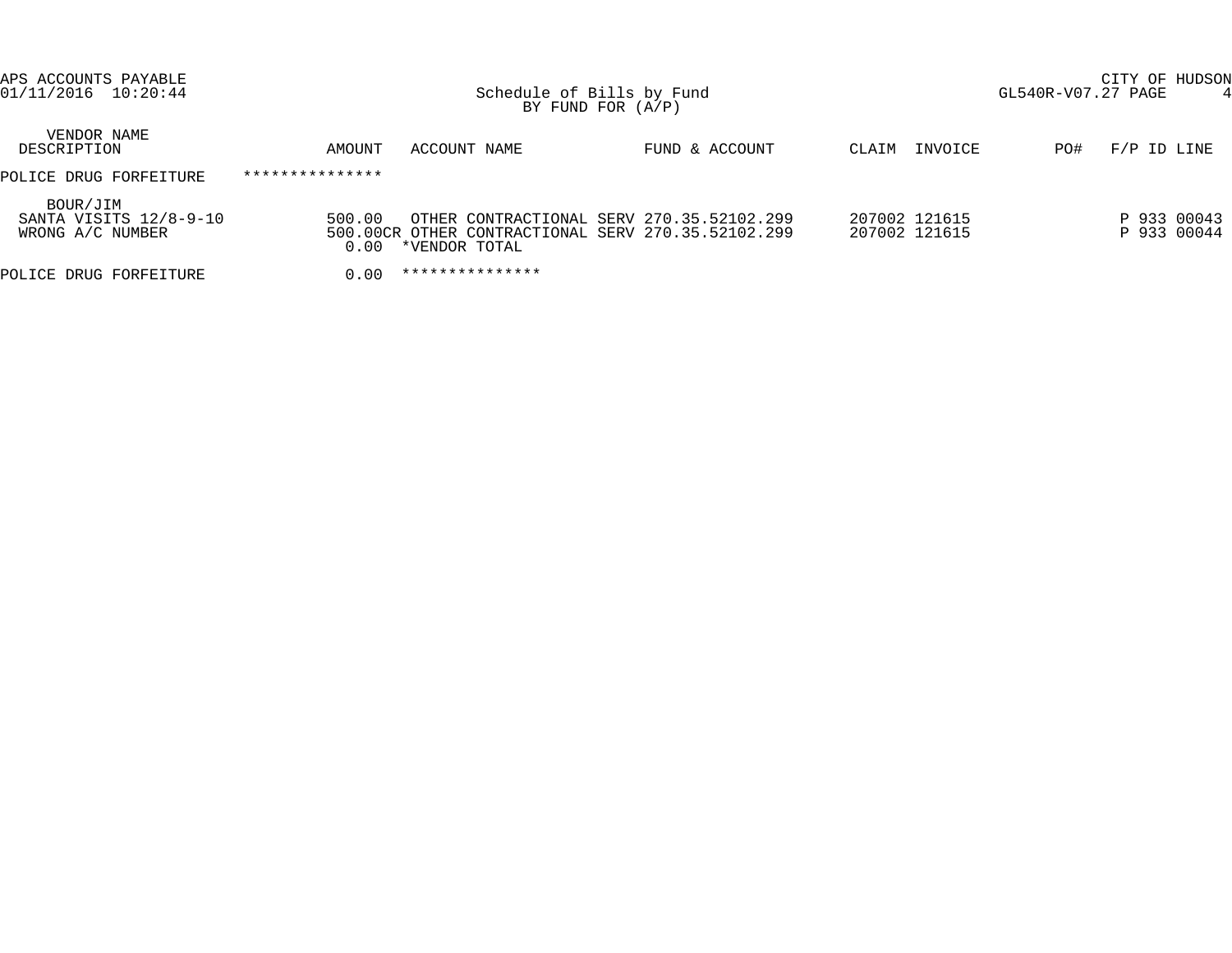APS ACCOUNTS PAYABLE
01/11/2016 10:20:44

# Schedule of Bills by Fund
BY FUND FOR (A/P)

CITY OF HUDSON
GL540R-V07.27 PAGE 4

| VENDOR NAME / DESCRIPTION | AMOUNT | ACCOUNT NAME | FUND & ACCOUNT | CLAIM | INVOICE | PO# | F/P ID LINE |
|---|---|---|---|---|---|---|---|
| POLICE DRUG FORFEITURE | *************** | | | | | | |
| BOUR/JIM | | | | | | | |
| SANTA VISITS 12/8-9-10 | 500.00 | OTHER CONTRACTIONAL SERV | 270.35.52102.299 | 207002 | 121615 | | P 933 00043 |
| WRONG A/C NUMBER | 500.00CR | OTHER CONTRACTIONAL SERV | 270.35.52102.299 | 207002 | 121615 | | P 933 00044 |
| | 0.00 | *VENDOR TOTAL | | | | | |
| POLICE DRUG FORFEITURE | 0.00 | *************** | | | | | |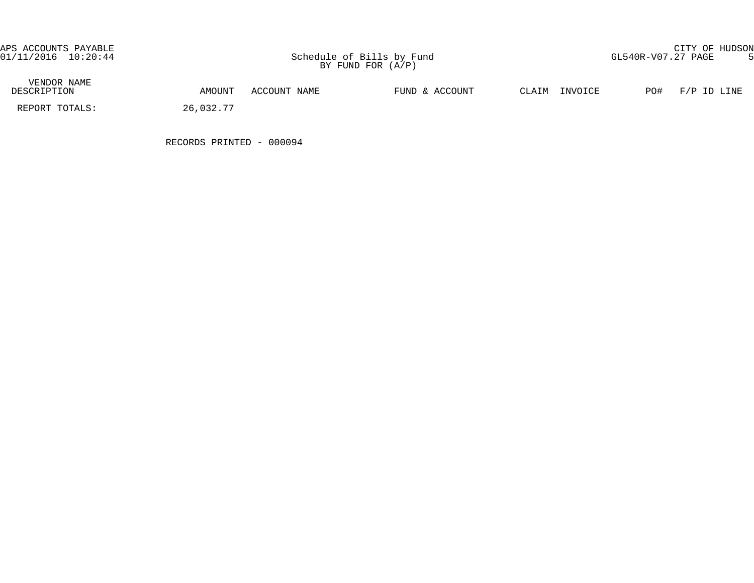| VENDOR NAME DESCRIPTION | AMOUNT | ACCOUNT NAME | FUND & ACCOUNT | CLAIM | INVOICE | PO# | F/P ID LINE |
|---|---|---|---|---|---|---|---|
| REPORT TOTALS: | 26,032.77 | | | | | | |

RECORDS PRINTED - 000094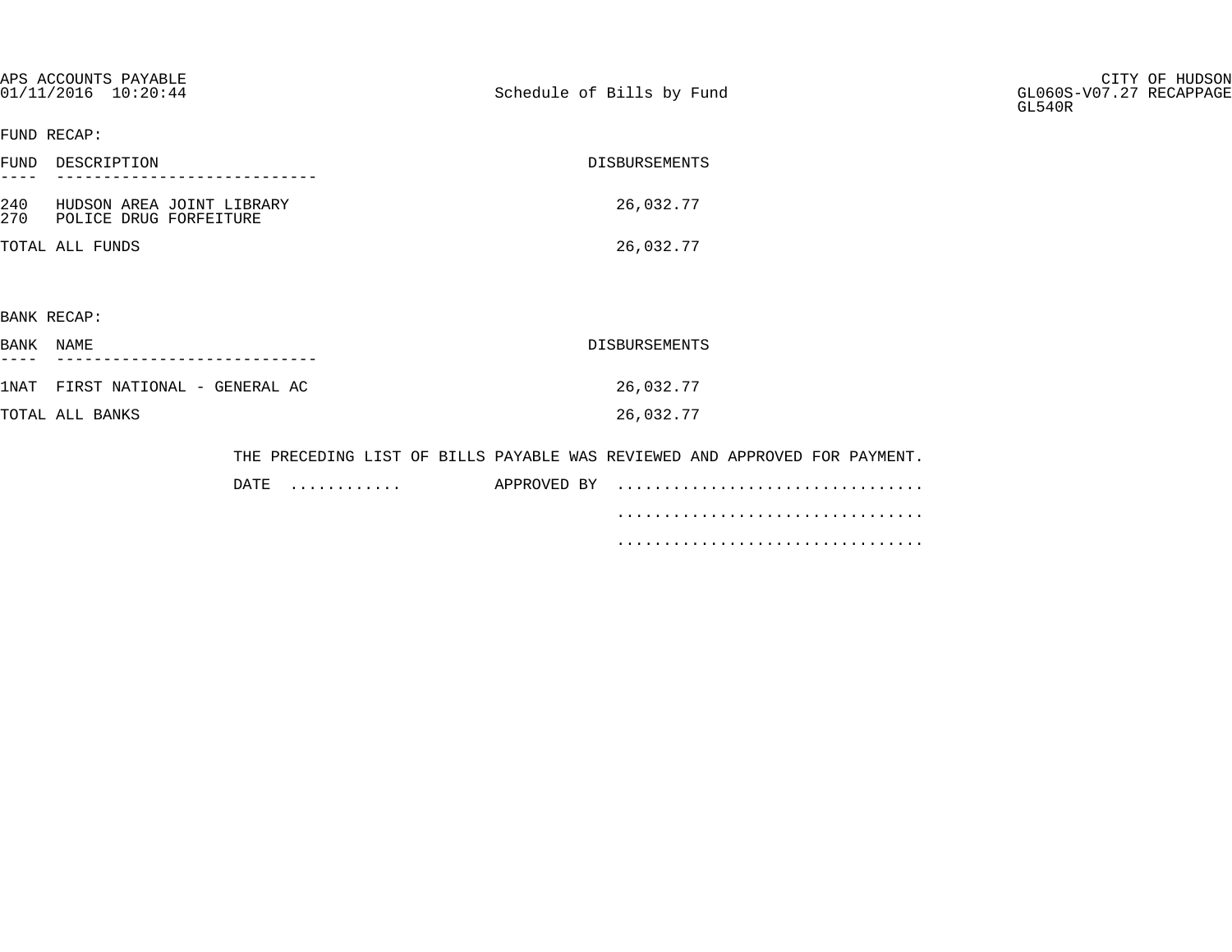APS ACCOUNTS PAYABLE
01/11/2016 10:20:44

Schedule of Bills by Fund

CITY OF HUDSON
GL060S-V07.27 RECAPPAGE
GL540R

FUND RECAP:

| FUND | DESCRIPTION | DISBURSEMENTS |
|---|---|---|
| 240 | HUDSON AREA JOINT LIBRARY | 26,032.77 |
| 270 | POLICE DRUG FORFEITURE | |
| TOTAL ALL FUNDS | | 26,032.77 |

BANK RECAP:

| BANK | NAME | DISBURSEMENTS |
|---|---|---|
| 1NAT | FIRST NATIONAL - GENERAL AC | 26,032.77 |
| TOTAL ALL BANKS | | 26,032.77 |

THE PRECEDING LIST OF BILLS PAYABLE WAS REVIEWED AND APPROVED FOR PAYMENT.

DATE ............ APPROVED BY ................................

................................

................................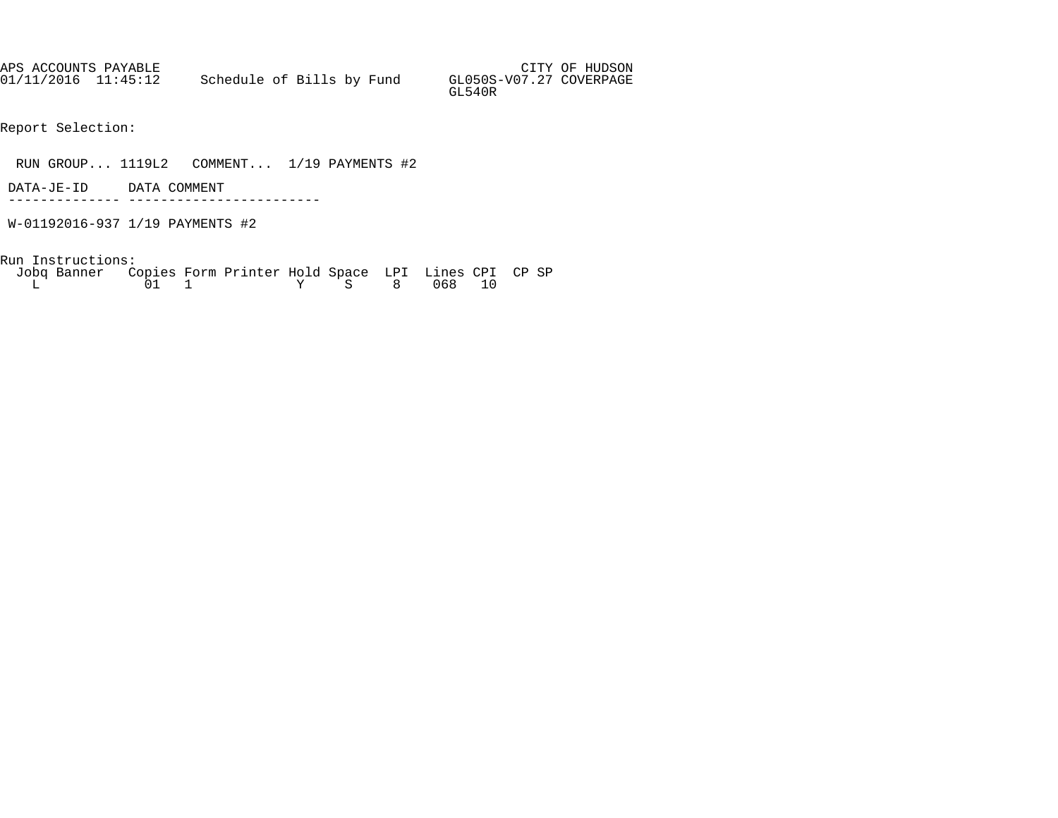APS ACCOUNTS PAYABLE CITY OF HUDSON
01/11/2016 11:45:12 Schedule of Bills by Fund GL050S-V07.27 COVERPAGE
GL540R

Report Selection:

RUN GROUP... 1119L2 COMMENT... 1/19 PAYMENTS #2

| DATA-JE-ID | DATA COMMENT |
| --- | --- |
| W-01192016-937 | 1/19 PAYMENTS #2 |

Run Instructions:

| Jobq | Banner | Copies | Form | Printer | Hold | Space | LPI | Lines | CPI | CP | SP |
| --- | --- | --- | --- | --- | --- | --- | --- | --- | --- | --- | --- |
| L | | 01 | 1 | | Y | S | 8 | 068 | 10 | | |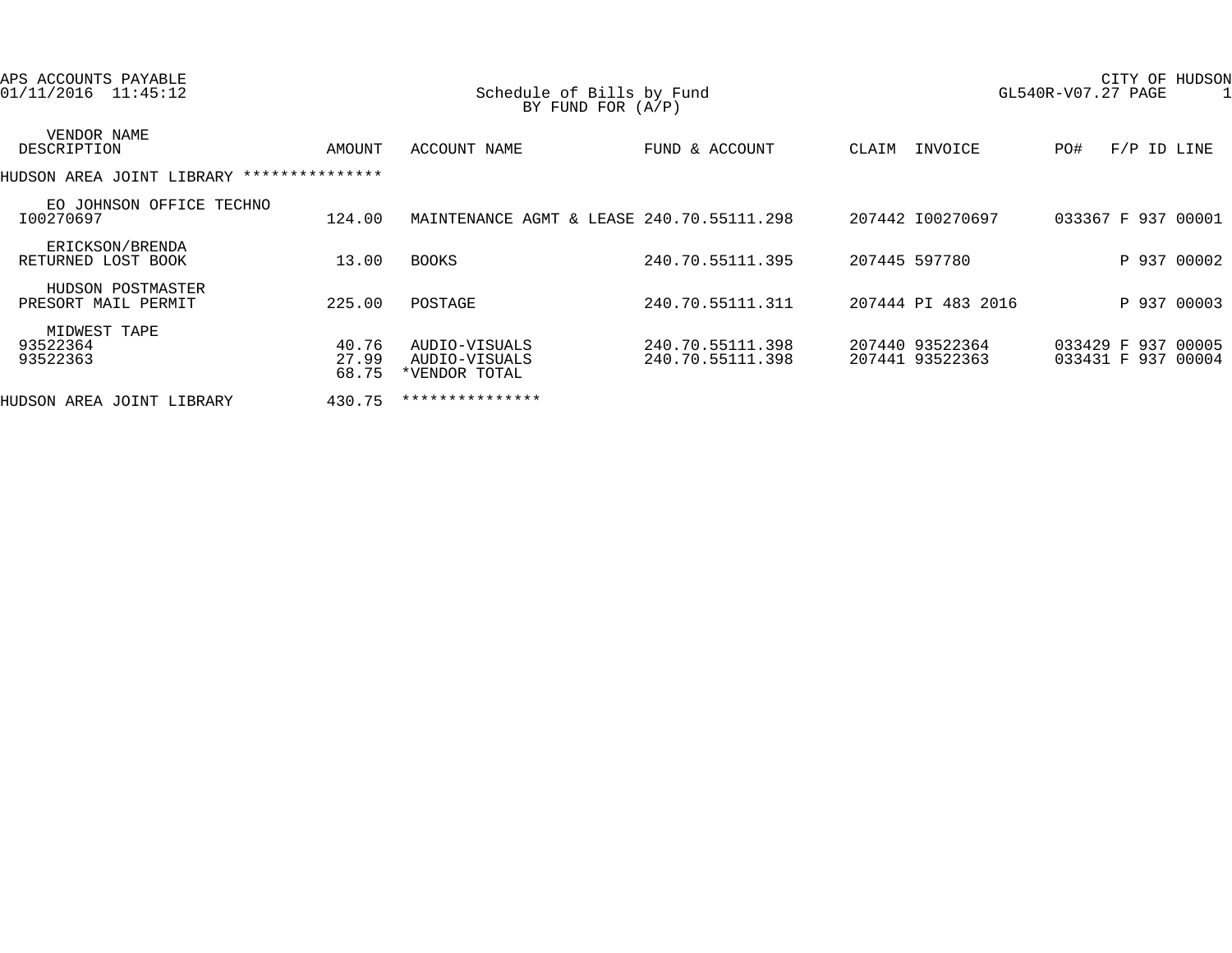APS ACCOUNTS PAYABLE
01/11/2016 11:45:12

# Schedule of Bills by Fund
BY FUND FOR (A/P)

CITY OF HUDSON
GL540R-V07.27 PAGE 1

| VENDOR NAME / DESCRIPTION | AMOUNT | ACCOUNT NAME | FUND & ACCOUNT | CLAIM | INVOICE | PO# | F/P | ID | LINE |
|---|---|---|---|---|---|---|---|---|---|
| HUDSON AREA JOINT LIBRARY *************** | | | | | | | | | |
| EO JOHNSON OFFICE TECHNO | | | | | | | | | |
| I00270697 | 124.00 | MAINTENANCE AGMT & LEASE | 240.70.55111.298 | 207442 | I00270697 | 033367 | F | 937 | 00001 |
| ERICKSON/BRENDA | | | | | | | | | |
| RETURNED LOST BOOK | 13.00 | BOOKS | 240.70.55111.395 | 207445 | 597780 | | P | 937 | 00002 |
| HUDSON POSTMASTER | | | | | | | | | |
| PRESORT MAIL PERMIT | 225.00 | POSTAGE | 240.70.55111.311 | 207444 | PI 483 2016 | | P | 937 | 00003 |
| MIDWEST TAPE | | | | | | | | | |
| 93522364 | 40.76 | AUDIO-VISUALS | 240.70.55111.398 | 207440 | 93522364 | 033429 | F | 937 | 00005 |
| 93522363 | 27.99 | AUDIO-VISUALS | 240.70.55111.398 | 207441 | 93522363 | 033431 | F | 937 | 00004 |
| | 68.75 | *VENDOR TOTAL | | | | | | | |
| HUDSON AREA JOINT LIBRARY | 430.75 | *************** | | | | | | | |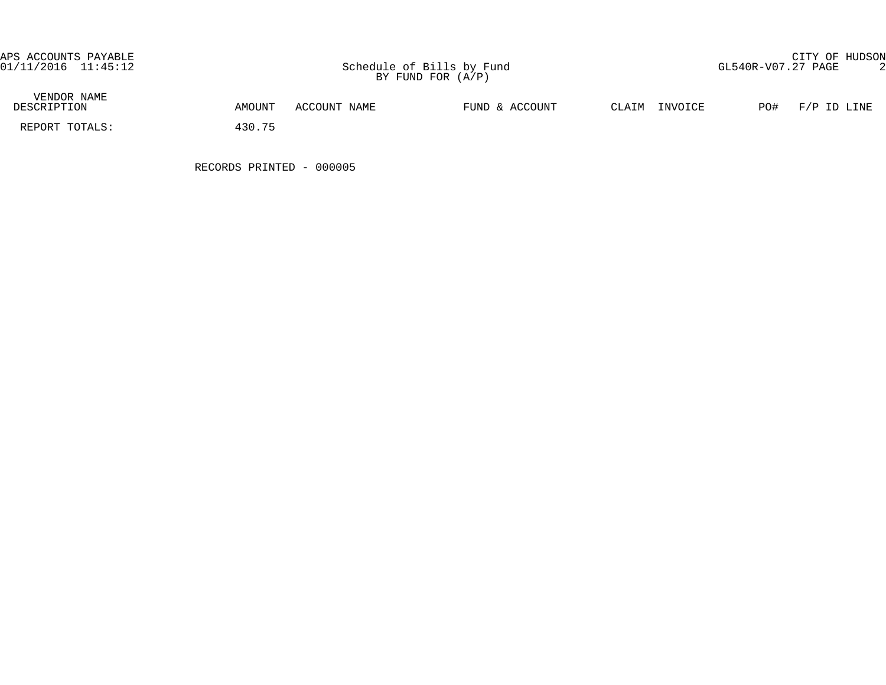APS ACCOUNTS PAYABLE
01/11/2016 11:45:12

Schedule of Bills by Fund
BY FUND FOR (A/P)

CITY OF HUDSON
GL540R-V07.27 PAGE 2

| VENDOR NAME DESCRIPTION | AMOUNT | ACCOUNT NAME | FUND & ACCOUNT | CLAIM | INVOICE | PO# | F/P ID LINE |
|---|---|---|---|---|---|---|---|
| REPORT TOTALS: | 430.75 | | | | | | |

RECORDS PRINTED - 000005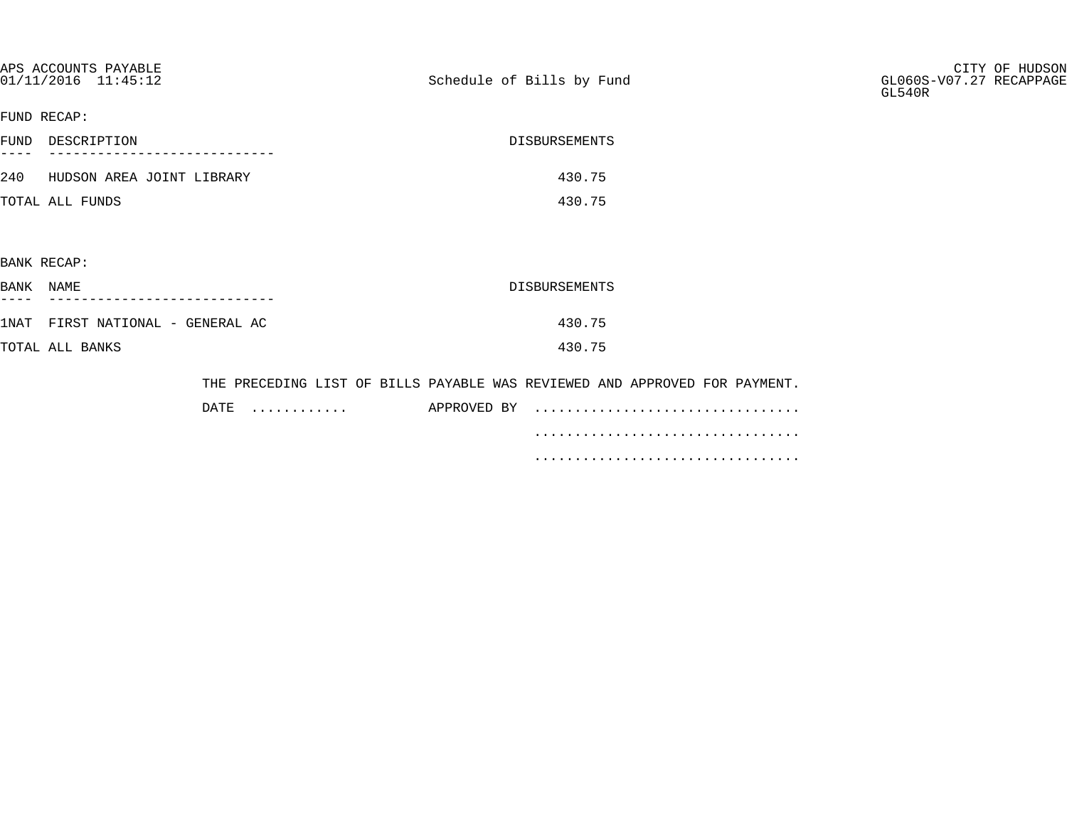APS ACCOUNTS PAYABLE
01/11/2016 11:45:12

Schedule of Bills by Fund

CITY OF HUDSON
GL060S-V07.27 RECAPPAGE
GL540R

FUND RECAP:

| FUND | DESCRIPTION | DISBURSEMENTS |
|---|---|---|
| 240 | HUDSON AREA JOINT LIBRARY | 430.75 |
| TOTAL ALL FUNDS | | 430.75 |

BANK RECAP:

| BANK | NAME | DISBURSEMENTS |
|---|---|---|
| 1NAT | FIRST NATIONAL - GENERAL AC | 430.75 |
| TOTAL ALL BANKS | | 430.75 |

THE PRECEDING LIST OF BILLS PAYABLE WAS REVIEWED AND APPROVED FOR PAYMENT.

DATE ............ APPROVED BY ................................

................................

................................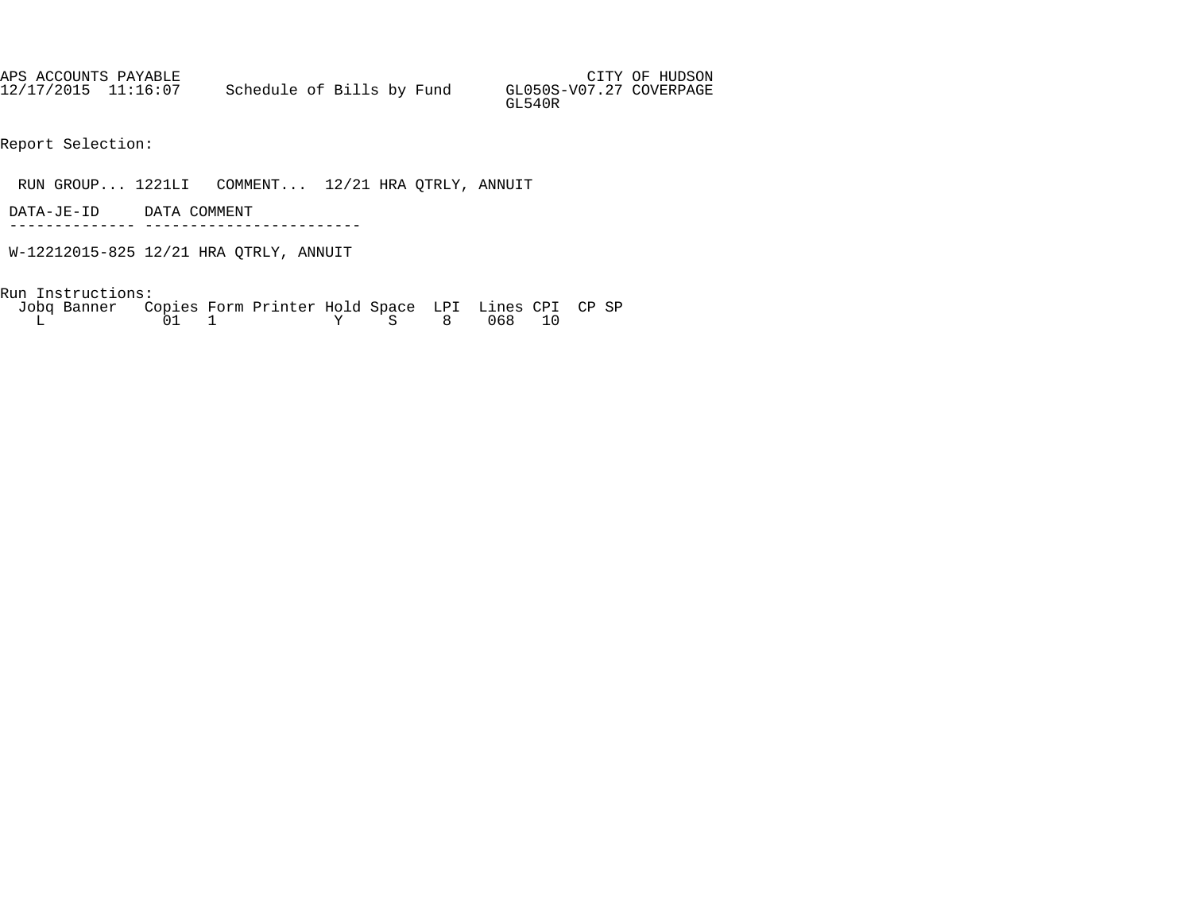APS ACCOUNTS PAYABLE CITY OF HUDSON
12/17/2015 11:16:07 Schedule of Bills by Fund GL050S-V07.27 COVERPAGE
GL540R

Report Selection:

RUN GROUP... 1221LI COMMENT... 12/21 HRA QTRLY, ANNUIT

| DATA-JE-ID | DATA COMMENT |
| --- | --- |
| W-12212015-825 | 12/21 HRA QTRLY, ANNUIT |

Run Instructions:

| Jobq | Banner | Copies | Form | Printer | Hold | Space | LPI | Lines | CPI | CP | SP |
| --- | --- | --- | --- | --- | --- | --- | --- | --- | --- | --- | --- |
| L | | 01 | 1 | | Y | S | 8 | 068 | 10 | | |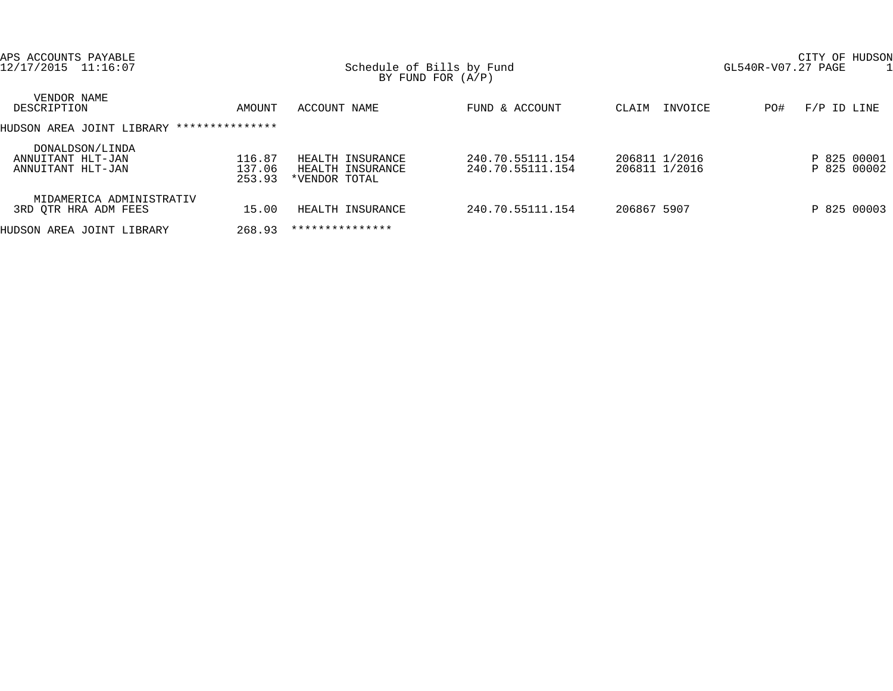APS ACCOUNTS PAYABLE
12/17/2015 11:16:07

Schedule of Bills by Fund
BY FUND FOR (A/P)

CITY OF HUDSON
GL540R-V07.27 PAGE 1

| VENDOR NAME<br>DESCRIPTION | AMOUNT | ACCOUNT NAME | FUND & ACCOUNT | CLAIM | INVOICE | PO# | F/P ID LINE |
|---|---|---|---|---|---|---|---|
| HUDSON AREA JOINT LIBRARY *************** | | | | | | | |
| DONALDSON/LINDA | | | | | | | |
| ANNUITANT HLT-JAN | 116.87 | HEALTH INSURANCE | 240.70.55111.154 | 206811 | 1/2016 | | P 825 00001 |
| ANNUITANT HLT-JAN | 137.06 | HEALTH INSURANCE | 240.70.55111.154 | 206811 | 1/2016 | | P 825 00002 |
| | 253.93 | *VENDOR TOTAL | | | | | |
| MIDAMERICA ADMINISTRATIV | | | | | | | |
| 3RD QTR HRA ADM FEES | 15.00 | HEALTH INSURANCE | 240.70.55111.154 | 206867 | 5907 | | P 825 00003 |
| HUDSON AREA JOINT LIBRARY | 268.93 | *************** | | | | | |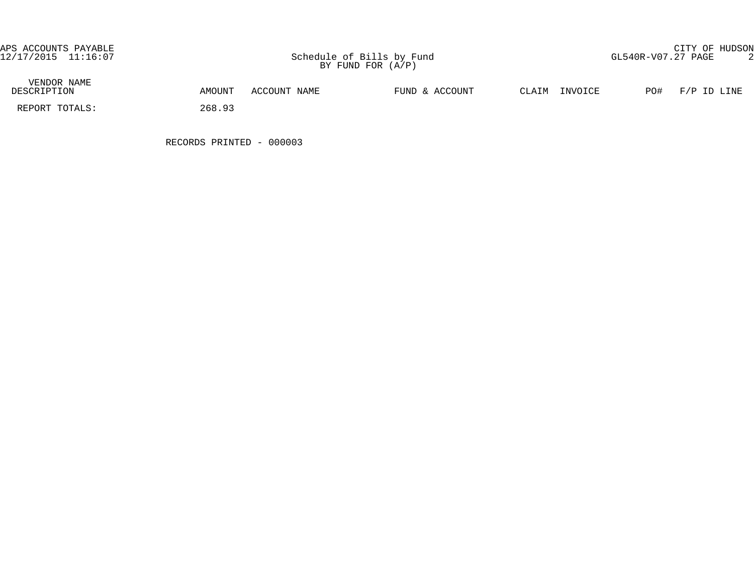APS ACCOUNTS PAYABLE
12/17/2015 11:16:07

Schedule of Bills by Fund
BY FUND FOR (A/P)

CITY OF HUDSON
GL540R-V07.27 PAGE 2

| VENDOR NAME<br>DESCRIPTION | AMOUNT | ACCOUNT NAME | FUND & ACCOUNT | CLAIM | INVOICE | PO# | F/P ID LINE |
|---|---|---|---|---|---|---|---|
| REPORT TOTALS: | 268.93 | | | | | | |

RECORDS PRINTED - 000003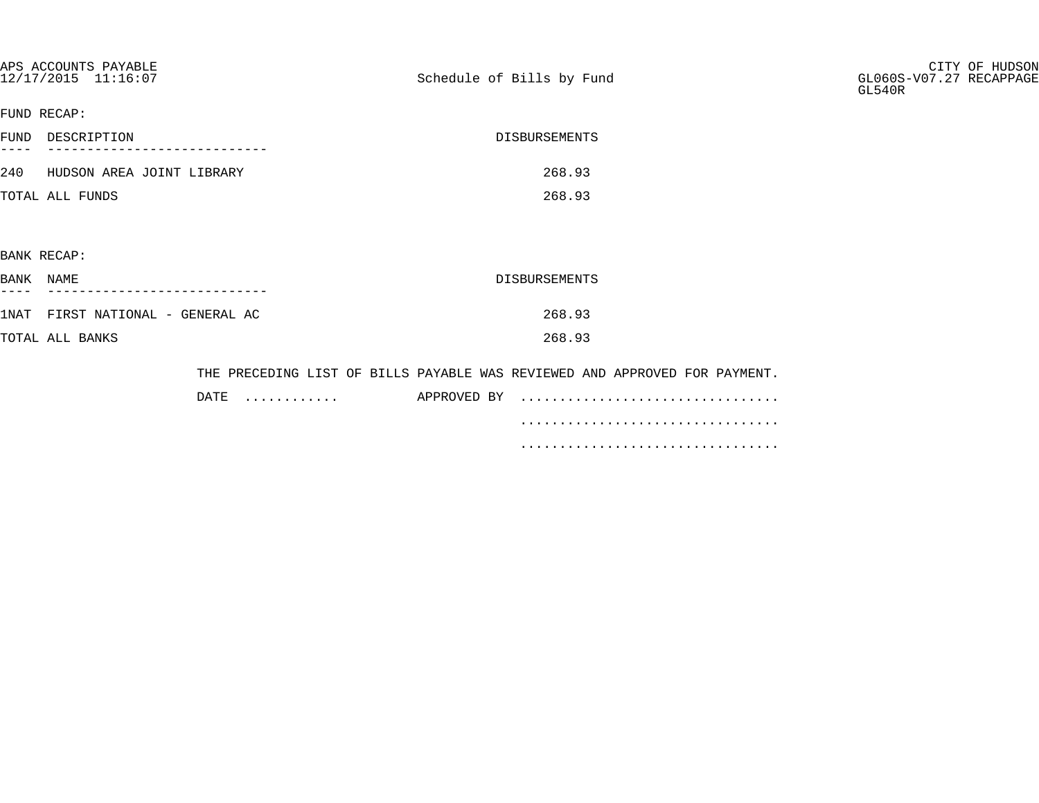APS ACCOUNTS PAYABLE
12/17/2015 11:16:07

Schedule of Bills by Fund

CITY OF HUDSON
GL060S-V07.27 RECAPPAGE
GL540R

FUND RECAP:

| FUND | DESCRIPTION | DISBURSEMENTS |
| --- | --- | --- |
| 240 | HUDSON AREA JOINT LIBRARY | 268.93 |
| TOTAL ALL FUNDS | | 268.93 |

BANK RECAP:

| BANK | NAME | DISBURSEMENTS |
| --- | --- | --- |
| 1NAT | FIRST NATIONAL - GENERAL AC | 268.93 |
| TOTAL ALL BANKS | | 268.93 |

THE PRECEDING LIST OF BILLS PAYABLE WAS REVIEWED AND APPROVED FOR PAYMENT.

DATE ............ APPROVED BY ................................

................................

................................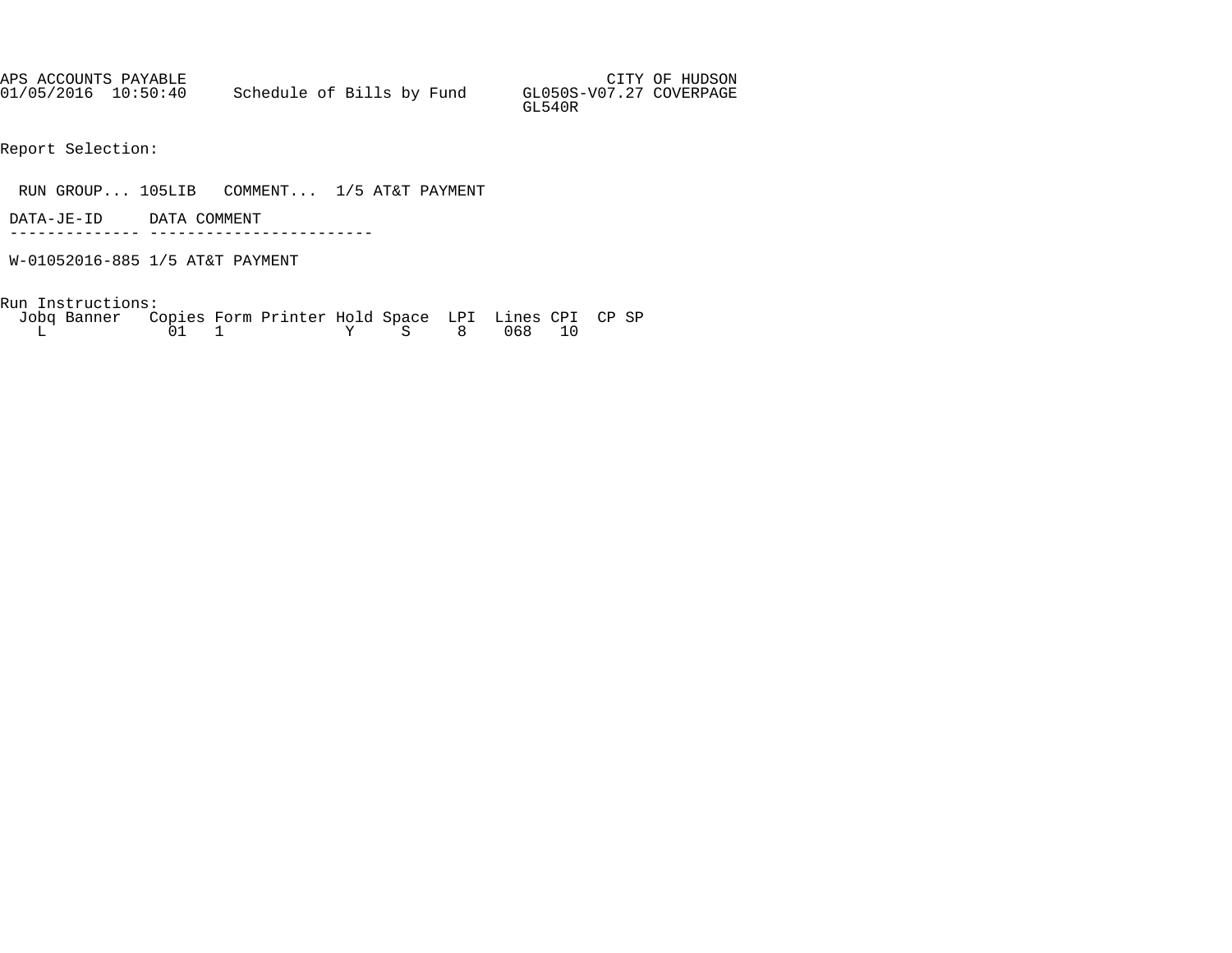APS ACCOUNTS PAYABLE CITY OF HUDSON
01/05/2016 10:50:40 Schedule of Bills by Fund GL050S-V07.27 COVERPAGE
GL540R

Report Selection:

RUN GROUP... 105LIB COMMENT... 1/5 AT&T PAYMENT

| DATA-JE-ID | DATA COMMENT |
|---|---|
| W-01052016-885 | 1/5 AT&T PAYMENT |

Run Instructions:

| Jobq | Banner | Copies | Form | Printer | Hold | Space | LPI | Lines | CPI | CP | SP |
|---|---|---|---|---|---|---|---|---|---|---|---|
| L | | 01 | 1 | | Y | S | 8 | 068 | 10 | | |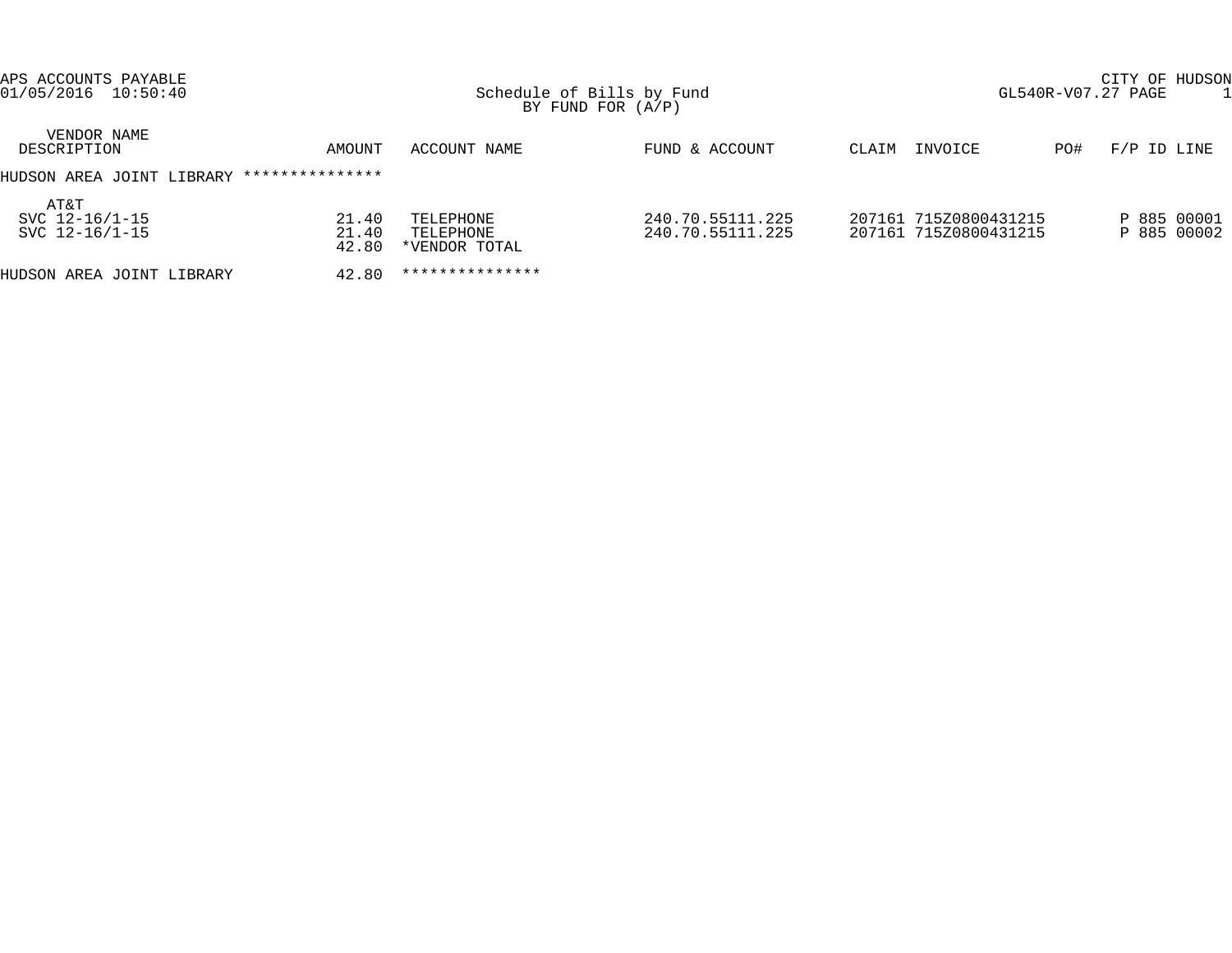APS ACCOUNTS PAYABLE
01/05/2016 10:50:40

Schedule of Bills by Fund
BY FUND FOR (A/P)

CITY OF HUDSON
GL540R-V07.27 PAGE 1

| VENDOR NAME DESCRIPTION | AMOUNT | ACCOUNT NAME | FUND & ACCOUNT | CLAIM | INVOICE | PO# | F/P ID LINE |
|---|---|---|---|---|---|---|---|
| HUDSON AREA JOINT LIBRARY *************** | | | | | | | |
| AT&T | | | | | | | |
| SVC 12-16/1-15 | 21.40 | TELEPHONE | 240.70.55111.225 | 207161 | 715Z0800431215 | | P 885 00001 |
| SVC 12-16/1-15 | 21.40 | TELEPHONE | 240.70.55111.225 | 207161 | 715Z0800431215 | | P 885 00002 |
| | 42.80 | *VENDOR TOTAL | | | | | |
| HUDSON AREA JOINT LIBRARY | 42.80 | *************** | | | | | |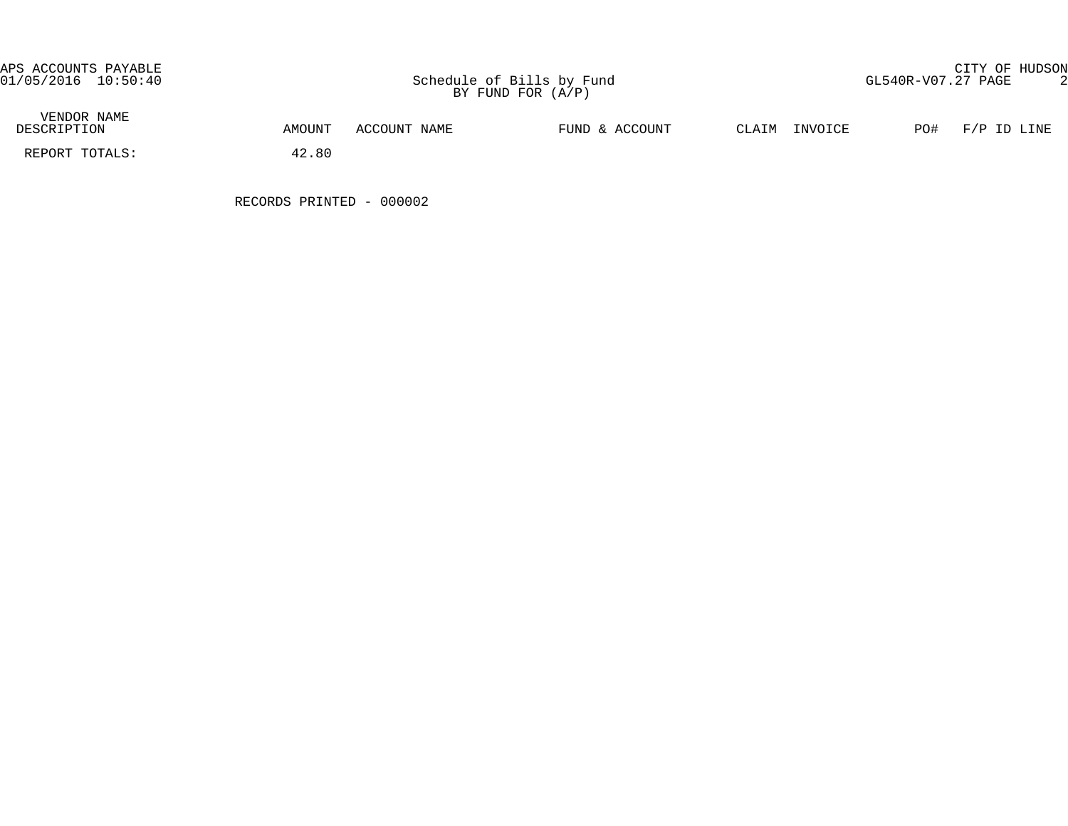APS ACCOUNTS PAYABLE
01/05/2016 10:50:40

Schedule of Bills by Fund
BY FUND FOR (A/P)

CITY OF HUDSON
GL540R-V07.27 PAGE 2

| VENDOR NAME<br>DESCRIPTION | AMOUNT | ACCOUNT NAME | FUND & ACCOUNT | CLAIM | INVOICE | PO# | F/P ID LINE |
|---|---|---|---|---|---|---|---|
| REPORT TOTALS: | 42.80 | | | | | | |

RECORDS PRINTED - 000002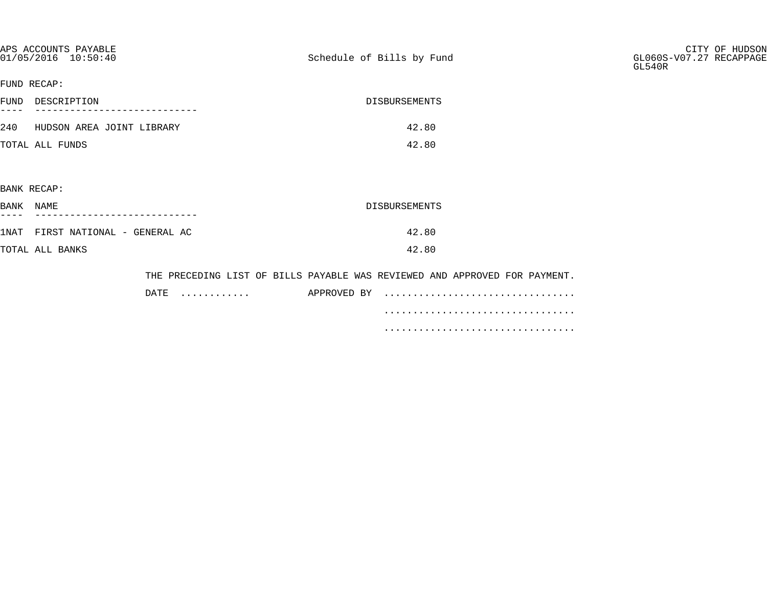APS ACCOUNTS PAYABLE
01/05/2016 10:50:40

Schedule of Bills by Fund

CITY OF HUDSON
GL060S-V07.27 RECAPPAGE
GL540R

FUND RECAP:

| FUND | DESCRIPTION | DISBURSEMENTS |
|---|---|---|
| 240 | HUDSON AREA JOINT LIBRARY | 42.80 |
| TOTAL ALL FUNDS | | 42.80 |

BANK RECAP:

| BANK | NAME | DISBURSEMENTS |
|---|---|---|
| 1NAT | FIRST NATIONAL - GENERAL AC | 42.80 |
| TOTAL ALL BANKS | | 42.80 |

THE PRECEDING LIST OF BILLS PAYABLE WAS REVIEWED AND APPROVED FOR PAYMENT.

DATE ............ APPROVED BY ................................

................................

................................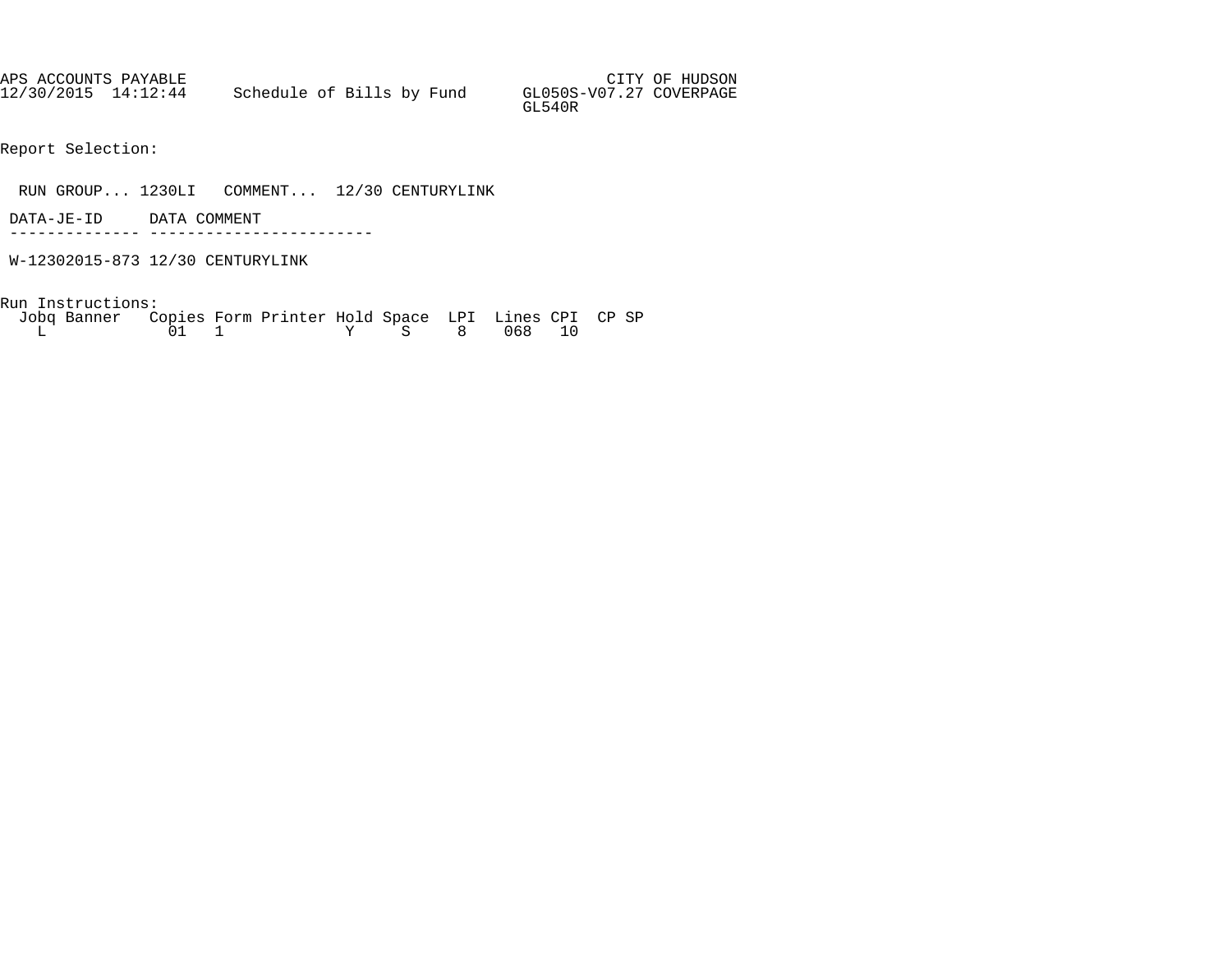APS ACCOUNTS PAYABLE CITY OF HUDSON
12/30/2015 14:12:44 Schedule of Bills by Fund GL050S-V07.27 COVERPAGE
GL540R

Report Selection:

RUN GROUP... 1230LI COMMENT... 12/30 CENTURYLINK

| DATA-JE-ID | DATA COMMENT |
|---|---|
| W-12302015-873 | 12/30 CENTURYLINK |

Run Instructions:

| Jobq | Banner | Copies | Form | Printer | Hold | Space | LPI | Lines | CPI | CP | SP |
|---|---|---|---|---|---|---|---|---|---|---|---|
| L | | 01 | 1 | | Y | S | 8 | 068 | 10 | | |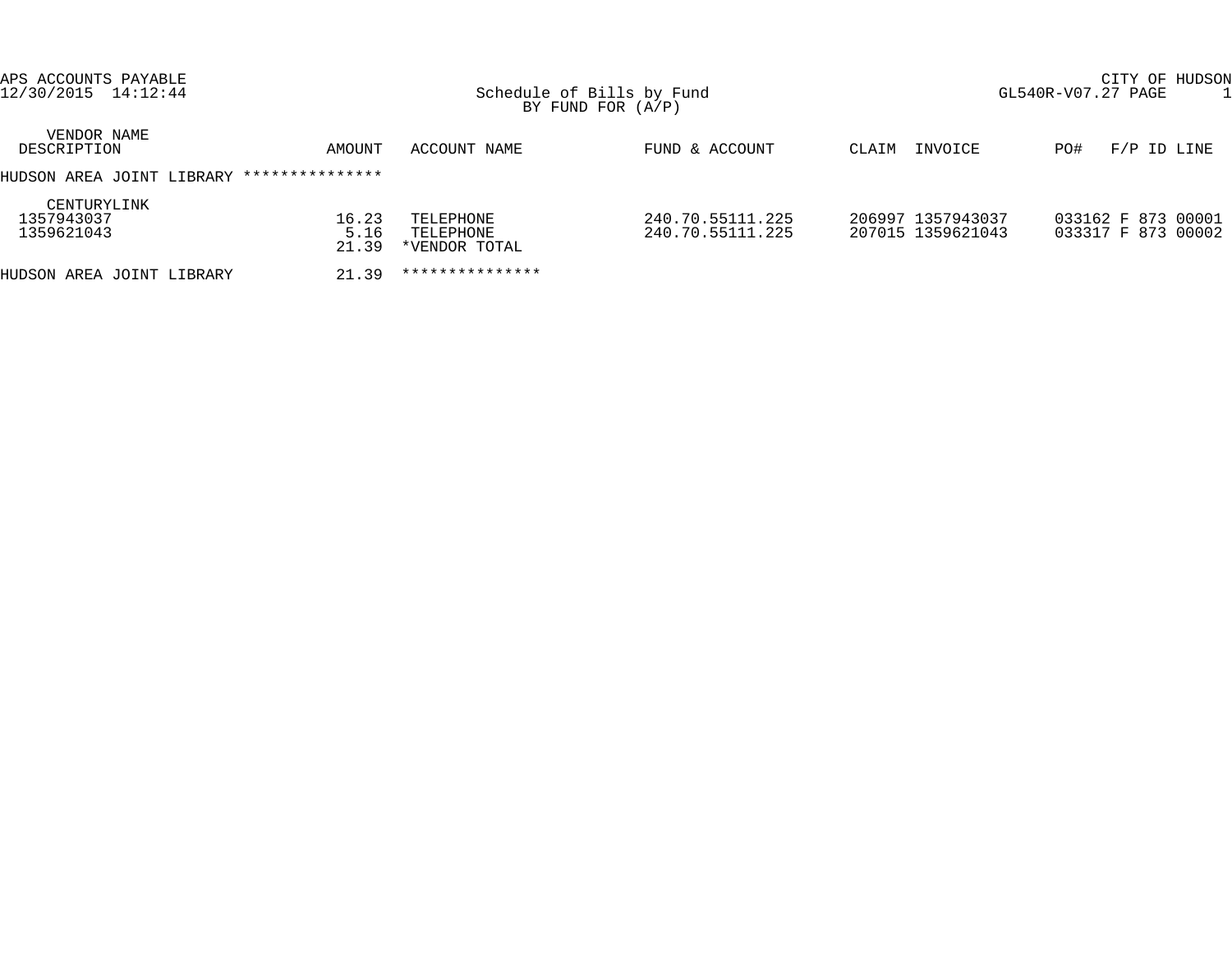APS ACCOUNTS PAYABLE
12/30/2015 14:12:44

CITY OF HUDSON
GL540R-V07.27 PAGE 1

Schedule of Bills by Fund
BY FUND FOR (A/P)

| VENDOR NAME DESCRIPTION | AMOUNT | ACCOUNT NAME | FUND & ACCOUNT | CLAIM | INVOICE | PO# | F/P | ID | LINE |
|---|---|---|---|---|---|---|---|---|---|
| HUDSON AREA JOINT LIBRARY *************** | | | | | | | | | |
| CENTURYLINK | | | | | | | | | |
| 1357943037 | 16.23 | TELEPHONE | 240.70.55111.225 | 206997 | 1357943037 | 033162 | F | 873 | 00001 |
| 1359621043 | 5.16 | TELEPHONE | 240.70.55111.225 | 207015 | 1359621043 | 033317 | F | 873 | 00002 |
| | 21.39 | *VENDOR TOTAL | | | | | | | |
| HUDSON AREA JOINT LIBRARY | 21.39 | *************** | | | | | | | |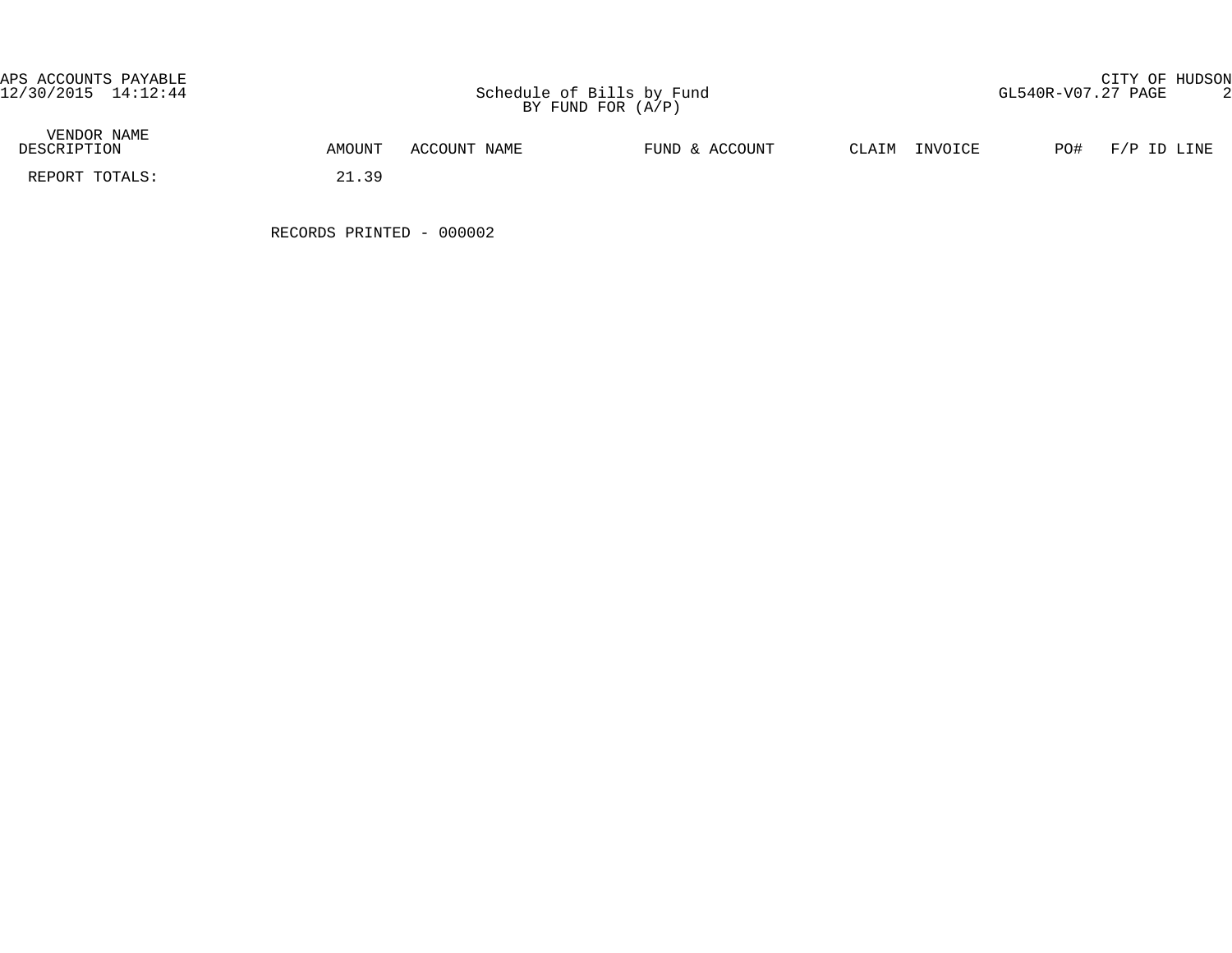APS ACCOUNTS PAYABLE
12/30/2015 14:12:44

Schedule of Bills by Fund
BY FUND FOR (A/P)

CITY OF HUDSON
GL540R-V07.27 PAGE 2

| VENDOR NAME DESCRIPTION | AMOUNT | ACCOUNT NAME | FUND & ACCOUNT | CLAIM | INVOICE | PO# | F/P ID LINE |
|---|---|---|---|---|---|---|---|
| REPORT TOTALS: | 21.39 | | | | | | |

RECORDS PRINTED - 000002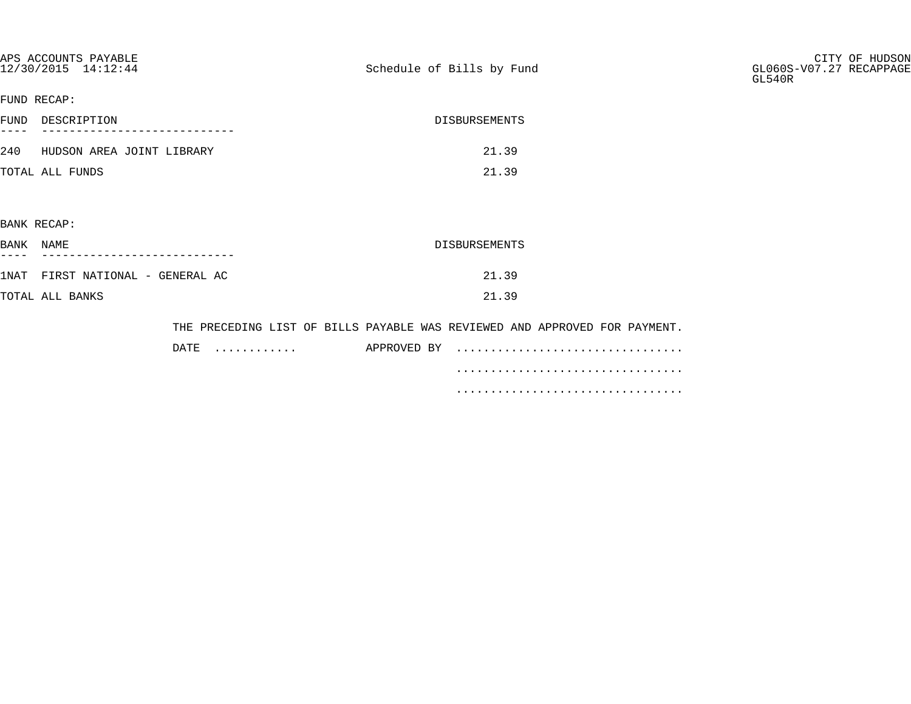APS ACCOUNTS PAYABLE
12/30/2015 14:12:44

Schedule of Bills by Fund

CITY OF HUDSON
GL060S-V07.27 RECAPPAGE
GL540R

FUND RECAP:

| FUND | DESCRIPTION | DISBURSEMENTS |
|---|---|---|
| 240 | HUDSON AREA JOINT LIBRARY | 21.39 |
| TOTAL ALL FUNDS | | 21.39 |

BANK RECAP:

| BANK | NAME | DISBURSEMENTS |
|---|---|---|
| 1NAT | FIRST NATIONAL - GENERAL AC | 21.39 |
| TOTAL ALL BANKS | | 21.39 |

THE PRECEDING LIST OF BILLS PAYABLE WAS REVIEWED AND APPROVED FOR PAYMENT.

DATE ............ APPROVED BY ................................

................................

................................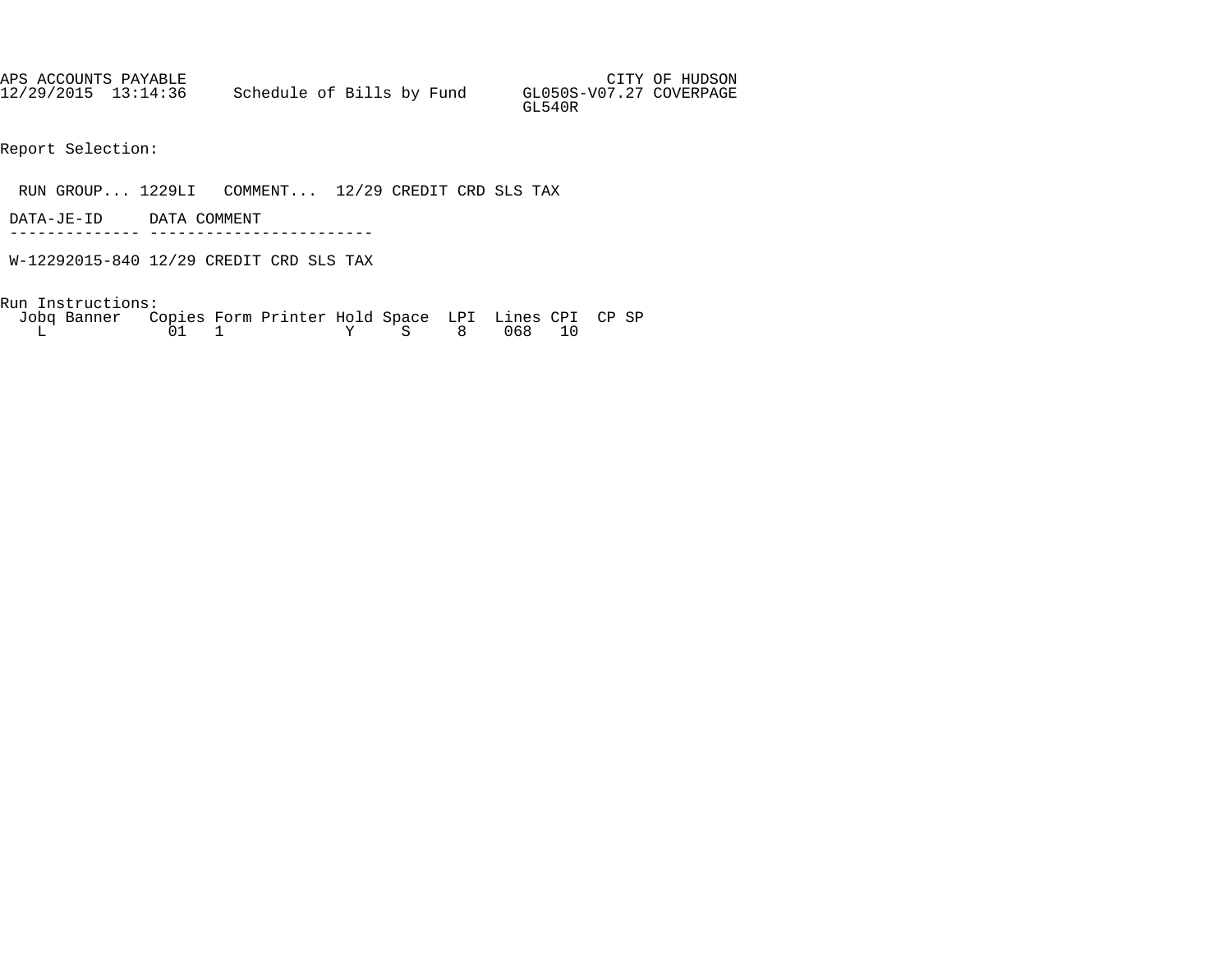```
APS ACCOUNTS PAYABLE                                            CITY OF HUDSON
12/29/2015  13:14:36     Schedule of Bills by Fund      GL050S-V07.27 COVERPAGE
                                                        GL540R


Report Selection:


  RUN GROUP... 1229LI   COMMENT...  12/29 CREDIT CRD SLS TAX

 DATA-JE-ID     DATA COMMENT
 -------------- ------------------------

 W-12292015-840 12/29 CREDIT CRD SLS TAX


Run Instructions:
  Jobq Banner   Copies Form Printer Hold Space  LPI  Lines CPI  CP SP
    L             01   1             Y     S     8    068   10
```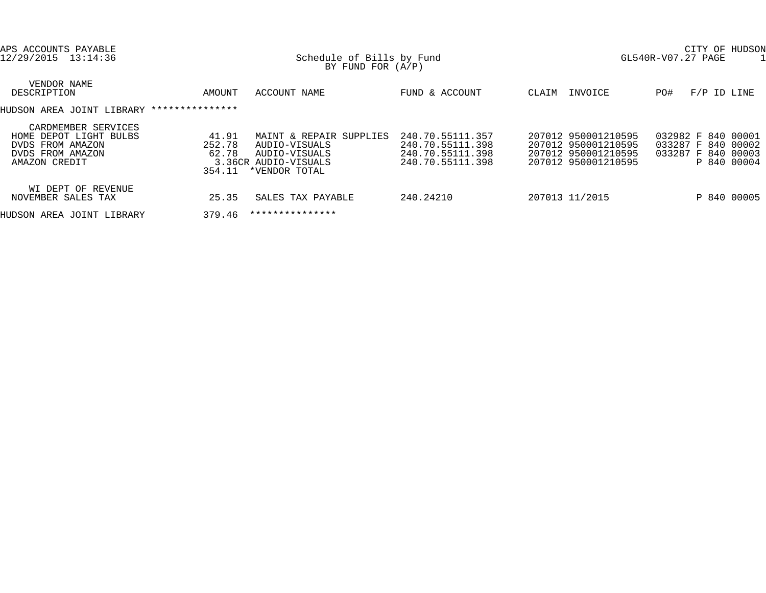APS ACCOUNTS PAYABLE
12/29/2015 13:14:36

CITY OF HUDSON
GL540R-V07.27 PAGE 1

# Schedule of Bills by Fund
## BY FUND FOR (A/P)

| VENDOR NAME / DESCRIPTION | AMOUNT | ACCOUNT NAME | FUND & ACCOUNT | CLAIM | INVOICE | PO# | F/P | ID | LINE |
|---|---|---|---|---|---|---|---|---|---|
| **HUDSON AREA JOINT LIBRARY** *************** | | | | | | | | | |
| CARDMEMBER SERVICES | | | | | | | | | |
| HOME DEPOT LIGHT BULBS | 41.91 | MAINT & REPAIR SUPPLIES | 240.70.55111.357 | 207012 | 950001210595 | 032982 | F | 840 | 00001 |
| DVDS FROM AMAZON | 252.78 | AUDIO-VISUALS | 240.70.55111.398 | 207012 | 950001210595 | 033287 | F | 840 | 00002 |
| DVDS FROM AMAZON | 62.78 | AUDIO-VISUALS | 240.70.55111.398 | 207012 | 950001210595 | 033287 | F | 840 | 00003 |
| AMAZON CREDIT | 3.36CR | AUDIO-VISUALS | 240.70.55111.398 | 207012 | 950001210595 | | P | 840 | 00004 |
| | 354.11 | *VENDOR TOTAL | | | | | | | |
| WI DEPT OF REVENUE | | | | | | | | | |
| NOVEMBER SALES TAX | 25.35 | SALES TAX PAYABLE | 240.24210 | 207013 | 11/2015 | | P | 840 | 00005 |
| **HUDSON AREA JOINT LIBRARY** | 379.46 | *************** | | | | | | | |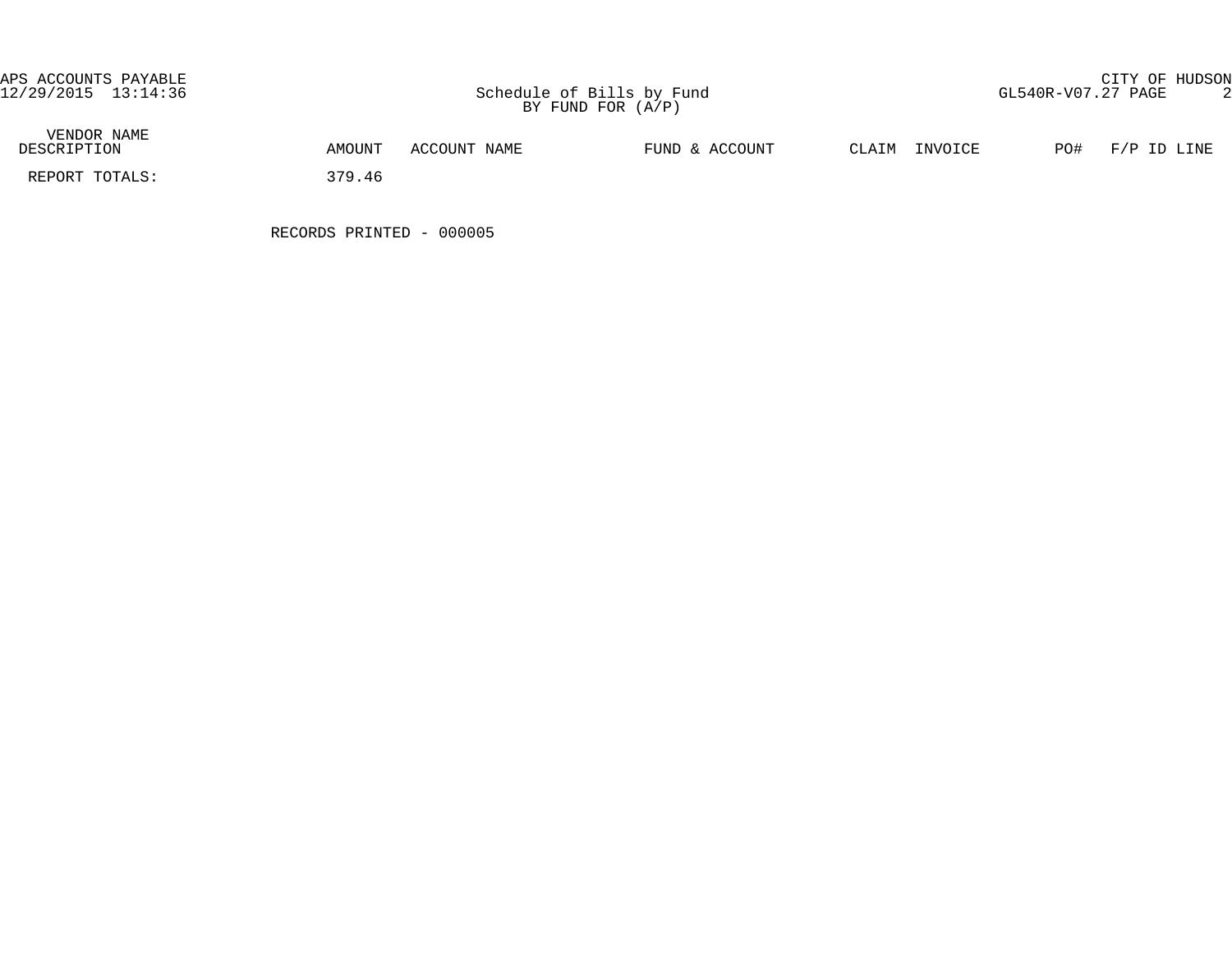| VENDOR NAME DESCRIPTION | AMOUNT | ACCOUNT NAME | FUND & ACCOUNT | CLAIM | INVOICE | PO# | F/P ID LINE |
|---|---|---|---|---|---|---|---|
| REPORT TOTALS: | 379.46 | | | | | | |

RECORDS PRINTED - 000005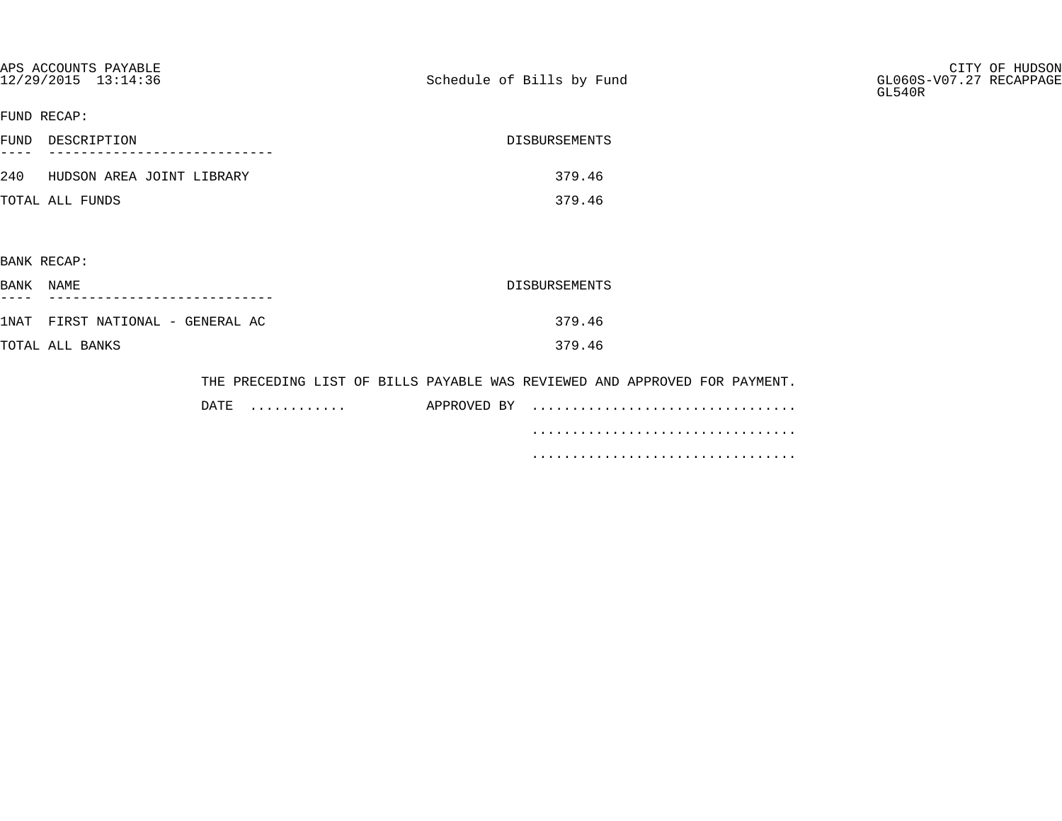APS ACCOUNTS PAYABLE
12/29/2015 13:14:36

Schedule of Bills by Fund

CITY OF HUDSON
GL060S-V07.27 RECAPPAGE
GL540R

FUND RECAP:

| FUND | DESCRIPTION | DISBURSEMENTS |
| --- | --- | --- |
| 240 | HUDSON AREA JOINT LIBRARY | 379.46 |
| TOTAL ALL FUNDS | | 379.46 |

BANK RECAP:

| BANK | NAME | DISBURSEMENTS |
| --- | --- | --- |
| 1NAT | FIRST NATIONAL - GENERAL AC | 379.46 |
| TOTAL ALL BANKS | | 379.46 |

THE PRECEDING LIST OF BILLS PAYABLE WAS REVIEWED AND APPROVED FOR PAYMENT.

DATE ............ APPROVED BY ................................

................................

................................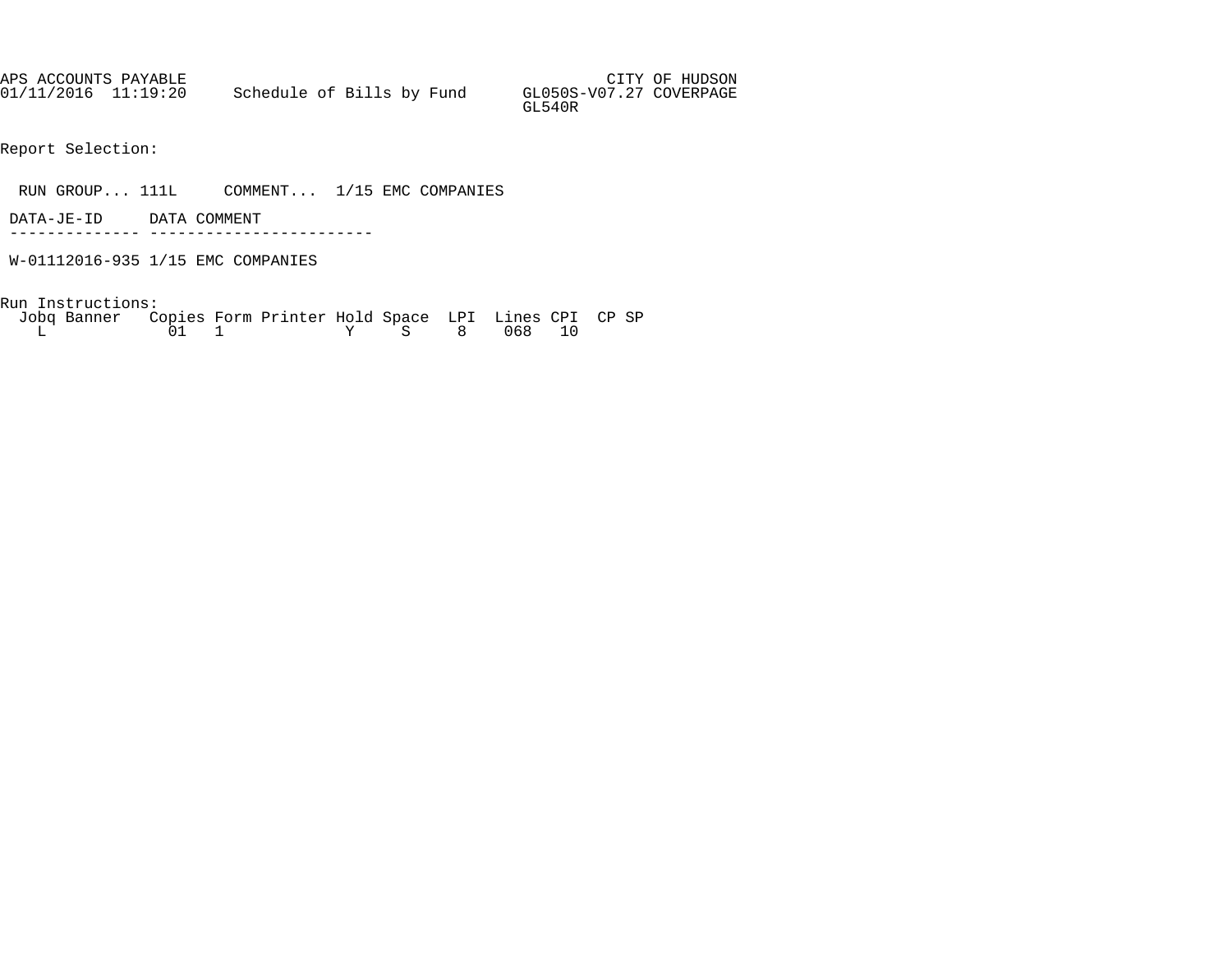```
APS ACCOUNTS PAYABLE                                              CITY OF HUDSON
01/11/2016  11:19:20     Schedule of Bills by Fund      GL050S-V07.27 COVERPAGE
                                                        GL540R


Report Selection:


  RUN GROUP... 111L     COMMENT...  1/15 EMC COMPANIES

 DATA-JE-ID     DATA COMMENT
 -------------- ------------------------

 W-01112016-935 1/15 EMC COMPANIES


Run Instructions:
  Jobq Banner   Copies Form Printer Hold Space  LPI  Lines CPI  CP SP
    L             01   1             Y     S     8    068   10
```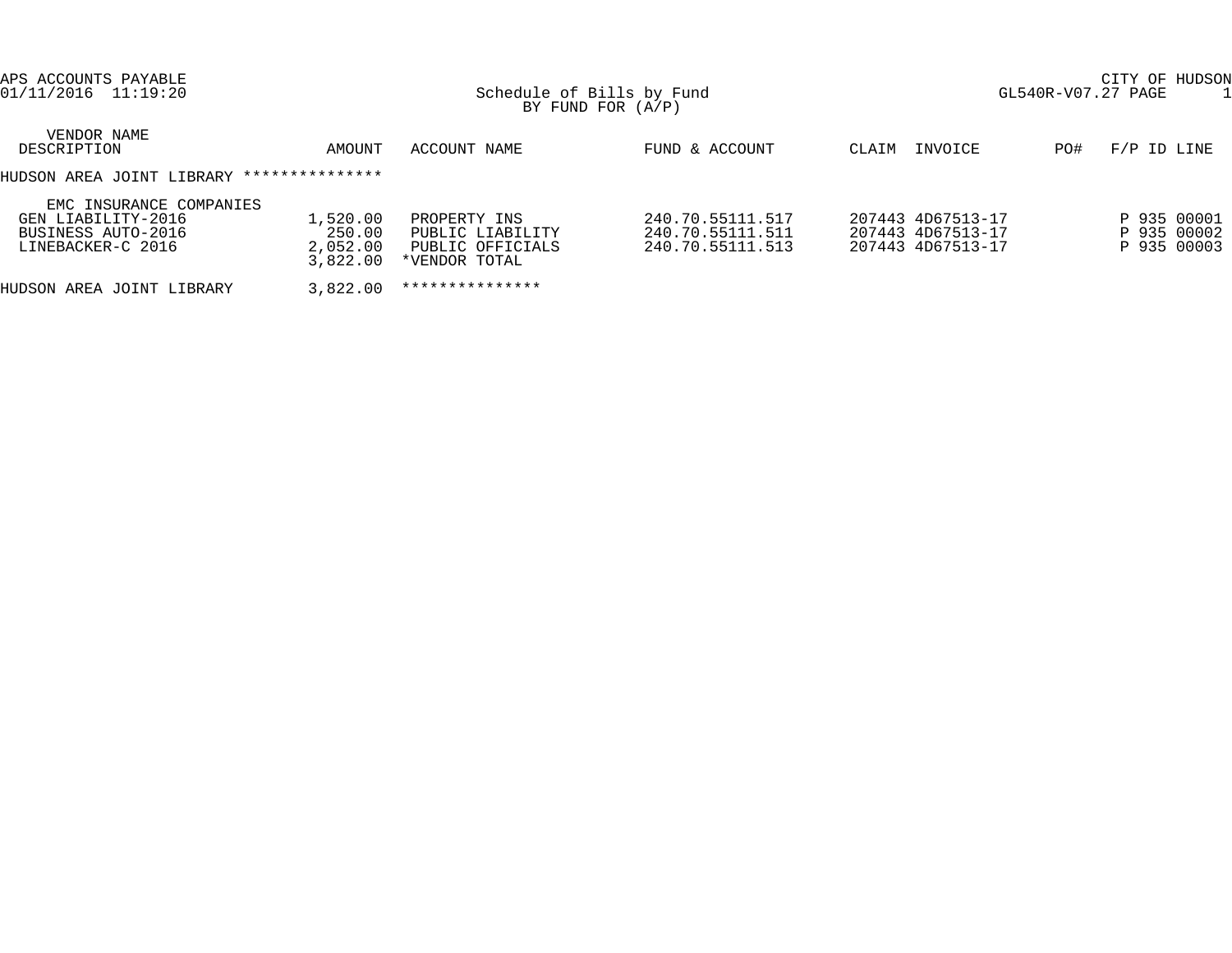APS ACCOUNTS PAYABLE
01/11/2016 11:19:20

CITY OF HUDSON
GL540R-V07.27 PAGE 1

Schedule of Bills by Fund
BY FUND FOR (A/P)

| VENDOR NAME / DESCRIPTION | AMOUNT | ACCOUNT NAME | FUND & ACCOUNT | CLAIM | INVOICE | PO# | F/P | ID | LINE |
|---|---|---|---|---|---|---|---|---|---|
| HUDSON AREA JOINT LIBRARY *************** | | | | | | | | | |
| EMC INSURANCE COMPANIES | | | | | | | | | |
| GEN LIABILITY-2016 | 1,520.00 | PROPERTY INS | 240.70.55111.517 | 207443 | 4D67513-17 | | P | 935 | 00001 |
| BUSINESS AUTO-2016 | 250.00 | PUBLIC LIABILITY | 240.70.55111.511 | 207443 | 4D67513-17 | | P | 935 | 00002 |
| LINEBACKER-C 2016 | 2,052.00 | PUBLIC OFFICIALS | 240.70.55111.513 | 207443 | 4D67513-17 | | P | 935 | 00003 |
| | 3,822.00 | *VENDOR TOTAL | | | | | | | |
| HUDSON AREA JOINT LIBRARY | 3,822.00 | *************** | | | | | | | |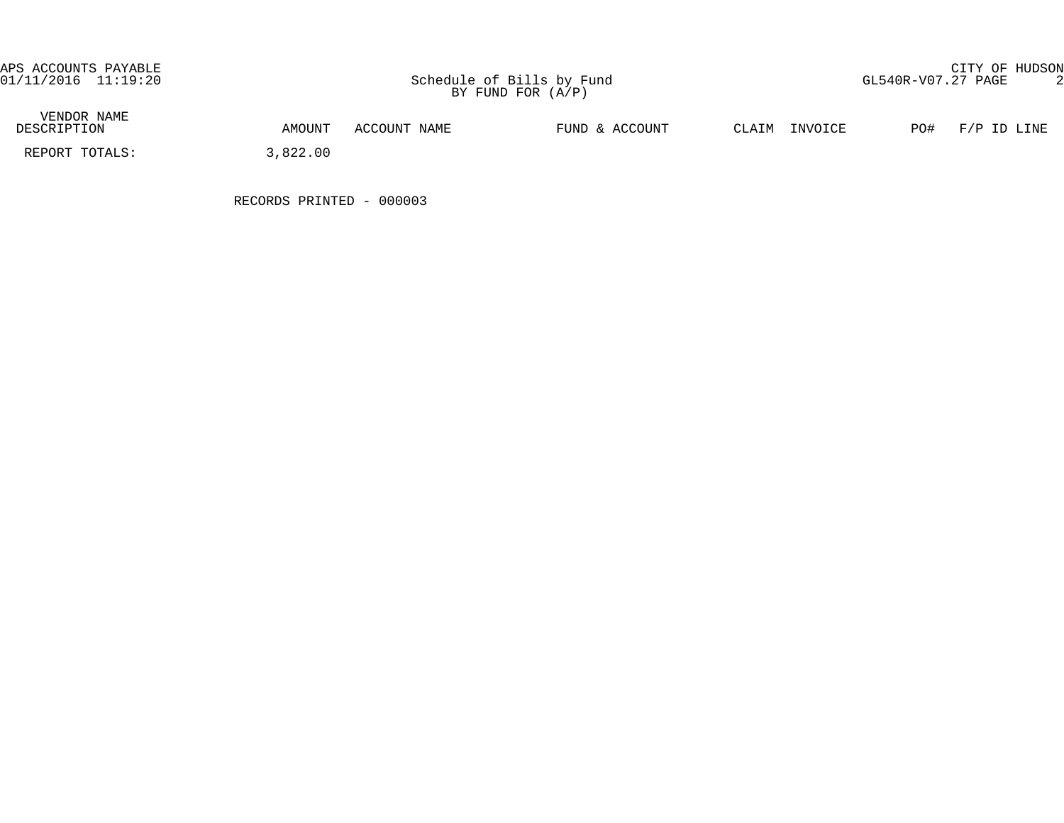APS ACCOUNTS PAYABLE
01/11/2016 11:19:20

Schedule of Bills by Fund
BY FUND FOR (A/P)

CITY OF HUDSON
GL540R-V07.27 PAGE 2

| VENDOR NAME DESCRIPTION | AMOUNT | ACCOUNT NAME | FUND & ACCOUNT | CLAIM | INVOICE | PO# | F/P ID LINE |
|---|---|---|---|---|---|---|---|
| REPORT TOTALS: | 3,822.00 | | | | | | |

RECORDS PRINTED - 000003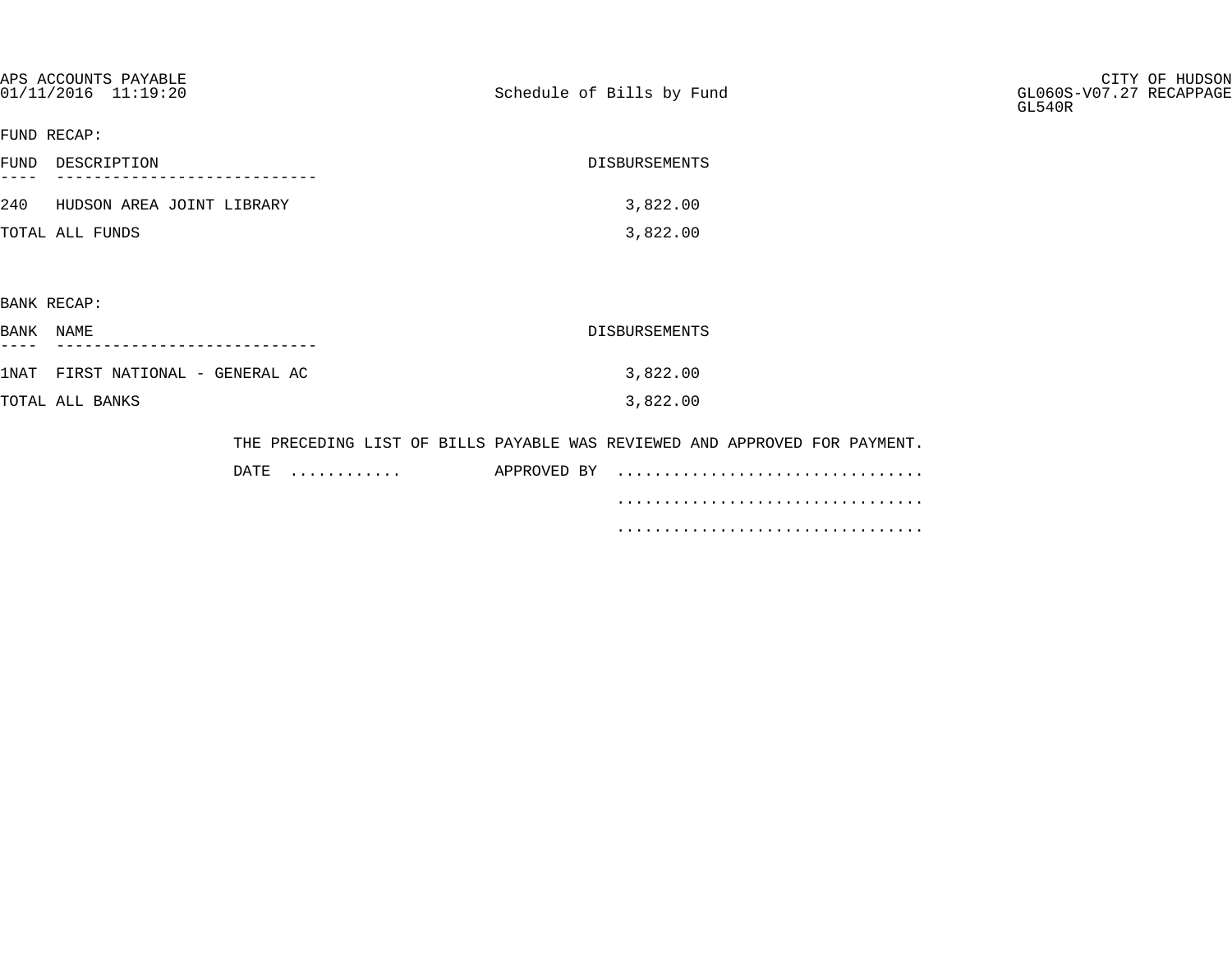APS ACCOUNTS PAYABLE
01/11/2016 11:19:20

Schedule of Bills by Fund

CITY OF HUDSON
GL060S-V07.27 RECAPPAGE
GL540R

FUND RECAP:

| FUND | DESCRIPTION | DISBURSEMENTS |
|---|---|---|
| 240 | HUDSON AREA JOINT LIBRARY | 3,822.00 |
| TOTAL ALL FUNDS | | 3,822.00 |

BANK RECAP:

| BANK | NAME | DISBURSEMENTS |
|---|---|---|
| 1NAT | FIRST NATIONAL - GENERAL AC | 3,822.00 |
| TOTAL ALL BANKS | | 3,822.00 |

THE PRECEDING LIST OF BILLS PAYABLE WAS REVIEWED AND APPROVED FOR PAYMENT.

DATE ............ APPROVED BY ................................

................................

................................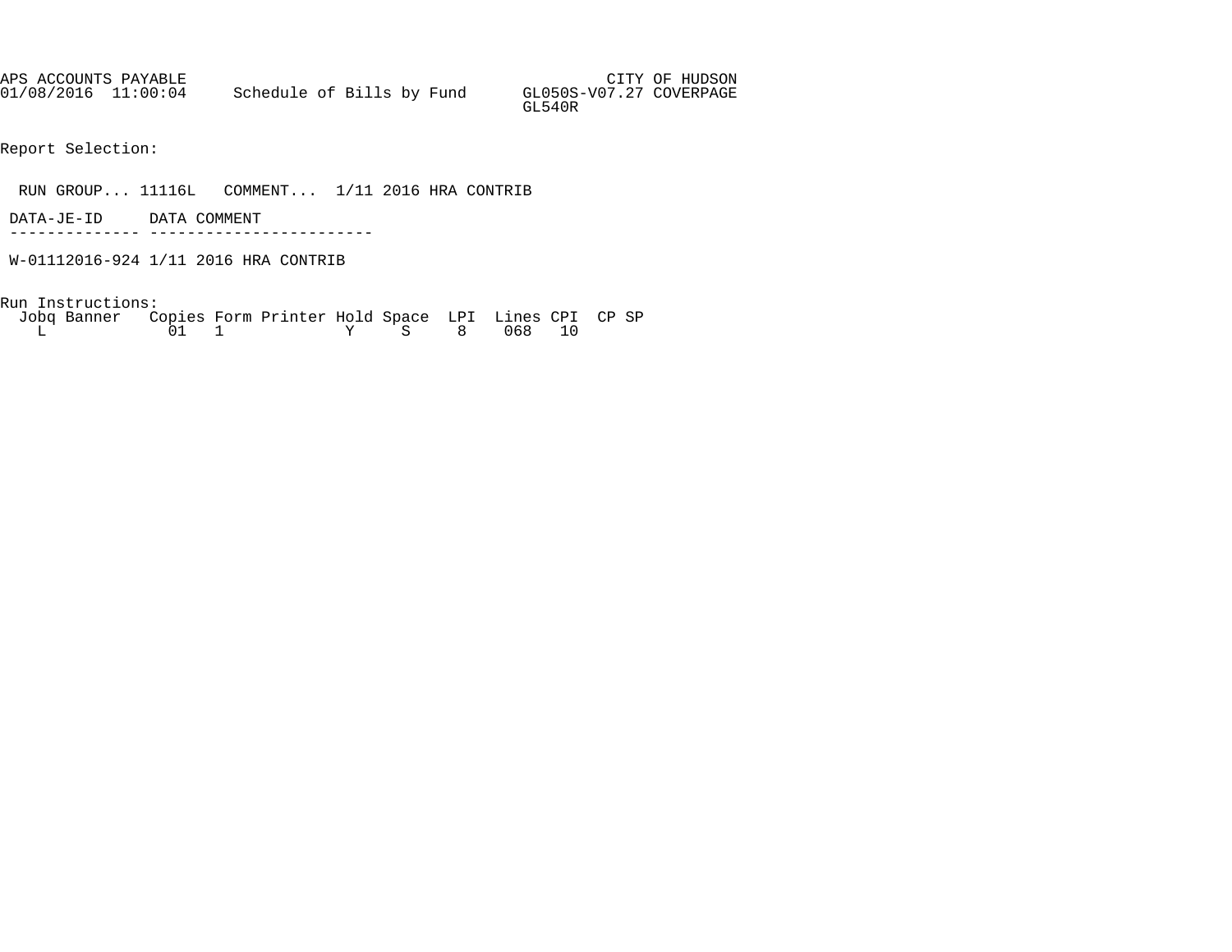```
APS ACCOUNTS PAYABLE                                                 CITY OF HUDSON
01/08/2016  11:00:04     Schedule of Bills by Fund      GL050S-V07.27 COVERPAGE
                                                        GL540R


Report Selection:


  RUN GROUP... 11116L   COMMENT...  1/11 2016 HRA CONTRIB

 DATA-JE-ID     DATA COMMENT
 -------------- ------------------------

 W-01112016-924 1/11 2016 HRA CONTRIB


Run Instructions:
  Jobq Banner   Copies Form Printer Hold Space  LPI  Lines CPI  CP SP
    L             01   1             Y     S     8    068   10
```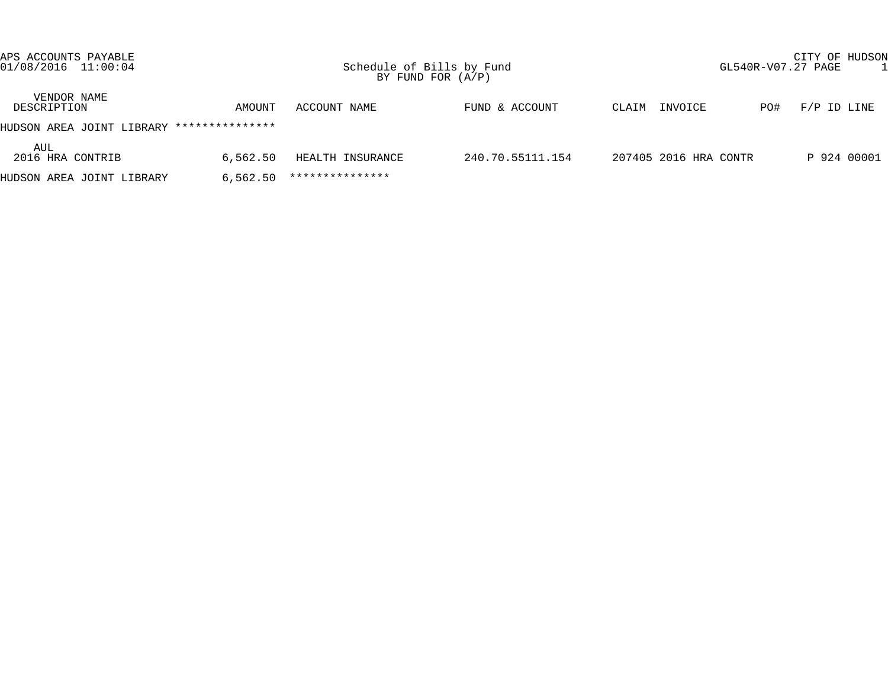APS ACCOUNTS PAYABLE
01/08/2016 11:00:04

Schedule of Bills by Fund
BY FUND FOR (A/P)

CITY OF HUDSON
GL540R-V07.27 PAGE 1

| VENDOR NAME<br>DESCRIPTION | AMOUNT | ACCOUNT NAME | FUND & ACCOUNT | CLAIM | INVOICE | PO# | F/P ID LINE |
|---|---|---|---|---|---|---|---|
| HUDSON AREA JOINT LIBRARY *************** | | | | | | | |
| AUL<br>2016 HRA CONTRIB | 6,562.50 | HEALTH INSURANCE | 240.70.55111.154 | 207405 | 2016 HRA CONTR | | P 924 00001 |
| HUDSON AREA JOINT LIBRARY | 6,562.50 | *************** | | | | | |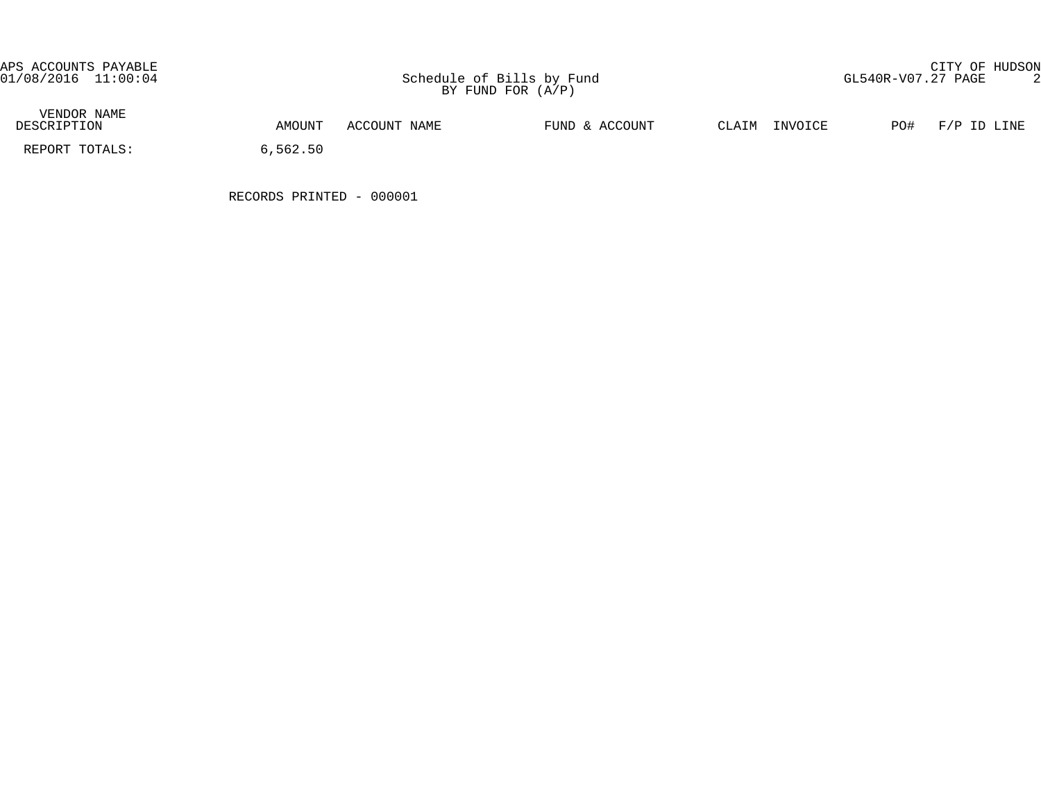APS ACCOUNTS PAYABLE
01/08/2016 11:00:04

CITY OF HUDSON
GL540R-V07.27 PAGE 2

Schedule of Bills by Fund
BY FUND FOR (A/P)

| VENDOR NAME DESCRIPTION | AMOUNT | ACCOUNT NAME | FUND & ACCOUNT | CLAIM | INVOICE | PO# | F/P ID LINE |
|---|---|---|---|---|---|---|---|
| REPORT TOTALS: | 6,562.50 | | | | | | |

RECORDS PRINTED - 000001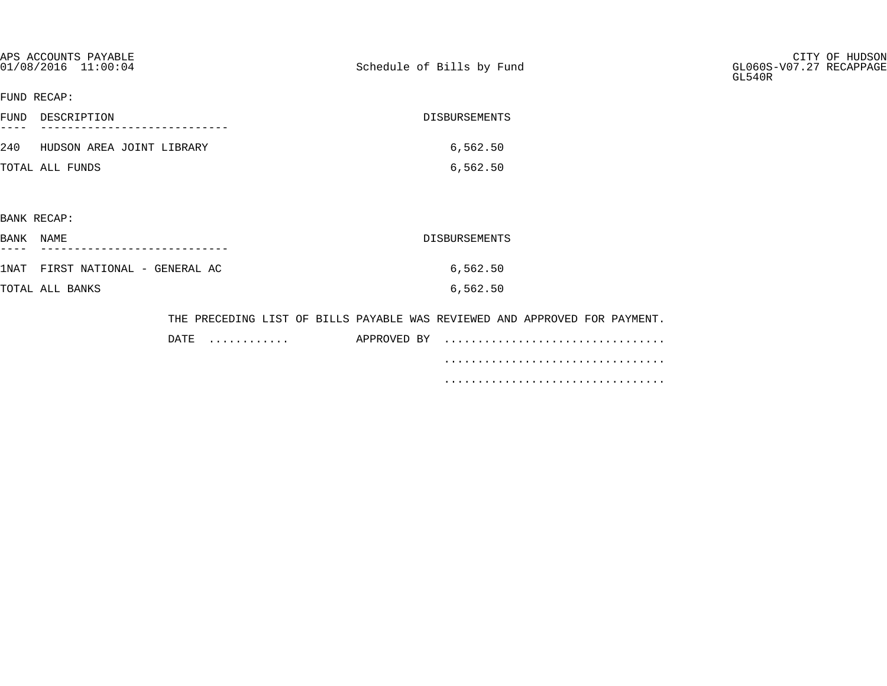APS ACCOUNTS PAYABLE
01/08/2016 11:00:04

Schedule of Bills by Fund

CITY OF HUDSON
GL060S-V07.27 RECAPPAGE
GL540R

FUND RECAP:

| FUND | DESCRIPTION | DISBURSEMENTS |
| --- | --- | --- |
| 240 | HUDSON AREA JOINT LIBRARY | 6,562.50 |
| TOTAL ALL FUNDS | | 6,562.50 |

BANK RECAP:

| BANK | NAME | DISBURSEMENTS |
| --- | --- | --- |
| 1NAT | FIRST NATIONAL - GENERAL AC | 6,562.50 |
| TOTAL ALL BANKS | | 6,562.50 |

THE PRECEDING LIST OF BILLS PAYABLE WAS REVIEWED AND APPROVED FOR PAYMENT.

DATE ............ APPROVED BY ................................

................................

................................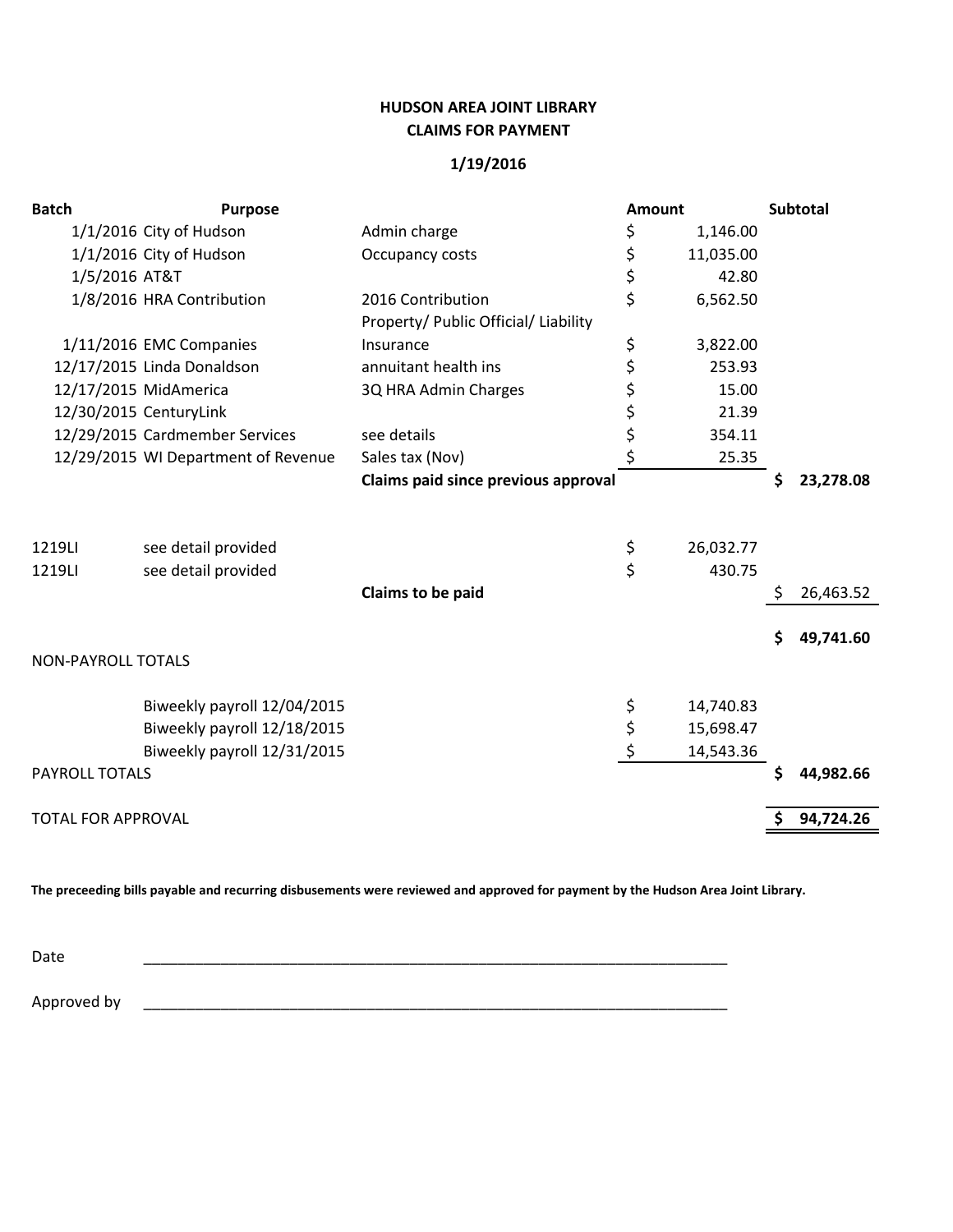**HUDSON AREA JOINT LIBRARY**
**CLAIMS FOR PAYMENT**

**1/19/2016**

| Batch | Purpose | | Amount | Subtotal |
|---|---|---|---|---|
| 1/1/2016 | City of Hudson | Admin charge | $ 1,146.00 | |
| 1/1/2016 | City of Hudson | Occupancy costs | $ 11,035.00 | |
| 1/5/2016 | AT&T | | $ 42.80 | |
| 1/8/2016 | HRA Contribution | 2016 Contribution | $ 6,562.50 | |
| 1/11/2016 | EMC Companies | Property/ Public Official/ Liability Insurance | $ 3,822.00 | |
| 12/17/2015 | Linda Donaldson | annuitant health ins | $ 253.93 | |
| 12/17/2015 | MidAmerica | 3Q HRA Admin Charges | $ 15.00 | |
| 12/30/2015 | CenturyLink | | $ 21.39 | |
| 12/29/2015 | Cardmember Services | see details | $ 354.11 | |
| 12/29/2015 | WI Department of Revenue | Sales tax (Nov) | $ 25.35 | |
| | | **Claims paid since previous approval** | | **$ 23,278.08** |
| 1219LI | see detail provided | | $ 26,032.77 | |
| 1219LI | see detail provided | | $ 430.75 | |
| | | **Claims to be paid** | | $ 26,463.52 |
| | | | | **$ 49,741.60** |
| NON-PAYROLL TOTALS | | | | |
| | Biweekly payroll 12/04/2015 | | $ 14,740.83 | |
| | Biweekly payroll 12/18/2015 | | $ 15,698.47 | |
| | Biweekly payroll 12/31/2015 | | $ 14,543.36 | |
| PAYROLL TOTALS | | | | **$ 44,982.66** |
| TOTAL FOR APPROVAL | | | | **$ 94,724.26** |

**The preceeding bills payable and recurring disbusements were reviewed and approved for payment by the Hudson Area Joint Library.**

Date \_\_\_\_\_\_\_\_\_\_\_\_\_\_\_\_\_\_\_\_\_\_\_\_\_\_\_\_\_\_\_\_\_\_\_\_\_\_\_\_\_\_\_\_\_\_\_\_\_\_\_\_

Approved by \_\_\_\_\_\_\_\_\_\_\_\_\_\_\_\_\_\_\_\_\_\_\_\_\_\_\_\_\_\_\_\_\_\_\_\_\_\_\_\_\_\_\_\_\_\_\_\_\_\_\_\_